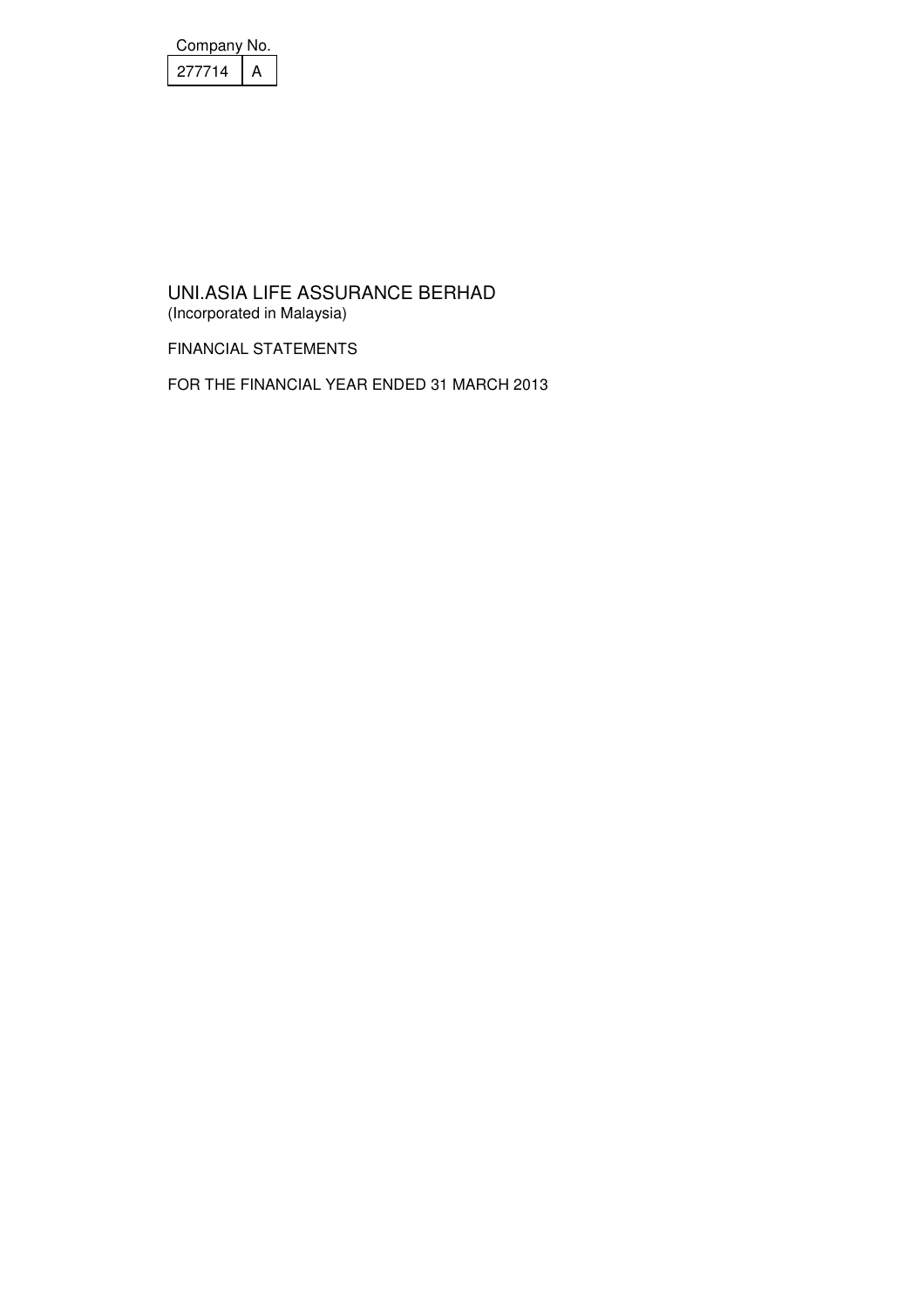| Company No. | |
|---|---|
| 277714 | A |

# UNI.ASIA LIFE ASSURANCE BERHAD
(Incorporated in Malaysia)

FINANCIAL STATEMENTS

FOR THE FINANCIAL YEAR ENDED 31 MARCH 2013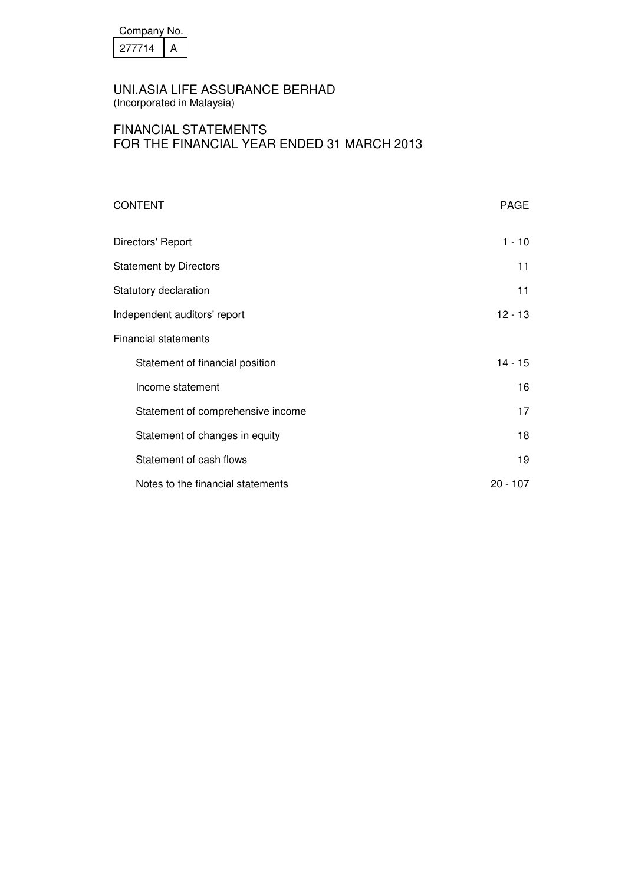| Company No. | |
|---|---|
| 277714 | A |

# UNI.ASIA LIFE ASSURANCE BERHAD
(Incorporated in Malaysia)

## FINANCIAL STATEMENTS
## FOR THE FINANCIAL YEAR ENDED 31 MARCH 2013

| CONTENT | PAGE |
|---|---|
| Directors' Report | 1 - 10 |
| Statement by Directors | 11 |
| Statutory declaration | 11 |
| Independent auditors' report | 12 - 13 |
| Financial statements | |
| Statement of financial position | 14 - 15 |
| Income statement | 16 |
| Statement of comprehensive income | 17 |
| Statement of changes in equity | 18 |
| Statement of cash flows | 19 |
| Notes to the financial statements | 20 - 107 |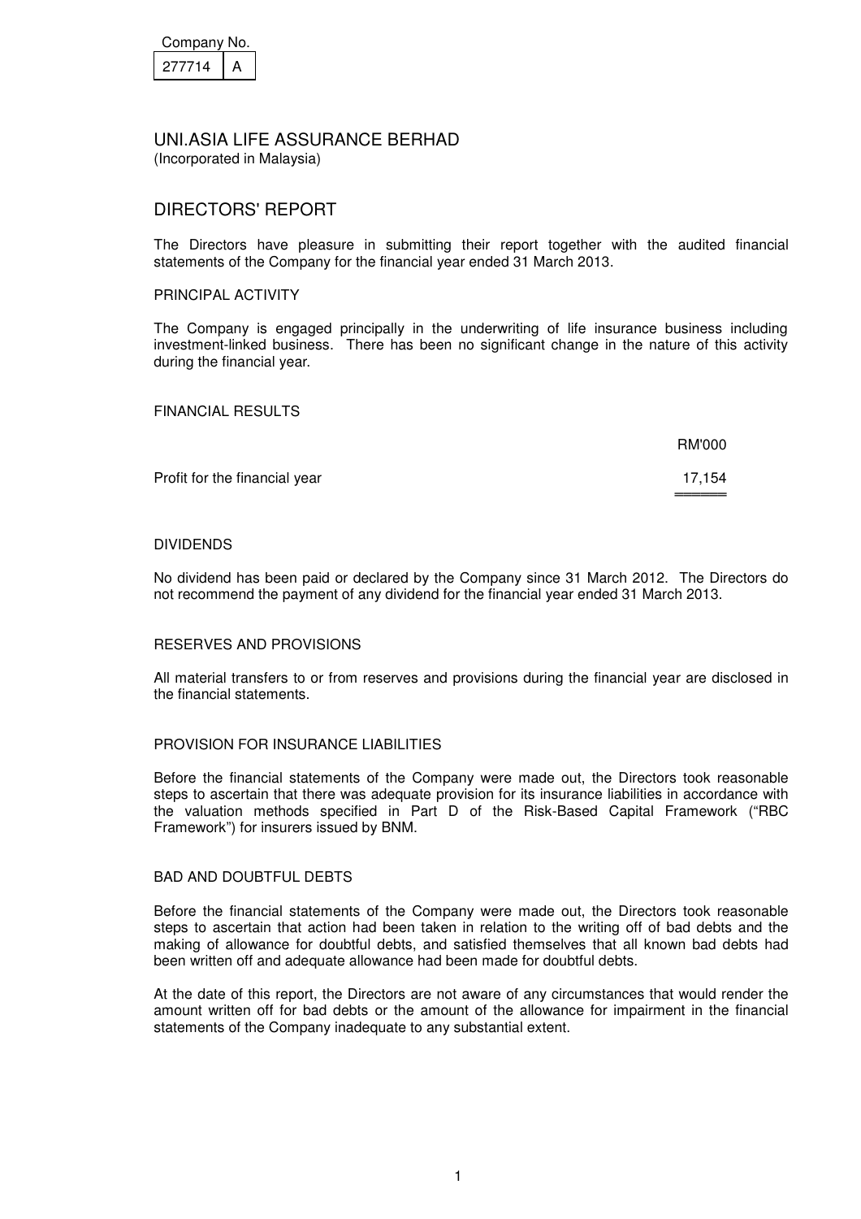Company No.

| 277714 | A |
|---|---|

# UNI.ASIA LIFE ASSURANCE BERHAD

(Incorporated in Malaysia)

## DIRECTORS' REPORT

The Directors have pleasure in submitting their report together with the audited financial statements of the Company for the financial year ended 31 March 2013.

### PRINCIPAL ACTIVITY

The Company is engaged principally in the underwriting of life insurance business including investment-linked business. There has been no significant change in the nature of this activity during the financial year.

### FINANCIAL RESULTS

| | RM'000 |
|---|---|
| Profit for the financial year | 17,154 |

### DIVIDENDS

No dividend has been paid or declared by the Company since 31 March 2012. The Directors do not recommend the payment of any dividend for the financial year ended 31 March 2013.

### RESERVES AND PROVISIONS

All material transfers to or from reserves and provisions during the financial year are disclosed in the financial statements.

### PROVISION FOR INSURANCE LIABILITIES

Before the financial statements of the Company were made out, the Directors took reasonable steps to ascertain that there was adequate provision for its insurance liabilities in accordance with the valuation methods specified in Part D of the Risk-Based Capital Framework ("RBC Framework") for insurers issued by BNM.

### BAD AND DOUBTFUL DEBTS

Before the financial statements of the Company were made out, the Directors took reasonable steps to ascertain that action had been taken in relation to the writing off of bad debts and the making of allowance for doubtful debts, and satisfied themselves that all known bad debts had been written off and adequate allowance had been made for doubtful debts.

At the date of this report, the Directors are not aware of any circumstances that would render the amount written off for bad debts or the amount of the allowance for impairment in the financial statements of the Company inadequate to any substantial extent.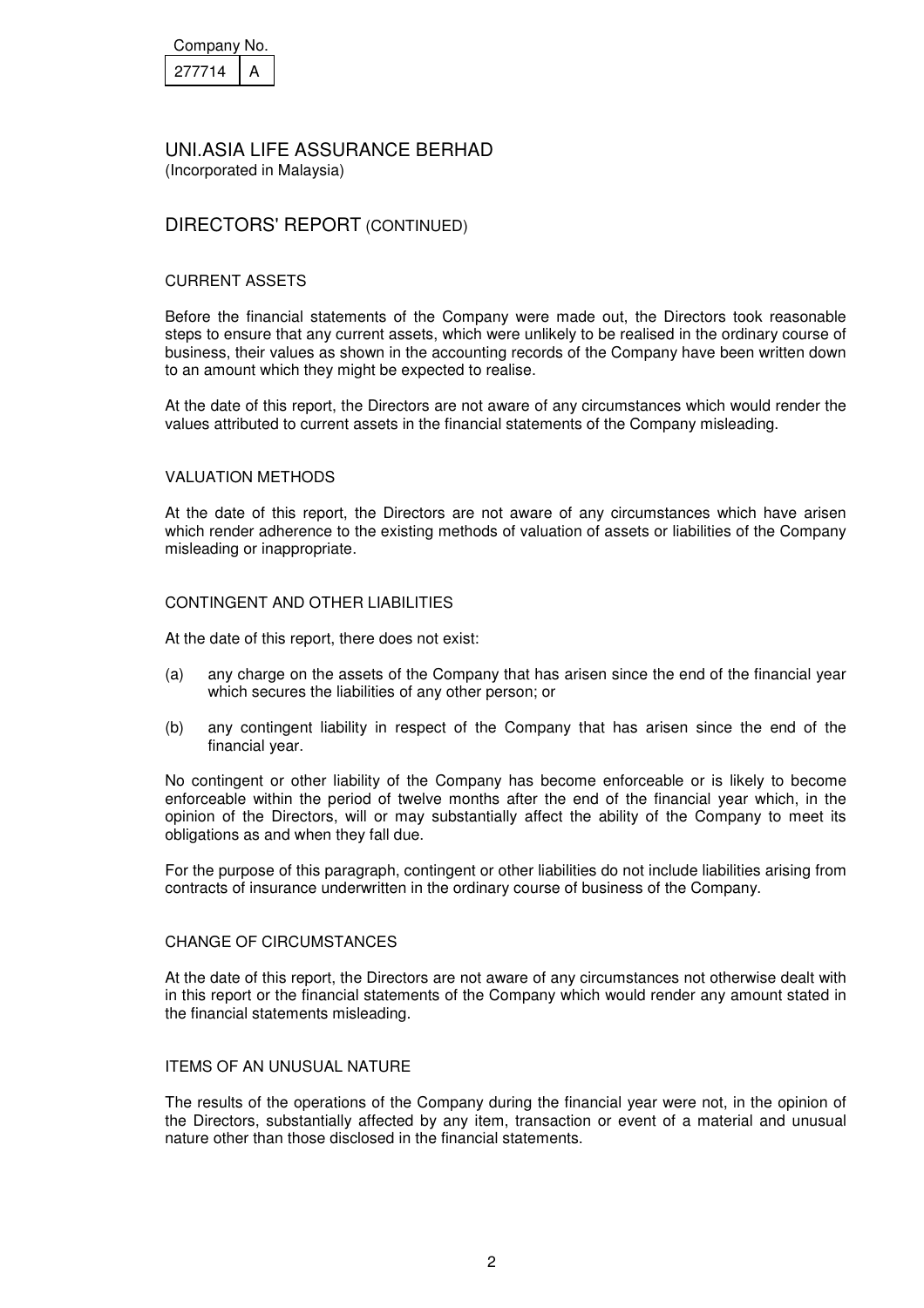Company No.

| 277714 | A |
|---|---|

# UNI.ASIA LIFE ASSURANCE BERHAD

(Incorporated in Malaysia)

## DIRECTORS' REPORT (CONTINUED)

### CURRENT ASSETS

Before the financial statements of the Company were made out, the Directors took reasonable steps to ensure that any current assets, which were unlikely to be realised in the ordinary course of business, their values as shown in the accounting records of the Company have been written down to an amount which they might be expected to realise.

At the date of this report, the Directors are not aware of any circumstances which would render the values attributed to current assets in the financial statements of the Company misleading.

### VALUATION METHODS

At the date of this report, the Directors are not aware of any circumstances which have arisen which render adherence to the existing methods of valuation of assets or liabilities of the Company misleading or inappropriate.

### CONTINGENT AND OTHER LIABILITIES

At the date of this report, there does not exist:

(a) any charge on the assets of the Company that has arisen since the end of the financial year which secures the liabilities of any other person; or

(b) any contingent liability in respect of the Company that has arisen since the end of the financial year.

No contingent or other liability of the Company has become enforceable or is likely to become enforceable within the period of twelve months after the end of the financial year which, in the opinion of the Directors, will or may substantially affect the ability of the Company to meet its obligations as and when they fall due.

For the purpose of this paragraph, contingent or other liabilities do not include liabilities arising from contracts of insurance underwritten in the ordinary course of business of the Company.

### CHANGE OF CIRCUMSTANCES

At the date of this report, the Directors are not aware of any circumstances not otherwise dealt with in this report or the financial statements of the Company which would render any amount stated in the financial statements misleading.

### ITEMS OF AN UNUSUAL NATURE

The results of the operations of the Company during the financial year were not, in the opinion of the Directors, substantially affected by any item, transaction or event of a material and unusual nature other than those disclosed in the financial statements.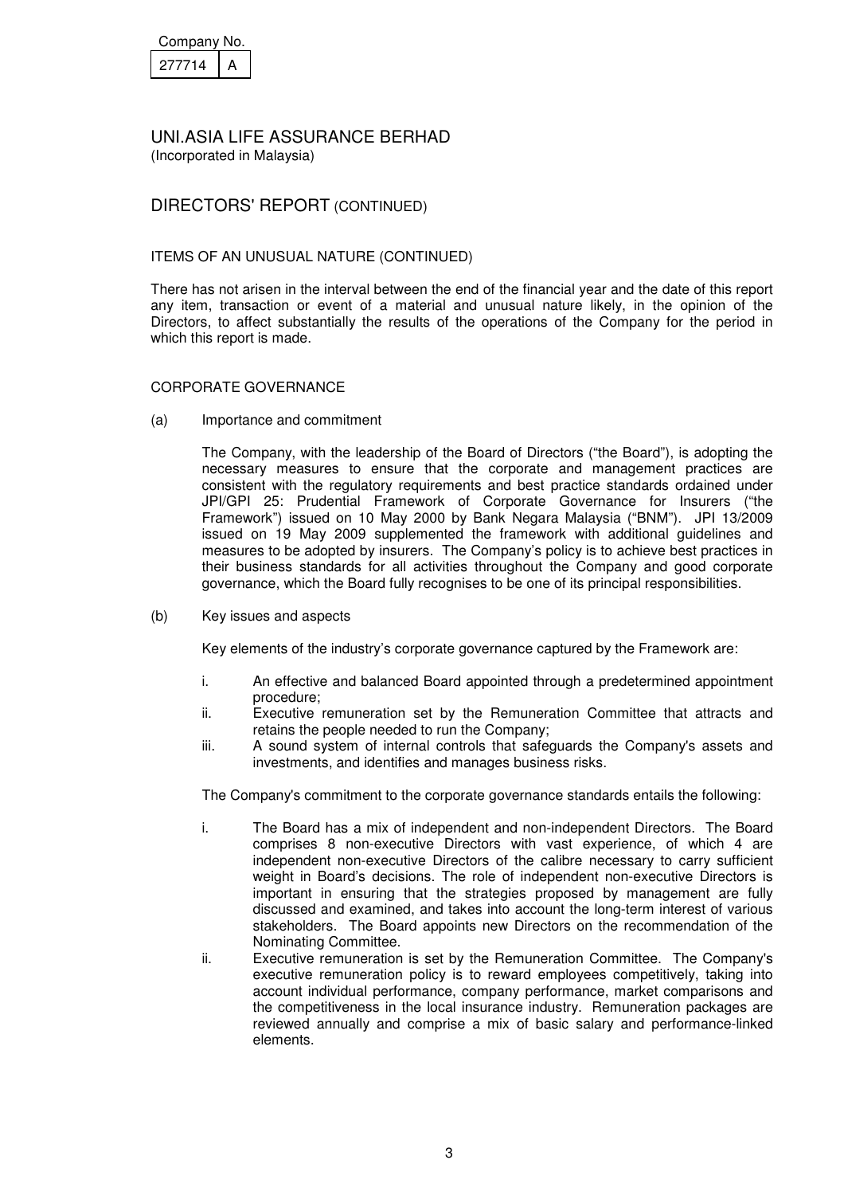Company No.

| 277714 | A |
|---|---|

# UNI.ASIA LIFE ASSURANCE BERHAD

(Incorporated in Malaysia)

## DIRECTORS' REPORT (CONTINUED)

### ITEMS OF AN UNUSUAL NATURE (CONTINUED)

There has not arisen in the interval between the end of the financial year and the date of this report any item, transaction or event of a material and unusual nature likely, in the opinion of the Directors, to affect substantially the results of the operations of the Company for the period in which this report is made.

### CORPORATE GOVERNANCE

(a) Importance and commitment

The Company, with the leadership of the Board of Directors ("the Board"), is adopting the necessary measures to ensure that the corporate and management practices are consistent with the regulatory requirements and best practice standards ordained under JPI/GPI 25: Prudential Framework of Corporate Governance for Insurers ("the Framework") issued on 10 May 2000 by Bank Negara Malaysia ("BNM"). JPI 13/2009 issued on 19 May 2009 supplemented the framework with additional guidelines and measures to be adopted by insurers. The Company's policy is to achieve best practices in their business standards for all activities throughout the Company and good corporate governance, which the Board fully recognises to be one of its principal responsibilities.

(b) Key issues and aspects

Key elements of the industry's corporate governance captured by the Framework are:

i. An effective and balanced Board appointed through a predetermined appointment procedure;
ii. Executive remuneration set by the Remuneration Committee that attracts and retains the people needed to run the Company;
iii. A sound system of internal controls that safeguards the Company's assets and investments, and identifies and manages business risks.

The Company's commitment to the corporate governance standards entails the following:

i. The Board has a mix of independent and non-independent Directors. The Board comprises 8 non-executive Directors with vast experience, of which 4 are independent non-executive Directors of the calibre necessary to carry sufficient weight in Board's decisions. The role of independent non-executive Directors is important in ensuring that the strategies proposed by management are fully discussed and examined, and takes into account the long-term interest of various stakeholders. The Board appoints new Directors on the recommendation of the Nominating Committee.
ii. Executive remuneration is set by the Remuneration Committee. The Company's executive remuneration policy is to reward employees competitively, taking into account individual performance, company performance, market comparisons and the competitiveness in the local insurance industry. Remuneration packages are reviewed annually and comprise a mix of basic salary and performance-linked elements.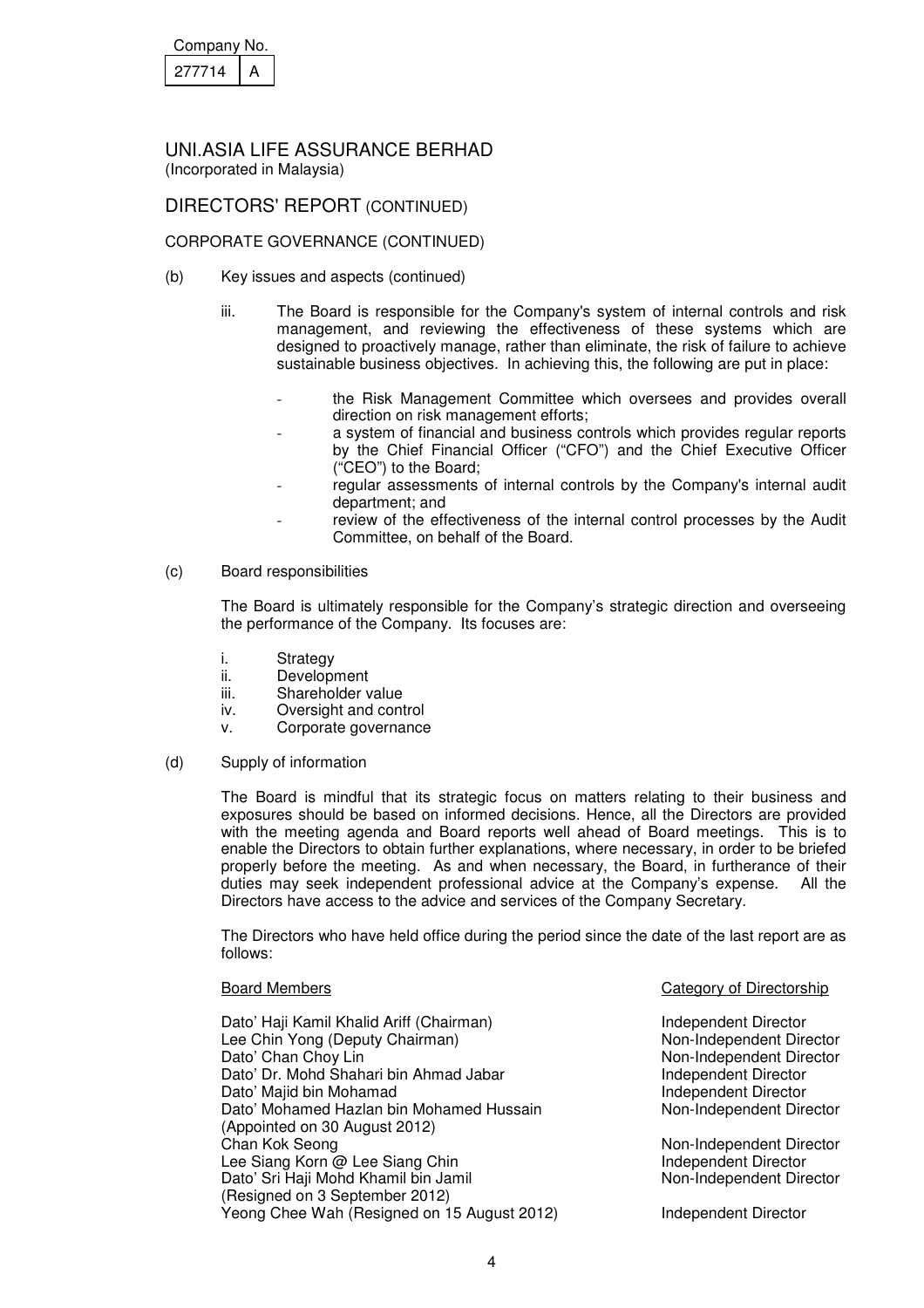Company No.

| 277714 | A |
|---|---|

# UNI.ASIA LIFE ASSURANCE BERHAD

(Incorporated in Malaysia)

## DIRECTORS' REPORT (CONTINUED)

### CORPORATE GOVERNANCE (CONTINUED)

(b) Key issues and aspects (continued)

iii. The Board is responsible for the Company's system of internal controls and risk management, and reviewing the effectiveness of these systems which are designed to proactively manage, rather than eliminate, the risk of failure to achieve sustainable business objectives. In achieving this, the following are put in place:

- the Risk Management Committee which oversees and provides overall direction on risk management efforts;
- a system of financial and business controls which provides regular reports by the Chief Financial Officer ("CFO") and the Chief Executive Officer ("CEO") to the Board;
- regular assessments of internal controls by the Company's internal audit department; and
- review of the effectiveness of the internal control processes by the Audit Committee, on behalf of the Board.

(c) Board responsibilities

The Board is ultimately responsible for the Company's strategic direction and overseeing the performance of the Company. Its focuses are:

i. Strategy
ii. Development
iii. Shareholder value
iv. Oversight and control
v. Corporate governance

(d) Supply of information

The Board is mindful that its strategic focus on matters relating to their business and exposures should be based on informed decisions. Hence, all the Directors are provided with the meeting agenda and Board reports well ahead of Board meetings. This is to enable the Directors to obtain further explanations, where necessary, in order to be briefed properly before the meeting. As and when necessary, the Board, in furtherance of their duties may seek independent professional advice at the Company's expense. All the Directors have access to the advice and services of the Company Secretary.

The Directors who have held office during the period since the date of the last report are as follows:

| Board Members | Category of Directorship |
|---|---|
| Dato' Haji Kamil Khalid Ariff (Chairman) | Independent Director |
| Lee Chin Yong (Deputy Chairman) | Non-Independent Director |
| Dato' Chan Choy Lin | Non-Independent Director |
| Dato' Dr. Mohd Shahari bin Ahmad Jabar | Independent Director |
| Dato' Majid bin Mohamad | Independent Director |
| Dato' Mohamed Hazlan bin Mohamed Hussain (Appointed on 30 August 2012) | Non-Independent Director |
| Chan Kok Seong | Non-Independent Director |
| Lee Siang Korn @ Lee Siang Chin | Independent Director |
| Dato' Sri Haji Mohd Khamil bin Jamil (Resigned on 3 September 2012) | Non-Independent Director |
| Yeong Chee Wah (Resigned on 15 August 2012) | Independent Director |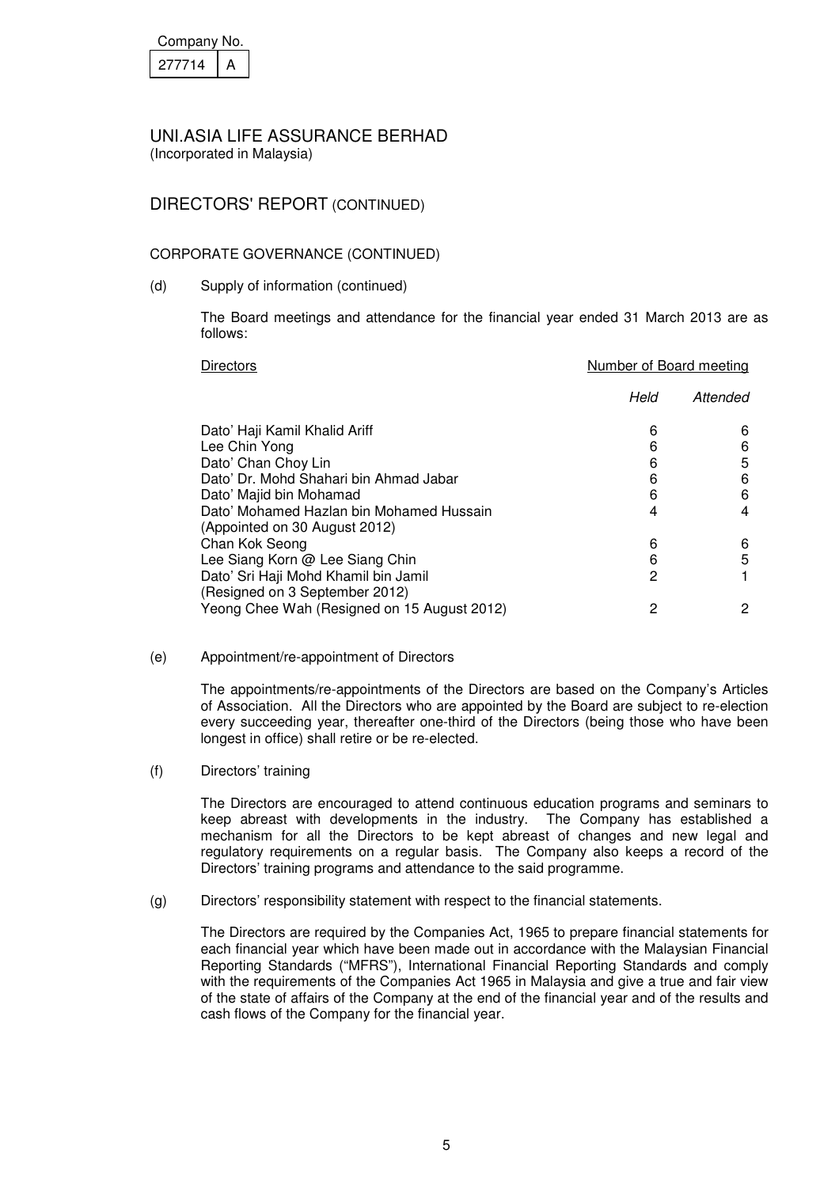Company No.

| 277714 | A |
|---|---|

# UNI.ASIA LIFE ASSURANCE BERHAD

(Incorporated in Malaysia)

## DIRECTORS' REPORT (CONTINUED)

### CORPORATE GOVERNANCE (CONTINUED)

(d) Supply of information (continued)

The Board meetings and attendance for the financial year ended 31 March 2013 are as follows:

| Directors | Number of Board meeting | |
|---|---|---|
| | *Held* | *Attended* |
| Dato' Haji Kamil Khalid Ariff | 6 | 6 |
| Lee Chin Yong | 6 | 6 |
| Dato' Chan Choy Lin | 6 | 5 |
| Dato' Dr. Mohd Shahari bin Ahmad Jabar | 6 | 6 |
| Dato' Majid bin Mohamad | 6 | 6 |
| Dato' Mohamed Hazlan bin Mohamed Hussain (Appointed on 30 August 2012) | 4 | 4 |
| Chan Kok Seong | 6 | 6 |
| Lee Siang Korn @ Lee Siang Chin | 6 | 5 |
| Dato' Sri Haji Mohd Khamil bin Jamil (Resigned on 3 September 2012) | 2 | 1 |
| Yeong Chee Wah (Resigned on 15 August 2012) | 2 | 2 |

(e) Appointment/re-appointment of Directors

The appointments/re-appointments of the Directors are based on the Company's Articles of Association. All the Directors who are appointed by the Board are subject to re-election every succeeding year, thereafter one-third of the Directors (being those who have been longest in office) shall retire or be re-elected.

(f) Directors' training

The Directors are encouraged to attend continuous education programs and seminars to keep abreast with developments in the industry. The Company has established a mechanism for all the Directors to be kept abreast of changes and new legal and regulatory requirements on a regular basis. The Company also keeps a record of the Directors' training programs and attendance to the said programme.

(g) Directors' responsibility statement with respect to the financial statements.

The Directors are required by the Companies Act, 1965 to prepare financial statements for each financial year which have been made out in accordance with the Malaysian Financial Reporting Standards ("MFRS"), International Financial Reporting Standards and comply with the requirements of the Companies Act 1965 in Malaysia and give a true and fair view of the state of affairs of the Company at the end of the financial year and of the results and cash flows of the Company for the financial year.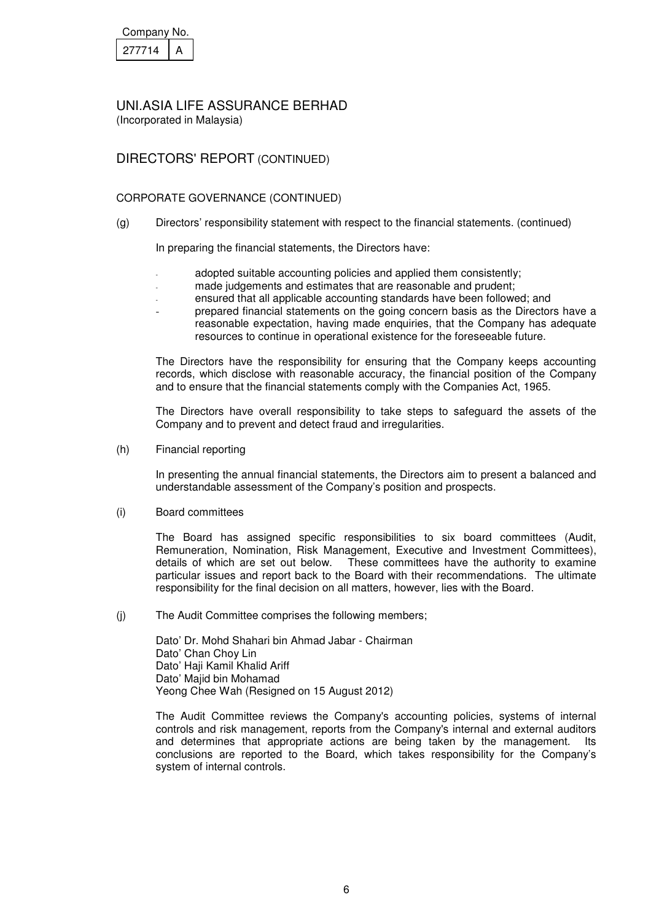Company No.

| 277714 | A |
|---|---|

# UNI.ASIA LIFE ASSURANCE BERHAD

(Incorporated in Malaysia)

## DIRECTORS' REPORT (CONTINUED)

### CORPORATE GOVERNANCE (CONTINUED)

(g) Directors' responsibility statement with respect to the financial statements. (continued)

In preparing the financial statements, the Directors have:

- adopted suitable accounting policies and applied them consistently;
- made judgements and estimates that are reasonable and prudent;
- ensured that all applicable accounting standards have been followed; and
- prepared financial statements on the going concern basis as the Directors have a reasonable expectation, having made enquiries, that the Company has adequate resources to continue in operational existence for the foreseeable future.

The Directors have the responsibility for ensuring that the Company keeps accounting records, which disclose with reasonable accuracy, the financial position of the Company and to ensure that the financial statements comply with the Companies Act, 1965.

The Directors have overall responsibility to take steps to safeguard the assets of the Company and to prevent and detect fraud and irregularities.

(h) Financial reporting

In presenting the annual financial statements, the Directors aim to present a balanced and understandable assessment of the Company's position and prospects.

(i) Board committees

The Board has assigned specific responsibilities to six board committees (Audit, Remuneration, Nomination, Risk Management, Executive and Investment Committees), details of which are set out below. These committees have the authority to examine particular issues and report back to the Board with their recommendations. The ultimate responsibility for the final decision on all matters, however, lies with the Board.

(j) The Audit Committee comprises the following members;

Dato' Dr. Mohd Shahari bin Ahmad Jabar - Chairman
Dato' Chan Choy Lin
Dato' Haji Kamil Khalid Ariff
Dato' Majid bin Mohamad
Yeong Chee Wah (Resigned on 15 August 2012)

The Audit Committee reviews the Company's accounting policies, systems of internal controls and risk management, reports from the Company's internal and external auditors and determines that appropriate actions are being taken by the management. Its conclusions are reported to the Board, which takes responsibility for the Company's system of internal controls.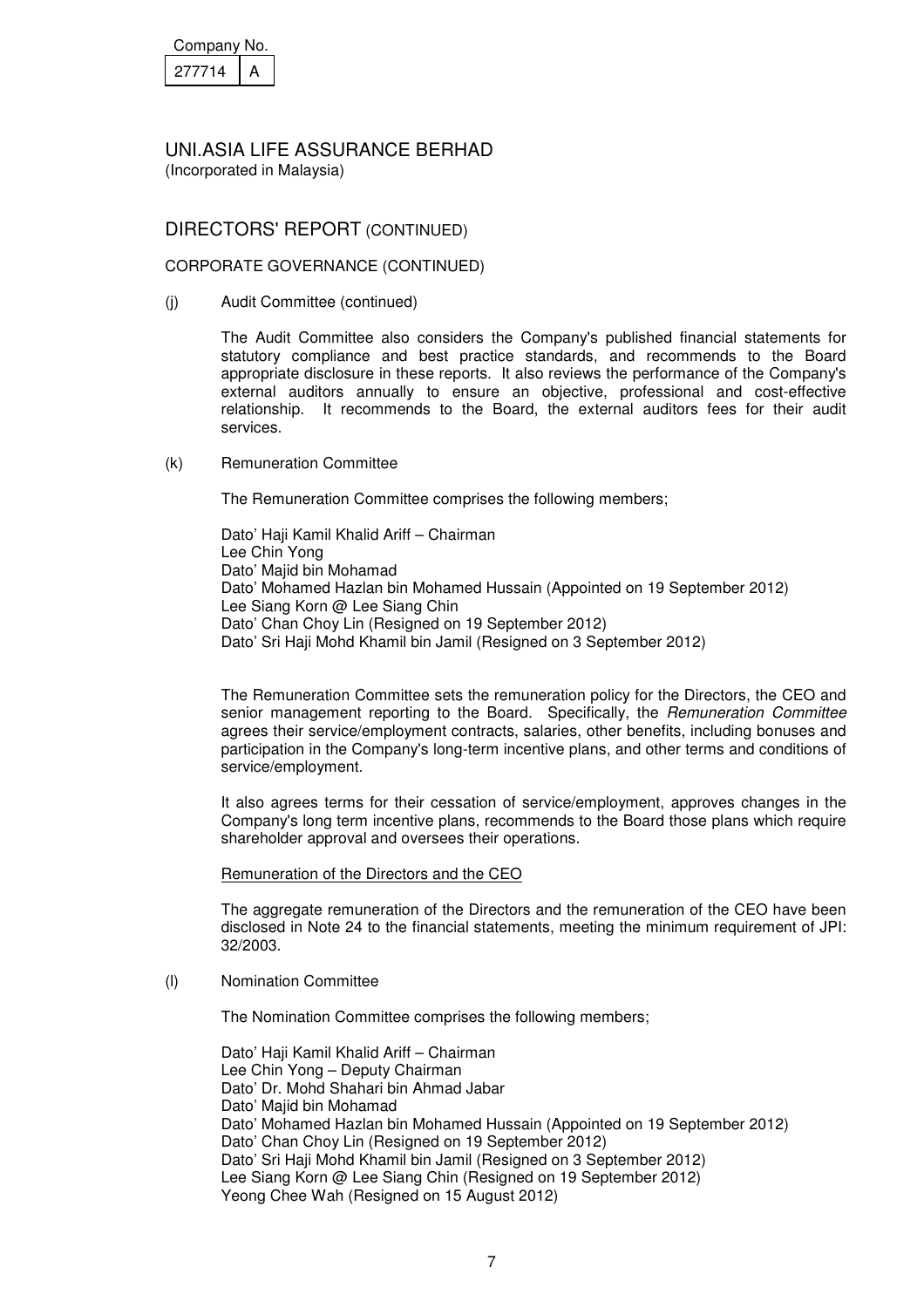Company No.

| 277714 | A |
|---|---|

# UNI.ASIA LIFE ASSURANCE BERHAD

(Incorporated in Malaysia)

## DIRECTORS' REPORT (CONTINUED)

### CORPORATE GOVERNANCE (CONTINUED)

(j) Audit Committee (continued)

The Audit Committee also considers the Company's published financial statements for statutory compliance and best practice standards, and recommends to the Board appropriate disclosure in these reports. It also reviews the performance of the Company's external auditors annually to ensure an objective, professional and cost-effective relationship. It recommends to the Board, the external auditors fees for their audit services.

(k) Remuneration Committee

The Remuneration Committee comprises the following members;

Dato' Haji Kamil Khalid Ariff – Chairman
Lee Chin Yong
Dato' Majid bin Mohamad
Dato' Mohamed Hazlan bin Mohamed Hussain (Appointed on 19 September 2012)
Lee Siang Korn @ Lee Siang Chin
Dato' Chan Choy Lin (Resigned on 19 September 2012)
Dato' Sri Haji Mohd Khamil bin Jamil (Resigned on 3 September 2012)

The Remuneration Committee sets the remuneration policy for the Directors, the CEO and senior management reporting to the Board. Specifically, the *Remuneration Committee* agrees their service/employment contracts, salaries, other benefits, including bonuses and participation in the Company's long-term incentive plans, and other terms and conditions of service/employment.

It also agrees terms for their cessation of service/employment, approves changes in the Company's long term incentive plans, recommends to the Board those plans which require shareholder approval and oversees their operations.

Remuneration of the Directors and the CEO

The aggregate remuneration of the Directors and the remuneration of the CEO have been disclosed in Note 24 to the financial statements, meeting the minimum requirement of JPI: 32/2003.

(l) Nomination Committee

The Nomination Committee comprises the following members;

Dato' Haji Kamil Khalid Ariff – Chairman
Lee Chin Yong – Deputy Chairman
Dato' Dr. Mohd Shahari bin Ahmad Jabar
Dato' Majid bin Mohamad
Dato' Mohamed Hazlan bin Mohamed Hussain (Appointed on 19 September 2012)
Dato' Chan Choy Lin (Resigned on 19 September 2012)
Dato' Sri Haji Mohd Khamil bin Jamil (Resigned on 3 September 2012)
Lee Siang Korn @ Lee Siang Chin (Resigned on 19 September 2012)
Yeong Chee Wah (Resigned on 15 August 2012)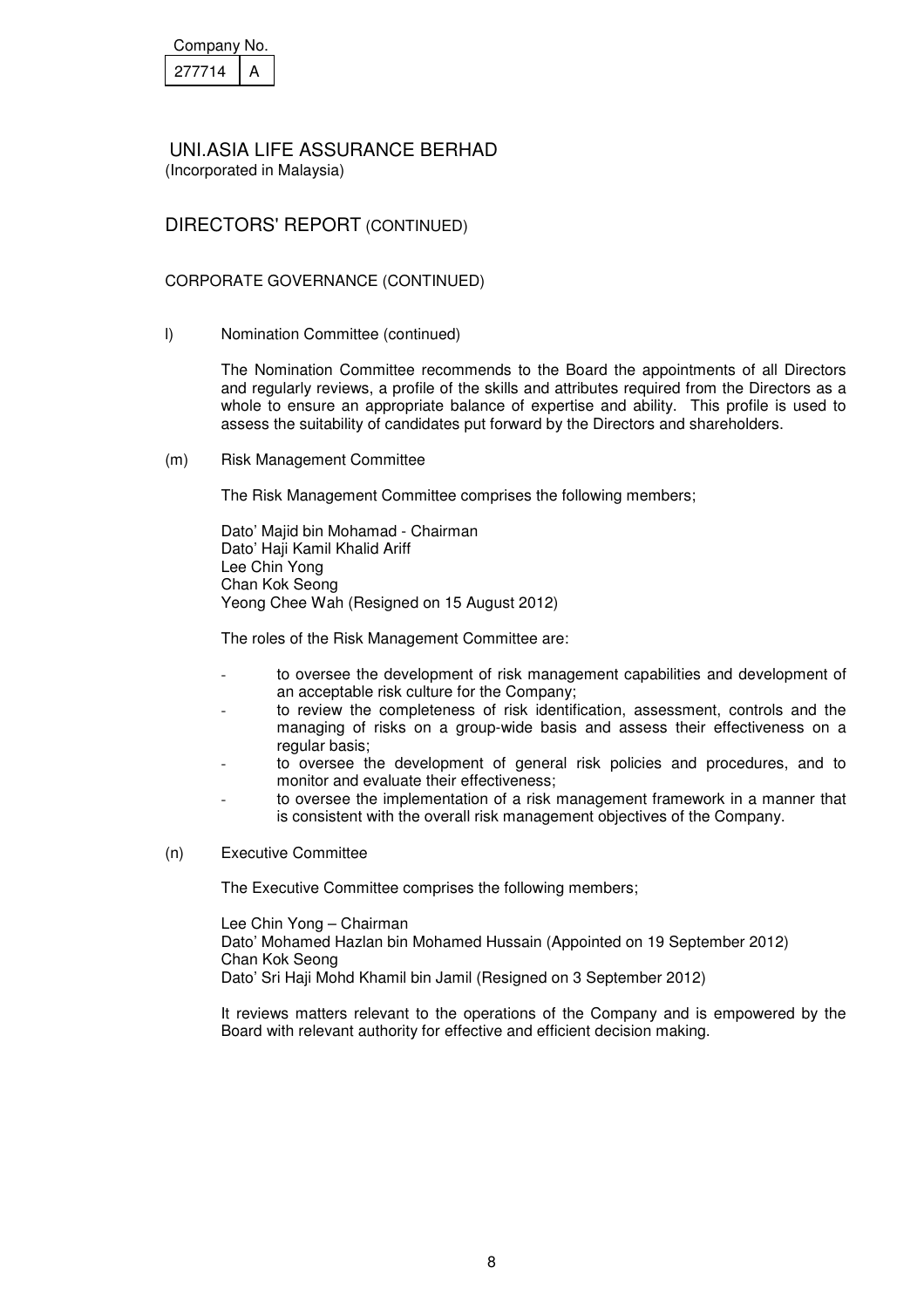Company No.

| 277714 | A |
|---|---|

# UNI.ASIA LIFE ASSURANCE BERHAD

(Incorporated in Malaysia)

## DIRECTORS' REPORT (CONTINUED)

### CORPORATE GOVERNANCE (CONTINUED)

l) Nomination Committee (continued)

The Nomination Committee recommends to the Board the appointments of all Directors and regularly reviews, a profile of the skills and attributes required from the Directors as a whole to ensure an appropriate balance of expertise and ability. This profile is used to assess the suitability of candidates put forward by the Directors and shareholders.

(m) Risk Management Committee

The Risk Management Committee comprises the following members;

Dato' Majid bin Mohamad - Chairman
Dato' Haji Kamil Khalid Ariff
Lee Chin Yong
Chan Kok Seong
Yeong Chee Wah (Resigned on 15 August 2012)

The roles of the Risk Management Committee are:

- to oversee the development of risk management capabilities and development of an acceptable risk culture for the Company;
- to review the completeness of risk identification, assessment, controls and the managing of risks on a group-wide basis and assess their effectiveness on a regular basis;
- to oversee the development of general risk policies and procedures, and to monitor and evaluate their effectiveness;
- to oversee the implementation of a risk management framework in a manner that is consistent with the overall risk management objectives of the Company.

(n) Executive Committee

The Executive Committee comprises the following members;

Lee Chin Yong – Chairman
Dato' Mohamed Hazlan bin Mohamed Hussain (Appointed on 19 September 2012)
Chan Kok Seong
Dato' Sri Haji Mohd Khamil bin Jamil (Resigned on 3 September 2012)

It reviews matters relevant to the operations of the Company and is empowered by the Board with relevant authority for effective and efficient decision making.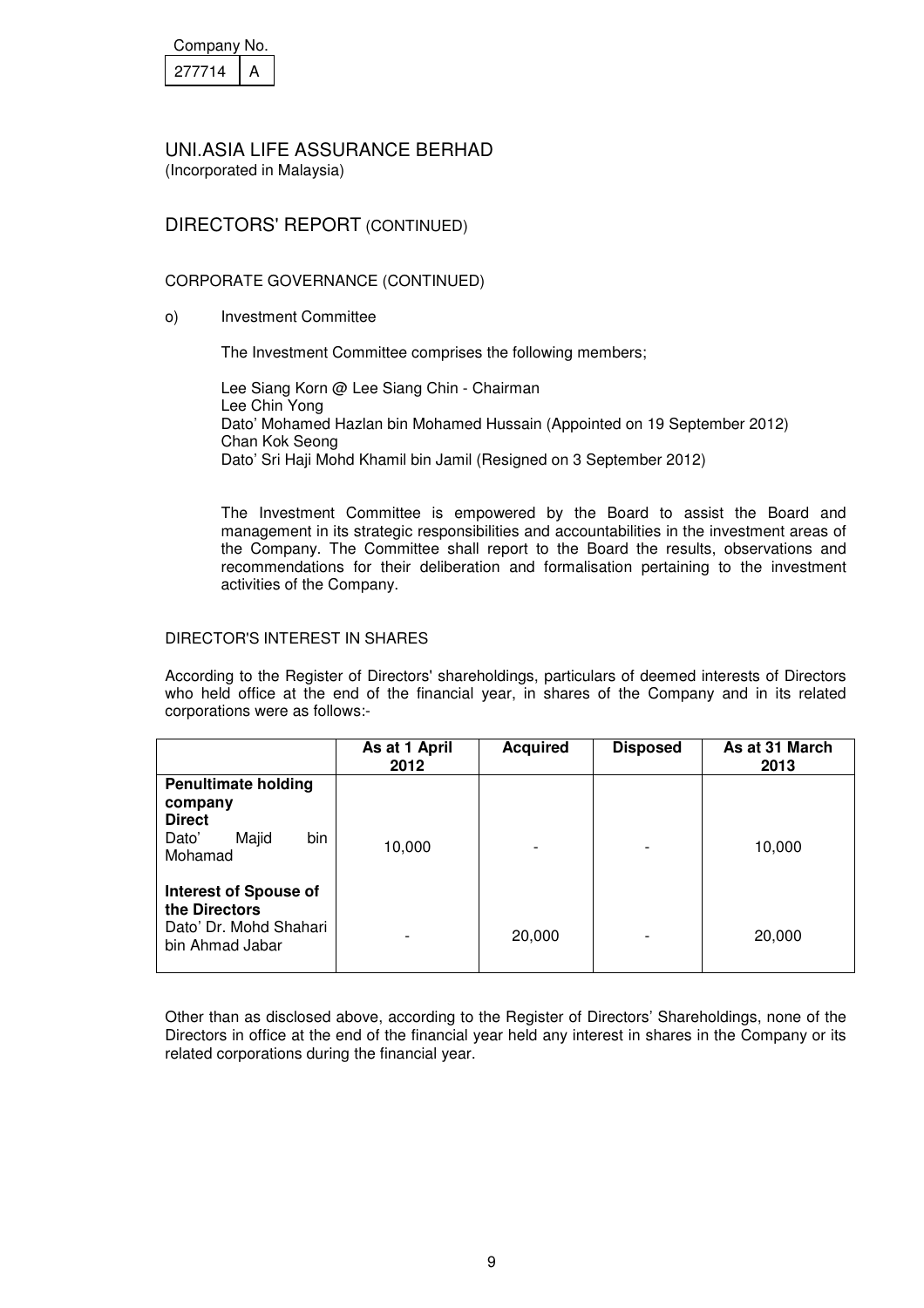Company No.

| 277714 | A |
|---|---|

# UNI.ASIA LIFE ASSURANCE BERHAD

(Incorporated in Malaysia)

## DIRECTORS' REPORT (CONTINUED)

### CORPORATE GOVERNANCE (CONTINUED)

o) Investment Committee

The Investment Committee comprises the following members;

Lee Siang Korn @ Lee Siang Chin - Chairman
Lee Chin Yong
Dato' Mohamed Hazlan bin Mohamed Hussain (Appointed on 19 September 2012)
Chan Kok Seong
Dato' Sri Haji Mohd Khamil bin Jamil (Resigned on 3 September 2012)

The Investment Committee is empowered by the Board to assist the Board and management in its strategic responsibilities and accountabilities in the investment areas of the Company. The Committee shall report to the Board the results, observations and recommendations for their deliberation and formalisation pertaining to the investment activities of the Company.

### DIRECTOR'S INTEREST IN SHARES

According to the Register of Directors' shareholdings, particulars of deemed interests of Directors who held office at the end of the financial year, in shares of the Company and in its related corporations were as follows:-

| | As at 1 April 2012 | Acquired | Disposed | As at 31 March 2013 |
|---|---|---|---|---|
| **Penultimate holding company** | | | | |
| **Direct** | | | | |
| Dato' Majid bin Mohamad | 10,000 | - | - | 10,000 |
| **Interest of Spouse of the Directors** | | | | |
| Dato' Dr. Mohd Shahari bin Ahmad Jabar | - | 20,000 | - | 20,000 |

Other than as disclosed above, according to the Register of Directors' Shareholdings, none of the Directors in office at the end of the financial year held any interest in shares in the Company or its related corporations during the financial year.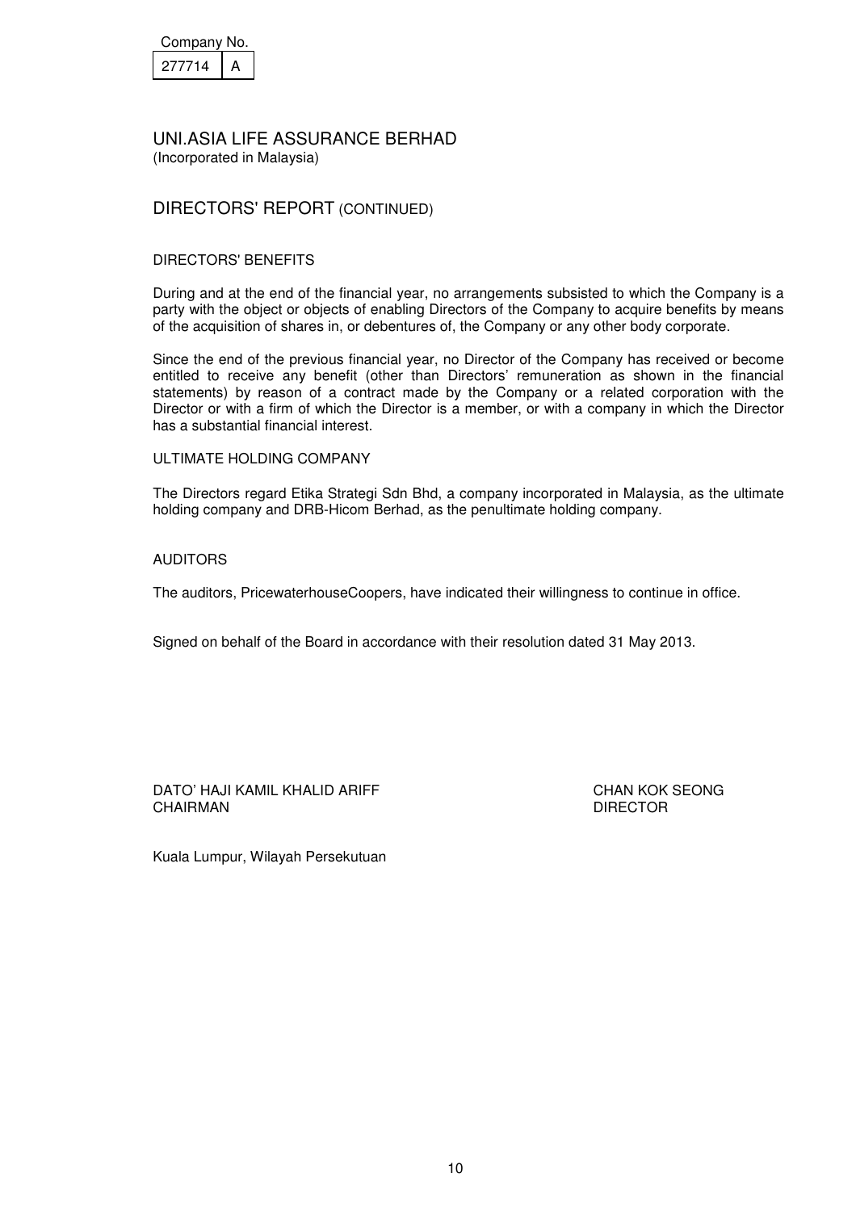Company No.

| 277714 | A |
|---|---|

# UNI.ASIA LIFE ASSURANCE BERHAD

(Incorporated in Malaysia)

## DIRECTORS' REPORT (CONTINUED)

### DIRECTORS' BENEFITS

During and at the end of the financial year, no arrangements subsisted to which the Company is a party with the object or objects of enabling Directors of the Company to acquire benefits by means of the acquisition of shares in, or debentures of, the Company or any other body corporate.

Since the end of the previous financial year, no Director of the Company has received or become entitled to receive any benefit (other than Directors' remuneration as shown in the financial statements) by reason of a contract made by the Company or a related corporation with the Director or with a firm of which the Director is a member, or with a company in which the Director has a substantial financial interest.

### ULTIMATE HOLDING COMPANY

The Directors regard Etika Strategi Sdn Bhd, a company incorporated in Malaysia, as the ultimate holding company and DRB-Hicom Berhad, as the penultimate holding company.

### AUDITORS

The auditors, PricewaterhouseCoopers, have indicated their willingness to continue in office.

Signed on behalf of the Board in accordance with their resolution dated 31 May 2013.

DATO' HAJI KAMIL KHALID ARIFF
CHAIRMAN

CHAN KOK SEONG
DIRECTOR

Kuala Lumpur, Wilayah Persekutuan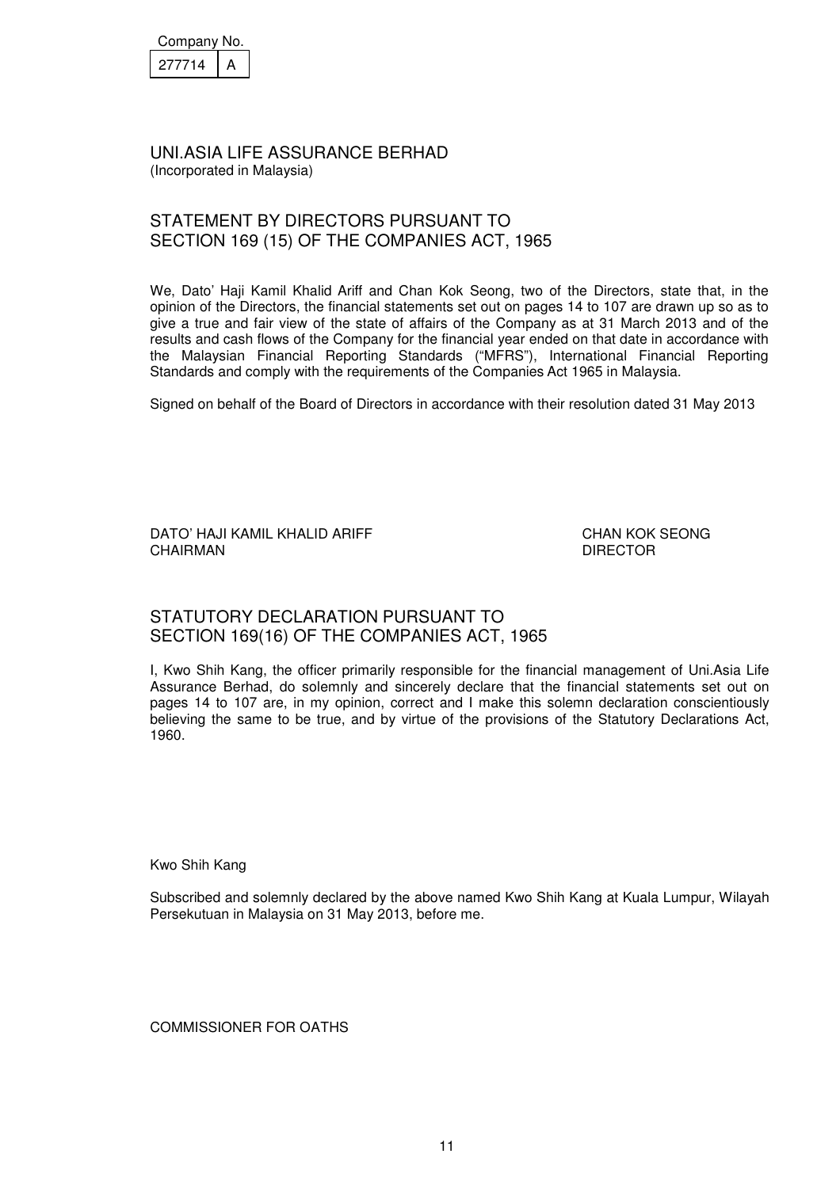| Company No. | |
| --- | --- |
| 277714 | A |

# UNI.ASIA LIFE ASSURANCE BERHAD
(Incorporated in Malaysia)

## STATEMENT BY DIRECTORS PURSUANT TO SECTION 169 (15) OF THE COMPANIES ACT, 1965

We, Dato' Haji Kamil Khalid Ariff and Chan Kok Seong, two of the Directors, state that, in the opinion of the Directors, the financial statements set out on pages 14 to 107 are drawn up so as to give a true and fair view of the state of affairs of the Company as at 31 March 2013 and of the results and cash flows of the Company for the financial year ended on that date in accordance with the Malaysian Financial Reporting Standards ("MFRS"), International Financial Reporting Standards and comply with the requirements of the Companies Act 1965 in Malaysia.

Signed on behalf of the Board of Directors in accordance with their resolution dated 31 May 2013

DATO' HAJI KAMIL KHALID ARIFF
CHAIRMAN

CHAN KOK SEONG
DIRECTOR

## STATUTORY DECLARATION PURSUANT TO SECTION 169(16) OF THE COMPANIES ACT, 1965

I, Kwo Shih Kang, the officer primarily responsible for the financial management of Uni.Asia Life Assurance Berhad, do solemnly and sincerely declare that the financial statements set out on pages 14 to 107 are, in my opinion, correct and I make this solemn declaration conscientiously believing the same to be true, and by virtue of the provisions of the Statutory Declarations Act, 1960.

Kwo Shih Kang

Subscribed and solemnly declared by the above named Kwo Shih Kang at Kuala Lumpur, Wilayah Persekutuan in Malaysia on 31 May 2013, before me.

COMMISSIONER FOR OATHS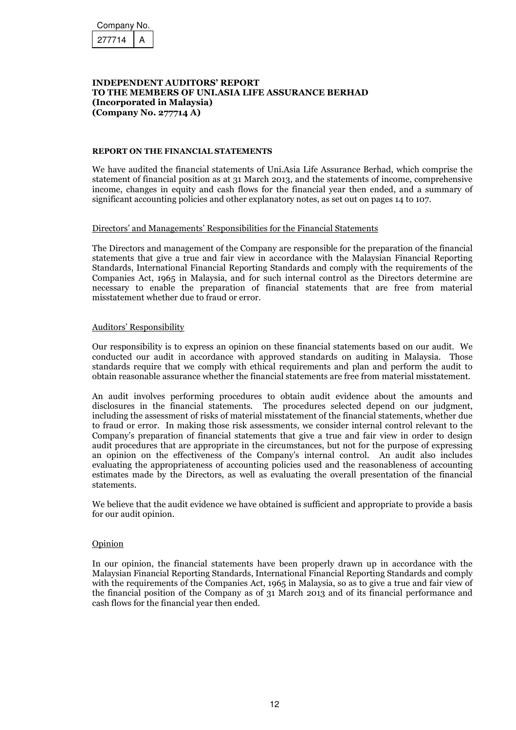| Company No. | |
|---|---|
| 277714 | A |

**INDEPENDENT AUDITORS' REPORT**
**TO THE MEMBERS OF UNI.ASIA LIFE ASSURANCE BERHAD**
**(Incorporated in Malaysia)**
**(Company No. 277714 A)**

**REPORT ON THE FINANCIAL STATEMENTS**

We have audited the financial statements of Uni.Asia Life Assurance Berhad, which comprise the statement of financial position as at 31 March 2013, and the statements of income, comprehensive income, changes in equity and cash flows for the financial year then ended, and a summary of significant accounting policies and other explanatory notes, as set out on pages 14 to 107.

Directors' and Managements' Responsibilities for the Financial Statements

The Directors and management of the Company are responsible for the preparation of the financial statements that give a true and fair view in accordance with the Malaysian Financial Reporting Standards, International Financial Reporting Standards and comply with the requirements of the Companies Act, 1965 in Malaysia, and for such internal control as the Directors determine are necessary to enable the preparation of financial statements that are free from material misstatement whether due to fraud or error.

Auditors' Responsibility

Our responsibility is to express an opinion on these financial statements based on our audit. We conducted our audit in accordance with approved standards on auditing in Malaysia. Those standards require that we comply with ethical requirements and plan and perform the audit to obtain reasonable assurance whether the financial statements are free from material misstatement.

An audit involves performing procedures to obtain audit evidence about the amounts and disclosures in the financial statements. The procedures selected depend on our judgment, including the assessment of risks of material misstatement of the financial statements, whether due to fraud or error. In making those risk assessments, we consider internal control relevant to the Company's preparation of financial statements that give a true and fair view in order to design audit procedures that are appropriate in the circumstances, but not for the purpose of expressing an opinion on the effectiveness of the Company's internal control. An audit also includes evaluating the appropriateness of accounting policies used and the reasonableness of accounting estimates made by the Directors, as well as evaluating the overall presentation of the financial statements.

We believe that the audit evidence we have obtained is sufficient and appropriate to provide a basis for our audit opinion.

Opinion

In our opinion, the financial statements have been properly drawn up in accordance with the Malaysian Financial Reporting Standards, International Financial Reporting Standards and comply with the requirements of the Companies Act, 1965 in Malaysia, so as to give a true and fair view of the financial position of the Company as of 31 March 2013 and of its financial performance and cash flows for the financial year then ended.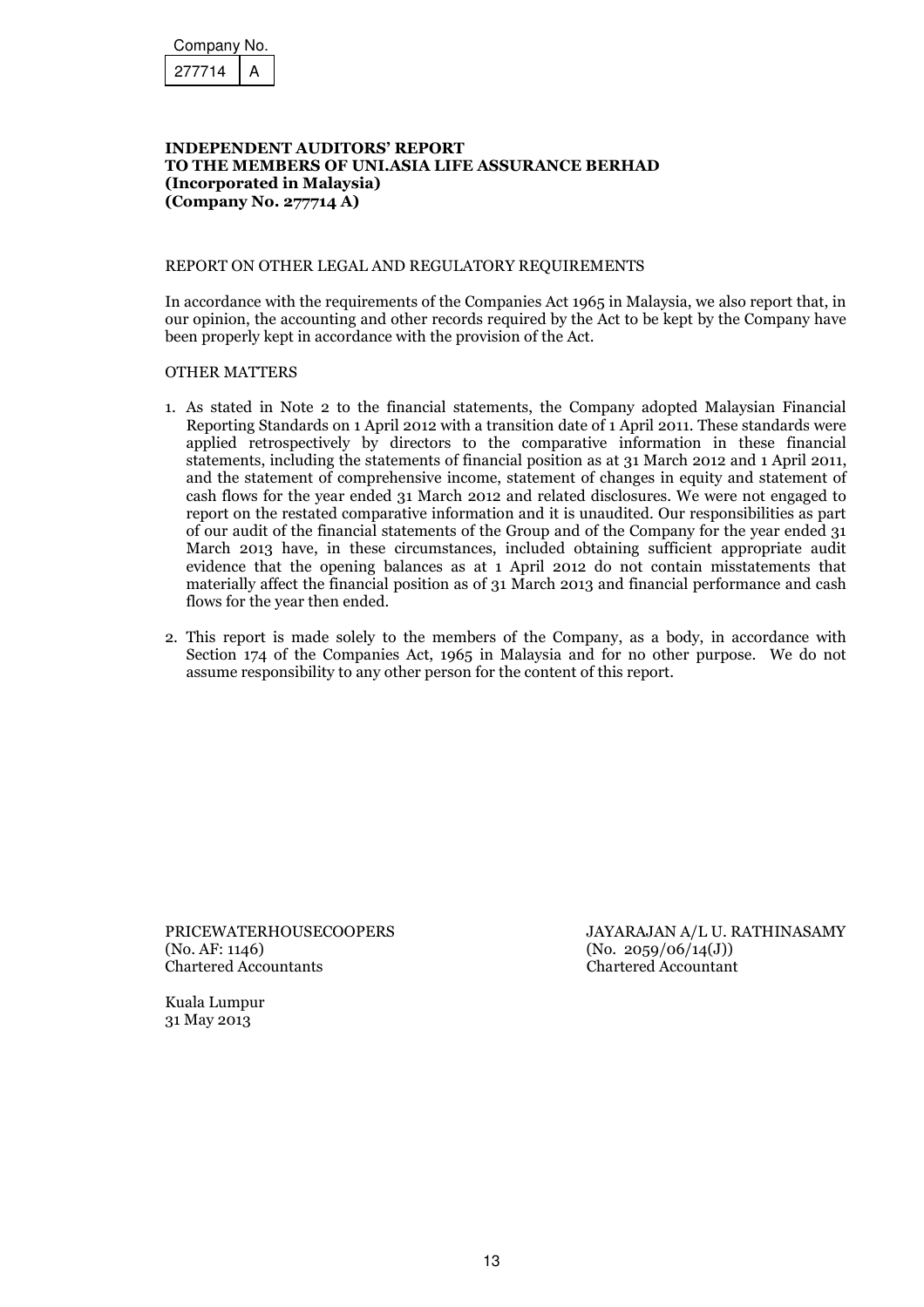Company No.

| 277714 | A |
|---|---|

**INDEPENDENT AUDITORS' REPORT**
**TO THE MEMBERS OF UNI.ASIA LIFE ASSURANCE BERHAD**
**(Incorporated in Malaysia)**
**(Company No. 277714 A)**

REPORT ON OTHER LEGAL AND REGULATORY REQUIREMENTS

In accordance with the requirements of the Companies Act 1965 in Malaysia, we also report that, in our opinion, the accounting and other records required by the Act to be kept by the Company have been properly kept in accordance with the provision of the Act.

OTHER MATTERS

1. As stated in Note 2 to the financial statements, the Company adopted Malaysian Financial Reporting Standards on 1 April 2012 with a transition date of 1 April 2011. These standards were applied retrospectively by directors to the comparative information in these financial statements, including the statements of financial position as at 31 March 2012 and 1 April 2011, and the statement of comprehensive income, statement of changes in equity and statement of cash flows for the year ended 31 March 2012 and related disclosures. We were not engaged to report on the restated comparative information and it is unaudited. Our responsibilities as part of our audit of the financial statements of the Group and of the Company for the year ended 31 March 2013 have, in these circumstances, included obtaining sufficient appropriate audit evidence that the opening balances as at 1 April 2012 do not contain misstatements that materially affect the financial position as of 31 March 2013 and financial performance and cash flows for the year then ended.

2. This report is made solely to the members of the Company, as a body, in accordance with Section 174 of the Companies Act, 1965 in Malaysia and for no other purpose. We do not assume responsibility to any other person for the content of this report.

PRICEWATERHOUSECOOPERS
(No. AF: 1146)
Chartered Accountants

JAYARAJAN A/L U. RATHINASAMY
(No. 2059/06/14(J))
Chartered Accountant

Kuala Lumpur
31 May 2013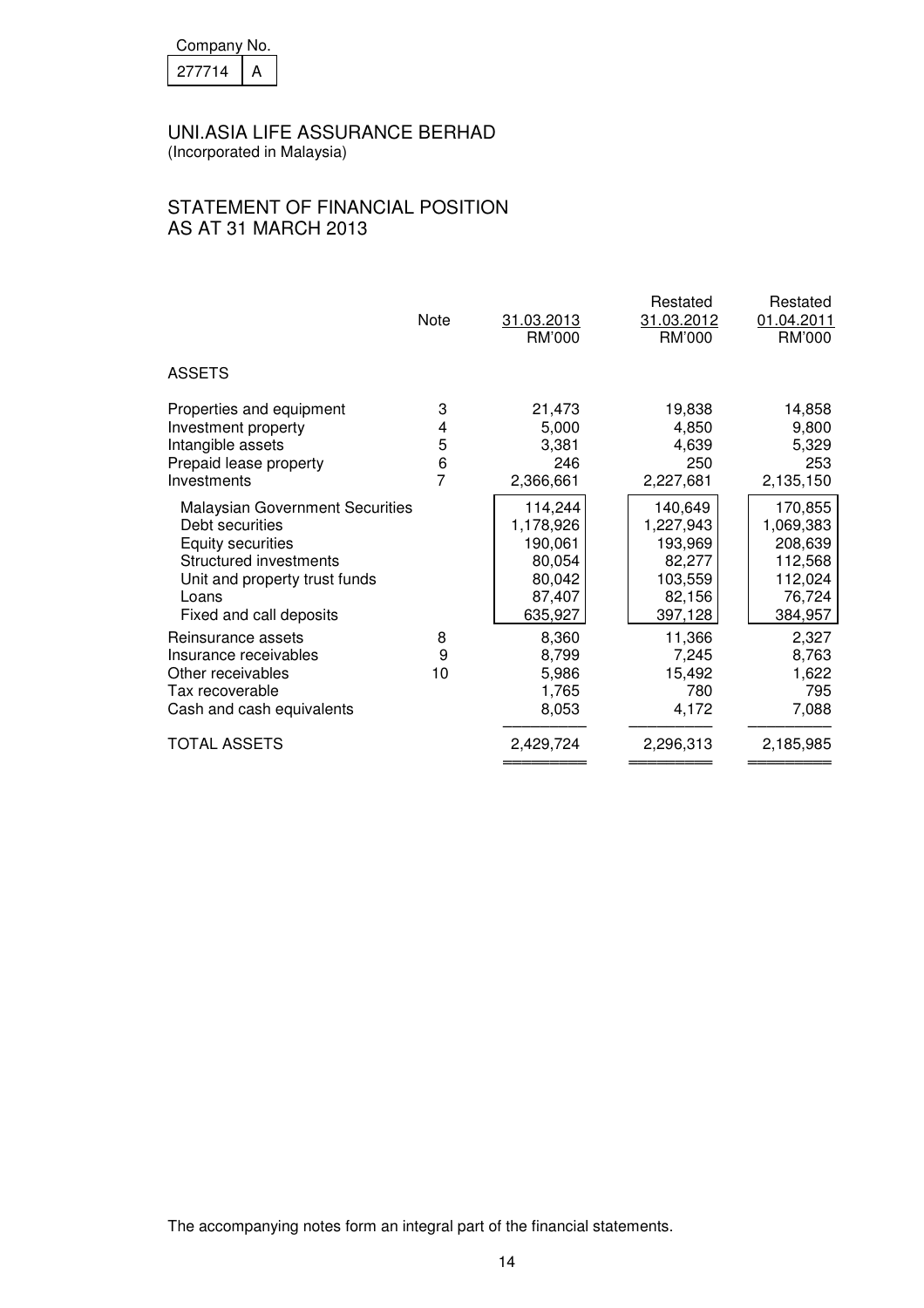Company No.

| 277714 | A |
|---|---|

# UNI.ASIA LIFE ASSURANCE BERHAD

(Incorporated in Malaysia)

## STATEMENT OF FINANCIAL POSITION AS AT 31 MARCH 2013

| | Note | 31.03.2013 RM'000 | Restated 31.03.2012 RM'000 | Restated 01.04.2011 RM'000 |
|---|---|---|---|---|
| ASSETS | | | | |
| Properties and equipment | 3 | 21,473 | 19,838 | 14,858 |
| Investment property | 4 | 5,000 | 4,850 | 9,800 |
| Intangible assets | 5 | 3,381 | 4,639 | 5,329 |
| Prepaid lease property | 6 | 246 | 250 | 253 |
| Investments | 7 | 2,366,661 | 2,227,681 | 2,135,150 |
| Malaysian Government Securities | | 114,244 | 140,649 | 170,855 |
| Debt securities | | 1,178,926 | 1,227,943 | 1,069,383 |
| Equity securities | | 190,061 | 193,969 | 208,639 |
| Structured investments | | 80,054 | 82,277 | 112,568 |
| Unit and property trust funds | | 80,042 | 103,559 | 112,024 |
| Loans | | 87,407 | 82,156 | 76,724 |
| Fixed and call deposits | | 635,927 | 397,128 | 384,957 |
| Reinsurance assets | 8 | 8,360 | 11,366 | 2,327 |
| Insurance receivables | 9 | 8,799 | 7,245 | 8,763 |
| Other receivables | 10 | 5,986 | 15,492 | 1,622 |
| Tax recoverable | | 1,765 | 780 | 795 |
| Cash and cash equivalents | | 8,053 | 4,172 | 7,088 |
| TOTAL ASSETS | | 2,429,724 | 2,296,313 | 2,185,985 |

The accompanying notes form an integral part of the financial statements.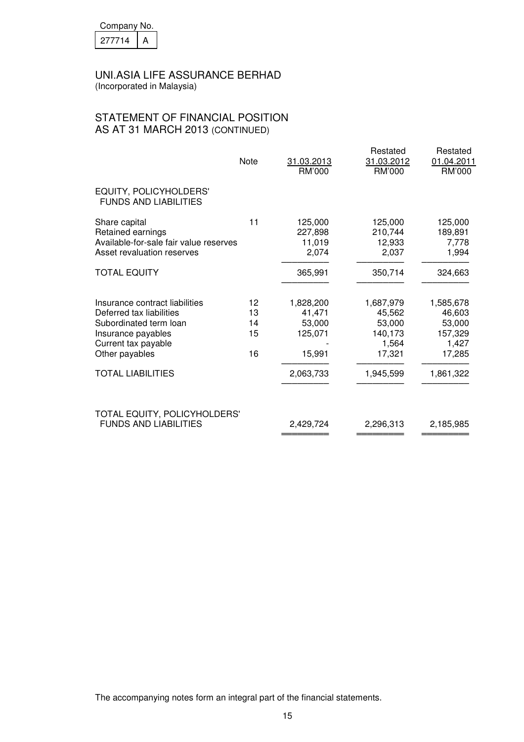Company No.

| 277714 | A |
|---|---|

# UNI.ASIA LIFE ASSURANCE BERHAD
(Incorporated in Malaysia)

## STATEMENT OF FINANCIAL POSITION
AS AT 31 MARCH 2013 (CONTINUED)

| | Note | 31.03.2013 RM'000 | Restated 31.03.2012 RM'000 | Restated 01.04.2011 RM'000 |
|---|---|---|---|---|
| **EQUITY, POLICYHOLDERS' FUNDS AND LIABILITIES** | | | | |
| Share capital | 11 | 125,000 | 125,000 | 125,000 |
| Retained earnings | | 227,898 | 210,744 | 189,891 |
| Available-for-sale fair value reserves | | 11,019 | 12,933 | 7,778 |
| Asset revaluation reserves | | 2,074 | 2,037 | 1,994 |
| TOTAL EQUITY | | 365,991 | 350,714 | 324,663 |
| Insurance contract liabilities | 12 | 1,828,200 | 1,687,979 | 1,585,678 |
| Deferred tax liabilities | 13 | 41,471 | 45,562 | 46,603 |
| Subordinated term loan | 14 | 53,000 | 53,000 | 53,000 |
| Insurance payables | 15 | 125,071 | 140,173 | 157,329 |
| Current tax payable | | - | 1,564 | 1,427 |
| Other payables | 16 | 15,991 | 17,321 | 17,285 |
| TOTAL LIABILITIES | | 2,063,733 | 1,945,599 | 1,861,322 |
| TOTAL EQUITY, POLICYHOLDERS' FUNDS AND LIABILITIES | | 2,429,724 | 2,296,313 | 2,185,985 |

The accompanying notes form an integral part of the financial statements.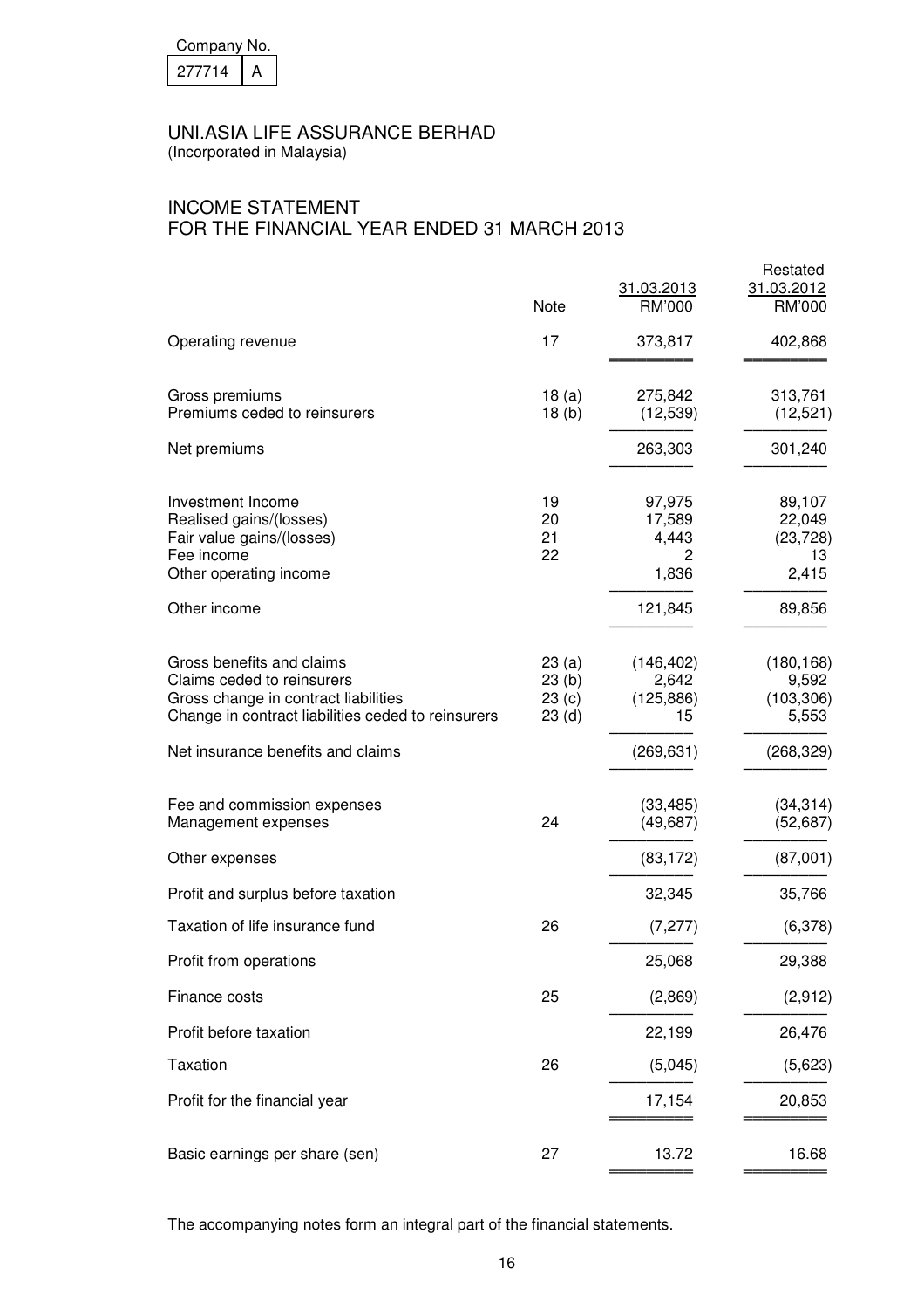Company No.

| 277714 | A |
|---|---|

# UNI.ASIA LIFE ASSURANCE BERHAD

(Incorporated in Malaysia)

## INCOME STATEMENT
## FOR THE FINANCIAL YEAR ENDED 31 MARCH 2013

| | Note | 31.03.2013<br>RM'000 | Restated<br>31.03.2012<br>RM'000 |
|---|---|---|---|
| Operating revenue | 17 | 373,817 | 402,868 |
| | | | |
| Gross premiums | 18 (a) | 275,842 | 313,761 |
| Premiums ceded to reinsurers | 18 (b) | (12,539) | (12,521) |
| Net premiums | | 263,303 | 301,240 |
| | | | |
| Investment Income | 19 | 97,975 | 89,107 |
| Realised gains/(losses) | 20 | 17,589 | 22,049 |
| Fair value gains/(losses) | 21 | 4,443 | (23,728) |
| Fee income | 22 | 2 | 13 |
| Other operating income | | 1,836 | 2,415 |
| Other income | | 121,845 | 89,856 |
| | | | |
| Gross benefits and claims | 23 (a) | (146,402) | (180,168) |
| Claims ceded to reinsurers | 23 (b) | 2,642 | 9,592 |
| Gross change in contract liabilities | 23 (c) | (125,886) | (103,306) |
| Change in contract liabilities ceded to reinsurers | 23 (d) | 15 | 5,553 |
| Net insurance benefits and claims | | (269,631) | (268,329) |
| | | | |
| Fee and commission expenses | | (33,485) | (34,314) |
| Management expenses | 24 | (49,687) | (52,687) |
| Other expenses | | (83,172) | (87,001) |
| Profit and surplus before taxation | | 32,345 | 35,766 |
| Taxation of life insurance fund | 26 | (7,277) | (6,378) |
| Profit from operations | | 25,068 | 29,388 |
| Finance costs | 25 | (2,869) | (2,912) |
| Profit before taxation | | 22,199 | 26,476 |
| Taxation | 26 | (5,045) | (5,623) |
| Profit for the financial year | | 17,154 | 20,853 |
| | | | |
| Basic earnings per share (sen) | 27 | 13.72 | 16.68 |

The accompanying notes form an integral part of the financial statements.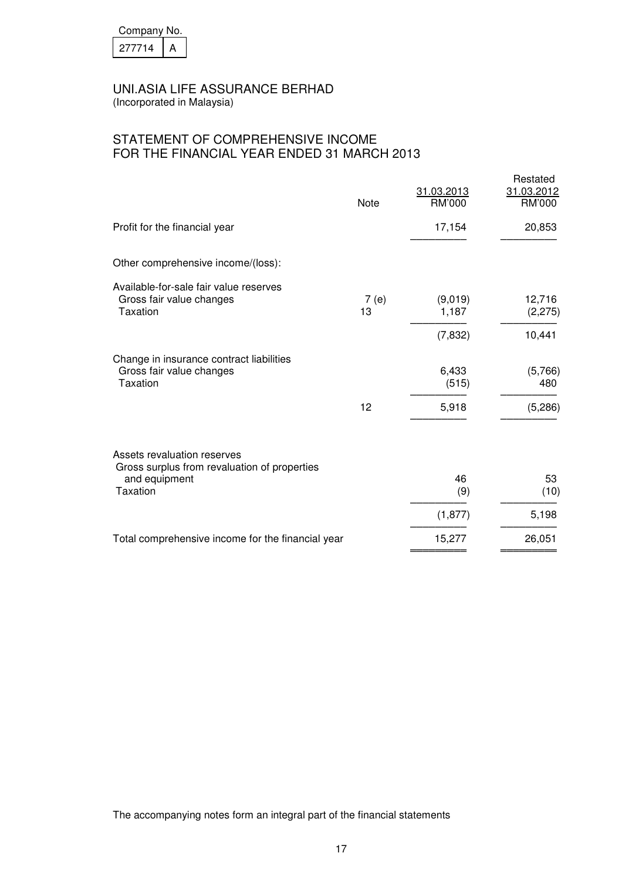Company No.

277714 A

# UNI.ASIA LIFE ASSURANCE BERHAD

(Incorporated in Malaysia)

## STATEMENT OF COMPREHENSIVE INCOME FOR THE FINANCIAL YEAR ENDED 31 MARCH 2013

| | Note | 31.03.2013 RM'000 | Restated 31.03.2012 RM'000 |
|---|---|---|---|
| Profit for the financial year | | 17,154 | 20,853 |
| Other comprehensive income/(loss): | | | |
| Available-for-sale fair value reserves | | | |
| Gross fair value changes | 7 (e) | (9,019) | 12,716 |
| Taxation | 13 | 1,187 | (2,275) |
| | | (7,832) | 10,441 |
| Change in insurance contract liabilities | | | |
| Gross fair value changes | | 6,433 | (5,766) |
| Taxation | | (515) | 480 |
| | 12 | 5,918 | (5,286) |
| Assets revaluation reserves | | | |
| Gross surplus from revaluation of properties and equipment | | 46 | 53 |
| Taxation | | (9) | (10) |
| | | (1,877) | 5,198 |
| Total comprehensive income for the financial year | | 15,277 | 26,051 |

The accompanying notes form an integral part of the financial statements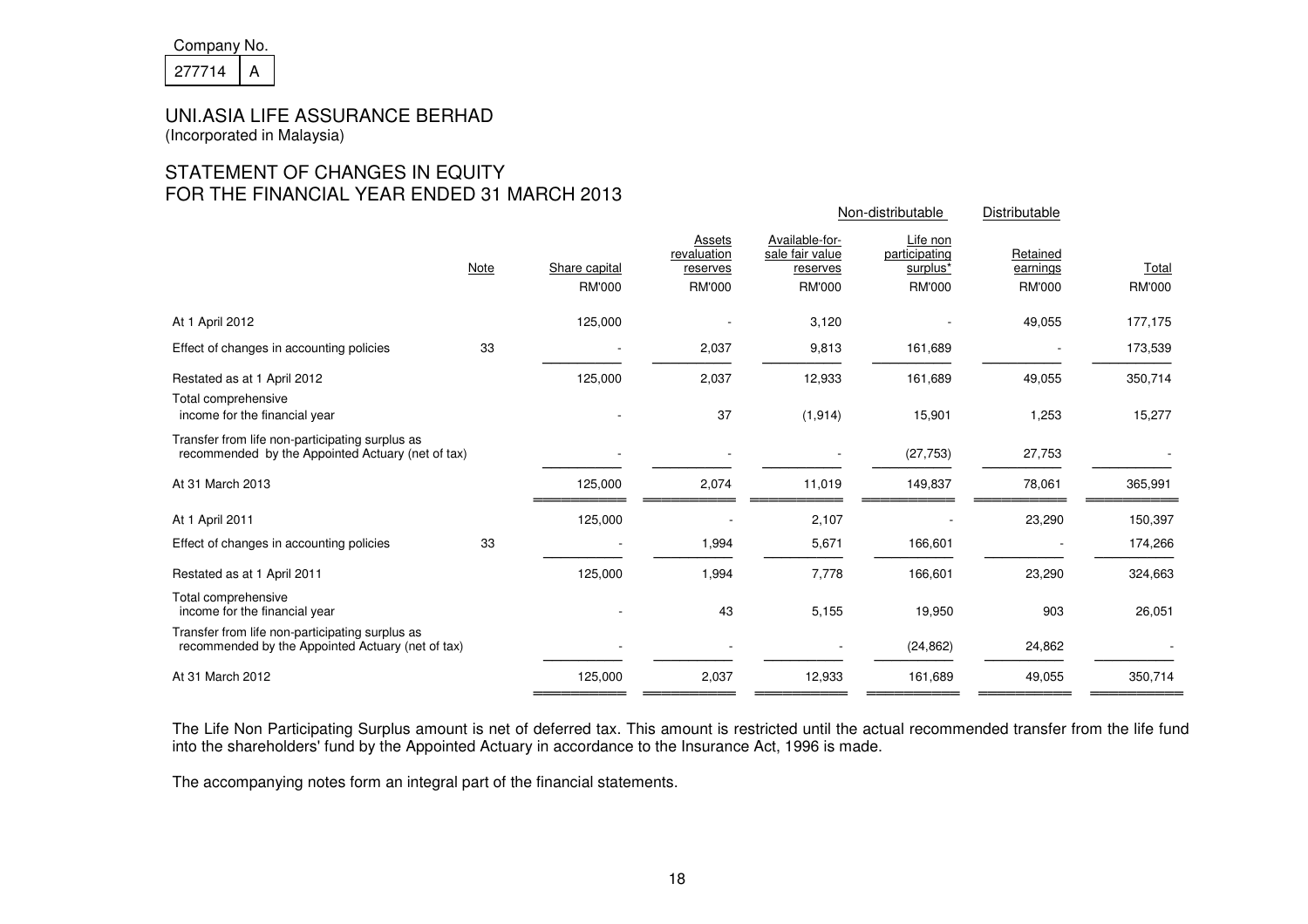Company No.

| 277714 | A |
|---|---|

# UNI.ASIA LIFE ASSURANCE BERHAD
(Incorporated in Malaysia)

## STATEMENT OF CHANGES IN EQUITY
## FOR THE FINANCIAL YEAR ENDED 31 MARCH 2013

| | | | | | Non-distributable | Distributable | |
|---|---|---|---|---|---|---|---|
| | Note | Share capital | Assets revaluation reserves | Available-for-sale fair value reserves | Life non participating surplus* | Retained earnings | Total |
| | | RM'000 | RM'000 | RM'000 | RM'000 | RM'000 | RM'000 |
| At 1 April 2012 | | 125,000 | - | 3,120 | - | 49,055 | 177,175 |
| Effect of changes in accounting policies | 33 | - | 2,037 | 9,813 | 161,689 | - | 173,539 |
| Restated as at 1 April 2012 | | 125,000 | 2,037 | 12,933 | 161,689 | 49,055 | 350,714 |
| Total comprehensive income for the financial year | | - | 37 | (1,914) | 15,901 | 1,253 | 15,277 |
| Transfer from life non-participating surplus as recommended by the Appointed Actuary (net of tax) | | - | - | - | (27,753) | 27,753 | - |
| At 31 March 2013 | | 125,000 | 2,074 | 11,019 | 149,837 | 78,061 | 365,991 |
| At 1 April 2011 | | 125,000 | - | 2,107 | - | 23,290 | 150,397 |
| Effect of changes in accounting policies | 33 | - | 1,994 | 5,671 | 166,601 | - | 174,266 |
| Restated as at 1 April 2011 | | 125,000 | 1,994 | 7,778 | 166,601 | 23,290 | 324,663 |
| Total comprehensive income for the financial year | | - | 43 | 5,155 | 19,950 | 903 | 26,051 |
| Transfer from life non-participating surplus as recommended by the Appointed Actuary (net of tax) | | - | - | - | (24,862) | 24,862 | - |
| At 31 March 2012 | | 125,000 | 2,037 | 12,933 | 161,689 | 49,055 | 350,714 |

The Life Non Participating Surplus amount is net of deferred tax. This amount is restricted until the actual recommended transfer from the life fund into the shareholders' fund by the Appointed Actuary in accordance to the Insurance Act, 1996 is made.

The accompanying notes form an integral part of the financial statements.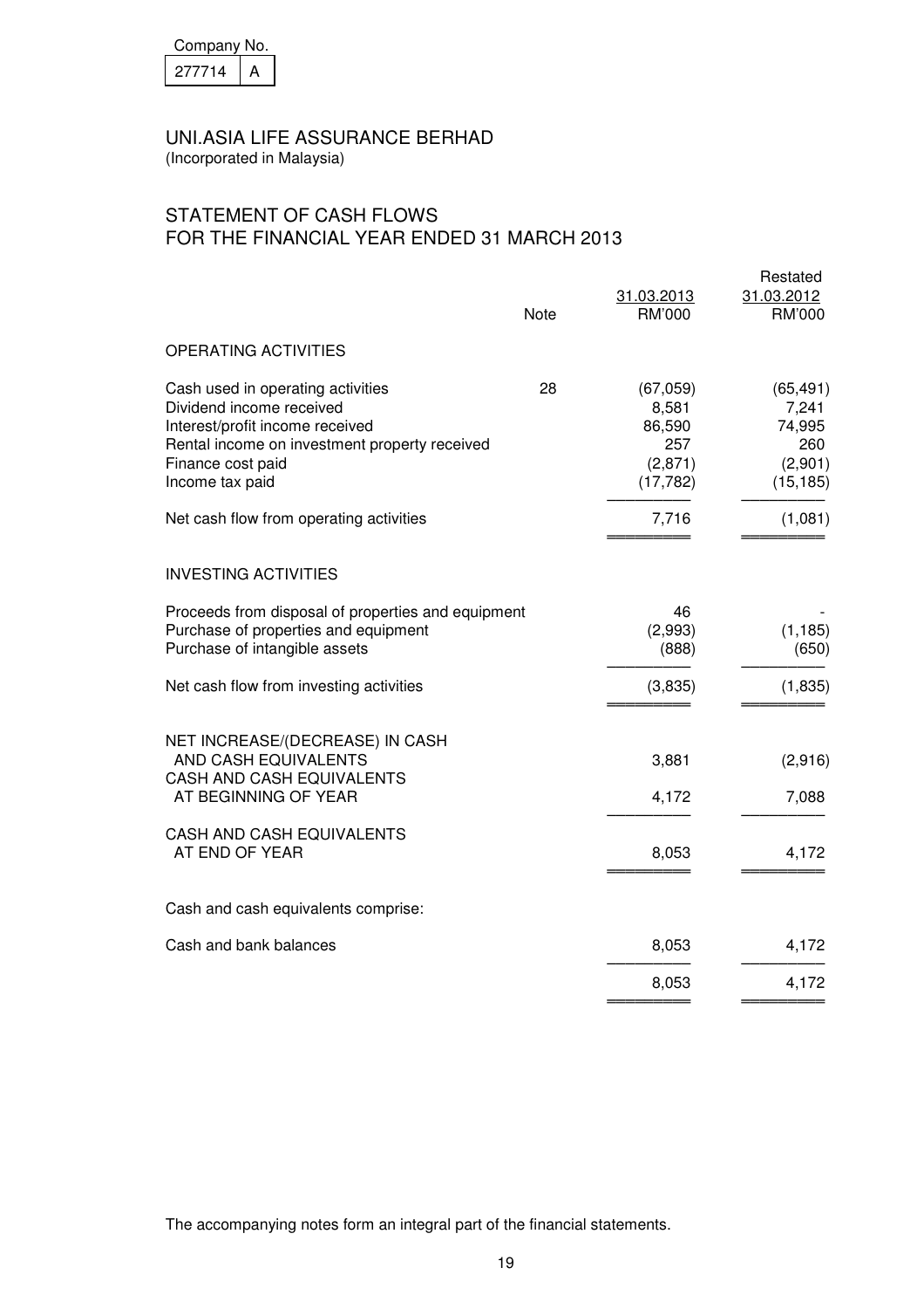Company No. 277714 A

# UNI.ASIA LIFE ASSURANCE BERHAD

(Incorporated in Malaysia)

## STATEMENT OF CASH FLOWS FOR THE FINANCIAL YEAR ENDED 31 MARCH 2013

| | Note | 31.03.2013 RM'000 | Restated 31.03.2012 RM'000 |
|---|---|---|---|
| **OPERATING ACTIVITIES** | | | |
| Cash used in operating activities | 28 | (67,059) | (65,491) |
| Dividend income received | | 8,581 | 7,241 |
| Interest/profit income received | | 86,590 | 74,995 |
| Rental income on investment property received | | 257 | 260 |
| Finance cost paid | | (2,871) | (2,901) |
| Income tax paid | | (17,782) | (15,185) |
| Net cash flow from operating activities | | 7,716 | (1,081) |
| **INVESTING ACTIVITIES** | | | |
| Proceeds from disposal of properties and equipment | | 46 | - |
| Purchase of properties and equipment | | (2,993) | (1,185) |
| Purchase of intangible assets | | (888) | (650) |
| Net cash flow from investing activities | | (3,835) | (1,835) |
| NET INCREASE/(DECREASE) IN CASH AND CASH EQUIVALENTS | | 3,881 | (2,916) |
| CASH AND CASH EQUIVALENTS AT BEGINNING OF YEAR | | 4,172 | 7,088 |
| CASH AND CASH EQUIVALENTS AT END OF YEAR | | 8,053 | 4,172 |
| Cash and cash equivalents comprise: | | | |
| Cash and bank balances | | 8,053 | 4,172 |
| | | 8,053 | 4,172 |

The accompanying notes form an integral part of the financial statements.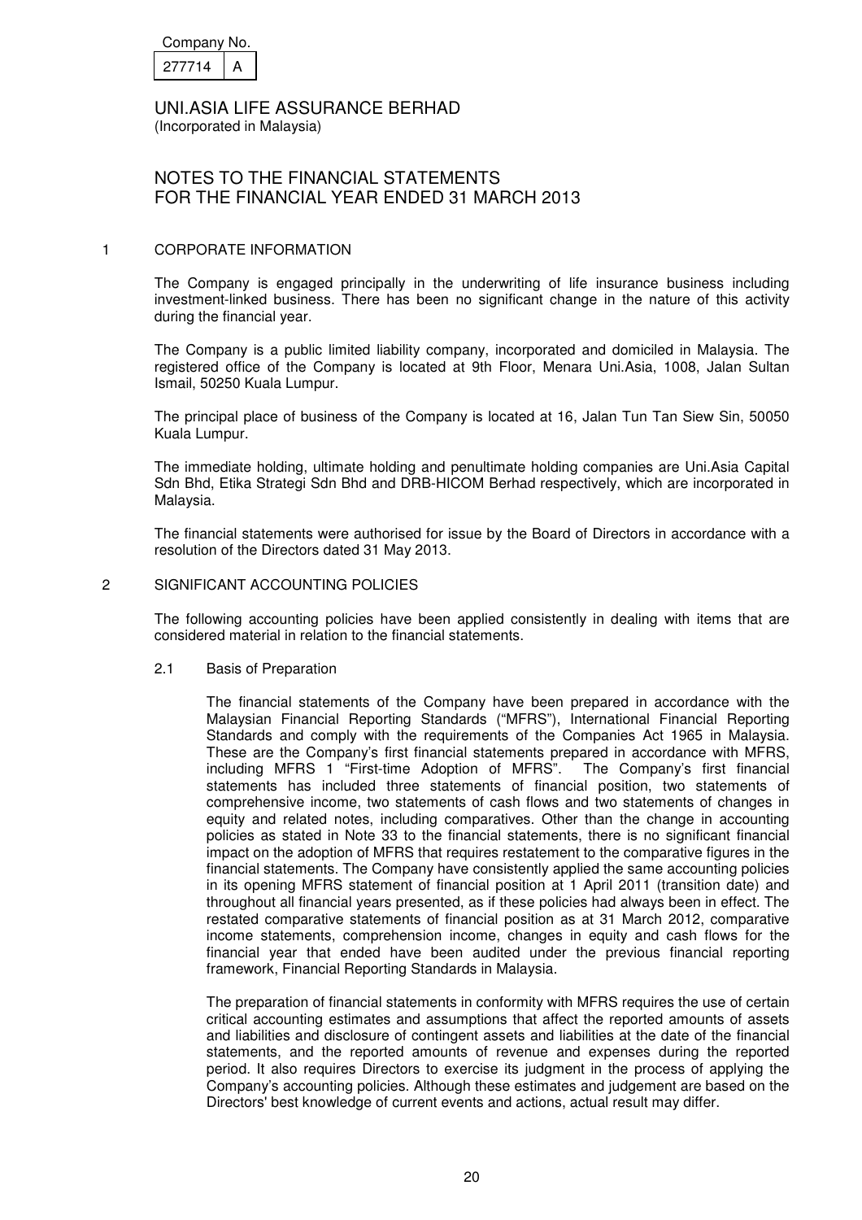Company No.

| 277714 | A |
|---|---|

UNI.ASIA LIFE ASSURANCE BERHAD
(Incorporated in Malaysia)

# NOTES TO THE FINANCIAL STATEMENTS FOR THE FINANCIAL YEAR ENDED 31 MARCH 2013

## 1 CORPORATE INFORMATION

The Company is engaged principally in the underwriting of life insurance business including investment-linked business. There has been no significant change in the nature of this activity during the financial year.

The Company is a public limited liability company, incorporated and domiciled in Malaysia. The registered office of the Company is located at 9th Floor, Menara Uni.Asia, 1008, Jalan Sultan Ismail, 50250 Kuala Lumpur.

The principal place of business of the Company is located at 16, Jalan Tun Tan Siew Sin, 50050 Kuala Lumpur.

The immediate holding, ultimate holding and penultimate holding companies are Uni.Asia Capital Sdn Bhd, Etika Strategi Sdn Bhd and DRB-HICOM Berhad respectively, which are incorporated in Malaysia.

The financial statements were authorised for issue by the Board of Directors in accordance with a resolution of the Directors dated 31 May 2013.

## 2 SIGNIFICANT ACCOUNTING POLICIES

The following accounting policies have been applied consistently in dealing with items that are considered material in relation to the financial statements.

### 2.1 Basis of Preparation

The financial statements of the Company have been prepared in accordance with the Malaysian Financial Reporting Standards ("MFRS"), International Financial Reporting Standards and comply with the requirements of the Companies Act 1965 in Malaysia. These are the Company's first financial statements prepared in accordance with MFRS, including MFRS 1 "First-time Adoption of MFRS". The Company's first financial statements has included three statements of financial position, two statements of comprehensive income, two statements of cash flows and two statements of changes in equity and related notes, including comparatives. Other than the change in accounting policies as stated in Note 33 to the financial statements, there is no significant financial impact on the adoption of MFRS that requires restatement to the comparative figures in the financial statements. The Company have consistently applied the same accounting policies in its opening MFRS statement of financial position at 1 April 2011 (transition date) and throughout all financial years presented, as if these policies had always been in effect. The restated comparative statements of financial position as at 31 March 2012, comparative income statements, comprehension income, changes in equity and cash flows for the financial year that ended have been audited under the previous financial reporting framework, Financial Reporting Standards in Malaysia.

The preparation of financial statements in conformity with MFRS requires the use of certain critical accounting estimates and assumptions that affect the reported amounts of assets and liabilities and disclosure of contingent assets and liabilities at the date of the financial statements, and the reported amounts of revenue and expenses during the reported period. It also requires Directors to exercise its judgment in the process of applying the Company's accounting policies. Although these estimates and judgement are based on the Directors' best knowledge of current events and actions, actual result may differ.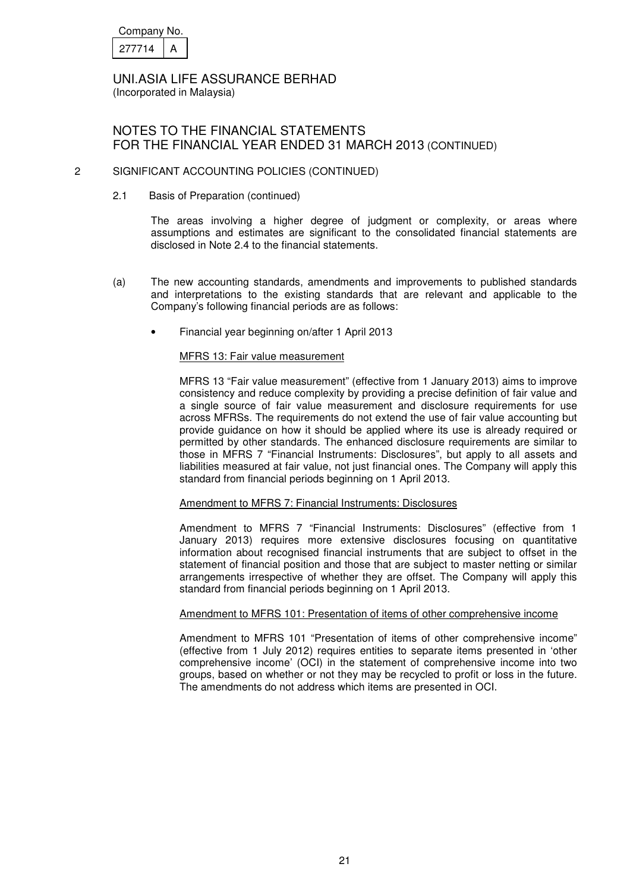Company No.

| 277714 | A |
|---|---|

UNI.ASIA LIFE ASSURANCE BERHAD
(Incorporated in Malaysia)

# NOTES TO THE FINANCIAL STATEMENTS FOR THE FINANCIAL YEAR ENDED 31 MARCH 2013 (CONTINUED)

## 2 SIGNIFICANT ACCOUNTING POLICIES (CONTINUED)

### 2.1 Basis of Preparation (continued)

The areas involving a higher degree of judgment or complexity, or areas where assumptions and estimates are significant to the consolidated financial statements are disclosed in Note 2.4 to the financial statements.

(a) The new accounting standards, amendments and improvements to published standards and interpretations to the existing standards that are relevant and applicable to the Company's following financial periods are as follows:

- Financial year beginning on/after 1 April 2013

MFRS 13: Fair value measurement

MFRS 13 "Fair value measurement" (effective from 1 January 2013) aims to improve consistency and reduce complexity by providing a precise definition of fair value and a single source of fair value measurement and disclosure requirements for use across MFRSs. The requirements do not extend the use of fair value accounting but provide guidance on how it should be applied where its use is already required or permitted by other standards. The enhanced disclosure requirements are similar to those in MFRS 7 "Financial Instruments: Disclosures", but apply to all assets and liabilities measured at fair value, not just financial ones. The Company will apply this standard from financial periods beginning on 1 April 2013.

Amendment to MFRS 7: Financial Instruments: Disclosures

Amendment to MFRS 7 "Financial Instruments: Disclosures" (effective from 1 January 2013) requires more extensive disclosures focusing on quantitative information about recognised financial instruments that are subject to offset in the statement of financial position and those that are subject to master netting or similar arrangements irrespective of whether they are offset. The Company will apply this standard from financial periods beginning on 1 April 2013.

Amendment to MFRS 101: Presentation of items of other comprehensive income

Amendment to MFRS 101 "Presentation of items of other comprehensive income" (effective from 1 July 2012) requires entities to separate items presented in 'other comprehensive income' (OCI) in the statement of comprehensive income into two groups, based on whether or not they may be recycled to profit or loss in the future. The amendments do not address which items are presented in OCI.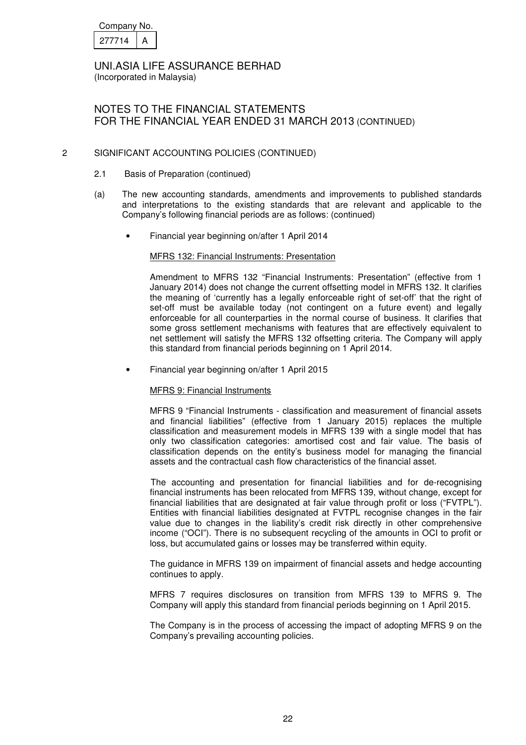Company No.

| 277714 | A |
|---|---|

UNI.ASIA LIFE ASSURANCE BERHAD
(Incorporated in Malaysia)

# NOTES TO THE FINANCIAL STATEMENTS FOR THE FINANCIAL YEAR ENDED 31 MARCH 2013 (CONTINUED)

## 2 SIGNIFICANT ACCOUNTING POLICIES (CONTINUED)

### 2.1 Basis of Preparation (continued)

(a) The new accounting standards, amendments and improvements to published standards and interpretations to the existing standards that are relevant and applicable to the Company's following financial periods are as follows: (continued)

- Financial year beginning on/after 1 April 2014

  MFRS 132: Financial Instruments: Presentation

  Amendment to MFRS 132 "Financial Instruments: Presentation" (effective from 1 January 2014) does not change the current offsetting model in MFRS 132. It clarifies the meaning of 'currently has a legally enforceable right of set-off' that the right of set-off must be available today (not contingent on a future event) and legally enforceable for all counterparties in the normal course of business. It clarifies that some gross settlement mechanisms with features that are effectively equivalent to net settlement will satisfy the MFRS 132 offsetting criteria. The Company will apply this standard from financial periods beginning on 1 April 2014.

- Financial year beginning on/after 1 April 2015

  MFRS 9: Financial Instruments

  MFRS 9 "Financial Instruments - classification and measurement of financial assets and financial liabilities" (effective from 1 January 2015) replaces the multiple classification and measurement models in MFRS 139 with a single model that has only two classification categories: amortised cost and fair value. The basis of classification depends on the entity's business model for managing the financial assets and the contractual cash flow characteristics of the financial asset.

  The accounting and presentation for financial liabilities and for de-recognising financial instruments has been relocated from MFRS 139, without change, except for financial liabilities that are designated at fair value through profit or loss ("FVTPL"). Entities with financial liabilities designated at FVTPL recognise changes in the fair value due to changes in the liability's credit risk directly in other comprehensive income ("OCI"). There is no subsequent recycling of the amounts in OCI to profit or loss, but accumulated gains or losses may be transferred within equity.

  The guidance in MFRS 139 on impairment of financial assets and hedge accounting continues to apply.

  MFRS 7 requires disclosures on transition from MFRS 139 to MFRS 9. The Company will apply this standard from financial periods beginning on 1 April 2015.

  The Company is in the process of accessing the impact of adopting MFRS 9 on the Company's prevailing accounting policies.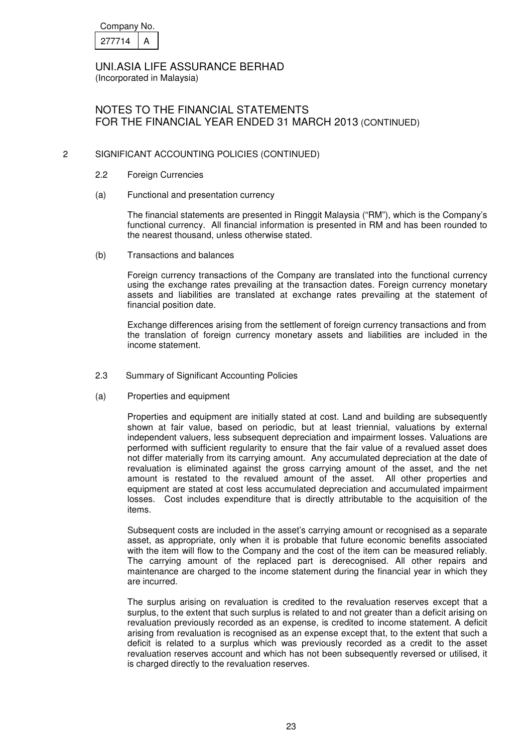# 2 SIGNIFICANT ACCOUNTING POLICIES (CONTINUED)

## 2.2 Foreign Currencies

### (a) Functional and presentation currency

The financial statements are presented in Ringgit Malaysia ("RM"), which is the Company's functional currency. All financial information is presented in RM and has been rounded to the nearest thousand, unless otherwise stated.

### (b) Transactions and balances

Foreign currency transactions of the Company are translated into the functional currency using the exchange rates prevailing at the transaction dates. Foreign currency monetary assets and liabilities are translated at exchange rates prevailing at the statement of financial position date.

Exchange differences arising from the settlement of foreign currency transactions and from the translation of foreign currency monetary assets and liabilities are included in the income statement.

## 2.3 Summary of Significant Accounting Policies

### (a) Properties and equipment

Properties and equipment are initially stated at cost. Land and building are subsequently shown at fair value, based on periodic, but at least triennial, valuations by external independent valuers, less subsequent depreciation and impairment losses. Valuations are performed with sufficient regularity to ensure that the fair value of a revalued asset does not differ materially from its carrying amount. Any accumulated depreciation at the date of revaluation is eliminated against the gross carrying amount of the asset, and the net amount is restated to the revalued amount of the asset. All other properties and equipment are stated at cost less accumulated depreciation and accumulated impairment losses. Cost includes expenditure that is directly attributable to the acquisition of the items.

Subsequent costs are included in the asset's carrying amount or recognised as a separate asset, as appropriate, only when it is probable that future economic benefits associated with the item will flow to the Company and the cost of the item can be measured reliably. The carrying amount of the replaced part is derecognised. All other repairs and maintenance are charged to the income statement during the financial year in which they are incurred.

The surplus arising on revaluation is credited to the revaluation reserves except that a surplus, to the extent that such surplus is related to and not greater than a deficit arising on revaluation previously recorded as an expense, is credited to income statement. A deficit arising from revaluation is recognised as an expense except that, to the extent that such a deficit is related to a surplus which was previously recorded as a credit to the asset revaluation reserves account and which has not been subsequently reversed or utilised, it is charged directly to the revaluation reserves.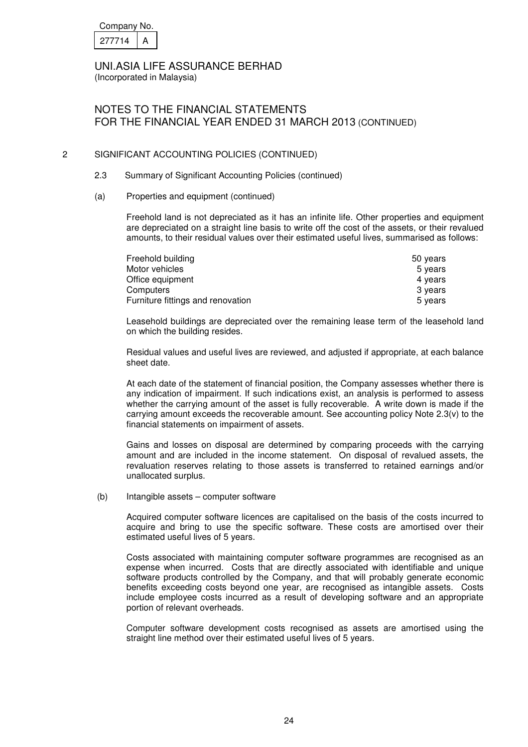Company No. 277714 A

UNI.ASIA LIFE ASSURANCE BERHAD
(Incorporated in Malaysia)

# NOTES TO THE FINANCIAL STATEMENTS FOR THE FINANCIAL YEAR ENDED 31 MARCH 2013 (CONTINUED)

## 2 SIGNIFICANT ACCOUNTING POLICIES (CONTINUED)

### 2.3 Summary of Significant Accounting Policies (continued)

#### (a) Properties and equipment (continued)

Freehold land is not depreciated as it has an infinite life. Other properties and equipment are depreciated on a straight line basis to write off the cost of the assets, or their revalued amounts, to their residual values over their estimated useful lives, summarised as follows:

| | |
|---|---|
| Freehold building | 50 years |
| Motor vehicles | 5 years |
| Office equipment | 4 years |
| Computers | 3 years |
| Furniture fittings and renovation | 5 years |

Leasehold buildings are depreciated over the remaining lease term of the leasehold land on which the building resides.

Residual values and useful lives are reviewed, and adjusted if appropriate, at each balance sheet date.

At each date of the statement of financial position, the Company assesses whether there is any indication of impairment. If such indications exist, an analysis is performed to assess whether the carrying amount of the asset is fully recoverable. A write down is made if the carrying amount exceeds the recoverable amount. See accounting policy Note 2.3(v) to the financial statements on impairment of assets.

Gains and losses on disposal are determined by comparing proceeds with the carrying amount and are included in the income statement. On disposal of revalued assets, the revaluation reserves relating to those assets is transferred to retained earnings and/or unallocated surplus.

#### (b) Intangible assets – computer software

Acquired computer software licences are capitalised on the basis of the costs incurred to acquire and bring to use the specific software. These costs are amortised over their estimated useful lives of 5 years.

Costs associated with maintaining computer software programmes are recognised as an expense when incurred. Costs that are directly associated with identifiable and unique software products controlled by the Company, and that will probably generate economic benefits exceeding costs beyond one year, are recognised as intangible assets. Costs include employee costs incurred as a result of developing software and an appropriate portion of relevant overheads.

Computer software development costs recognised as assets are amortised using the straight line method over their estimated useful lives of 5 years.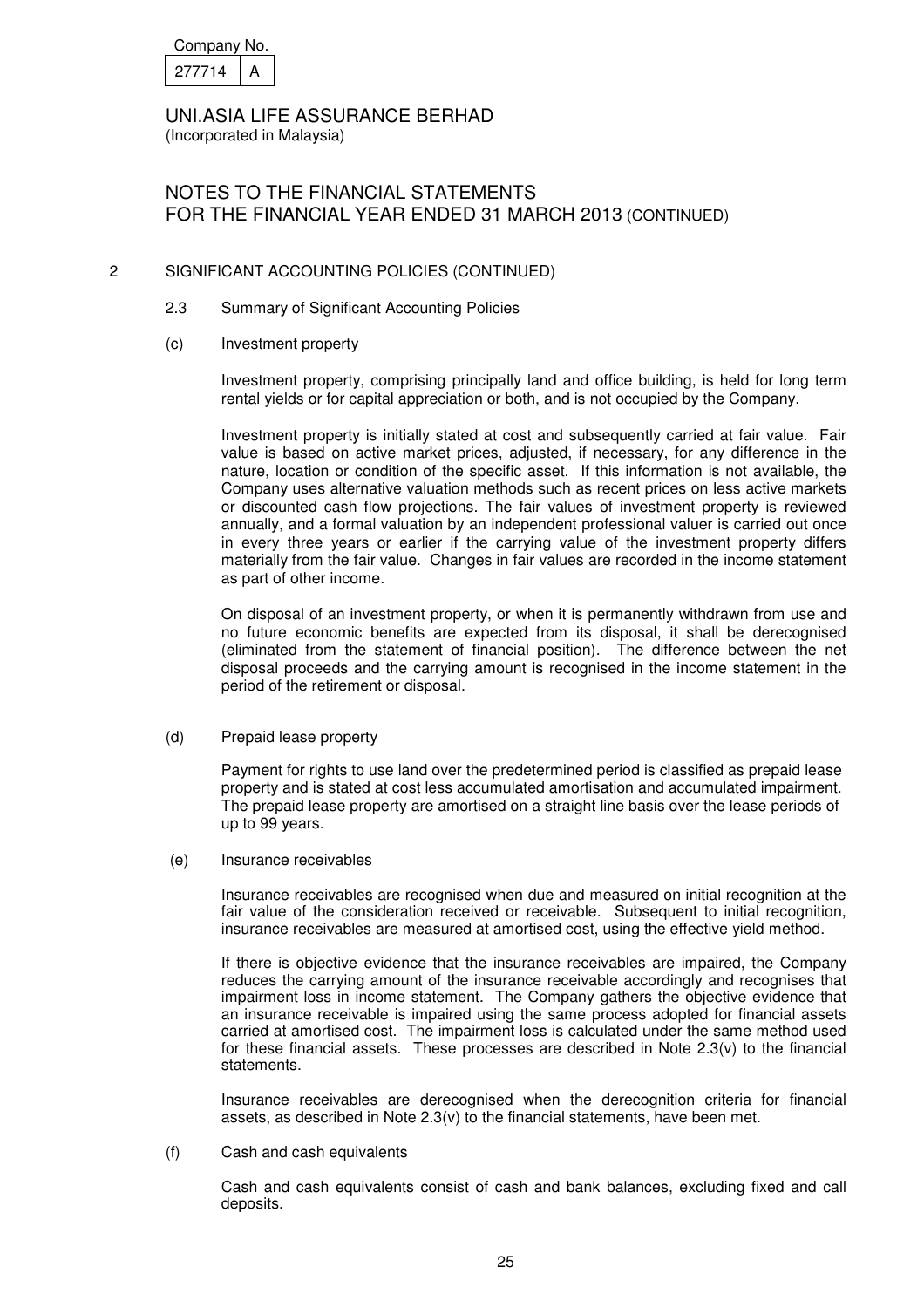## 2 SIGNIFICANT ACCOUNTING POLICIES (CONTINUED)

### 2.3 Summary of Significant Accounting Policies

#### (c) Investment property

Investment property, comprising principally land and office building, is held for long term rental yields or for capital appreciation or both, and is not occupied by the Company.

Investment property is initially stated at cost and subsequently carried at fair value. Fair value is based on active market prices, adjusted, if necessary, for any difference in the nature, location or condition of the specific asset. If this information is not available, the Company uses alternative valuation methods such as recent prices on less active markets or discounted cash flow projections. The fair values of investment property is reviewed annually, and a formal valuation by an independent professional valuer is carried out once in every three years or earlier if the carrying value of the investment property differs materially from the fair value. Changes in fair values are recorded in the income statement as part of other income.

On disposal of an investment property, or when it is permanently withdrawn from use and no future economic benefits are expected from its disposal, it shall be derecognised (eliminated from the statement of financial position). The difference between the net disposal proceeds and the carrying amount is recognised in the income statement in the period of the retirement or disposal.

#### (d) Prepaid lease property

Payment for rights to use land over the predetermined period is classified as prepaid lease property and is stated at cost less accumulated amortisation and accumulated impairment. The prepaid lease property are amortised on a straight line basis over the lease periods of up to 99 years.

#### (e) Insurance receivables

Insurance receivables are recognised when due and measured on initial recognition at the fair value of the consideration received or receivable. Subsequent to initial recognition, insurance receivables are measured at amortised cost, using the effective yield method.

If there is objective evidence that the insurance receivables are impaired, the Company reduces the carrying amount of the insurance receivable accordingly and recognises that impairment loss in income statement. The Company gathers the objective evidence that an insurance receivable is impaired using the same process adopted for financial assets carried at amortised cost. The impairment loss is calculated under the same method used for these financial assets. These processes are described in Note 2.3(v) to the financial statements.

Insurance receivables are derecognised when the derecognition criteria for financial assets, as described in Note 2.3(v) to the financial statements, have been met.

#### (f) Cash and cash equivalents

Cash and cash equivalents consist of cash and bank balances, excluding fixed and call deposits.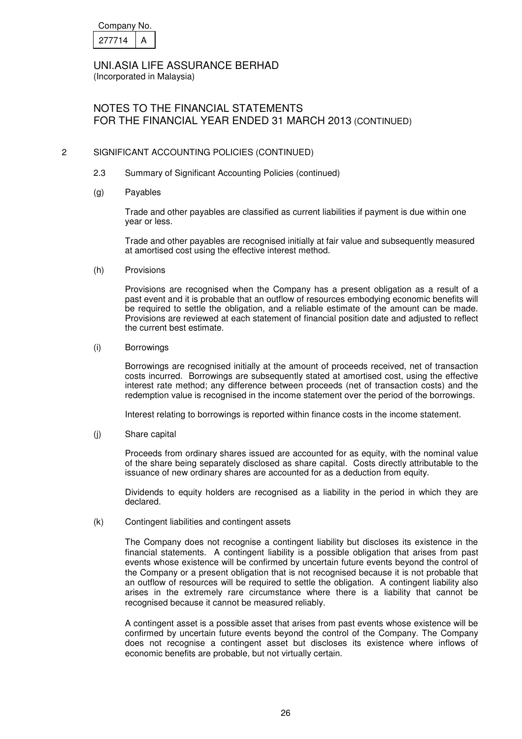Company No.

| 277714 | A |
|---|---|

UNI.ASIA LIFE ASSURANCE BERHAD
(Incorporated in Malaysia)

NOTES TO THE FINANCIAL STATEMENTS
FOR THE FINANCIAL YEAR ENDED 31 MARCH 2013 (CONTINUED)

## 2 SIGNIFICANT ACCOUNTING POLICIES (CONTINUED)

### 2.3 Summary of Significant Accounting Policies (continued)

#### (g) Payables

Trade and other payables are classified as current liabilities if payment is due within one year or less.

Trade and other payables are recognised initially at fair value and subsequently measured at amortised cost using the effective interest method.

#### (h) Provisions

Provisions are recognised when the Company has a present obligation as a result of a past event and it is probable that an outflow of resources embodying economic benefits will be required to settle the obligation, and a reliable estimate of the amount can be made. Provisions are reviewed at each statement of financial position date and adjusted to reflect the current best estimate.

#### (i) Borrowings

Borrowings are recognised initially at the amount of proceeds received, net of transaction costs incurred. Borrowings are subsequently stated at amortised cost, using the effective interest rate method; any difference between proceeds (net of transaction costs) and the redemption value is recognised in the income statement over the period of the borrowings.

Interest relating to borrowings is reported within finance costs in the income statement.

#### (j) Share capital

Proceeds from ordinary shares issued are accounted for as equity, with the nominal value of the share being separately disclosed as share capital. Costs directly attributable to the issuance of new ordinary shares are accounted for as a deduction from equity.

Dividends to equity holders are recognised as a liability in the period in which they are declared.

#### (k) Contingent liabilities and contingent assets

The Company does not recognise a contingent liability but discloses its existence in the financial statements. A contingent liability is a possible obligation that arises from past events whose existence will be confirmed by uncertain future events beyond the control of the Company or a present obligation that is not recognised because it is not probable that an outflow of resources will be required to settle the obligation. A contingent liability also arises in the extremely rare circumstance where there is a liability that cannot be recognised because it cannot be measured reliably.

A contingent asset is a possible asset that arises from past events whose existence will be confirmed by uncertain future events beyond the control of the Company. The Company does not recognise a contingent asset but discloses its existence where inflows of economic benefits are probable, but not virtually certain.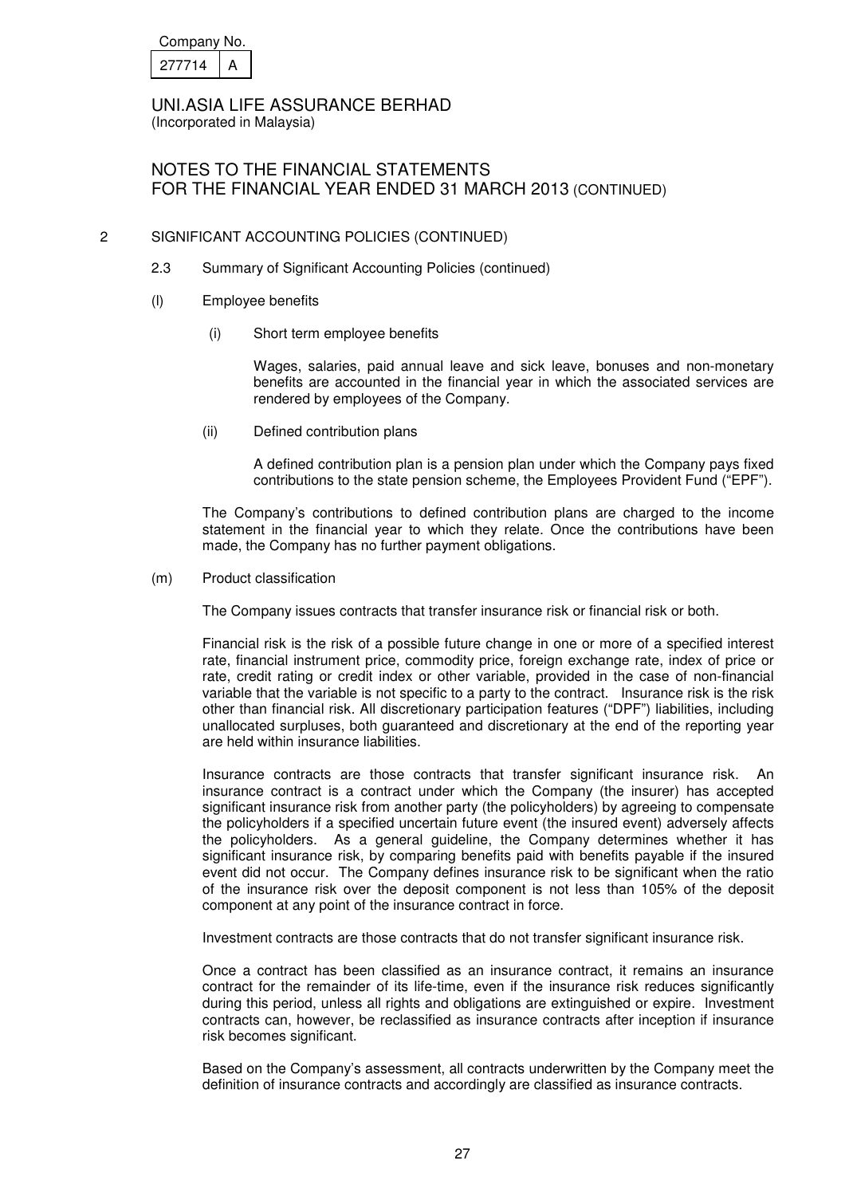## 2 SIGNIFICANT ACCOUNTING POLICIES (CONTINUED)

### 2.3 Summary of Significant Accounting Policies (continued)

#### (l) Employee benefits

(i) Short term employee benefits

Wages, salaries, paid annual leave and sick leave, bonuses and non-monetary benefits are accounted in the financial year in which the associated services are rendered by employees of the Company.

(ii) Defined contribution plans

A defined contribution plan is a pension plan under which the Company pays fixed contributions to the state pension scheme, the Employees Provident Fund ("EPF").

The Company's contributions to defined contribution plans are charged to the income statement in the financial year to which they relate. Once the contributions have been made, the Company has no further payment obligations.

#### (m) Product classification

The Company issues contracts that transfer insurance risk or financial risk or both.

Financial risk is the risk of a possible future change in one or more of a specified interest rate, financial instrument price, commodity price, foreign exchange rate, index of price or rate, credit rating or credit index or other variable, provided in the case of non-financial variable that the variable is not specific to a party to the contract. Insurance risk is the risk other than financial risk. All discretionary participation features ("DPF") liabilities, including unallocated surpluses, both guaranteed and discretionary at the end of the reporting year are held within insurance liabilities.

Insurance contracts are those contracts that transfer significant insurance risk. An insurance contract is a contract under which the Company (the insurer) has accepted significant insurance risk from another party (the policyholders) by agreeing to compensate the policyholders if a specified uncertain future event (the insured event) adversely affects the policyholders. As a general guideline, the Company determines whether it has significant insurance risk, by comparing benefits paid with benefits payable if the insured event did not occur. The Company defines insurance risk to be significant when the ratio of the insurance risk over the deposit component is not less than 105% of the deposit component at any point of the insurance contract in force.

Investment contracts are those contracts that do not transfer significant insurance risk.

Once a contract has been classified as an insurance contract, it remains an insurance contract for the remainder of its life-time, even if the insurance risk reduces significantly during this period, unless all rights and obligations are extinguished or expire. Investment contracts can, however, be reclassified as insurance contracts after inception if insurance risk becomes significant.

Based on the Company's assessment, all contracts underwritten by the Company meet the definition of insurance contracts and accordingly are classified as insurance contracts.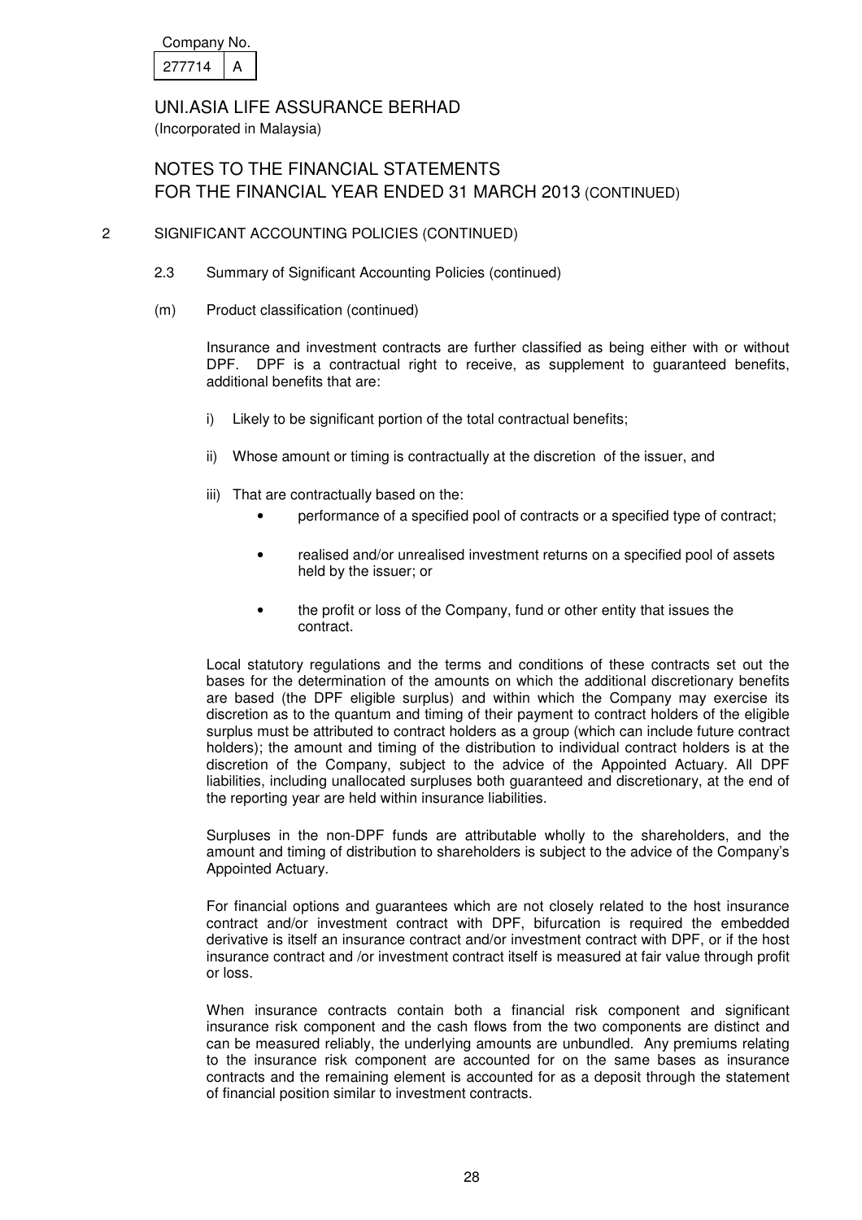Company No. 277714 A

# UNI.ASIA LIFE ASSURANCE BERHAD

(Incorporated in Malaysia)

## NOTES TO THE FINANCIAL STATEMENTS FOR THE FINANCIAL YEAR ENDED 31 MARCH 2013 (CONTINUED)

### 2 SIGNIFICANT ACCOUNTING POLICIES (CONTINUED)

#### 2.3 Summary of Significant Accounting Policies (continued)

##### (m) Product classification (continued)

Insurance and investment contracts are further classified as being either with or without DPF. DPF is a contractual right to receive, as supplement to guaranteed benefits, additional benefits that are:

i) Likely to be significant portion of the total contractual benefits;

ii) Whose amount or timing is contractually at the discretion of the issuer, and

iii) That are contractually based on the:
- performance of a specified pool of contracts or a specified type of contract;
- realised and/or unrealised investment returns on a specified pool of assets held by the issuer; or
- the profit or loss of the Company, fund or other entity that issues the contract.

Local statutory regulations and the terms and conditions of these contracts set out the bases for the determination of the amounts on which the additional discretionary benefits are based (the DPF eligible surplus) and within which the Company may exercise its discretion as to the quantum and timing of their payment to contract holders of the eligible surplus must be attributed to contract holders as a group (which can include future contract holders); the amount and timing of the distribution to individual contract holders is at the discretion of the Company, subject to the advice of the Appointed Actuary. All DPF liabilities, including unallocated surpluses both guaranteed and discretionary, at the end of the reporting year are held within insurance liabilities.

Surpluses in the non-DPF funds are attributable wholly to the shareholders, and the amount and timing of distribution to shareholders is subject to the advice of the Company's Appointed Actuary.

For financial options and guarantees which are not closely related to the host insurance contract and/or investment contract with DPF, bifurcation is required the embedded derivative is itself an insurance contract and/or investment contract with DPF, or if the host insurance contract and /or investment contract itself is measured at fair value through profit or loss.

When insurance contracts contain both a financial risk component and significant insurance risk component and the cash flows from the two components are distinct and can be measured reliably, the underlying amounts are unbundled. Any premiums relating to the insurance risk component are accounted for on the same bases as insurance contracts and the remaining element is accounted for as a deposit through the statement of financial position similar to investment contracts.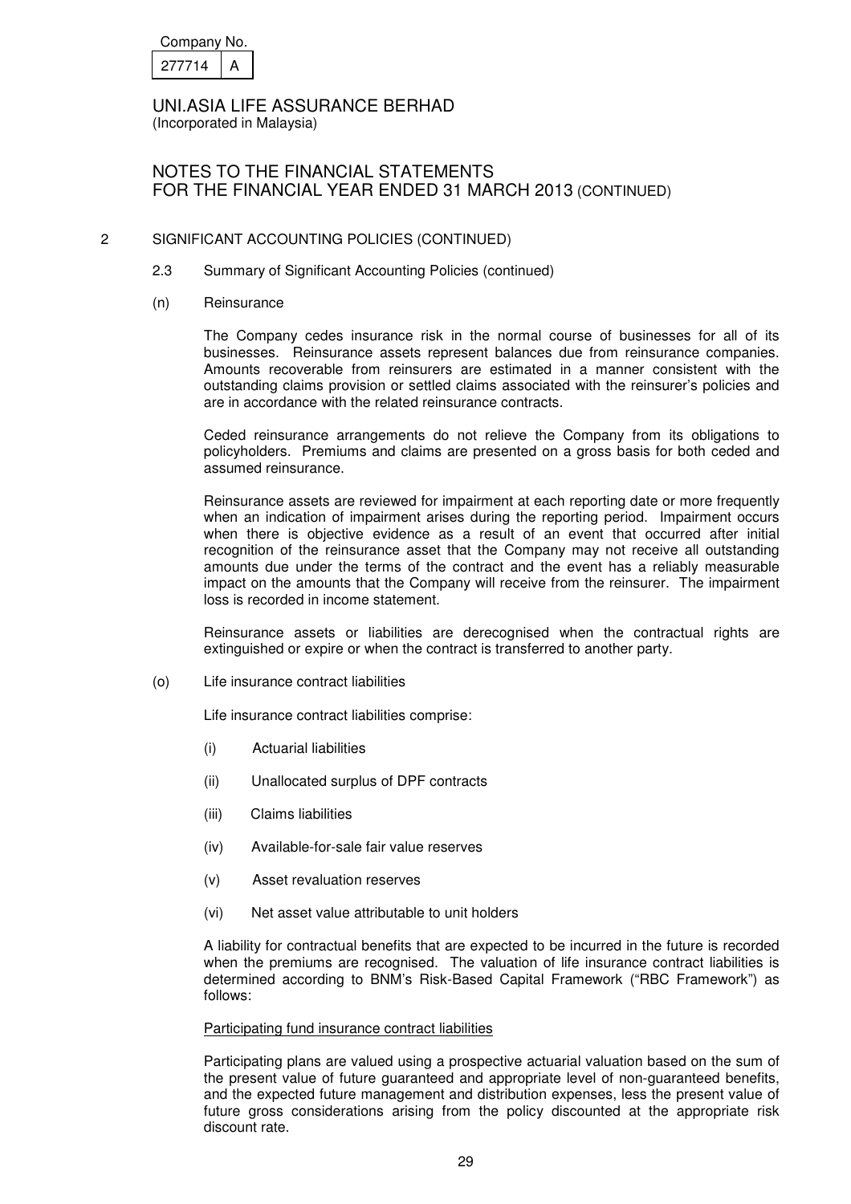## 2 SIGNIFICANT ACCOUNTING POLICIES (CONTINUED)

### 2.3 Summary of Significant Accounting Policies (continued)

#### (n) Reinsurance

The Company cedes insurance risk in the normal course of businesses for all of its businesses. Reinsurance assets represent balances due from reinsurance companies. Amounts recoverable from reinsurers are estimated in a manner consistent with the outstanding claims provision or settled claims associated with the reinsurer's policies and are in accordance with the related reinsurance contracts.

Ceded reinsurance arrangements do not relieve the Company from its obligations to policyholders. Premiums and claims are presented on a gross basis for both ceded and assumed reinsurance.

Reinsurance assets are reviewed for impairment at each reporting date or more frequently when an indication of impairment arises during the reporting period. Impairment occurs when there is objective evidence as a result of an event that occurred after initial recognition of the reinsurance asset that the Company may not receive all outstanding amounts due under the terms of the contract and the event has a reliably measurable impact on the amounts that the Company will receive from the reinsurer. The impairment loss is recorded in income statement.

Reinsurance assets or liabilities are derecognised when the contractual rights are extinguished or expire or when the contract is transferred to another party.

#### (o) Life insurance contract liabilities

Life insurance contract liabilities comprise:

(i) Actuarial liabilities

(ii) Unallocated surplus of DPF contracts

(iii) Claims liabilities

(iv) Available-for-sale fair value reserves

(v) Asset revaluation reserves

(vi) Net asset value attributable to unit holders

A liability for contractual benefits that are expected to be incurred in the future is recorded when the premiums are recognised. The valuation of life insurance contract liabilities is determined according to BNM's Risk-Based Capital Framework ("RBC Framework") as follows:

Participating fund insurance contract liabilities

Participating plans are valued using a prospective actuarial valuation based on the sum of the present value of future guaranteed and appropriate level of non-guaranteed benefits, and the expected future management and distribution expenses, less the present value of future gross considerations arising from the policy discounted at the appropriate risk discount rate.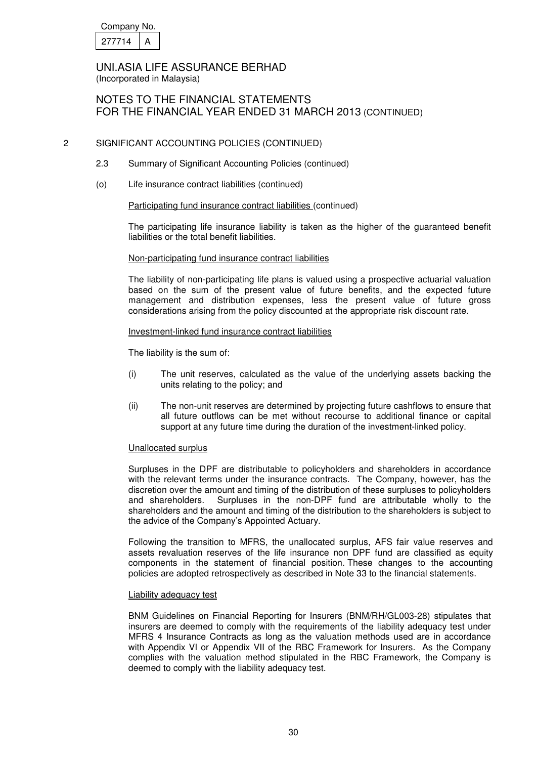Company No.

| 277714 | A |
|---|---|

UNI.ASIA LIFE ASSURANCE BERHAD
(Incorporated in Malaysia)

NOTES TO THE FINANCIAL STATEMENTS
FOR THE FINANCIAL YEAR ENDED 31 MARCH 2013 (CONTINUED)

## 2 SIGNIFICANT ACCOUNTING POLICIES (CONTINUED)

### 2.3 Summary of Significant Accounting Policies (continued)

#### (o) Life insurance contract liabilities (continued)

Participating fund insurance contract liabilities (continued)

The participating life insurance liability is taken as the higher of the guaranteed benefit liabilities or the total benefit liabilities.

Non-participating fund insurance contract liabilities

The liability of non-participating life plans is valued using a prospective actuarial valuation based on the sum of the present value of future benefits, and the expected future management and distribution expenses, less the present value of future gross considerations arising from the policy discounted at the appropriate risk discount rate.

Investment-linked fund insurance contract liabilities

The liability is the sum of:

(i) The unit reserves, calculated as the value of the underlying assets backing the units relating to the policy; and

(ii) The non-unit reserves are determined by projecting future cashflows to ensure that all future outflows can be met without recourse to additional finance or capital support at any future time during the duration of the investment-linked policy.

Unallocated surplus

Surpluses in the DPF are distributable to policyholders and shareholders in accordance with the relevant terms under the insurance contracts. The Company, however, has the discretion over the amount and timing of the distribution of these surpluses to policyholders and shareholders. Surpluses in the non-DPF fund are attributable wholly to the shareholders and the amount and timing of the distribution to the shareholders is subject to the advice of the Company's Appointed Actuary.

Following the transition to MFRS, the unallocated surplus, AFS fair value reserves and assets revaluation reserves of the life insurance non DPF fund are classified as equity components in the statement of financial position. These changes to the accounting policies are adopted retrospectively as described in Note 33 to the financial statements.

Liability adequacy test

BNM Guidelines on Financial Reporting for Insurers (BNM/RH/GL003-28) stipulates that insurers are deemed to comply with the requirements of the liability adequacy test under MFRS 4 Insurance Contracts as long as the valuation methods used are in accordance with Appendix VI or Appendix VII of the RBC Framework for Insurers. As the Company complies with the valuation method stipulated in the RBC Framework, the Company is deemed to comply with the liability adequacy test.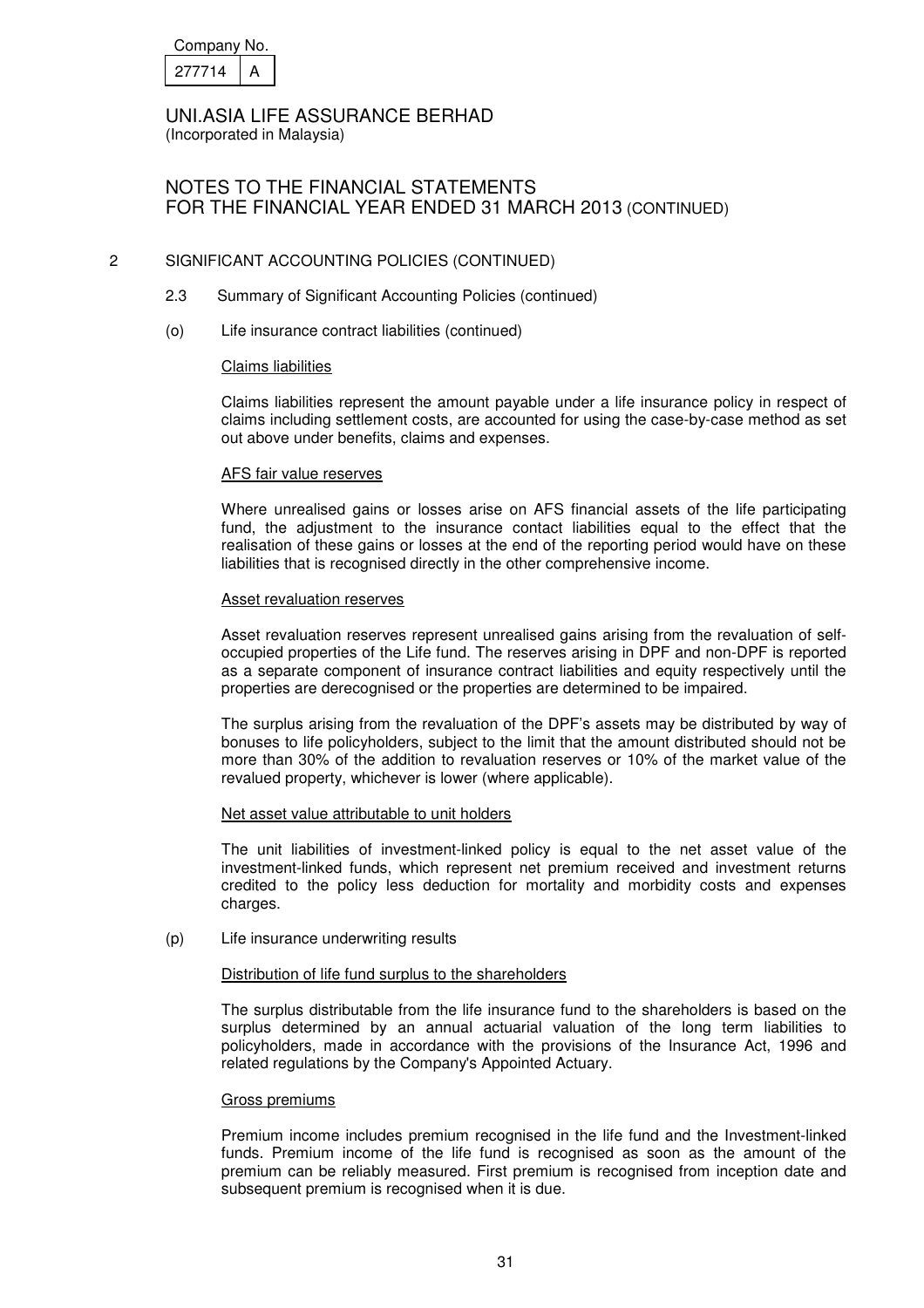Company No. 277714 A

UNI.ASIA LIFE ASSURANCE BERHAD
(Incorporated in Malaysia)

# NOTES TO THE FINANCIAL STATEMENTS FOR THE FINANCIAL YEAR ENDED 31 MARCH 2013 (CONTINUED)

## 2 SIGNIFICANT ACCOUNTING POLICIES (CONTINUED)

### 2.3 Summary of Significant Accounting Policies (continued)

### (o) Life insurance contract liabilities (continued)

Claims liabilities

Claims liabilities represent the amount payable under a life insurance policy in respect of claims including settlement costs, are accounted for using the case-by-case method as set out above under benefits, claims and expenses.

AFS fair value reserves

Where unrealised gains or losses arise on AFS financial assets of the life participating fund, the adjustment to the insurance contact liabilities equal to the effect that the realisation of these gains or losses at the end of the reporting period would have on these liabilities that is recognised directly in the other comprehensive income.

Asset revaluation reserves

Asset revaluation reserves represent unrealised gains arising from the revaluation of self-occupied properties of the Life fund. The reserves arising in DPF and non-DPF is reported as a separate component of insurance contract liabilities and equity respectively until the properties are derecognised or the properties are determined to be impaired.

The surplus arising from the revaluation of the DPF's assets may be distributed by way of bonuses to life policyholders, subject to the limit that the amount distributed should not be more than 30% of the addition to revaluation reserves or 10% of the market value of the revalued property, whichever is lower (where applicable).

Net asset value attributable to unit holders

The unit liabilities of investment-linked policy is equal to the net asset value of the investment-linked funds, which represent net premium received and investment returns credited to the policy less deduction for mortality and morbidity costs and expenses charges.

### (p) Life insurance underwriting results

Distribution of life fund surplus to the shareholders

The surplus distributable from the life insurance fund to the shareholders is based on the surplus determined by an annual actuarial valuation of the long term liabilities to policyholders, made in accordance with the provisions of the Insurance Act, 1996 and related regulations by the Company's Appointed Actuary.

Gross premiums

Premium income includes premium recognised in the life fund and the Investment-linked funds. Premium income of the life fund is recognised as soon as the amount of the premium can be reliably measured. First premium is recognised from inception date and subsequent premium is recognised when it is due.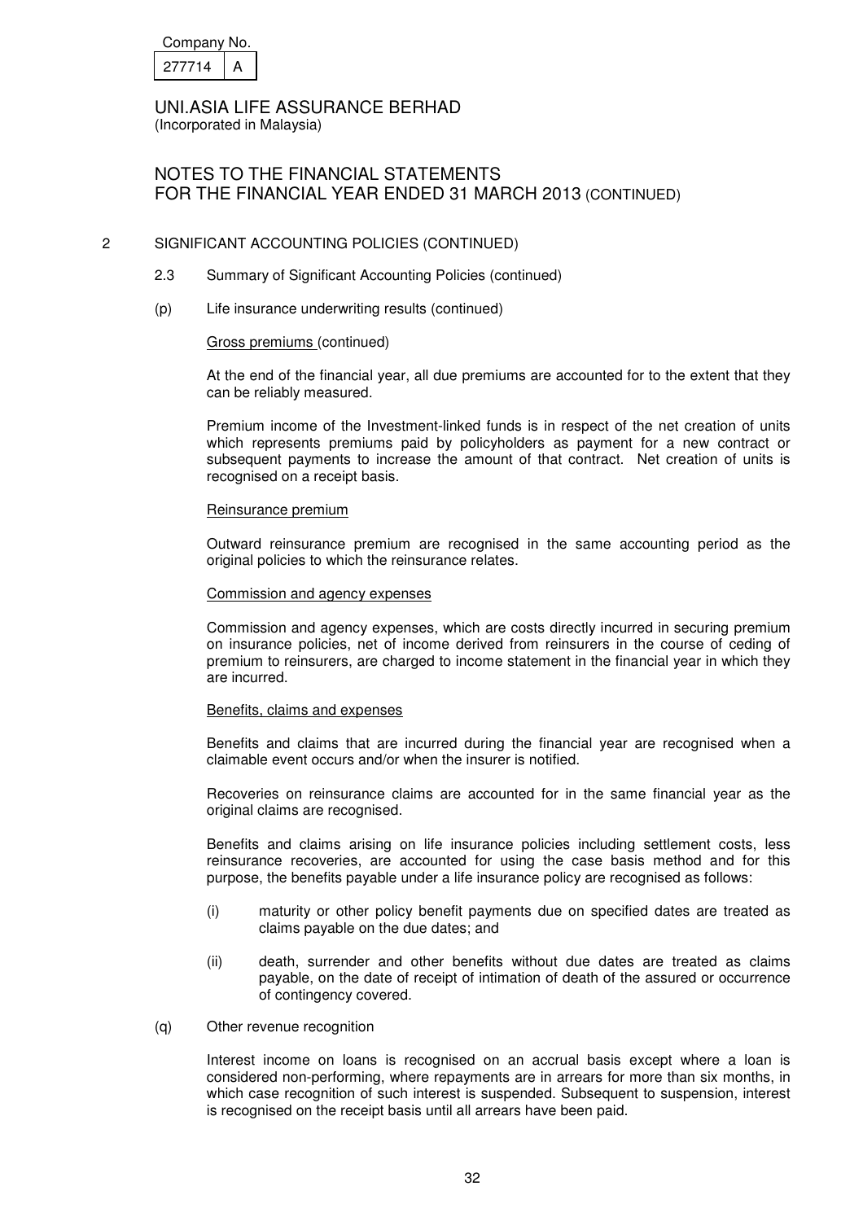Company No.
277714 A

UNI.ASIA LIFE ASSURANCE BERHAD
(Incorporated in Malaysia)

NOTES TO THE FINANCIAL STATEMENTS
FOR THE FINANCIAL YEAR ENDED 31 MARCH 2013 (CONTINUED)

## 2 SIGNIFICANT ACCOUNTING POLICIES (CONTINUED)

### 2.3 Summary of Significant Accounting Policies (continued)

#### (p) Life insurance underwriting results (continued)

Gross premiums (continued)

At the end of the financial year, all due premiums are accounted for to the extent that they can be reliably measured.

Premium income of the Investment-linked funds is in respect of the net creation of units which represents premiums paid by policyholders as payment for a new contract or subsequent payments to increase the amount of that contract. Net creation of units is recognised on a receipt basis.

Reinsurance premium

Outward reinsurance premium are recognised in the same accounting period as the original policies to which the reinsurance relates.

Commission and agency expenses

Commission and agency expenses, which are costs directly incurred in securing premium on insurance policies, net of income derived from reinsurers in the course of ceding of premium to reinsurers, are charged to income statement in the financial year in which they are incurred.

Benefits, claims and expenses

Benefits and claims that are incurred during the financial year are recognised when a claimable event occurs and/or when the insurer is notified.

Recoveries on reinsurance claims are accounted for in the same financial year as the original claims are recognised.

Benefits and claims arising on life insurance policies including settlement costs, less reinsurance recoveries, are accounted for using the case basis method and for this purpose, the benefits payable under a life insurance policy are recognised as follows:

(i) maturity or other policy benefit payments due on specified dates are treated as claims payable on the due dates; and

(ii) death, surrender and other benefits without due dates are treated as claims payable, on the date of receipt of intimation of death of the assured or occurrence of contingency covered.

#### (q) Other revenue recognition

Interest income on loans is recognised on an accrual basis except where a loan is considered non-performing, where repayments are in arrears for more than six months, in which case recognition of such interest is suspended. Subsequent to suspension, interest is recognised on the receipt basis until all arrears have been paid.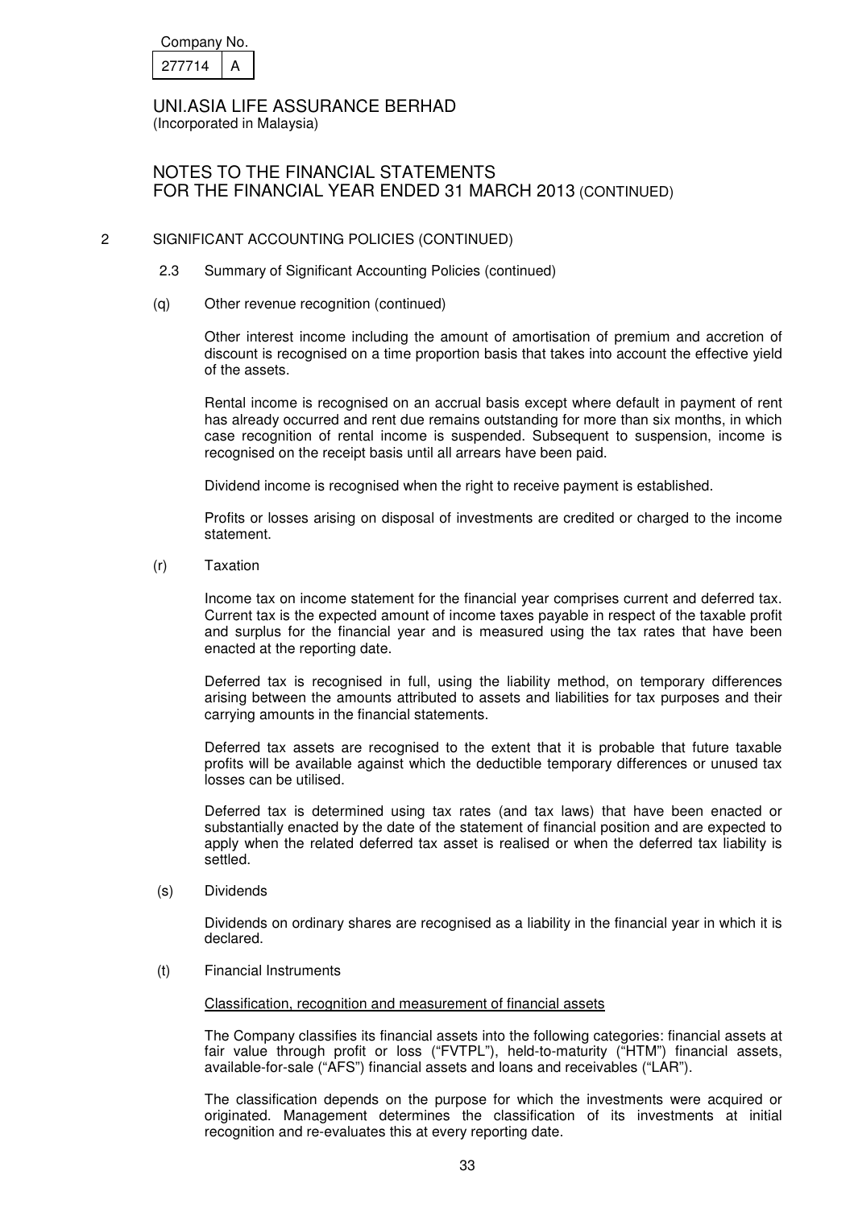## 2 SIGNIFICANT ACCOUNTING POLICIES (CONTINUED)

### 2.3 Summary of Significant Accounting Policies (continued)

#### (q) Other revenue recognition (continued)

Other interest income including the amount of amortisation of premium and accretion of discount is recognised on a time proportion basis that takes into account the effective yield of the assets.

Rental income is recognised on an accrual basis except where default in payment of rent has already occurred and rent due remains outstanding for more than six months, in which case recognition of rental income is suspended. Subsequent to suspension, income is recognised on the receipt basis until all arrears have been paid.

Dividend income is recognised when the right to receive payment is established.

Profits or losses arising on disposal of investments are credited or charged to the income statement.

#### (r) Taxation

Income tax on income statement for the financial year comprises current and deferred tax. Current tax is the expected amount of income taxes payable in respect of the taxable profit and surplus for the financial year and is measured using the tax rates that have been enacted at the reporting date.

Deferred tax is recognised in full, using the liability method, on temporary differences arising between the amounts attributed to assets and liabilities for tax purposes and their carrying amounts in the financial statements.

Deferred tax assets are recognised to the extent that it is probable that future taxable profits will be available against which the deductible temporary differences or unused tax losses can be utilised.

Deferred tax is determined using tax rates (and tax laws) that have been enacted or substantially enacted by the date of the statement of financial position and are expected to apply when the related deferred tax asset is realised or when the deferred tax liability is settled.

#### (s) Dividends

Dividends on ordinary shares are recognised as a liability in the financial year in which it is declared.

#### (t) Financial Instruments

Classification, recognition and measurement of financial assets

The Company classifies its financial assets into the following categories: financial assets at fair value through profit or loss ("FVTPL"), held-to-maturity ("HTM") financial assets, available-for-sale ("AFS") financial assets and loans and receivables ("LAR").

The classification depends on the purpose for which the investments were acquired or originated. Management determines the classification of its investments at initial recognition and re-evaluates this at every reporting date.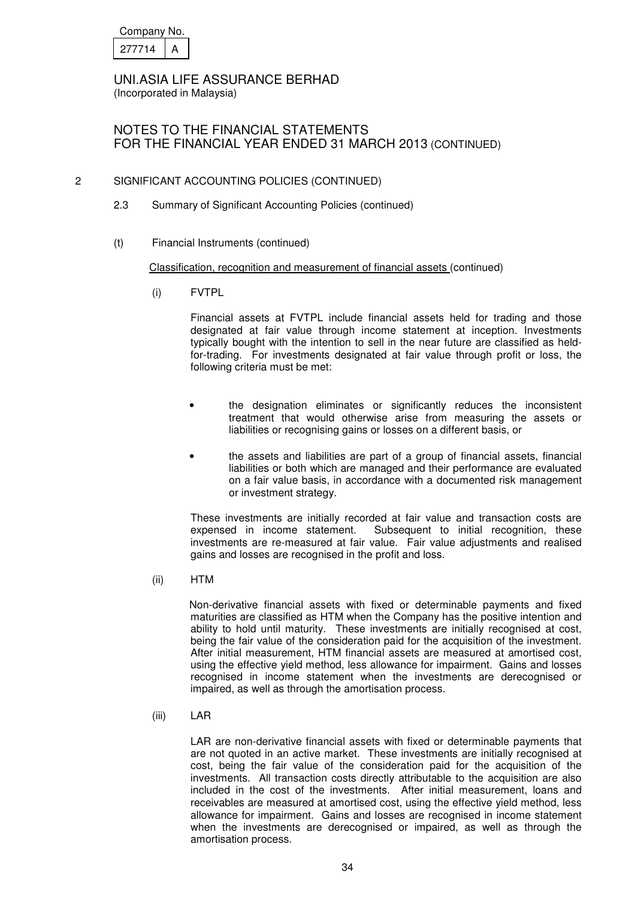## 2 SIGNIFICANT ACCOUNTING POLICIES (CONTINUED)

### 2.3 Summary of Significant Accounting Policies (continued)

#### (t) Financial Instruments (continued)

Classification, recognition and measurement of financial assets (continued)

(i) FVTPL

Financial assets at FVTPL include financial assets held for trading and those designated at fair value through income statement at inception. Investments typically bought with the intention to sell in the near future are classified as held-for-trading. For investments designated at fair value through profit or loss, the following criteria must be met:

- the designation eliminates or significantly reduces the inconsistent treatment that would otherwise arise from measuring the assets or liabilities or recognising gains or losses on a different basis, or
- the assets and liabilities are part of a group of financial assets, financial liabilities or both which are managed and their performance are evaluated on a fair value basis, in accordance with a documented risk management or investment strategy.

These investments are initially recorded at fair value and transaction costs are expensed in income statement. Subsequent to initial recognition, these investments are re-measured at fair value. Fair value adjustments and realised gains and losses are recognised in the profit and loss.

(ii) HTM

Non-derivative financial assets with fixed or determinable payments and fixed maturities are classified as HTM when the Company has the positive intention and ability to hold until maturity. These investments are initially recognised at cost, being the fair value of the consideration paid for the acquisition of the investment. After initial measurement, HTM financial assets are measured at amortised cost, using the effective yield method, less allowance for impairment. Gains and losses recognised in income statement when the investments are derecognised or impaired, as well as through the amortisation process.

(iii) LAR

LAR are non-derivative financial assets with fixed or determinable payments that are not quoted in an active market. These investments are initially recognised at cost, being the fair value of the consideration paid for the acquisition of the investments. All transaction costs directly attributable to the acquisition are also included in the cost of the investments. After initial measurement, loans and receivables are measured at amortised cost, using the effective yield method, less allowance for impairment. Gains and losses are recognised in income statement when the investments are derecognised or impaired, as well as through the amortisation process.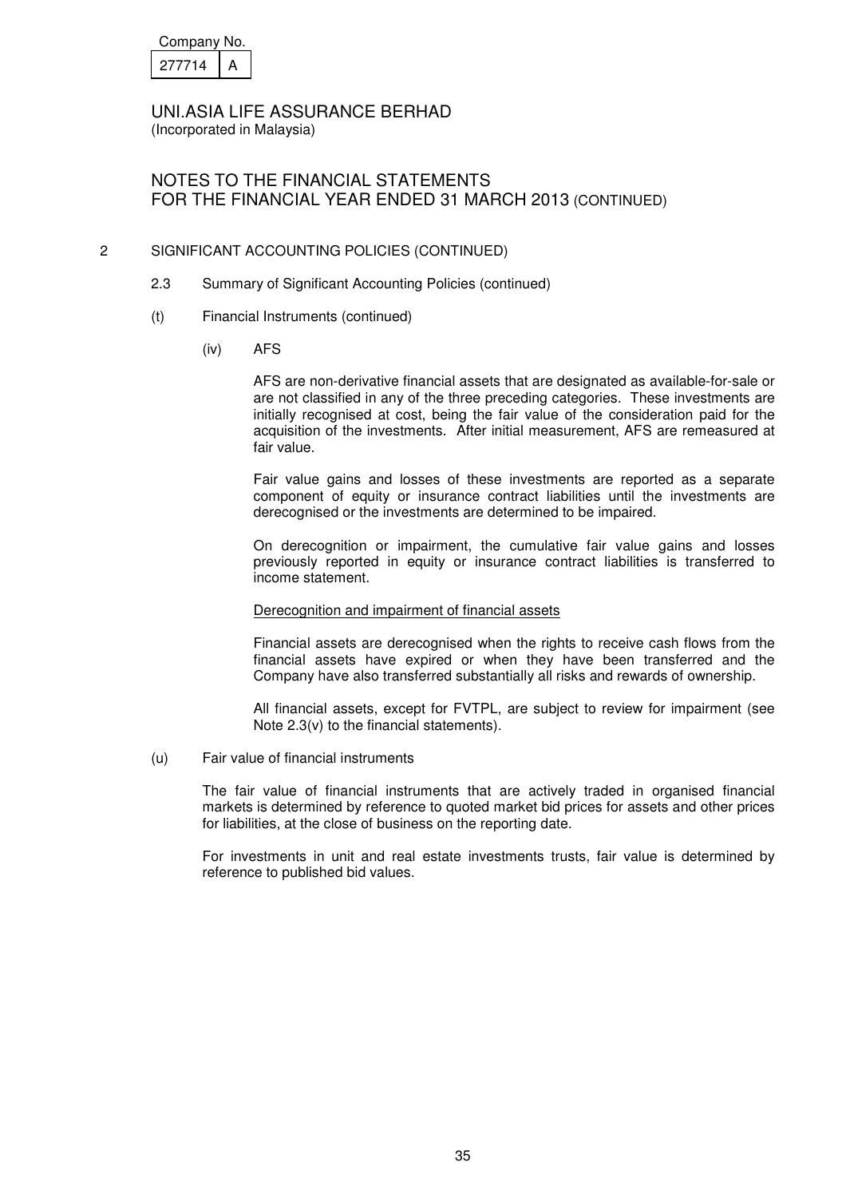Company No. 277714 A

UNI.ASIA LIFE ASSURANCE BERHAD
(Incorporated in Malaysia)

NOTES TO THE FINANCIAL STATEMENTS
FOR THE FINANCIAL YEAR ENDED 31 MARCH 2013 (CONTINUED)

## 2 SIGNIFICANT ACCOUNTING POLICIES (CONTINUED)

### 2.3 Summary of Significant Accounting Policies (continued)

#### (t) Financial Instruments (continued)

##### (iv) AFS

AFS are non-derivative financial assets that are designated as available-for-sale or are not classified in any of the three preceding categories. These investments are initially recognised at cost, being the fair value of the consideration paid for the acquisition of the investments. After initial measurement, AFS are remeasured at fair value.

Fair value gains and losses of these investments are reported as a separate component of equity or insurance contract liabilities until the investments are derecognised or the investments are determined to be impaired.

On derecognition or impairment, the cumulative fair value gains and losses previously reported in equity or insurance contract liabilities is transferred to income statement.

Derecognition and impairment of financial assets

Financial assets are derecognised when the rights to receive cash flows from the financial assets have expired or when they have been transferred and the Company have also transferred substantially all risks and rewards of ownership.

All financial assets, except for FVTPL, are subject to review for impairment (see Note 2.3(v) to the financial statements).

#### (u) Fair value of financial instruments

The fair value of financial instruments that are actively traded in organised financial markets is determined by reference to quoted market bid prices for assets and other prices for liabilities, at the close of business on the reporting date.

For investments in unit and real estate investments trusts, fair value is determined by reference to published bid values.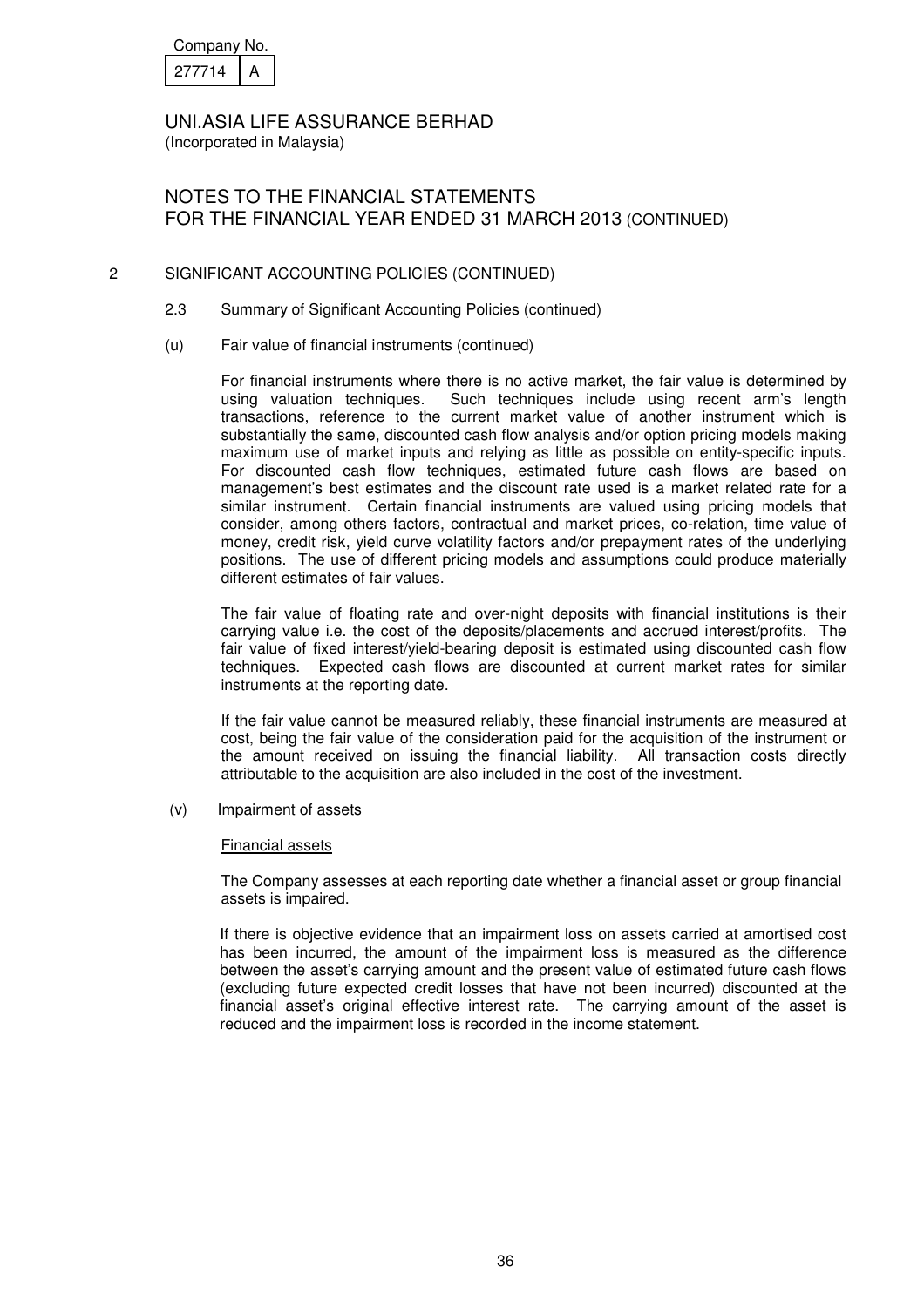Company No.

| 277714 | A |
|---|---|

UNI.ASIA LIFE ASSURANCE BERHAD
(Incorporated in Malaysia)

NOTES TO THE FINANCIAL STATEMENTS
FOR THE FINANCIAL YEAR ENDED 31 MARCH 2013 (CONTINUED)

2 SIGNIFICANT ACCOUNTING POLICIES (CONTINUED)

2.3 Summary of Significant Accounting Policies (continued)

(u) Fair value of financial instruments (continued)

For financial instruments where there is no active market, the fair value is determined by using valuation techniques. Such techniques include using recent arm's length transactions, reference to the current market value of another instrument which is substantially the same, discounted cash flow analysis and/or option pricing models making maximum use of market inputs and relying as little as possible on entity-specific inputs. For discounted cash flow techniques, estimated future cash flows are based on management's best estimates and the discount rate used is a market related rate for a similar instrument. Certain financial instruments are valued using pricing models that consider, among others factors, contractual and market prices, co-relation, time value of money, credit risk, yield curve volatility factors and/or prepayment rates of the underlying positions. The use of different pricing models and assumptions could produce materially different estimates of fair values.

The fair value of floating rate and over-night deposits with financial institutions is their carrying value i.e. the cost of the deposits/placements and accrued interest/profits. The fair value of fixed interest/yield-bearing deposit is estimated using discounted cash flow techniques. Expected cash flows are discounted at current market rates for similar instruments at the reporting date.

If the fair value cannot be measured reliably, these financial instruments are measured at cost, being the fair value of the consideration paid for the acquisition of the instrument or the amount received on issuing the financial liability. All transaction costs directly attributable to the acquisition are also included in the cost of the investment.

(v) Impairment of assets

Financial assets

The Company assesses at each reporting date whether a financial asset or group financial assets is impaired.

If there is objective evidence that an impairment loss on assets carried at amortised cost has been incurred, the amount of the impairment loss is measured as the difference between the asset's carrying amount and the present value of estimated future cash flows (excluding future expected credit losses that have not been incurred) discounted at the financial asset's original effective interest rate. The carrying amount of the asset is reduced and the impairment loss is recorded in the income statement.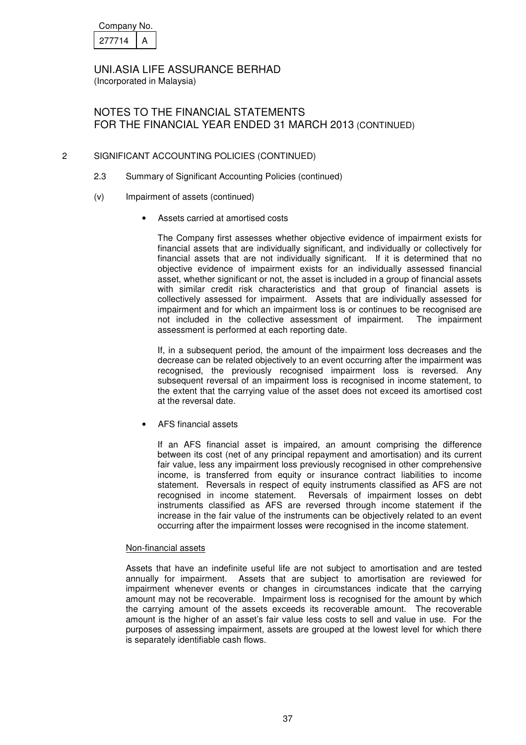Company No.

| 277714 | A |
|---|---|

UNI.ASIA LIFE ASSURANCE BERHAD
(Incorporated in Malaysia)

NOTES TO THE FINANCIAL STATEMENTS
FOR THE FINANCIAL YEAR ENDED 31 MARCH 2013 (CONTINUED)

2 SIGNIFICANT ACCOUNTING POLICIES (CONTINUED)

2.3 Summary of Significant Accounting Policies (continued)

(v) Impairment of assets (continued)

- Assets carried at amortised costs

The Company first assesses whether objective evidence of impairment exists for financial assets that are individually significant, and individually or collectively for financial assets that are not individually significant. If it is determined that no objective evidence of impairment exists for an individually assessed financial asset, whether significant or not, the asset is included in a group of financial assets with similar credit risk characteristics and that group of financial assets is collectively assessed for impairment. Assets that are individually assessed for impairment and for which an impairment loss is or continues to be recognised are not included in the collective assessment of impairment. The impairment assessment is performed at each reporting date.

If, in a subsequent period, the amount of the impairment loss decreases and the decrease can be related objectively to an event occurring after the impairment was recognised, the previously recognised impairment loss is reversed. Any subsequent reversal of an impairment loss is recognised in income statement, to the extent that the carrying value of the asset does not exceed its amortised cost at the reversal date.

- AFS financial assets

If an AFS financial asset is impaired, an amount comprising the difference between its cost (net of any principal repayment and amortisation) and its current fair value, less any impairment loss previously recognised in other comprehensive income, is transferred from equity or insurance contract liabilities to income statement. Reversals in respect of equity instruments classified as AFS are not recognised in income statement. Reversals of impairment losses on debt instruments classified as AFS are reversed through income statement if the increase in the fair value of the instruments can be objectively related to an event occurring after the impairment losses were recognised in the income statement.

Non-financial assets

Assets that have an indefinite useful life are not subject to amortisation and are tested annually for impairment. Assets that are subject to amortisation are reviewed for impairment whenever events or changes in circumstances indicate that the carrying amount may not be recoverable. Impairment loss is recognised for the amount by which the carrying amount of the assets exceeds its recoverable amount. The recoverable amount is the higher of an asset's fair value less costs to sell and value in use. For the purposes of assessing impairment, assets are grouped at the lowest level for which there is separately identifiable cash flows.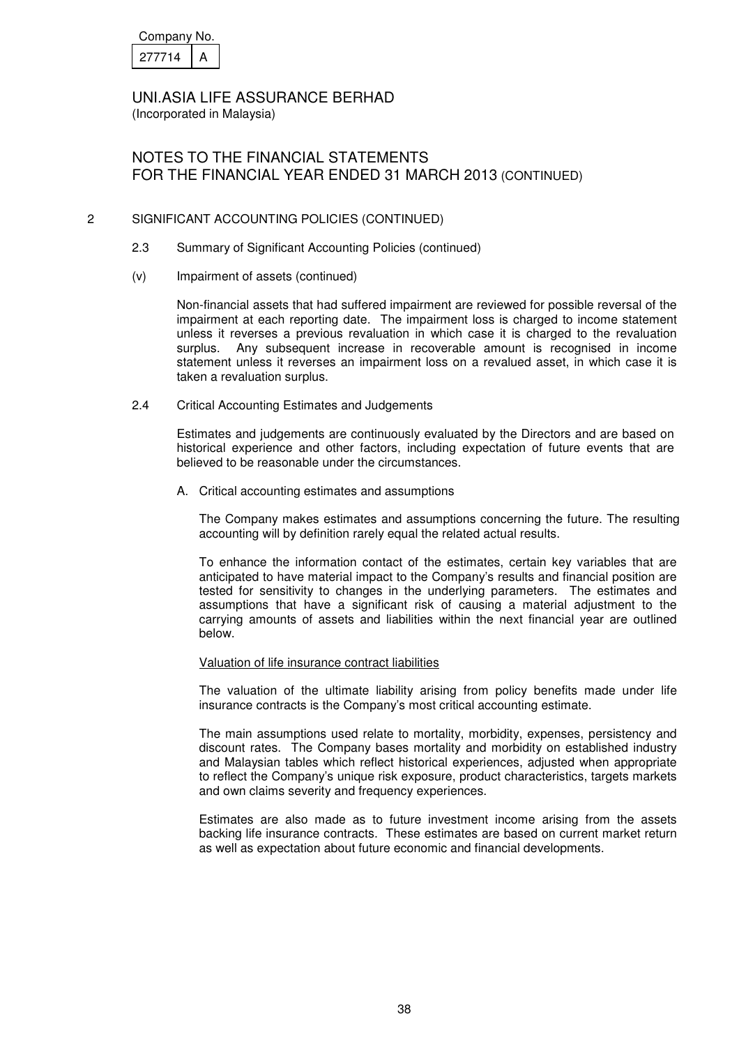Company No.

| 277714 | A |
|---|---|

UNI.ASIA LIFE ASSURANCE BERHAD
(Incorporated in Malaysia)

NOTES TO THE FINANCIAL STATEMENTS
FOR THE FINANCIAL YEAR ENDED 31 MARCH 2013 (CONTINUED)

2 SIGNIFICANT ACCOUNTING POLICIES (CONTINUED)

2.3 Summary of Significant Accounting Policies (continued)

(v) Impairment of assets (continued)

Non-financial assets that had suffered impairment are reviewed for possible reversal of the impairment at each reporting date. The impairment loss is charged to income statement unless it reverses a previous revaluation in which case it is charged to the revaluation surplus. Any subsequent increase in recoverable amount is recognised in income statement unless it reverses an impairment loss on a revalued asset, in which case it is taken a revaluation surplus.

2.4 Critical Accounting Estimates and Judgements

Estimates and judgements are continuously evaluated by the Directors and are based on historical experience and other factors, including expectation of future events that are believed to be reasonable under the circumstances.

A. Critical accounting estimates and assumptions

The Company makes estimates and assumptions concerning the future. The resulting accounting will by definition rarely equal the related actual results.

To enhance the information contact of the estimates, certain key variables that are anticipated to have material impact to the Company's results and financial position are tested for sensitivity to changes in the underlying parameters. The estimates and assumptions that have a significant risk of causing a material adjustment to the carrying amounts of assets and liabilities within the next financial year are outlined below.

Valuation of life insurance contract liabilities

The valuation of the ultimate liability arising from policy benefits made under life insurance contracts is the Company's most critical accounting estimate.

The main assumptions used relate to mortality, morbidity, expenses, persistency and discount rates. The Company bases mortality and morbidity on established industry and Malaysian tables which reflect historical experiences, adjusted when appropriate to reflect the Company's unique risk exposure, product characteristics, targets markets and own claims severity and frequency experiences.

Estimates are also made as to future investment income arising from the assets backing life insurance contracts. These estimates are based on current market return as well as expectation about future economic and financial developments.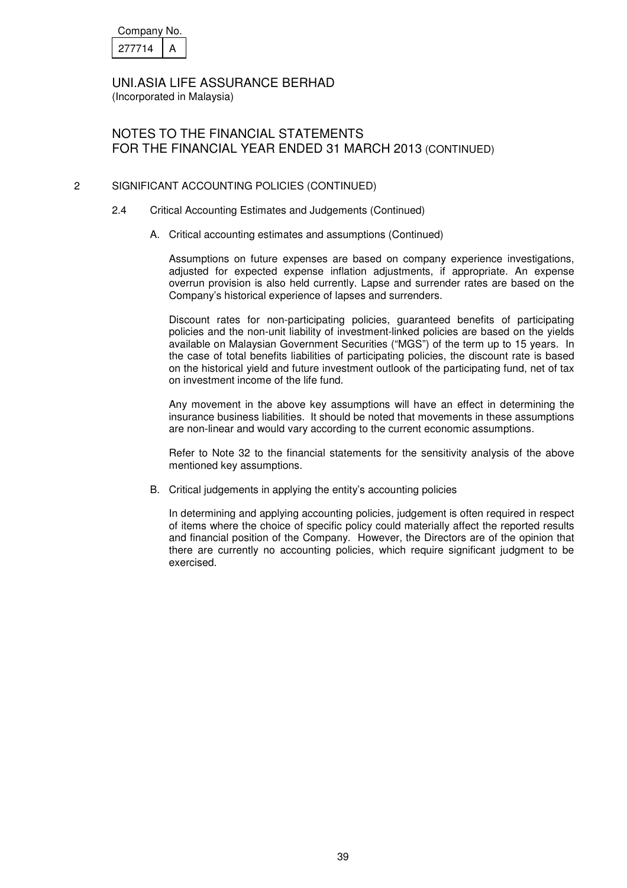## 2 SIGNIFICANT ACCOUNTING POLICIES (CONTINUED)

### 2.4 Critical Accounting Estimates and Judgements (Continued)

#### A. Critical accounting estimates and assumptions (Continued)

Assumptions on future expenses are based on company experience investigations, adjusted for expected expense inflation adjustments, if appropriate. An expense overrun provision is also held currently. Lapse and surrender rates are based on the Company's historical experience of lapses and surrenders.

Discount rates for non-participating policies, guaranteed benefits of participating policies and the non-unit liability of investment-linked policies are based on the yields available on Malaysian Government Securities ("MGS") of the term up to 15 years. In the case of total benefits liabilities of participating policies, the discount rate is based on the historical yield and future investment outlook of the participating fund, net of tax on investment income of the life fund.

Any movement in the above key assumptions will have an effect in determining the insurance business liabilities. It should be noted that movements in these assumptions are non-linear and would vary according to the current economic assumptions.

Refer to Note 32 to the financial statements for the sensitivity analysis of the above mentioned key assumptions.

#### B. Critical judgements in applying the entity's accounting policies

In determining and applying accounting policies, judgement is often required in respect of items where the choice of specific policy could materially affect the reported results and financial position of the Company. However, the Directors are of the opinion that there are currently no accounting policies, which require significant judgment to be exercised.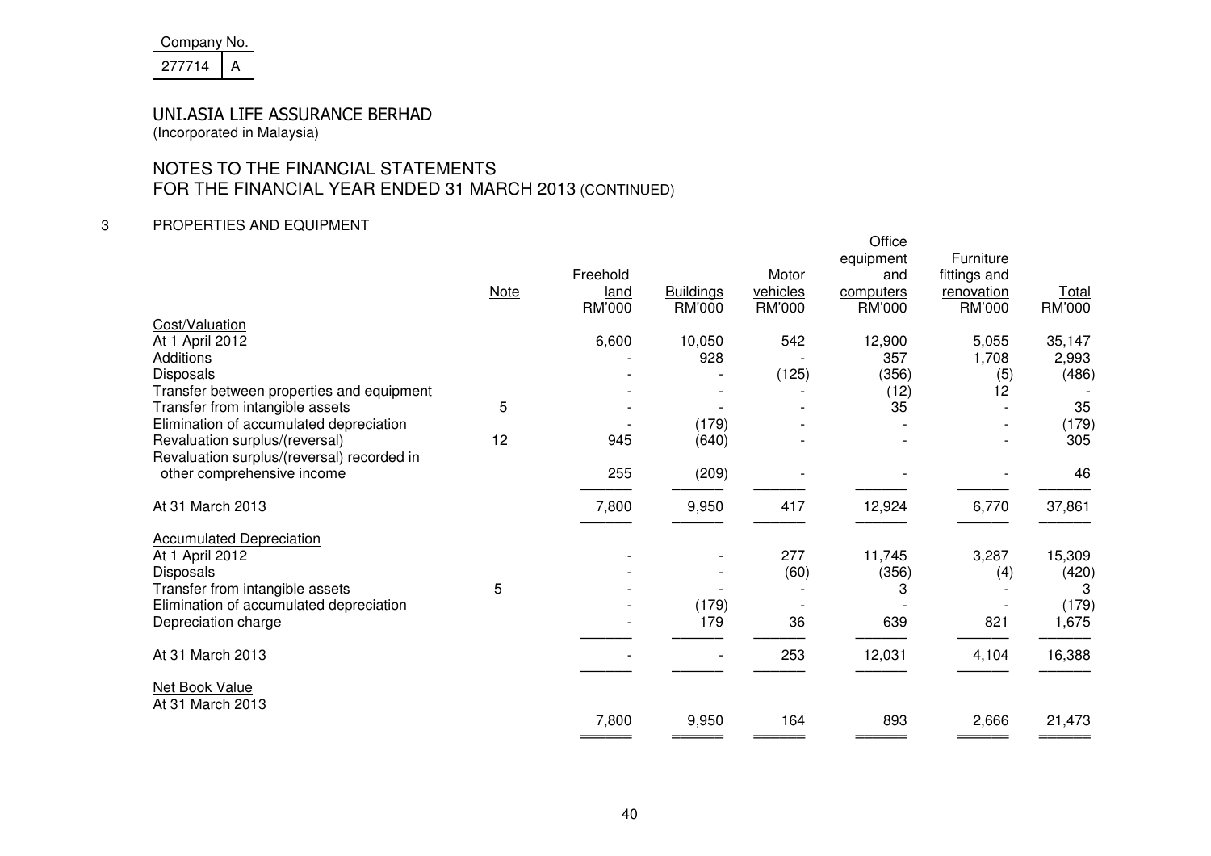Company No.

277714 A

# UNI.ASIA LIFE ASSURANCE BERHAD

(Incorporated in Malaysia)

## NOTES TO THE FINANCIAL STATEMENTS
## FOR THE FINANCIAL YEAR ENDED 31 MARCH 2013 (CONTINUED)

### 3 PROPERTIES AND EQUIPMENT

| | Note | Freehold land | Buildings | Motor vehicles | Office equipment and computers | Furniture fittings and renovation | Total |
|---|---|---|---|---|---|---|---|
| | | RM'000 | RM'000 | RM'000 | RM'000 | RM'000 | RM'000 |
| **Cost/Valuation** | | | | | | | |
| At 1 April 2012 | | 6,600 | 10,050 | 542 | 12,900 | 5,055 | 35,147 |
| Additions | | - | 928 | - | 357 | 1,708 | 2,993 |
| Disposals | | - | - | (125) | (356) | (5) | (486) |
| Transfer between properties and equipment | | - | - | - | (12) | 12 | - |
| Transfer from intangible assets | 5 | - | - | - | 35 | - | 35 |
| Elimination of accumulated depreciation | | - | (179) | - | - | - | (179) |
| Revaluation surplus/(reversal) | 12 | 945 | (640) | - | - | - | 305 |
| Revaluation surplus/(reversal) recorded in other comprehensive income | | 255 | (209) | - | - | - | 46 |
| At 31 March 2013 | | 7,800 | 9,950 | 417 | 12,924 | 6,770 | 37,861 |
| **Accumulated Depreciation** | | | | | | | |
| At 1 April 2012 | | - | - | 277 | 11,745 | 3,287 | 15,309 |
| Disposals | | - | - | (60) | (356) | (4) | (420) |
| Transfer from intangible assets | 5 | - | - | - | 3 | - | 3 |
| Elimination of accumulated depreciation | | - | (179) | - | - | - | (179) |
| Depreciation charge | | - | 179 | 36 | 639 | 821 | 1,675 |
| At 31 March 2013 | | - | - | 253 | 12,031 | 4,104 | 16,388 |
| **Net Book Value** | | | | | | | |
| At 31 March 2013 | | 7,800 | 9,950 | 164 | 893 | 2,666 | 21,473 |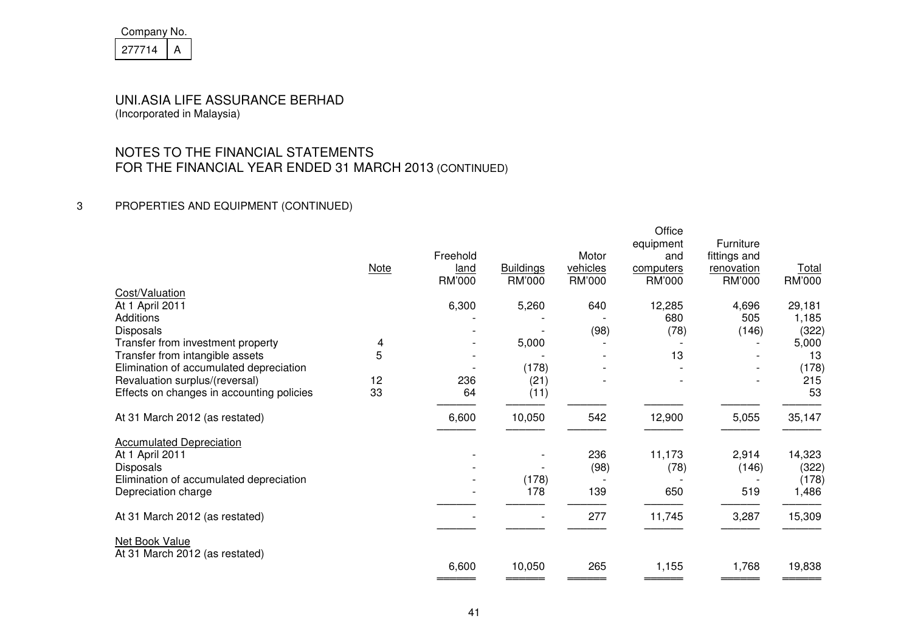Company No.
277714 | A

UNI.ASIA LIFE ASSURANCE BERHAD
(Incorporated in Malaysia)

NOTES TO THE FINANCIAL STATEMENTS
FOR THE FINANCIAL YEAR ENDED 31 MARCH 2013 (CONTINUED)

## 3 PROPERTIES AND EQUIPMENT (CONTINUED)

| | Note | Freehold land RM'000 | Buildings RM'000 | Motor vehicles RM'000 | Office equipment and computers RM'000 | Furniture fittings and renovation RM'000 | Total RM'000 |
|---|---|---|---|---|---|---|---|
| **Cost/Valuation** | | | | | | | |
| At 1 April 2011 | | 6,300 | 5,260 | 640 | 12,285 | 4,696 | 29,181 |
| Additions | | - | - | - | 680 | 505 | 1,185 |
| Disposals | | - | - | (98) | (78) | (146) | (322) |
| Transfer from investment property | 4 | - | 5,000 | - | - | - | 5,000 |
| Transfer from intangible assets | 5 | - | - | - | 13 | - | 13 |
| Elimination of accumulated depreciation | | - | (178) | - | - | - | (178) |
| Revaluation surplus/(reversal) | 12 | 236 | (21) | - | - | - | 215 |
| Effects on changes in accounting policies | 33 | 64 | (11) | | | | 53 |
| At 31 March 2012 (as restated) | | 6,600 | 10,050 | 542 | 12,900 | 5,055 | 35,147 |
| **Accumulated Depreciation** | | | | | | | |
| At 1 April 2011 | | - | - | 236 | 11,173 | 2,914 | 14,323 |
| Disposals | | - | - | (98) | (78) | (146) | (322) |
| Elimination of accumulated depreciation | | - | (178) | - | - | - | (178) |
| Depreciation charge | | - | 178 | 139 | 650 | 519 | 1,486 |
| At 31 March 2012 (as restated) | | - | - | 277 | 11,745 | 3,287 | 15,309 |
| **Net Book Value** | | | | | | | |
| At 31 March 2012 (as restated) | | 6,600 | 10,050 | 265 | 1,155 | 1,768 | 19,838 |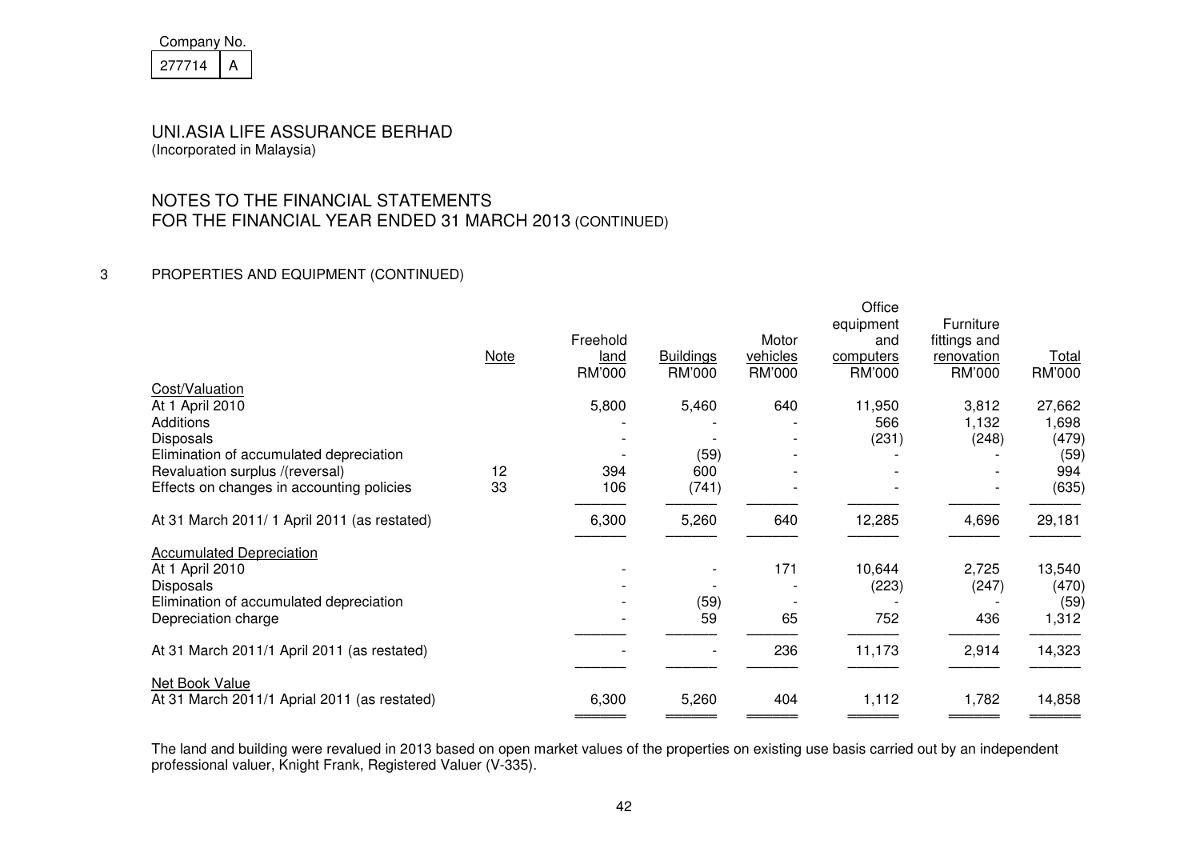Company No.

| 277714 | A |
|---|---|

UNI.ASIA LIFE ASSURANCE BERHAD
(Incorporated in Malaysia)

NOTES TO THE FINANCIAL STATEMENTS
FOR THE FINANCIAL YEAR ENDED 31 MARCH 2013 (CONTINUED)

3 PROPERTIES AND EQUIPMENT (CONTINUED)

| | Note | Freehold land RM'000 | Buildings RM'000 | Motor vehicles RM'000 | Office equipment and computers RM'000 | Furniture fittings and renovation RM'000 | Total RM'000 |
|---|---|---|---|---|---|---|---|
| Cost/Valuation | | | | | | | |
| At 1 April 2010 | | 5,800 | 5,460 | 640 | 11,950 | 3,812 | 27,662 |
| Additions | | - | - | - | 566 | 1,132 | 1,698 |
| Disposals | | - | - | - | (231) | (248) | (479) |
| Elimination of accumulated depreciation | | - | (59) | - | - | - | (59) |
| Revaluation surplus /(reversal) | 12 | 394 | 600 | - | - | - | 994 |
| Effects on changes in accounting policies | 33 | 106 | (741) | - | - | - | (635) |
| At 31 March 2011/ 1 April 2011 (as restated) | | 6,300 | 5,260 | 640 | 12,285 | 4,696 | 29,181 |
| Accumulated Depreciation | | | | | | | |
| At 1 April 2010 | | - | - | 171 | 10,644 | 2,725 | 13,540 |
| Disposals | | - | - | - | (223) | (247) | (470) |
| Elimination of accumulated depreciation | | - | (59) | - | - | - | (59) |
| Depreciation charge | | - | 59 | 65 | 752 | 436 | 1,312 |
| At 31 March 2011/1 April 2011 (as restated) | | - | - | 236 | 11,173 | 2,914 | 14,323 |
| Net Book Value | | | | | | | |
| At 31 March 2011/1 Aprial 2011 (as restated) | | 6,300 | 5,260 | 404 | 1,112 | 1,782 | 14,858 |

The land and building were revalued in 2013 based on open market values of the properties on existing use basis carried out by an independent professional valuer, Knight Frank, Registered Valuer (V-335).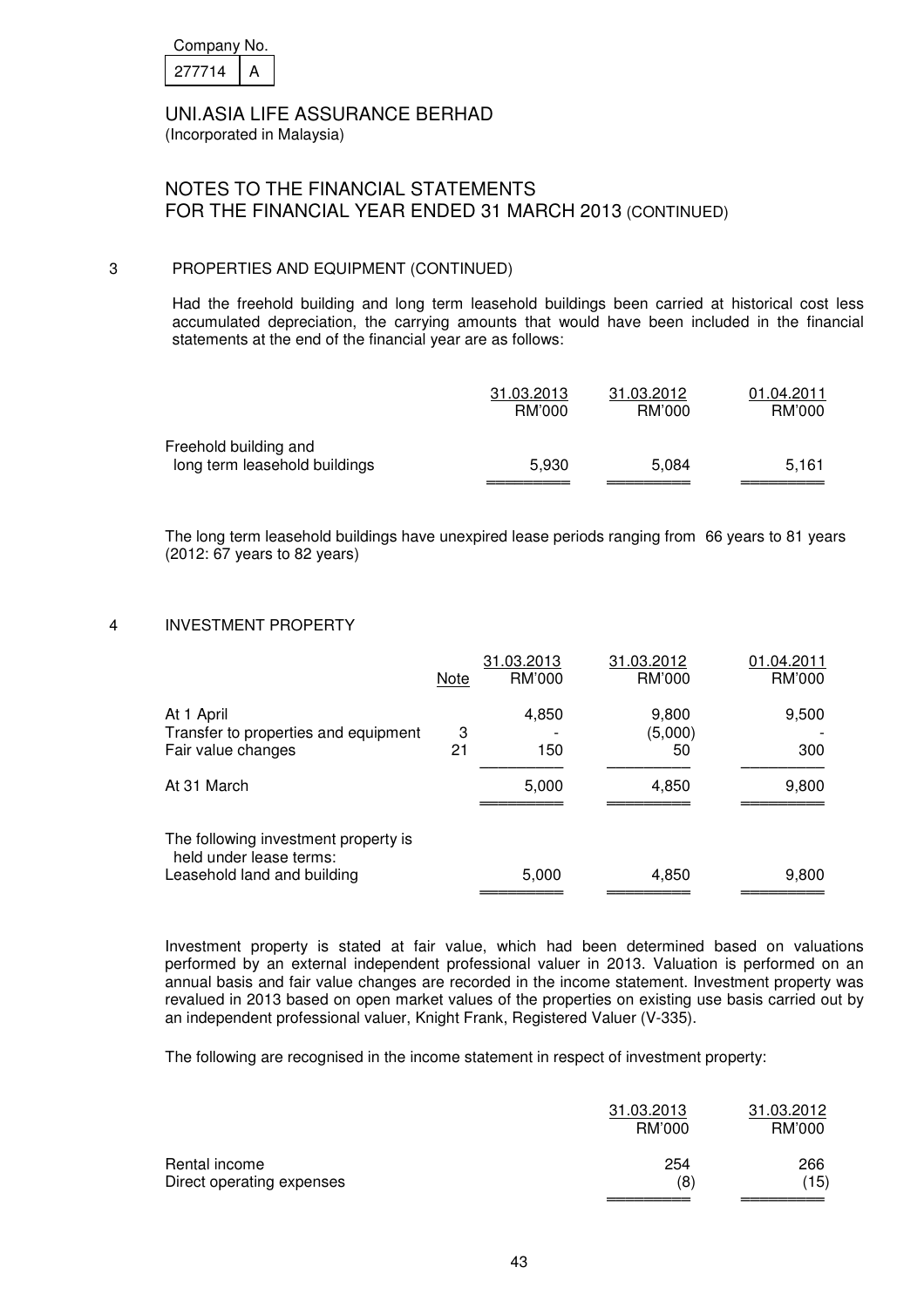Company No.

| 277714 | A |
|---|---|

UNI.ASIA LIFE ASSURANCE BERHAD
(Incorporated in Malaysia)

# NOTES TO THE FINANCIAL STATEMENTS FOR THE FINANCIAL YEAR ENDED 31 MARCH 2013 (CONTINUED)

## 3 PROPERTIES AND EQUIPMENT (CONTINUED)

Had the freehold building and long term leasehold buildings been carried at historical cost less accumulated depreciation, the carrying amounts that would have been included in the financial statements at the end of the financial year are as follows:

| | 31.03.2013 RM'000 | 31.03.2012 RM'000 | 01.04.2011 RM'000 |
|---|---|---|---|
| Freehold building and long term leasehold buildings | 5,930 | 5,084 | 5,161 |

The long term leasehold buildings have unexpired lease periods ranging from 66 years to 81 years (2012: 67 years to 82 years)

## 4 INVESTMENT PROPERTY

| | Note | 31.03.2013 RM'000 | 31.03.2012 RM'000 | 01.04.2011 RM'000 |
|---|---|---|---|---|
| At 1 April | | 4,850 | 9,800 | 9,500 |
| Transfer to properties and equipment | 3 | - | (5,000) | - |
| Fair value changes | 21 | 150 | 50 | 300 |
| At 31 March | | 5,000 | 4,850 | 9,800 |
| The following investment property is held under lease terms: | | | | |
| Leasehold land and building | | 5,000 | 4,850 | 9,800 |

Investment property is stated at fair value, which had been determined based on valuations performed by an external independent professional valuer in 2013. Valuation is performed on an annual basis and fair value changes are recorded in the income statement. Investment property was revalued in 2013 based on open market values of the properties on existing use basis carried out by an independent professional valuer, Knight Frank, Registered Valuer (V-335).

The following are recognised in the income statement in respect of investment property:

| | 31.03.2013 RM'000 | 31.03.2012 RM'000 |
|---|---|---|
| Rental income | 254 | 266 |
| Direct operating expenses | (8) | (15) |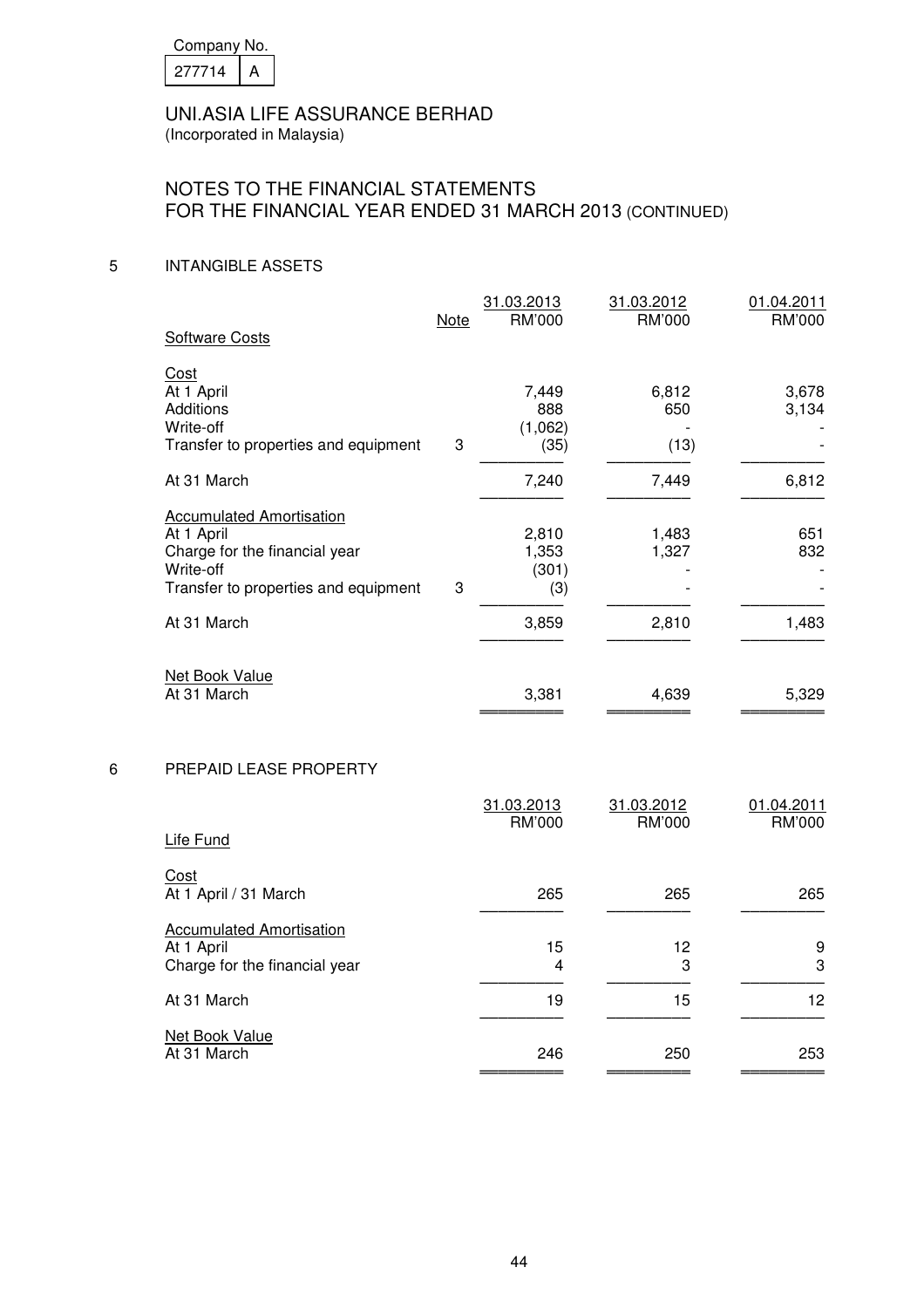Company No. 277714 A

UNI.ASIA LIFE ASSURANCE BERHAD
(Incorporated in Malaysia)

# NOTES TO THE FINANCIAL STATEMENTS FOR THE FINANCIAL YEAR ENDED 31 MARCH 2013 (CONTINUED)

## 5 INTANGIBLE ASSETS

| | Note | 31.03.2013 RM'000 | 31.03.2012 RM'000 | 01.04.2011 RM'000 |
|---|---|---|---|---|
| Software Costs | | | | |
| Cost | | | | |
| At 1 April | | 7,449 | 6,812 | 3,678 |
| Additions | | 888 | 650 | 3,134 |
| Write-off | | (1,062) | - | - |
| Transfer to properties and equipment | 3 | (35) | (13) | - |
| At 31 March | | 7,240 | 7,449 | 6,812 |
| Accumulated Amortisation | | | | |
| At 1 April | | 2,810 | 1,483 | 651 |
| Charge for the financial year | | 1,353 | 1,327 | 832 |
| Write-off | | (301) | - | - |
| Transfer to properties and equipment | 3 | (3) | - | - |
| At 31 March | | 3,859 | 2,810 | 1,483 |
| Net Book Value | | | | |
| At 31 March | | 3,381 | 4,639 | 5,329 |

## 6 PREPAID LEASE PROPERTY

| | 31.03.2013 RM'000 | 31.03.2012 RM'000 | 01.04.2011 RM'000 |
|---|---|---|---|
| Life Fund | | | |
| Cost | | | |
| At 1 April / 31 March | 265 | 265 | 265 |
| Accumulated Amortisation | | | |
| At 1 April | 15 | 12 | 9 |
| Charge for the financial year | 4 | 3 | 3 |
| At 31 March | 19 | 15 | 12 |
| Net Book Value | | | |
| At 31 March | 246 | 250 | 253 |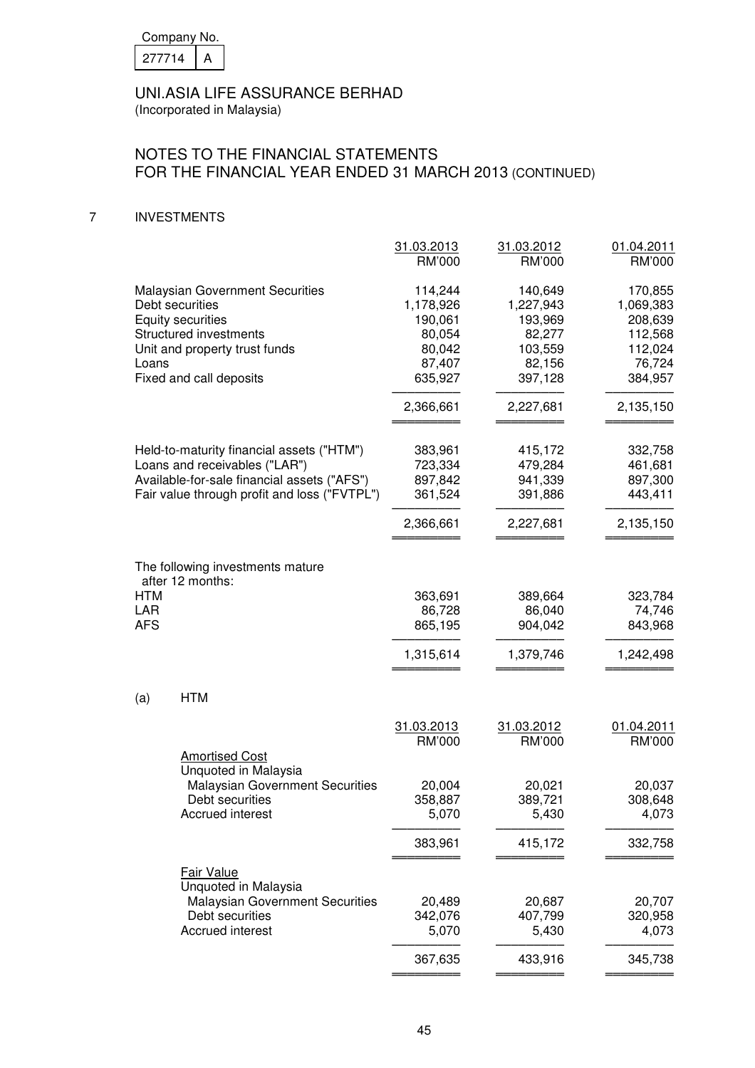Company No.

| 277714 | A |
|---|---|

UNI.ASIA LIFE ASSURANCE BERHAD
(Incorporated in Malaysia)

# NOTES TO THE FINANCIAL STATEMENTS FOR THE FINANCIAL YEAR ENDED 31 MARCH 2013 (CONTINUED)

## 7 INVESTMENTS

| | 31.03.2013 RM'000 | 31.03.2012 RM'000 | 01.04.2011 RM'000 |
|---|---|---|---|
| Malaysian Government Securities | 114,244 | 140,649 | 170,855 |
| Debt securities | 1,178,926 | 1,227,943 | 1,069,383 |
| Equity securities | 190,061 | 193,969 | 208,639 |
| Structured investments | 80,054 | 82,277 | 112,568 |
| Unit and property trust funds | 80,042 | 103,559 | 112,024 |
| Loans | 87,407 | 82,156 | 76,724 |
| Fixed and call deposits | 635,927 | 397,128 | 384,957 |
| | 2,366,661 | 2,227,681 | 2,135,150 |
| | | | |
| Held-to-maturity financial assets ("HTM") | 383,961 | 415,172 | 332,758 |
| Loans and receivables ("LAR") | 723,334 | 479,284 | 461,681 |
| Available-for-sale financial assets ("AFS") | 897,842 | 941,339 | 897,300 |
| Fair value through profit and loss ("FVTPL") | 361,524 | 391,886 | 443,411 |
| | 2,366,661 | 2,227,681 | 2,135,150 |
| | | | |
| The following investments mature after 12 months: | | | |
| HTM | 363,691 | 389,664 | 323,784 |
| LAR | 86,728 | 86,040 | 74,746 |
| AFS | 865,195 | 904,042 | 843,968 |
| | 1,315,614 | 1,379,746 | 1,242,498 |

### (a) HTM

| | 31.03.2013 RM'000 | 31.03.2012 RM'000 | 01.04.2011 RM'000 |
|---|---|---|---|
| Amortised Cost | | | |
| Unquoted in Malaysia | | | |
| Malaysian Government Securities | 20,004 | 20,021 | 20,037 |
| Debt securities | 358,887 | 389,721 | 308,648 |
| Accrued interest | 5,070 | 5,430 | 4,073 |
| | 383,961 | 415,172 | 332,758 |
| | | | |
| Fair Value | | | |
| Unquoted in Malaysia | | | |
| Malaysian Government Securities | 20,489 | 20,687 | 20,707 |
| Debt securities | 342,076 | 407,799 | 320,958 |
| Accrued interest | 5,070 | 5,430 | 4,073 |
| | 367,635 | 433,916 | 345,738 |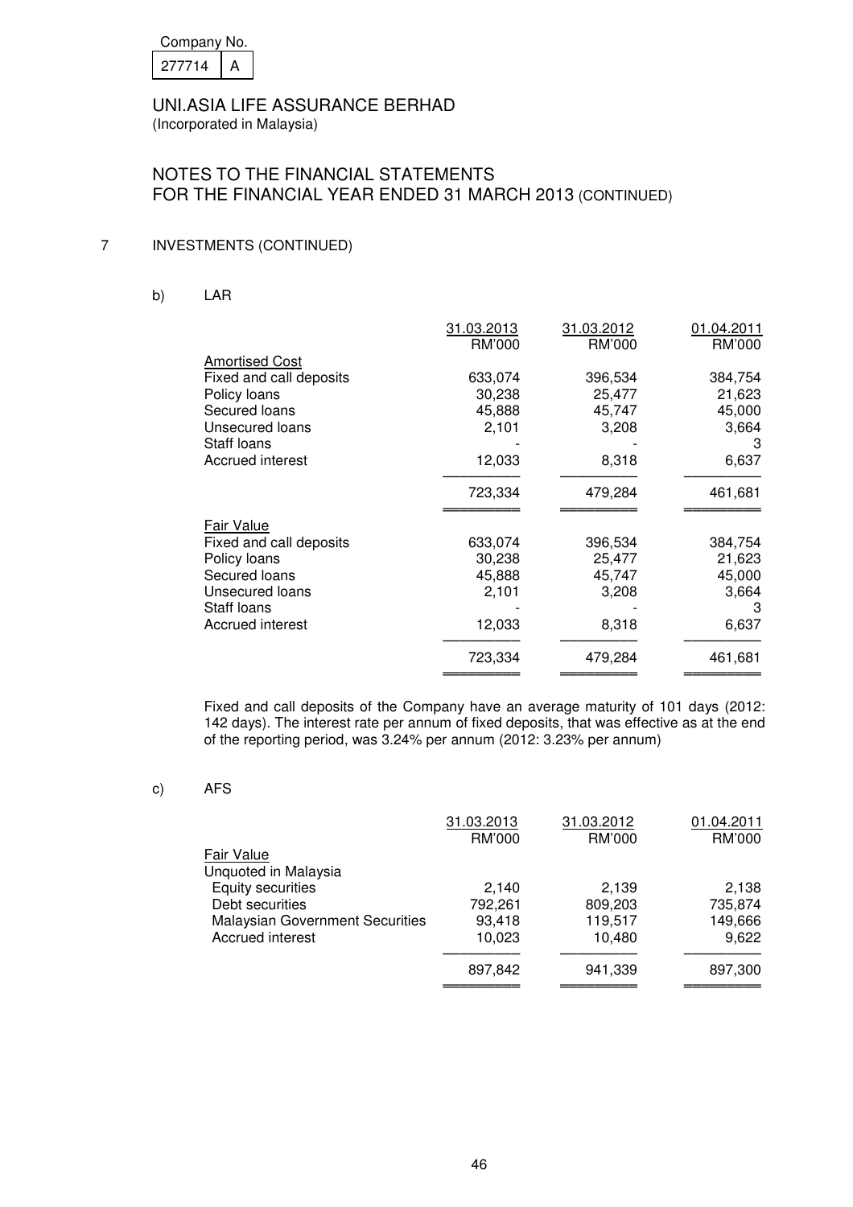## 7 INVESTMENTS (CONTINUED)

### b) LAR

| | 31.03.2013<br>RM'000 | 31.03.2012<br>RM'000 | 01.04.2011<br>RM'000 |
|---|---|---|---|
| Amortised Cost | | | |
| Fixed and call deposits | 633,074 | 396,534 | 384,754 |
| Policy loans | 30,238 | 25,477 | 21,623 |
| Secured loans | 45,888 | 45,747 | 45,000 |
| Unsecured loans | 2,101 | 3,208 | 3,664 |
| Staff loans | - | - | 3 |
| Accrued interest | 12,033 | 8,318 | 6,637 |
| | 723,334 | 479,284 | 461,681 |
| Fair Value | | | |
| Fixed and call deposits | 633,074 | 396,534 | 384,754 |
| Policy loans | 30,238 | 25,477 | 21,623 |
| Secured loans | 45,888 | 45,747 | 45,000 |
| Unsecured loans | 2,101 | 3,208 | 3,664 |
| Staff loans | - | - | 3 |
| Accrued interest | 12,033 | 8,318 | 6,637 |
| | 723,334 | 479,284 | 461,681 |

Fixed and call deposits of the Company have an average maturity of 101 days (2012: 142 days). The interest rate per annum of fixed deposits, that was effective as at the end of the reporting period, was 3.24% per annum (2012: 3.23% per annum)

### c) AFS

| | 31.03.2013<br>RM'000 | 31.03.2012<br>RM'000 | 01.04.2011<br>RM'000 |
|---|---|---|---|
| Fair Value | | | |
| Unquoted in Malaysia | | | |
| Equity securities | 2,140 | 2,139 | 2,138 |
| Debt securities | 792,261 | 809,203 | 735,874 |
| Malaysian Government Securities | 93,418 | 119,517 | 149,666 |
| Accrued interest | 10,023 | 10,480 | 9,622 |
| | 897,842 | 941,339 | 897,300 |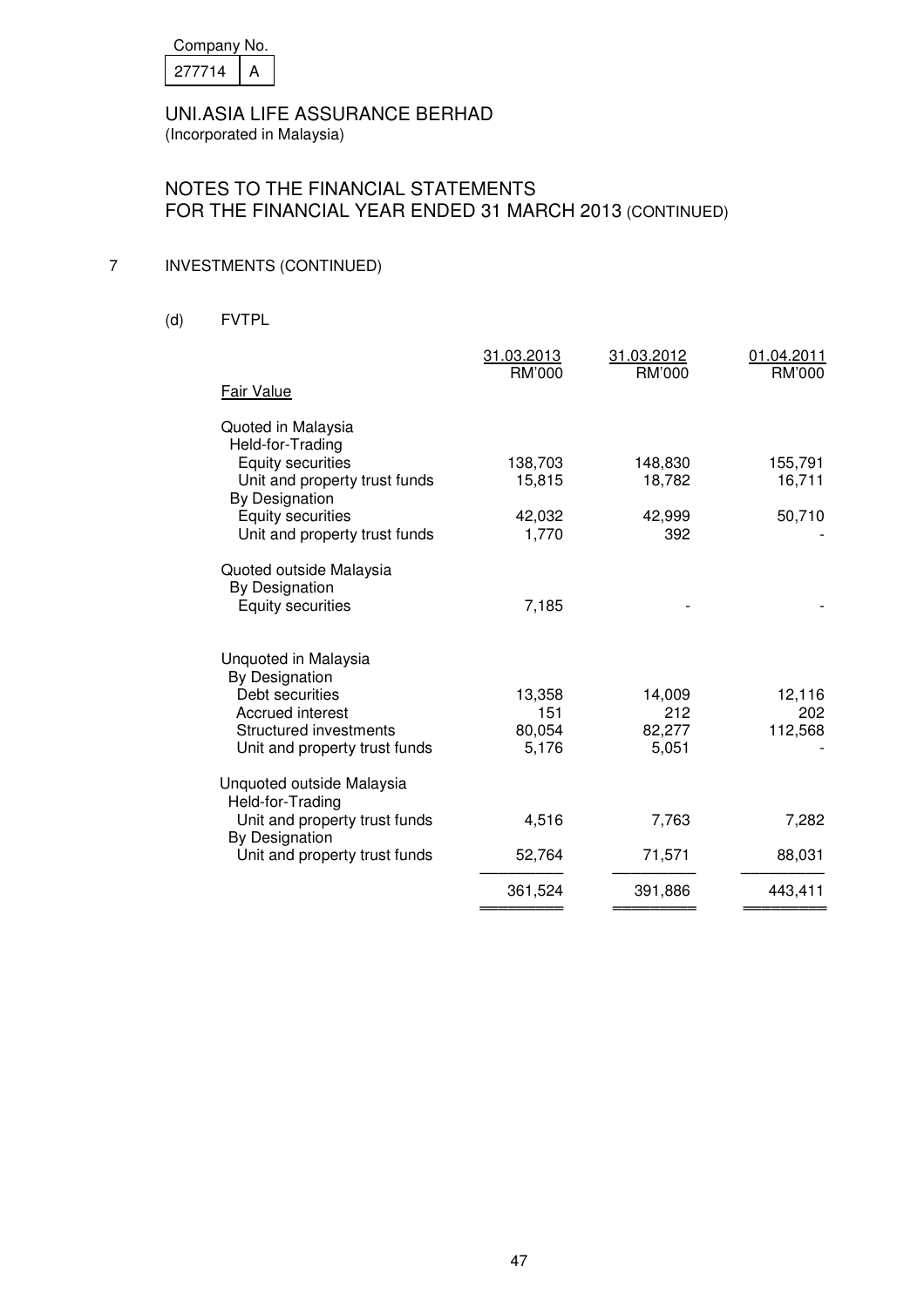Company No. 277714 A

UNI.ASIA LIFE ASSURANCE BERHAD
(Incorporated in Malaysia)

# NOTES TO THE FINANCIAL STATEMENTS FOR THE FINANCIAL YEAR ENDED 31 MARCH 2013 (CONTINUED)

## 7 INVESTMENTS (CONTINUED)

### (d) FVTPL

| | 31.03.2013 RM'000 | 31.03.2012 RM'000 | 01.04.2011 RM'000 |
|---|---|---|---|
| Fair Value | | | |
| Quoted in Malaysia | | | |
| Held-for-Trading | | | |
| Equity securities | 138,703 | 148,830 | 155,791 |
| Unit and property trust funds | 15,815 | 18,782 | 16,711 |
| By Designation | | | |
| Equity securities | 42,032 | 42,999 | 50,710 |
| Unit and property trust funds | 1,770 | 392 | - |
| Quoted outside Malaysia | | | |
| By Designation | | | |
| Equity securities | 7,185 | - | - |
| Unquoted in Malaysia | | | |
| By Designation | | | |
| Debt securities | 13,358 | 14,009 | 12,116 |
| Accrued interest | 151 | 212 | 202 |
| Structured investments | 80,054 | 82,277 | 112,568 |
| Unit and property trust funds | 5,176 | 5,051 | - |
| Unquoted outside Malaysia | | | |
| Held-for-Trading | | | |
| Unit and property trust funds | 4,516 | 7,763 | 7,282 |
| By Designation | | | |
| Unit and property trust funds | 52,764 | 71,571 | 88,031 |
| | 361,524 | 391,886 | 443,411 |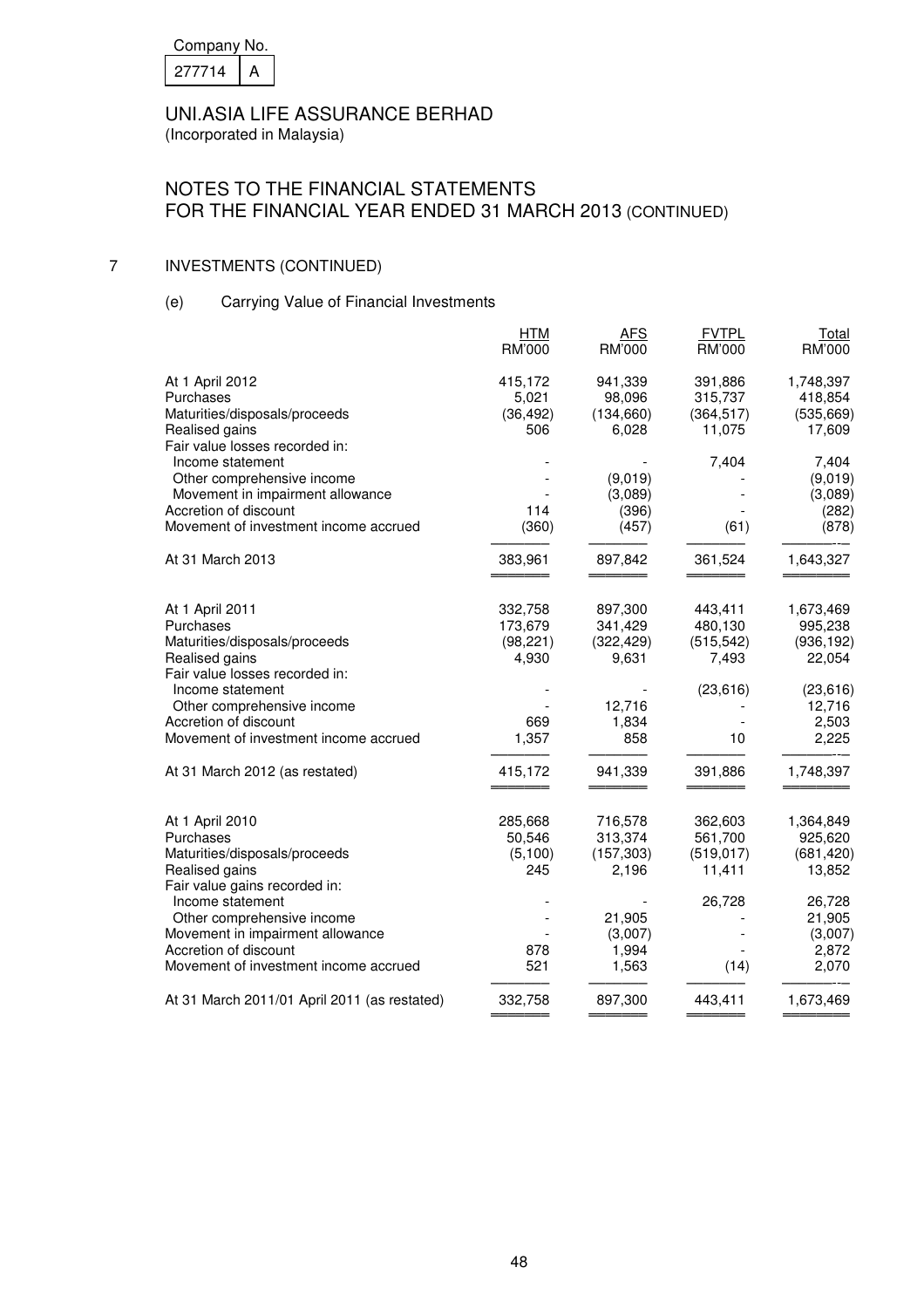Company No.

| 277714 | A |
|---|---|

UNI.ASIA LIFE ASSURANCE BERHAD
(Incorporated in Malaysia)

# NOTES TO THE FINANCIAL STATEMENTS FOR THE FINANCIAL YEAR ENDED 31 MARCH 2013 (CONTINUED)

## 7 INVESTMENTS (CONTINUED)

### (e) Carrying Value of Financial Investments

| | HTM RM'000 | AFS RM'000 | FVTPL RM'000 | Total RM'000 |
|---|---|---|---|---|
| At 1 April 2012 | 415,172 | 941,339 | 391,886 | 1,748,397 |
| Purchases | 5,021 | 98,096 | 315,737 | 418,854 |
| Maturities/disposals/proceeds | (36,492) | (134,660) | (364,517) | (535,669) |
| Realised gains | 506 | 6,028 | 11,075 | 17,609 |
| Fair value losses recorded in: | | | | |
| Income statement | - | - | 7,404 | 7,404 |
| Other comprehensive income | - | (9,019) | - | (9,019) |
| Movement in impairment allowance | - | (3,089) | - | (3,089) |
| Accretion of discount | 114 | (396) | - | (282) |
| Movement of investment income accrued | (360) | (457) | (61) | (878) |
| At 31 March 2013 | 383,961 | 897,842 | 361,524 | 1,643,327 |
| | | | | |
| At 1 April 2011 | 332,758 | 897,300 | 443,411 | 1,673,469 |
| Purchases | 173,679 | 341,429 | 480,130 | 995,238 |
| Maturities/disposals/proceeds | (98,221) | (322,429) | (515,542) | (936,192) |
| Realised gains | 4,930 | 9,631 | 7,493 | 22,054 |
| Fair value losses recorded in: | | | | |
| Income statement | - | - | (23,616) | (23,616) |
| Other comprehensive income | - | 12,716 | - | 12,716 |
| Accretion of discount | 669 | 1,834 | - | 2,503 |
| Movement of investment income accrued | 1,357 | 858 | 10 | 2,225 |
| At 31 March 2012 (as restated) | 415,172 | 941,339 | 391,886 | 1,748,397 |
| | | | | |
| At 1 April 2010 | 285,668 | 716,578 | 362,603 | 1,364,849 |
| Purchases | 50,546 | 313,374 | 561,700 | 925,620 |
| Maturities/disposals/proceeds | (5,100) | (157,303) | (519,017) | (681,420) |
| Realised gains | 245 | 2,196 | 11,411 | 13,852 |
| Fair value gains recorded in: | | | | |
| Income statement | - | - | 26,728 | 26,728 |
| Other comprehensive income | - | 21,905 | - | 21,905 |
| Movement in impairment allowance | - | (3,007) | - | (3,007) |
| Accretion of discount | 878 | 1,994 | - | 2,872 |
| Movement of investment income accrued | 521 | 1,563 | (14) | 2,070 |
| At 31 March 2011/01 April 2011 (as restated) | 332,758 | 897,300 | 443,411 | 1,673,469 |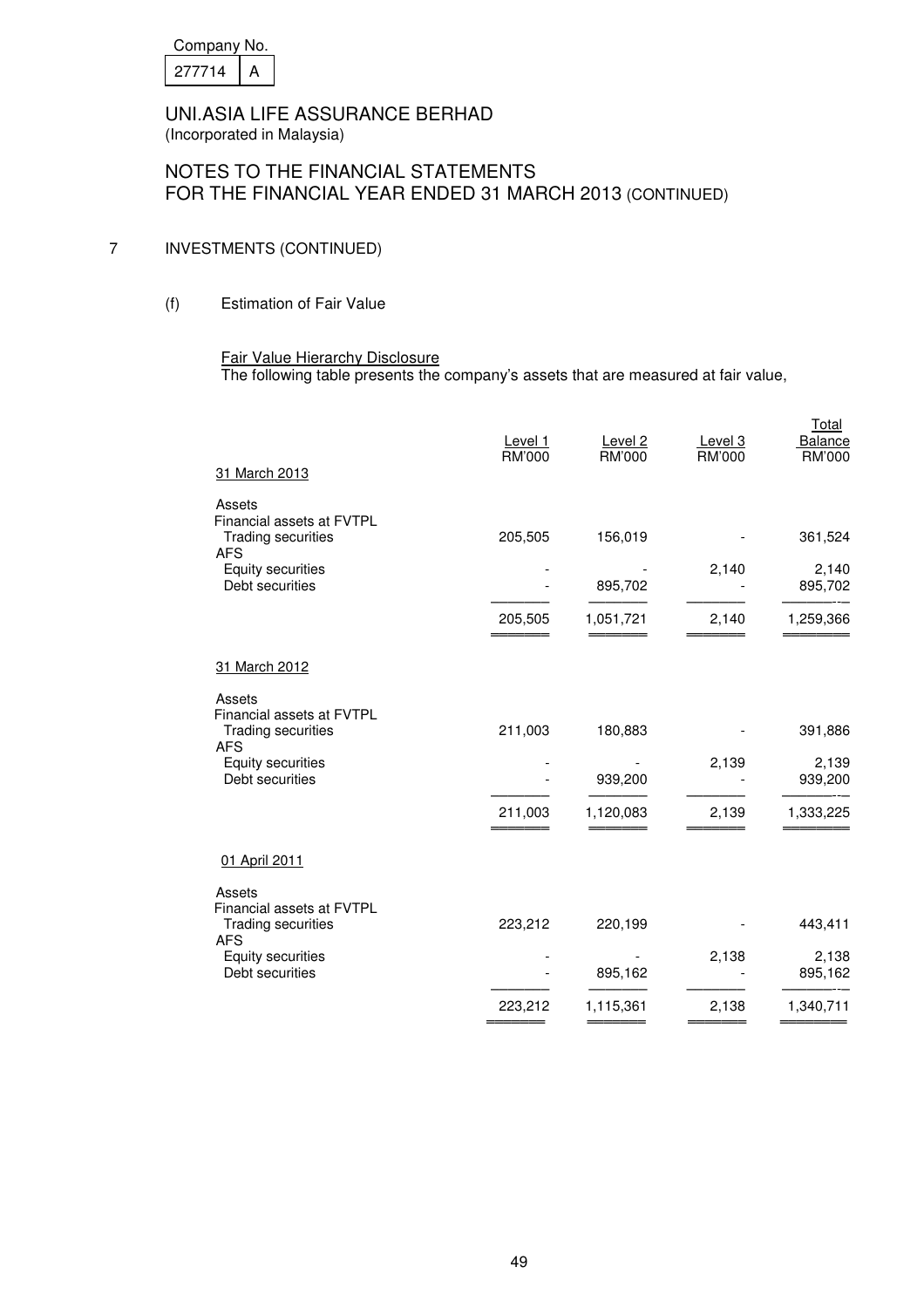Company No.
277714 | A

# UNI.ASIA LIFE ASSURANCE BERHAD
(Incorporated in Malaysia)

## NOTES TO THE FINANCIAL STATEMENTS FOR THE FINANCIAL YEAR ENDED 31 MARCH 2013 (CONTINUED)

### 7 INVESTMENTS (CONTINUED)

#### (f) Estimation of Fair Value

Fair Value Hierarchy Disclosure

The following table presents the company's assets that are measured at fair value,

| | Level 1 RM'000 | Level 2 RM'000 | Level 3 RM'000 | Total Balance RM'000 |
|---|---|---|---|---|
| **31 March 2013** | | | | |
| Assets | | | | |
| Financial assets at FVTPL | | | | |
| Trading securities | 205,505 | 156,019 | - | 361,524 |
| AFS | | | | |
| Equity securities | - | - | 2,140 | 2,140 |
| Debt securities | - | 895,702 | - | 895,702 |
| | 205,505 | 1,051,721 | 2,140 | 1,259,366 |
| **31 March 2012** | | | | |
| Assets | | | | |
| Financial assets at FVTPL | | | | |
| Trading securities | 211,003 | 180,883 | - | 391,886 |
| AFS | | | | |
| Equity securities | - | - | 2,139 | 2,139 |
| Debt securities | - | 939,200 | - | 939,200 |
| | 211,003 | 1,120,083 | 2,139 | 1,333,225 |
| **01 April 2011** | | | | |
| Assets | | | | |
| Financial assets at FVTPL | | | | |
| Trading securities | 223,212 | 220,199 | - | 443,411 |
| AFS | | | | |
| Equity securities | - | - | 2,138 | 2,138 |
| Debt securities | - | 895,162 | - | 895,162 |
| | 223,212 | 1,115,361 | 2,138 | 1,340,711 |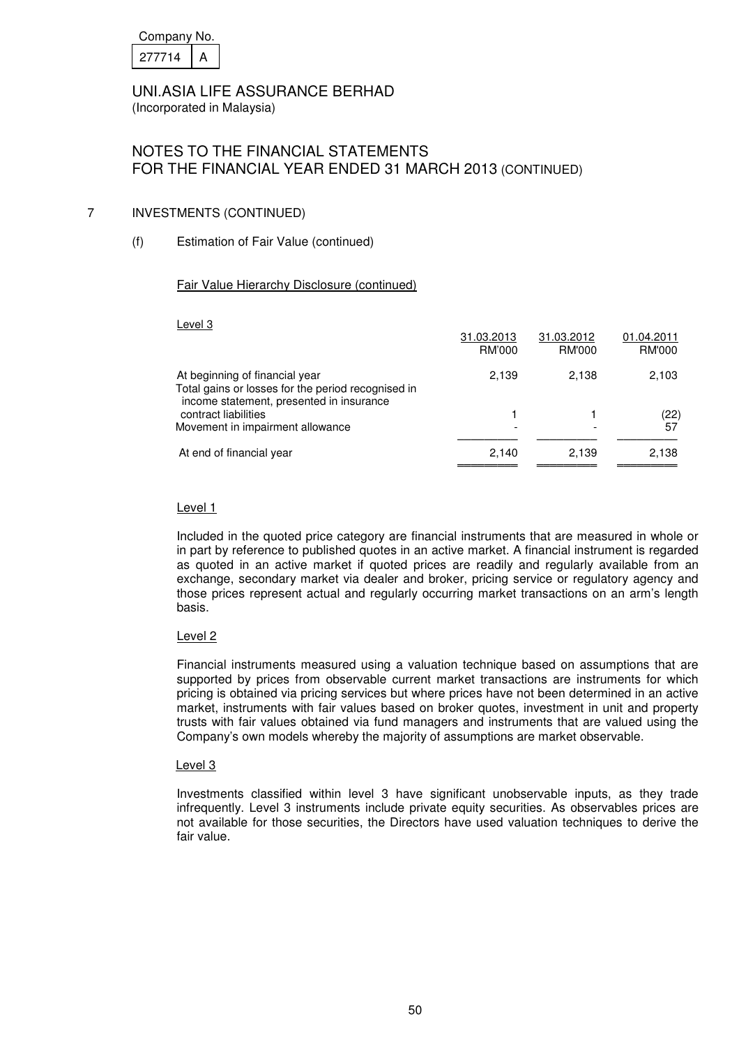Company No.

| 277714 | A |
|---|---|

UNI.ASIA LIFE ASSURANCE BERHAD
(Incorporated in Malaysia)

# NOTES TO THE FINANCIAL STATEMENTS FOR THE FINANCIAL YEAR ENDED 31 MARCH 2013 (CONTINUED)

## 7 INVESTMENTS (CONTINUED)

### (f) Estimation of Fair Value (continued)

Fair Value Hierarchy Disclosure (continued)

Level 3

| | 31.03.2013 RM'000 | 31.03.2012 RM'000 | 01.04.2011 RM'000 |
|---|---|---|---|
| At beginning of financial year | 2,139 | 2,138 | 2,103 |
| Total gains or losses for the period recognised in income statement, presented in insurance contract liabilities | 1 | 1 | (22) |
| Movement in impairment allowance | - | - | 57 |
| At end of financial year | 2,140 | 2,139 | 2,138 |

Level 1

Included in the quoted price category are financial instruments that are measured in whole or in part by reference to published quotes in an active market. A financial instrument is regarded as quoted in an active market if quoted prices are readily and regularly available from an exchange, secondary market via dealer and broker, pricing service or regulatory agency and those prices represent actual and regularly occurring market transactions on an arm's length basis.

Level 2

Financial instruments measured using a valuation technique based on assumptions that are supported by prices from observable current market transactions are instruments for which pricing is obtained via pricing services but where prices have not been determined in an active market, instruments with fair values based on broker quotes, investment in unit and property trusts with fair values obtained via fund managers and instruments that are valued using the Company's own models whereby the majority of assumptions are market observable.

Level 3

Investments classified within level 3 have significant unobservable inputs, as they trade infrequently. Level 3 instruments include private equity securities. As observables prices are not available for those securities, the Directors have used valuation techniques to derive the fair value.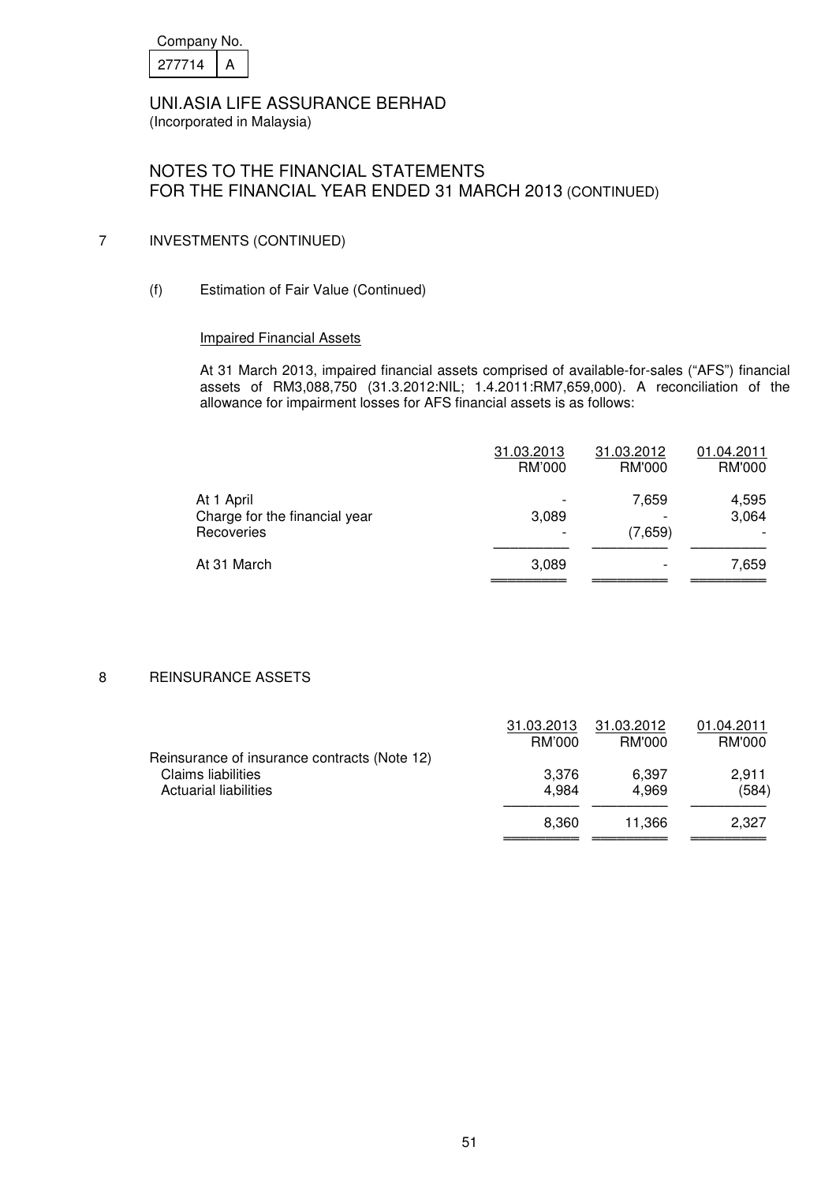Company No.

| 277714 | A |
|---|---|

UNI.ASIA LIFE ASSURANCE BERHAD
(Incorporated in Malaysia)

# NOTES TO THE FINANCIAL STATEMENTS FOR THE FINANCIAL YEAR ENDED 31 MARCH 2013 (CONTINUED)

## 7 INVESTMENTS (CONTINUED)

### (f) Estimation of Fair Value (Continued)

Impaired Financial Assets

At 31 March 2013, impaired financial assets comprised of available-for-sales ("AFS") financial assets of RM3,088,750 (31.3.2012:NIL; 1.4.2011:RM7,659,000). A reconciliation of the allowance for impairment losses for AFS financial assets is as follows:

| | 31.03.2013 RM'000 | 31.03.2012 RM'000 | 01.04.2011 RM'000 |
|---|---|---|---|
| At 1 April | - | 7,659 | 4,595 |
| Charge for the financial year | 3,089 | - | 3,064 |
| Recoveries | - | (7,659) | - |
| At 31 March | 3,089 | - | 7,659 |

## 8 REINSURANCE ASSETS

| | 31.03.2013 RM'000 | 31.03.2012 RM'000 | 01.04.2011 RM'000 |
|---|---|---|---|
| Reinsurance of insurance contracts (Note 12) | | | |
| Claims liabilities | 3,376 | 6,397 | 2,911 |
| Actuarial liabilities | 4,984 | 4,969 | (584) |
| | 8,360 | 11,366 | 2,327 |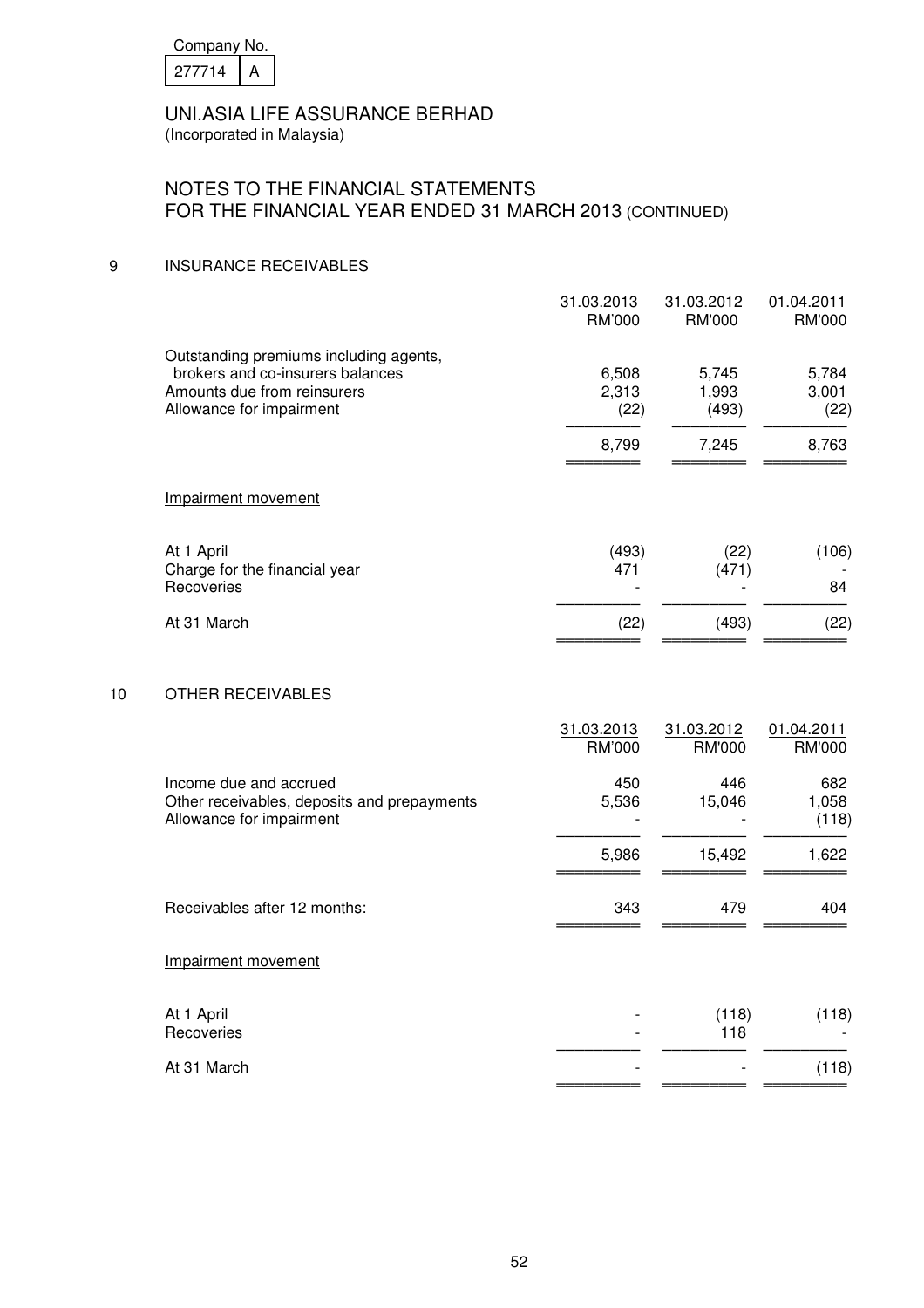Company No.

| 277714 | A |
|---|---|

UNI.ASIA LIFE ASSURANCE BERHAD
(Incorporated in Malaysia)

# NOTES TO THE FINANCIAL STATEMENTS FOR THE FINANCIAL YEAR ENDED 31 MARCH 2013 (CONTINUED)

## 9 INSURANCE RECEIVABLES

| | 31.03.2013 RM'000 | 31.03.2012 RM'000 | 01.04.2011 RM'000 |
|---|---|---|---|
| Outstanding premiums including agents, brokers and co-insurers balances | 6,508 | 5,745 | 5,784 |
| Amounts due from reinsurers | 2,313 | 1,993 | 3,001 |
| Allowance for impairment | (22) | (493) | (22) |
| | 8,799 | 7,245 | 8,763 |

Impairment movement

| | | | |
|---|---|---|---|
| At 1 April | (493) | (22) | (106) |
| Charge for the financial year | 471 | (471) | - |
| Recoveries | - | - | 84 |
| At 31 March | (22) | (493) | (22) |

## 10 OTHER RECEIVABLES

| | 31.03.2013 RM'000 | 31.03.2012 RM'000 | 01.04.2011 RM'000 |
|---|---|---|---|
| Income due and accrued | 450 | 446 | 682 |
| Other receivables, deposits and prepayments | 5,536 | 15,046 | 1,058 |
| Allowance for impairment | - | - | (118) |
| | 5,986 | 15,492 | 1,622 |
| Receivables after 12 months: | 343 | 479 | 404 |

Impairment movement

| | | | |
|---|---|---|---|
| At 1 April | - | (118) | (118) |
| Recoveries | - | 118 | - |
| At 31 March | - | - | (118) |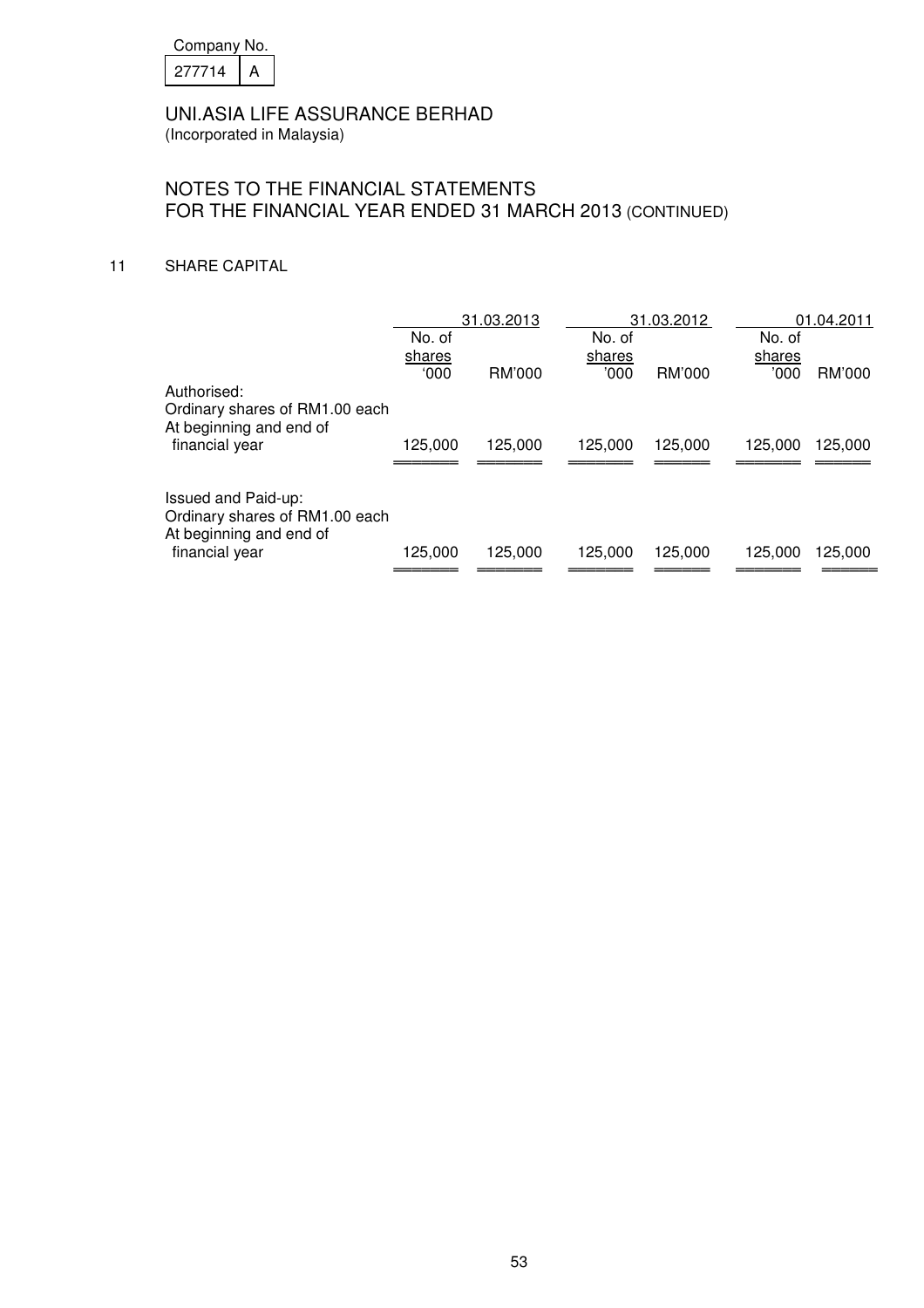Company No.

| 277714 | A |
|---|---|

UNI.ASIA LIFE ASSURANCE BERHAD
(Incorporated in Malaysia)

# NOTES TO THE FINANCIAL STATEMENTS FOR THE FINANCIAL YEAR ENDED 31 MARCH 2013 (CONTINUED)

## 11 SHARE CAPITAL

| | 31.03.2013 | | 31.03.2012 | | 01.04.2011 | |
|---|---|---|---|---|---|---|
| | No. of shares '000 | RM'000 | No. of shares '000 | RM'000 | No. of shares '000 | RM'000 |
| Authorised: | | | | | | |
| Ordinary shares of RM1.00 each | | | | | | |
| At beginning and end of financial year | 125,000 | 125,000 | 125,000 | 125,000 | 125,000 | 125,000 |
| Issued and Paid-up: | | | | | | |
| Ordinary shares of RM1.00 each | | | | | | |
| At beginning and end of financial year | 125,000 | 125,000 | 125,000 | 125,000 | 125,000 | 125,000 |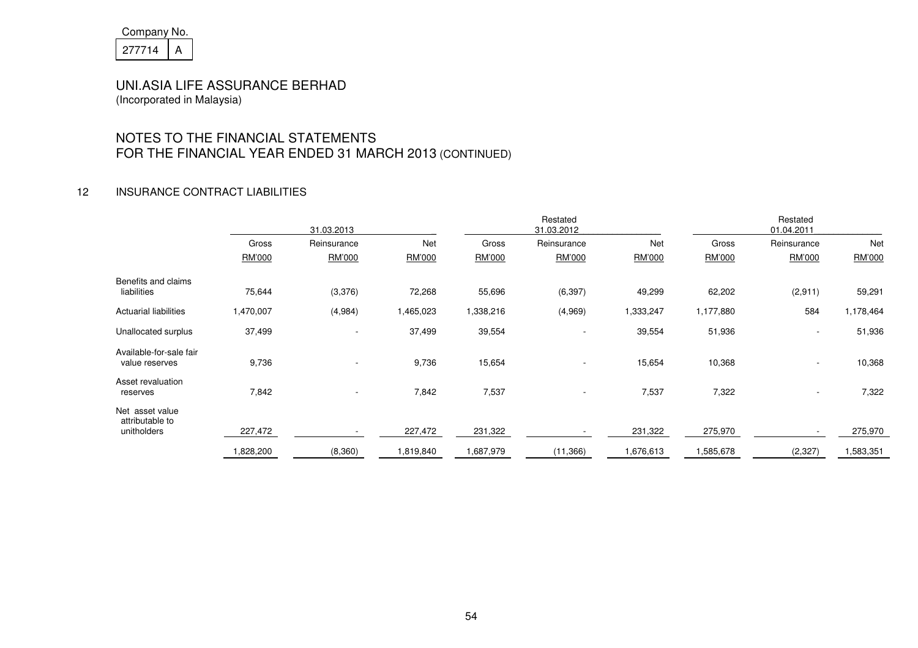Company No.

277714 A

# UNI.ASIA LIFE ASSURANCE BERHAD
(Incorporated in Malaysia)

## NOTES TO THE FINANCIAL STATEMENTS FOR THE FINANCIAL YEAR ENDED 31 MARCH 2013 (CONTINUED)

### 12 INSURANCE CONTRACT LIABILITIES

| | 31.03.2013 | | | Restated 31.03.2012 | | | Restated 01.04.2011 | | |
|---|---|---|---|---|---|---|---|---|---|
| | Gross | Reinsurance | Net | Gross | Reinsurance | Net | Gross | Reinsurance | Net |
| | RM'000 | RM'000 | RM'000 | RM'000 | RM'000 | RM'000 | RM'000 | RM'000 | RM'000 |
| Benefits and claims liabilities | 75,644 | (3,376) | 72,268 | 55,696 | (6,397) | 49,299 | 62,202 | (2,911) | 59,291 |
| Actuarial liabilities | 1,470,007 | (4,984) | 1,465,023 | 1,338,216 | (4,969) | 1,333,247 | 1,177,880 | 584 | 1,178,464 |
| Unallocated surplus | 37,499 | - | 37,499 | 39,554 | - | 39,554 | 51,936 | - | 51,936 |
| Available-for-sale fair value reserves | 9,736 | - | 9,736 | 15,654 | - | 15,654 | 10,368 | - | 10,368 |
| Asset revaluation reserves | 7,842 | - | 7,842 | 7,537 | - | 7,537 | 7,322 | - | 7,322 |
| Net asset value attributable to unitholders | 227,472 | - | 227,472 | 231,322 | - | 231,322 | 275,970 | - | 275,970 |
| | 1,828,200 | (8,360) | 1,819,840 | 1,687,979 | (11,366) | 1,676,613 | 1,585,678 | (2,327) | 1,583,351 |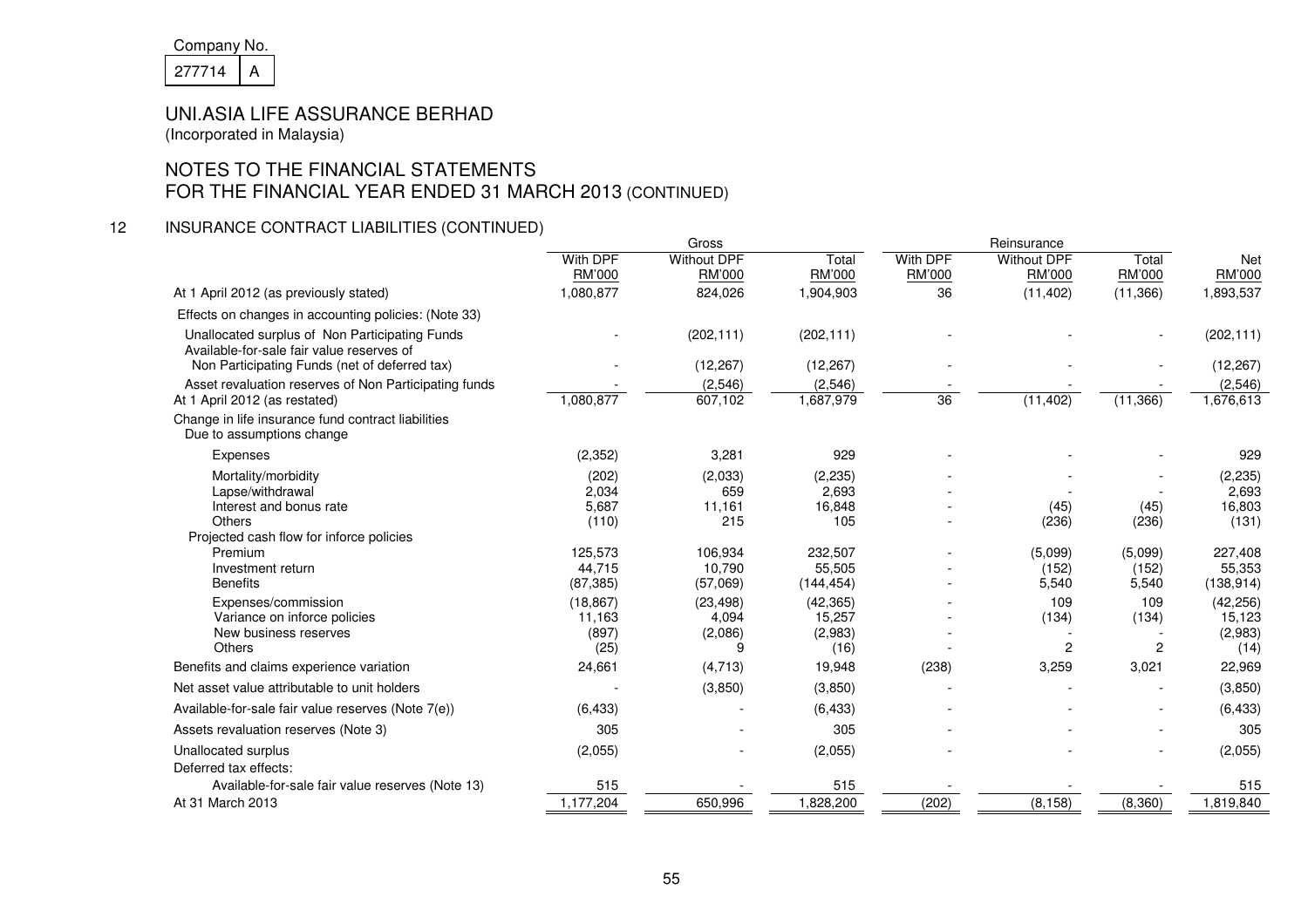Company No.

| 277714 | A |
|---|---|

# UNI.ASIA LIFE ASSURANCE BERHAD

(Incorporated in Malaysia)

## NOTES TO THE FINANCIAL STATEMENTS FOR THE FINANCIAL YEAR ENDED 31 MARCH 2013 (CONTINUED)

### 12 INSURANCE CONTRACT LIABILITIES (CONTINUED)

| | Gross | | | Reinsurance | | | |
|---|---|---|---|---|---|---|---|
| | With DPF RM'000 | Without DPF RM'000 | Total RM'000 | With DPF RM'000 | Without DPF RM'000 | Total RM'000 | Net RM'000 |
| At 1 April 2012 (as previously stated) | 1,080,877 | 824,026 | 1,904,903 | 36 | (11,402) | (11,366) | 1,893,537 |
| Effects on changes in accounting policies: (Note 33) | | | | | | | |
| Unallocated surplus of Non Participating Funds | - | (202,111) | (202,111) | - | - | - | (202,111) |
| Available-for-sale fair value reserves of Non Participating Funds (net of deferred tax) | - | (12,267) | (12,267) | - | - | - | (12,267) |
| Asset revaluation reserves of Non Participating funds | - | (2,546) | (2,546) | - | - | - | (2,546) |
| At 1 April 2012 (as restated) | 1,080,877 | 607,102 | 1,687,979 | 36 | (11,402) | (11,366) | 1,676,613 |
| Change in life insurance fund contract liabilities Due to assumptions change | | | | | | | |
| Expenses | (2,352) | 3,281 | 929 | - | - | - | 929 |
| Mortality/morbidity | (202) | (2,033) | (2,235) | - | - | - | (2,235) |
| Lapse/withdrawal | 2,034 | 659 | 2,693 | - | - | - | 2,693 |
| Interest and bonus rate | 5,687 | 11,161 | 16,848 | - | (45) | (45) | 16,803 |
| Others | (110) | 215 | 105 | - | (236) | (236) | (131) |
| Projected cash flow for inforce policies | | | | | | | |
| Premium | 125,573 | 106,934 | 232,507 | - | (5,099) | (5,099) | 227,408 |
| Investment return | 44,715 | 10,790 | 55,505 | - | (152) | (152) | 55,353 |
| Benefits | (87,385) | (57,069) | (144,454) | - | 5,540 | 5,540 | (138,914) |
| Expenses/commission | (18,867) | (23,498) | (42,365) | - | 109 | 109 | (42,256) |
| Variance on inforce policies | 11,163 | 4,094 | 15,257 | - | (134) | (134) | 15,123 |
| New business reserves | (897) | (2,086) | (2,983) | - | - | - | (2,983) |
| Others | (25) | 9 | (16) | - | 2 | 2 | (14) |
| Benefits and claims experience variation | 24,661 | (4,713) | 19,948 | (238) | 3,259 | 3,021 | 22,969 |
| Net asset value attributable to unit holders | - | (3,850) | (3,850) | - | - | - | (3,850) |
| Available-for-sale fair value reserves (Note 7(e)) | (6,433) | - | (6,433) | - | - | - | (6,433) |
| Assets revaluation reserves (Note 3) | 305 | - | 305 | - | - | - | 305 |
| Unallocated surplus | (2,055) | - | (2,055) | - | - | - | (2,055) |
| Deferred tax effects: | | | | | | | |
| Available-for-sale fair value reserves (Note 13) | 515 | - | 515 | - | - | - | 515 |
| At 31 March 2013 | 1,177,204 | 650,996 | 1,828,200 | (202) | (8,158) | (8,360) | 1,819,840 |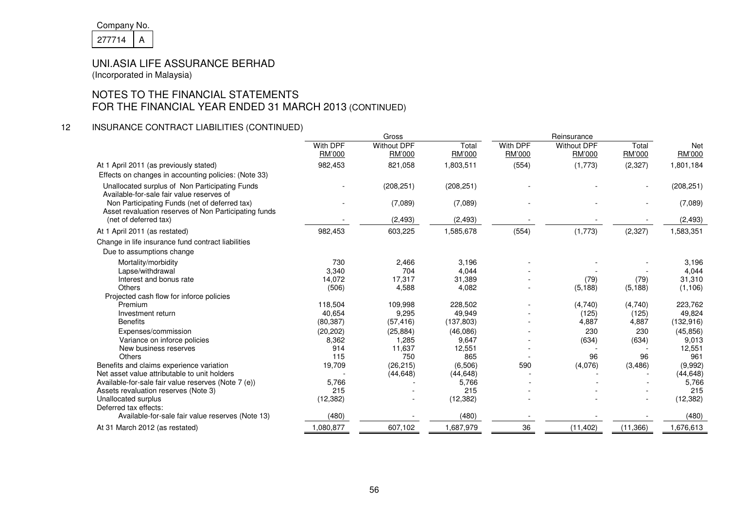Company No.

| 277714 | A |
|---|---|

# UNI.ASIA LIFE ASSURANCE BERHAD

(Incorporated in Malaysia)

## NOTES TO THE FINANCIAL STATEMENTS FOR THE FINANCIAL YEAR ENDED 31 MARCH 2013 (CONTINUED)

### 12 INSURANCE CONTRACT LIABILITIES (CONTINUED)

| | Gross | | | Reinsurance | | | |
|---|---|---|---|---|---|---|---|
| | With DPF RM'000 | Without DPF RM'000 | Total RM'000 | With DPF RM'000 | Without DPF RM'000 | Total RM'000 | Net RM'000 |
| At 1 April 2011 (as previously stated) | 982,453 | 821,058 | 1,803,511 | (554) | (1,773) | (2,327) | 1,801,184 |
| Effects on changes in accounting policies: (Note 33) | | | | | | | |
| Unallocated surplus of Non Participating Funds | - | (208,251) | (208,251) | - | - | - | (208,251) |
| Available-for-sale fair value reserves of Non Participating Funds (net of deferred tax) | - | (7,089) | (7,089) | - | - | - | (7,089) |
| Asset revaluation reserves of Non Participating funds (net of deferred tax) | - | (2,493) | (2,493) | - | - | - | (2,493) |
| At 1 April 2011 (as restated) | 982,453 | 603,225 | 1,585,678 | (554) | (1,773) | (2,327) | 1,583,351 |
| Change in life insurance fund contract liabilities | | | | | | | |
| Due to assumptions change | | | | | | | |
| Mortality/morbidity | 730 | 2,466 | 3,196 | - | - | - | 3,196 |
| Lapse/withdrawal | 3,340 | 704 | 4,044 | - | - | - | 4,044 |
| Interest and bonus rate | 14,072 | 17,317 | 31,389 | - | (79) | (79) | 31,310 |
| Others | (506) | 4,588 | 4,082 | - | (5,188) | (5,188) | (1,106) |
| Projected cash flow for inforce policies | | | | | | | |
| Premium | 118,504 | 109,998 | 228,502 | - | (4,740) | (4,740) | 223,762 |
| Investment return | 40,654 | 9,295 | 49,949 | - | (125) | (125) | 49,824 |
| Benefits | (80,387) | (57,416) | (137,803) | - | 4,887 | 4,887 | (132,916) |
| Expenses/commission | (20,202) | (25,884) | (46,086) | - | 230 | 230 | (45,856) |
| Variance on inforce policies | 8,362 | 1,285 | 9,647 | - | (634) | (634) | 9,013 |
| New business reserves | 914 | 11,637 | 12,551 | - | - | - | 12,551 |
| Others | 115 | 750 | 865 | - | 96 | 96 | 961 |
| Benefits and claims experience variation | 19,709 | (26,215) | (6,506) | 590 | (4,076) | (3,486) | (9,992) |
| Net asset value attributable to unit holders | - | (44,648) | (44,648) | - | - | - | (44,648) |
| Available-for-sale fair value reserves (Note 7 (e)) | 5,766 | - | 5,766 | - | - | - | 5,766 |
| Assets revaluation reserves (Note 3) | 215 | - | 215 | - | - | - | 215 |
| Unallocated surplus | (12,382) | - | (12,382) | - | - | - | (12,382) |
| Deferred tax effects: | | | | | | | |
| Available-for-sale fair value reserves (Note 13) | (480) | - | (480) | - | - | - | (480) |
| At 31 March 2012 (as restated) | 1,080,877 | 607,102 | 1,687,979 | 36 | (11,402) | (11,366) | 1,676,613 |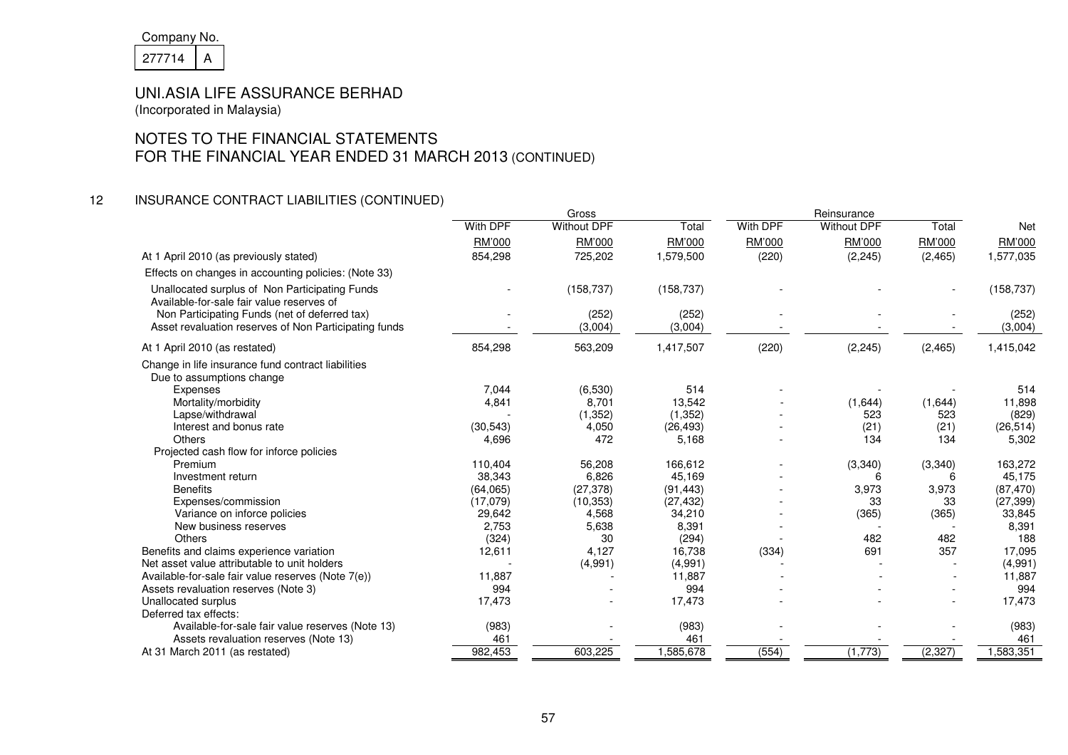Company No.

| 277714 | A |
|---|---|

# UNI.ASIA LIFE ASSURANCE BERHAD

(Incorporated in Malaysia)

## NOTES TO THE FINANCIAL STATEMENTS FOR THE FINANCIAL YEAR ENDED 31 MARCH 2013 (CONTINUED)

### 12 INSURANCE CONTRACT LIABILITIES (CONTINUED)

| | Gross | | | Reinsurance | | | |
|---|---|---|---|---|---|---|---|
| | With DPF | Without DPF | Total | With DPF | Without DPF | Total | Net |
| | RM'000 | RM'000 | RM'000 | RM'000 | RM'000 | RM'000 | RM'000 |
| At 1 April 2010 (as previously stated) | 854,298 | 725,202 | 1,579,500 | (220) | (2,245) | (2,465) | 1,577,035 |
| Effects on changes in accounting policies: (Note 33) | | | | | | | |
| Unallocated surplus of Non Participating Funds | - | (158,737) | (158,737) | - | - | - | (158,737) |
| Available-for-sale fair value reserves of Non Participating Funds (net of deferred tax) | - | (252) | (252) | - | - | - | (252) |
| Asset revaluation reserves of Non Participating funds | - | (3,004) | (3,004) | - | - | - | (3,004) |
| At 1 April 2010 (as restated) | 854,298 | 563,209 | 1,417,507 | (220) | (2,245) | (2,465) | 1,415,042 |
| Change in life insurance fund contract liabilities | | | | | | | |
| Due to assumptions change | | | | | | | |
| Expenses | 7,044 | (6,530) | 514 | - | - | - | 514 |
| Mortality/morbidity | 4,841 | 8,701 | 13,542 | - | (1,644) | (1,644) | 11,898 |
| Lapse/withdrawal | - | (1,352) | (1,352) | - | 523 | 523 | (829) |
| Interest and bonus rate | (30,543) | 4,050 | (26,493) | - | (21) | (21) | (26,514) |
| Others | 4,696 | 472 | 5,168 | - | 134 | 134 | 5,302 |
| Projected cash flow for inforce policies | | | | | | | |
| Premium | 110,404 | 56,208 | 166,612 | - | (3,340) | (3,340) | 163,272 |
| Investment return | 38,343 | 6,826 | 45,169 | - | 6 | 6 | 45,175 |
| Benefits | (64,065) | (27,378) | (91,443) | - | 3,973 | 3,973 | (87,470) |
| Expenses/commission | (17,079) | (10,353) | (27,432) | - | 33 | 33 | (27,399) |
| Variance on inforce policies | 29,642 | 4,568 | 34,210 | - | (365) | (365) | 33,845 |
| New business reserves | 2,753 | 5,638 | 8,391 | - | - | - | 8,391 |
| Others | (324) | 30 | (294) | - | 482 | 482 | 188 |
| Benefits and claims experience variation | 12,611 | 4,127 | 16,738 | (334) | 691 | 357 | 17,095 |
| Net asset value attributable to unit holders | - | (4,991) | (4,991) | - | - | - | (4,991) |
| Available-for-sale fair value reserves (Note 7(e)) | 11,887 | - | 11,887 | - | - | - | 11,887 |
| Assets revaluation reserves (Note 3) | 994 | - | 994 | - | - | - | 994 |
| Unallocated surplus | 17,473 | - | 17,473 | - | - | - | 17,473 |
| Deferred tax effects: | | | | | | | |
| Available-for-sale fair value reserves (Note 13) | (983) | - | (983) | - | - | - | (983) |
| Assets revaluation reserves (Note 13) | 461 | - | 461 | - | - | - | 461 |
| At 31 March 2011 (as restated) | 982,453 | 603,225 | 1,585,678 | (554) | (1,773) | (2,327) | 1,583,351 |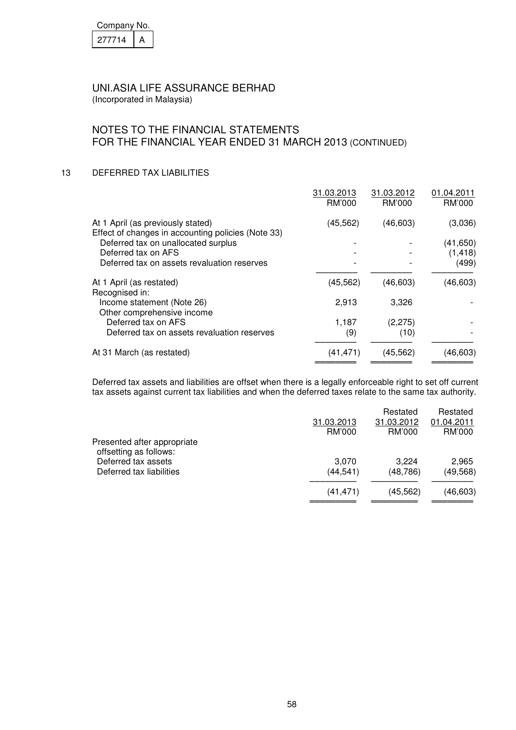Company No. 277714 A

UNI.ASIA LIFE ASSURANCE BERHAD
(Incorporated in Malaysia)

# NOTES TO THE FINANCIAL STATEMENTS FOR THE FINANCIAL YEAR ENDED 31 MARCH 2013 (CONTINUED)

## 13 DEFERRED TAX LIABILITIES

| | 31.03.2013 RM'000 | 31.03.2012 RM'000 | 01.04.2011 RM'000 |
|---|---|---|---|
| At 1 April (as previously stated) | (45,562) | (46,603) | (3,036) |
| Effect of changes in accounting policies (Note 33) | | | |
| Deferred tax on unallocated surplus | - | - | (41,650) |
| Deferred tax on AFS | - | - | (1,418) |
| Deferred tax on assets revaluation reserves | - | - | (499) |
| At 1 April (as restated) | (45,562) | (46,603) | (46,603) |
| Recognised in: | | | |
| Income statement (Note 26) | 2,913 | 3,326 | - |
| Other comprehensive income | | | |
| Deferred tax on AFS | 1,187 | (2,275) | - |
| Deferred tax on assets revaluation reserves | (9) | (10) | - |
| At 31 March (as restated) | (41,471) | (45,562) | (46,603) |

Deferred tax assets and liabilities are offset when there is a legally enforceable right to set off current tax assets against current tax liabilities and when the deferred taxes relate to the same tax authority.

| | 31.03.2013 RM'000 | Restated 31.03.2012 RM'000 | Restated 01.04.2011 RM'000 |
|---|---|---|---|
| Presented after appropriate offsetting as follows: | | | |
| Deferred tax assets | 3,070 | 3,224 | 2,965 |
| Deferred tax liabilities | (44,541) | (48,786) | (49,568) |
| | (41,471) | (45,562) | (46,603) |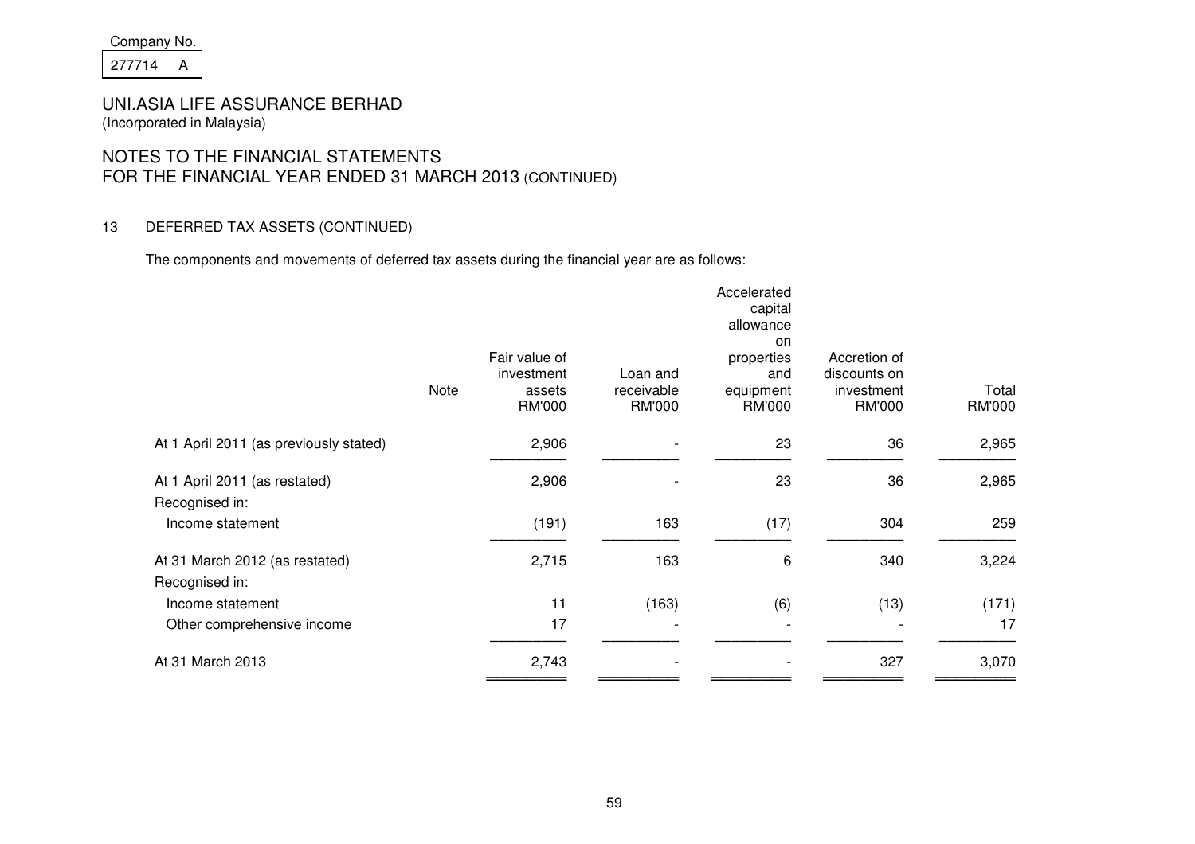Company No.

| 277714 | A |
|---|---|

UNI.ASIA LIFE ASSURANCE BERHAD
(Incorporated in Malaysia)

# NOTES TO THE FINANCIAL STATEMENTS FOR THE FINANCIAL YEAR ENDED 31 MARCH 2013 (CONTINUED)

## 13 DEFERRED TAX ASSETS (CONTINUED)

The components and movements of deferred tax assets during the financial year are as follows:

| | Note | Fair value of investment assets RM'000 | Loan and receivable RM'000 | Accelerated capital allowance on properties and equipment RM'000 | Accretion of discounts on investment RM'000 | Total RM'000 |
|---|---|---|---|---|---|---|
| At 1 April 2011 (as previously stated) | | 2,906 | - | 23 | 36 | 2,965 |
| At 1 April 2011 (as restated) | | 2,906 | - | 23 | 36 | 2,965 |
| Recognised in: | | | | | | |
| Income statement | | (191) | 163 | (17) | 304 | 259 |
| At 31 March 2012 (as restated) | | 2,715 | 163 | 6 | 340 | 3,224 |
| Recognised in: | | | | | | |
| Income statement | | 11 | (163) | (6) | (13) | (171) |
| Other comprehensive income | | 17 | - | - | - | 17 |
| At 31 March 2013 | | 2,743 | - | - | 327 | 3,070 |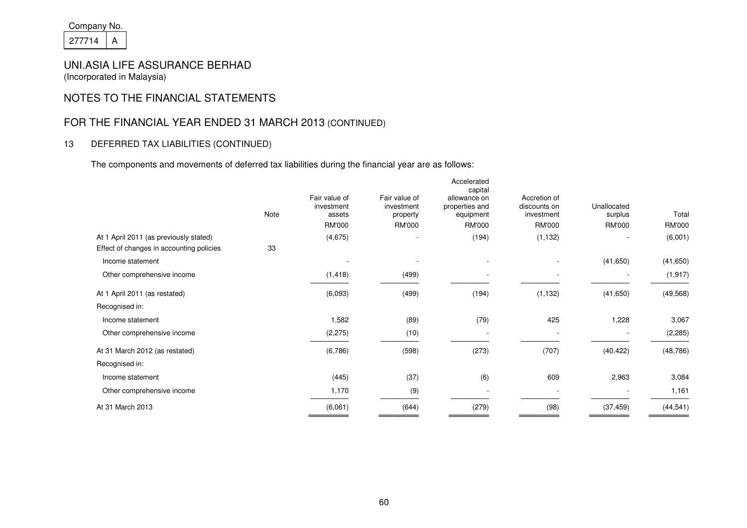Company No.

277714 A

# UNI.ASIA LIFE ASSURANCE BERHAD

(Incorporated in Malaysia)

## NOTES TO THE FINANCIAL STATEMENTS

## FOR THE FINANCIAL YEAR ENDED 31 MARCH 2013 (CONTINUED)

### 13 DEFERRED TAX LIABILITIES (CONTINUED)

The components and movements of deferred tax liabilities during the financial year are as follows:

| | Note | Fair value of investment assets | Fair value of investment property | Accelerated capital allowance on properties and equipment | Accretion of discounts on investment | Unallocated surplus | Total |
|---|---|---|---|---|---|---|---|
| | | RM'000 | RM'000 | RM'000 | RM'000 | RM'000 | RM'000 |
| At 1 April 2011 (as previously stated) | | (4,675) | - | (194) | (1,132) | - | (6,001) |
| Effect of changes in accounting policies | 33 | | | | | | |
| Income statement | | - | - | - | - | (41,650) | (41,650) |
| Other comprehensive income | | (1,418) | (499) | - | - | - | (1,917) |
| At 1 April 2011 (as restated) | | (6,093) | (499) | (194) | (1,132) | (41,650) | (49,568) |
| Recognised in: | | | | | | | |
| Income statement | | 1,582 | (89) | (79) | 425 | 1,228 | 3,067 |
| Other comprehensive income | | (2,275) | (10) | - | - | - | (2,285) |
| At 31 March 2012 (as restated) | | (6,786) | (598) | (273) | (707) | (40,422) | (48,786) |
| Recognised in: | | | | | | | |
| Income statement | | (445) | (37) | (6) | 609 | 2,963 | 3,084 |
| Other comprehensive income | | 1,170 | (9) | - | - | - | 1,161 |
| At 31 March 2013 | | (6,061) | (644) | (279) | (98) | (37,459) | (44,541) |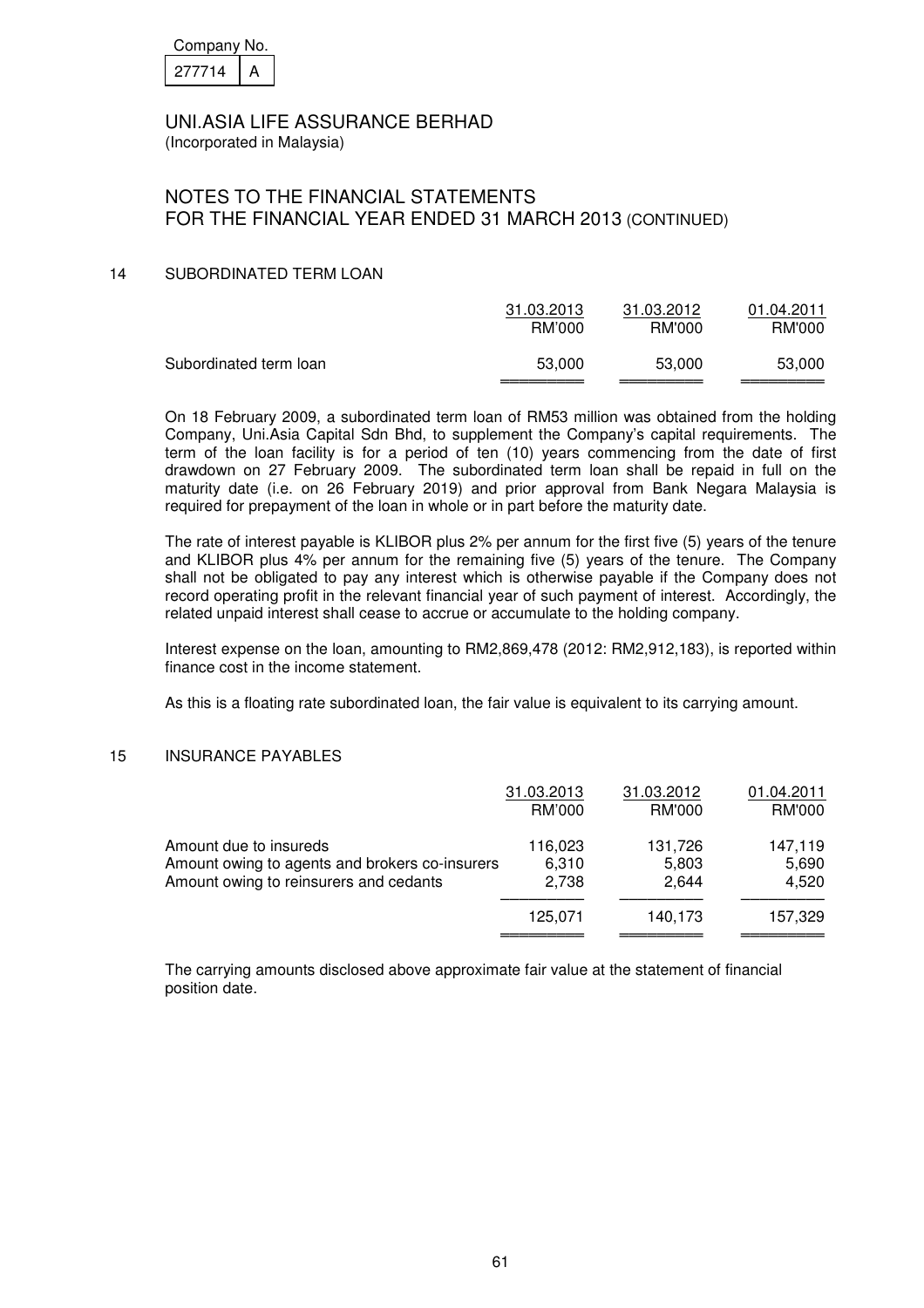Company No. 277714 A

UNI.ASIA LIFE ASSURANCE BERHAD
(Incorporated in Malaysia)

NOTES TO THE FINANCIAL STATEMENTS
FOR THE FINANCIAL YEAR ENDED 31 MARCH 2013 (CONTINUED)

## 14 SUBORDINATED TERM LOAN

| | 31.03.2013 RM'000 | 31.03.2012 RM'000 | 01.04.2011 RM'000 |
|---|---|---|---|
| Subordinated term loan | 53,000 | 53,000 | 53,000 |

On 18 February 2009, a subordinated term loan of RM53 million was obtained from the holding Company, Uni.Asia Capital Sdn Bhd, to supplement the Company's capital requirements. The term of the loan facility is for a period of ten (10) years commencing from the date of first drawdown on 27 February 2009. The subordinated term loan shall be repaid in full on the maturity date (i.e. on 26 February 2019) and prior approval from Bank Negara Malaysia is required for prepayment of the loan in whole or in part before the maturity date.

The rate of interest payable is KLIBOR plus 2% per annum for the first five (5) years of the tenure and KLIBOR plus 4% per annum for the remaining five (5) years of the tenure. The Company shall not be obligated to pay any interest which is otherwise payable if the Company does not record operating profit in the relevant financial year of such payment of interest. Accordingly, the related unpaid interest shall cease to accrue or accumulate to the holding company.

Interest expense on the loan, amounting to RM2,869,478 (2012: RM2,912,183), is reported within finance cost in the income statement.

As this is a floating rate subordinated loan, the fair value is equivalent to its carrying amount.

## 15 INSURANCE PAYABLES

| | 31.03.2013 RM'000 | 31.03.2012 RM'000 | 01.04.2011 RM'000 |
|---|---|---|---|
| Amount due to insureds | 116,023 | 131,726 | 147,119 |
| Amount owing to agents and brokers co-insurers | 6,310 | 5,803 | 5,690 |
| Amount owing to reinsurers and cedants | 2,738 | 2,644 | 4,520 |
| | 125,071 | 140,173 | 157,329 |

The carrying amounts disclosed above approximate fair value at the statement of financial position date.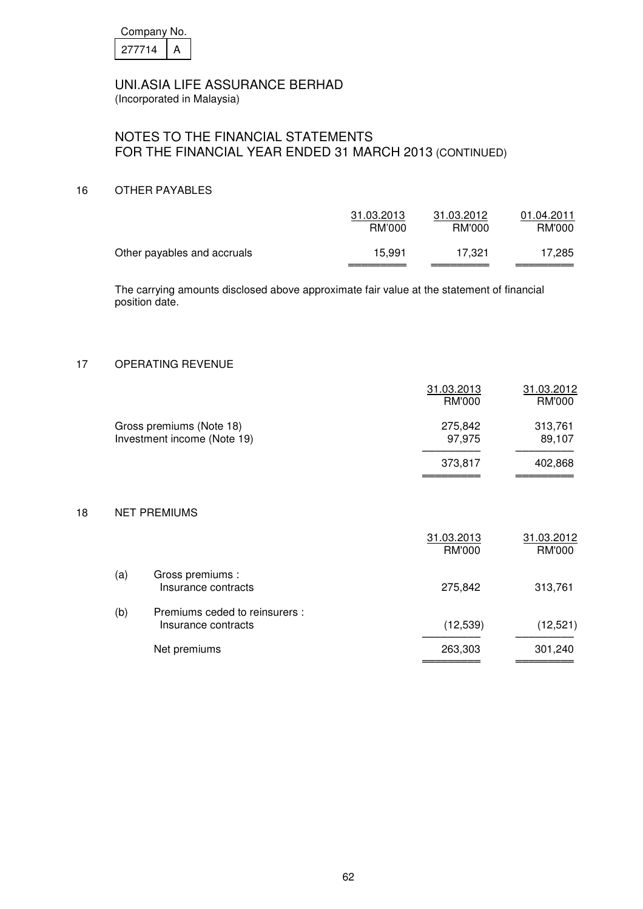Company No.

| 277714 | A |
|---|---|

UNI.ASIA LIFE ASSURANCE BERHAD
(Incorporated in Malaysia)

## NOTES TO THE FINANCIAL STATEMENTS FOR THE FINANCIAL YEAR ENDED 31 MARCH 2013 (CONTINUED)

### 16 OTHER PAYABLES

| | 31.03.2013 RM'000 | 31.03.2012 RM'000 | 01.04.2011 RM'000 |
|---|---|---|---|
| Other payables and accruals | 15,991 | 17,321 | 17,285 |

The carrying amounts disclosed above approximate fair value at the statement of financial position date.

### 17 OPERATING REVENUE

| | 31.03.2013 RM'000 | 31.03.2012 RM'000 |
|---|---|---|
| Gross premiums (Note 18) | 275,842 | 313,761 |
| Investment income (Note 19) | 97,975 | 89,107 |
| | 373,817 | 402,868 |

### 18 NET PREMIUMS

| | | 31.03.2013 RM'000 | 31.03.2012 RM'000 |
|---|---|---|---|
| (a) | Gross premiums : Insurance contracts | 275,842 | 313,761 |
| (b) | Premiums ceded to reinsurers : Insurance contracts | (12,539) | (12,521) |
| | Net premiums | 263,303 | 301,240 |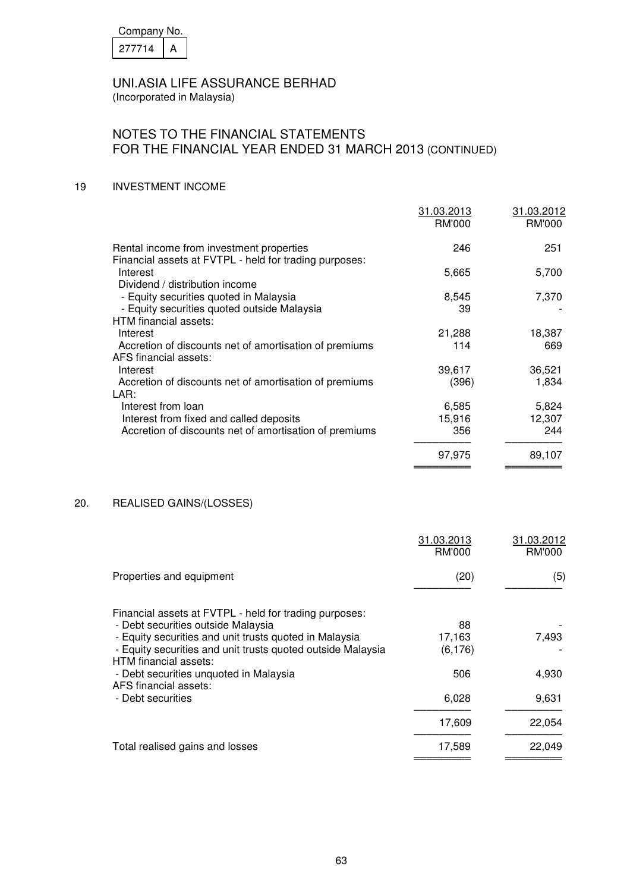Company No.

| 277714 | A |
|---|---|

UNI.ASIA LIFE ASSURANCE BERHAD
(Incorporated in Malaysia)

## NOTES TO THE FINANCIAL STATEMENTS FOR THE FINANCIAL YEAR ENDED 31 MARCH 2013 (CONTINUED)

### 19 INVESTMENT INCOME

| | 31.03.2013 RM'000 | 31.03.2012 RM'000 |
|---|---|---|
| Rental income from investment properties | 246 | 251 |
| Financial assets at FVTPL - held for trading purposes: | | |
| Interest | 5,665 | 5,700 |
| Dividend / distribution income | | |
| - Equity securities quoted in Malaysia | 8,545 | 7,370 |
| - Equity securities quoted outside Malaysia | 39 | - |
| HTM financial assets: | | |
| Interest | 21,288 | 18,387 |
| Accretion of discounts net of amortisation of premiums | 114 | 669 |
| AFS financial assets: | | |
| Interest | 39,617 | 36,521 |
| Accretion of discounts net of amortisation of premiums | (396) | 1,834 |
| LAR: | | |
| Interest from loan | 6,585 | 5,824 |
| Interest from fixed and called deposits | 15,916 | 12,307 |
| Accretion of discounts net of amortisation of premiums | 356 | 244 |
| | 97,975 | 89,107 |

### 20. REALISED GAINS/(LOSSES)

| | 31.03.2013 RM'000 | 31.03.2012 RM'000 |
|---|---|---|
| Properties and equipment | (20) | (5) |
| Financial assets at FVTPL - held for trading purposes: | | |
| - Debt securities outside Malaysia | 88 | - |
| - Equity securities and unit trusts quoted in Malaysia | 17,163 | 7,493 |
| - Equity securities and unit trusts quoted outside Malaysia | (6,176) | - |
| HTM financial assets: | | |
| - Debt securities unquoted in Malaysia | 506 | 4,930 |
| AFS financial assets: | | |
| - Debt securities | 6,028 | 9,631 |
| | 17,609 | 22,054 |
| Total realised gains and losses | 17,589 | 22,049 |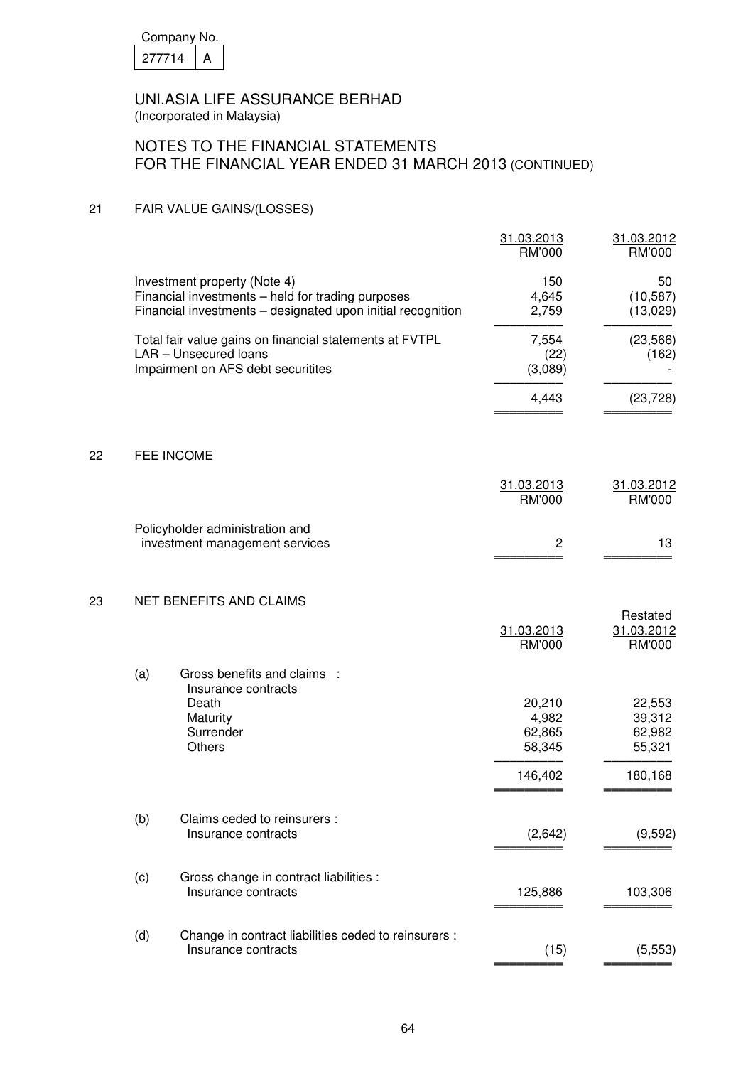Company No. 277714 A

# UNI.ASIA LIFE ASSURANCE BERHAD
(Incorporated in Malaysia)

## NOTES TO THE FINANCIAL STATEMENTS FOR THE FINANCIAL YEAR ENDED 31 MARCH 2013 (CONTINUED)

### 21 FAIR VALUE GAINS/(LOSSES)

| | 31.03.2013 RM'000 | 31.03.2012 RM'000 |
|---|---|---|
| Investment property (Note 4) | 150 | 50 |
| Financial investments – held for trading purposes | 4,645 | (10,587) |
| Financial investments – designated upon initial recognition | 2,759 | (13,029) |
| Total fair value gains on financial statements at FVTPL | 7,554 | (23,566) |
| LAR – Unsecured loans | (22) | (162) |
| Impairment on AFS debt securitites | (3,089) | - |
| | 4,443 | (23,728) |

### 22 FEE INCOME

| | 31.03.2013 RM'000 | 31.03.2012 RM'000 |
|---|---|---|
| Policyholder administration and investment management services | 2 | 13 |

### 23 NET BENEFITS AND CLAIMS

| | | 31.03.2013 RM'000 | Restated 31.03.2012 RM'000 |
|---|---|---|---|
| (a) | Gross benefits and claims : | | |
| | Insurance contracts | | |
| | Death | 20,210 | 22,553 |
| | Maturity | 4,982 | 39,312 |
| | Surrender | 62,865 | 62,982 |
| | Others | 58,345 | 55,321 |
| | | 146,402 | 180,168 |
| (b) | Claims ceded to reinsurers : | | |
| | Insurance contracts | (2,642) | (9,592) |
| (c) | Gross change in contract liabilities : | | |
| | Insurance contracts | 125,886 | 103,306 |
| (d) | Change in contract liabilities ceded to reinsurers : | | |
| | Insurance contracts | (15) | (5,553) |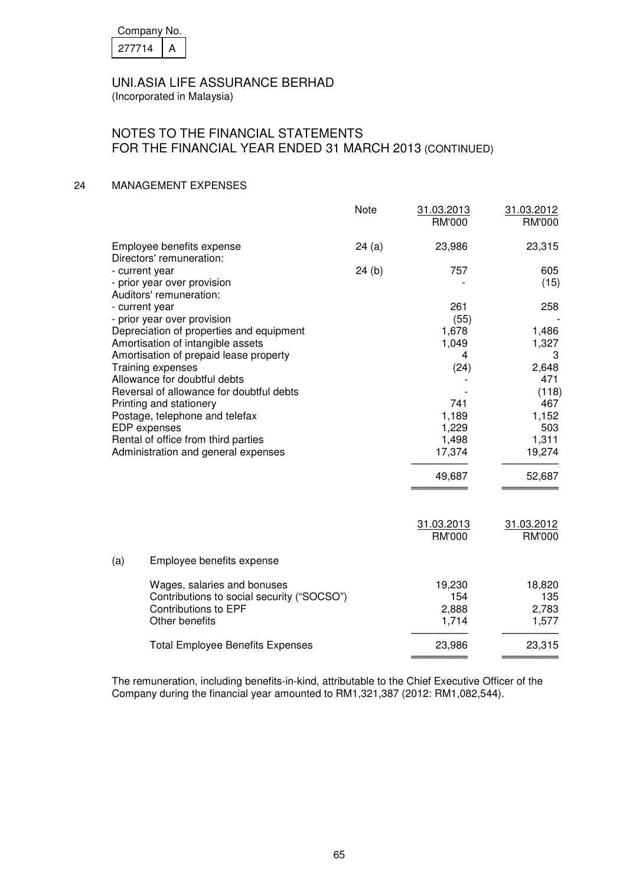Company No.

| 277714 | A |
|---|---|

UNI.ASIA LIFE ASSURANCE BERHAD
(Incorporated in Malaysia)

NOTES TO THE FINANCIAL STATEMENTS
FOR THE FINANCIAL YEAR ENDED 31 MARCH 2013 (CONTINUED)

## 24 MANAGEMENT EXPENSES

| | Note | 31.03.2013<br>RM'000 | 31.03.2012<br>RM'000 |
|---|---|---|---|
| Employee benefits expense | 24 (a) | 23,986 | 23,315 |
| Directors' remuneration: | | | |
| - current year | 24 (b) | 757 | 605 |
| - prior year over provision | | - | (15) |
| Auditors' remuneration: | | | |
| - current year | | 261 | 258 |
| - prior year over provision | | (55) | - |
| Depreciation of properties and equipment | | 1,678 | 1,486 |
| Amortisation of intangible assets | | 1,049 | 1,327 |
| Amortisation of prepaid lease property | | 4 | 3 |
| Training expenses | | (24) | 2,648 |
| Allowance for doubtful debts | | - | 471 |
| Reversal of allowance for doubtful debts | | - | (118) |
| Printing and stationery | | 741 | 467 |
| Postage, telephone and telefax | | 1,189 | 1,152 |
| EDP expenses | | 1,229 | 503 |
| Rental of office from third parties | | 1,498 | 1,311 |
| Administration and general expenses | | 17,374 | 19,274 |
| | | 49,687 | 52,687 |

| | 31.03.2013<br>RM'000 | 31.03.2012<br>RM'000 |
|---|---|---|
| (a) Employee benefits expense | | |
| Wages, salaries and bonuses | 19,230 | 18,820 |
| Contributions to social security ("SOCSO") | 154 | 135 |
| Contributions to EPF | 2,888 | 2,783 |
| Other benefits | 1,714 | 1,577 |
| Total Employee Benefits Expenses | 23,986 | 23,315 |

The remuneration, including benefits-in-kind, attributable to the Chief Executive Officer of the Company during the financial year amounted to RM1,321,387 (2012: RM1,082,544).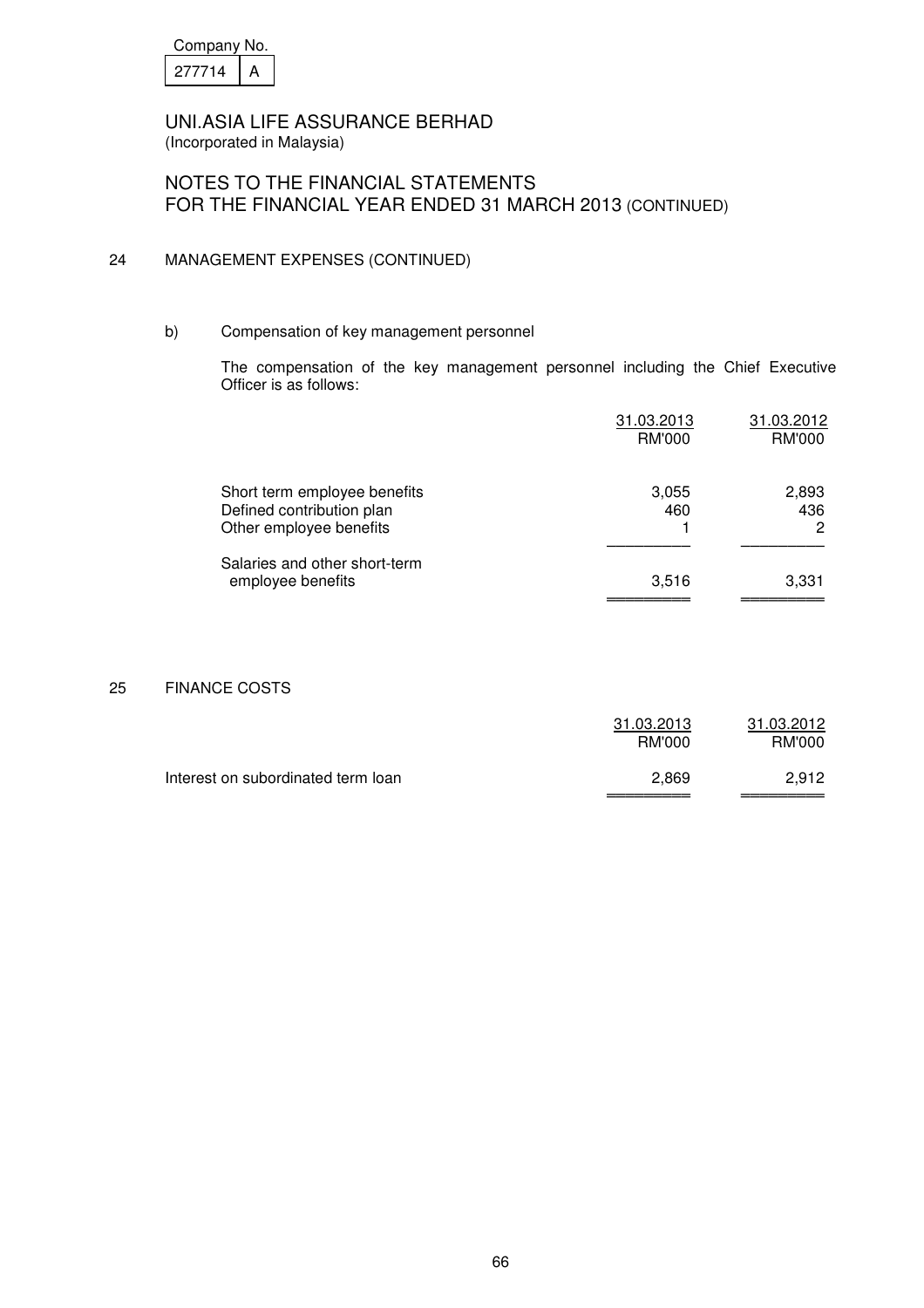Company No. 277714 A

UNI.ASIA LIFE ASSURANCE BERHAD
(Incorporated in Malaysia)

# NOTES TO THE FINANCIAL STATEMENTS FOR THE FINANCIAL YEAR ENDED 31 MARCH 2013 (CONTINUED)

## 24 MANAGEMENT EXPENSES (CONTINUED)

### b) Compensation of key management personnel

The compensation of the key management personnel including the Chief Executive Officer is as follows:

| | 31.03.2013 RM'000 | 31.03.2012 RM'000 |
|---|---|---|
| Short term employee benefits | 3,055 | 2,893 |
| Defined contribution plan | 460 | 436 |
| Other employee benefits | 1 | 2 |
| Salaries and other short-term employee benefits | 3,516 | 3,331 |

## 25 FINANCE COSTS

| | 31.03.2013 RM'000 | 31.03.2012 RM'000 |
|---|---|---|
| Interest on subordinated term loan | 2,869 | 2,912 |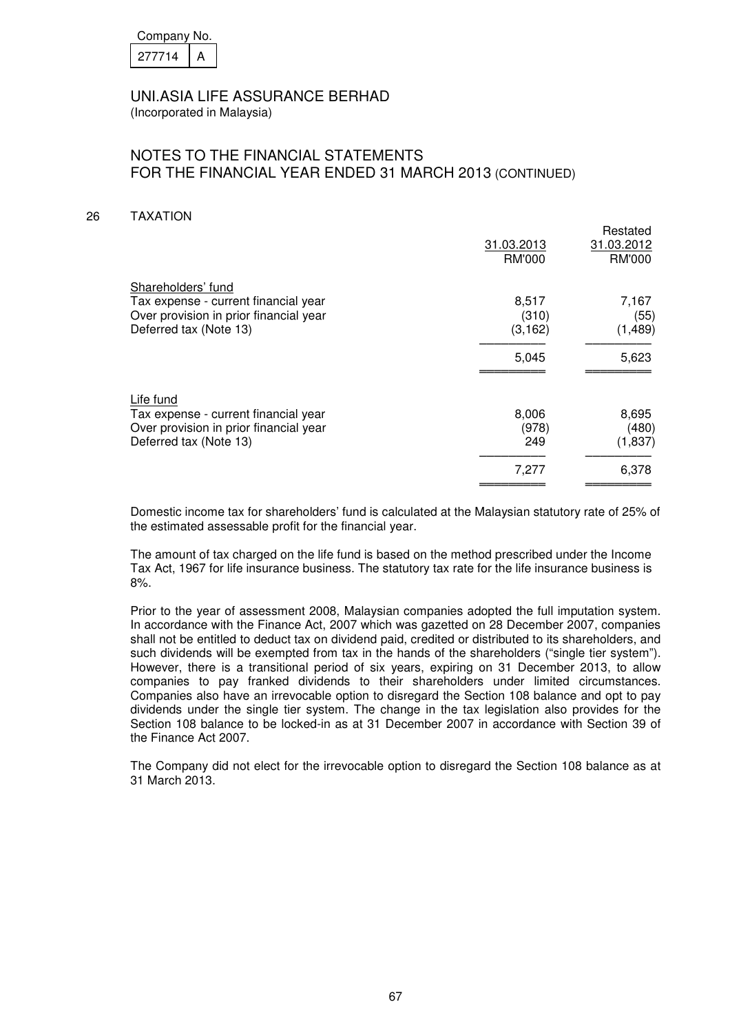Company No. 277714 A

UNI.ASIA LIFE ASSURANCE BERHAD
(Incorporated in Malaysia)

## NOTES TO THE FINANCIAL STATEMENTS FOR THE FINANCIAL YEAR ENDED 31 MARCH 2013 (CONTINUED)

### 26 TAXATION

| | 31.03.2013 RM'000 | Restated 31.03.2012 RM'000 |
|---|---|---|
| Shareholders' fund | | |
| Tax expense - current financial year | 8,517 | 7,167 |
| Over provision in prior financial year | (310) | (55) |
| Deferred tax (Note 13) | (3,162) | (1,489) |
| | 5,045 | 5,623 |
| Life fund | | |
| Tax expense - current financial year | 8,006 | 8,695 |
| Over provision in prior financial year | (978) | (480) |
| Deferred tax (Note 13) | 249 | (1,837) |
| | 7,277 | 6,378 |

Domestic income tax for shareholders' fund is calculated at the Malaysian statutory rate of 25% of the estimated assessable profit for the financial year.

The amount of tax charged on the life fund is based on the method prescribed under the Income Tax Act, 1967 for life insurance business. The statutory tax rate for the life insurance business is 8%.

Prior to the year of assessment 2008, Malaysian companies adopted the full imputation system. In accordance with the Finance Act, 2007 which was gazetted on 28 December 2007, companies shall not be entitled to deduct tax on dividend paid, credited or distributed to its shareholders, and such dividends will be exempted from tax in the hands of the shareholders ("single tier system"). However, there is a transitional period of six years, expiring on 31 December 2013, to allow companies to pay franked dividends to their shareholders under limited circumstances. Companies also have an irrevocable option to disregard the Section 108 balance and opt to pay dividends under the single tier system. The change in the tax legislation also provides for the Section 108 balance to be locked-in as at 31 December 2007 in accordance with Section 39 of the Finance Act 2007.

The Company did not elect for the irrevocable option to disregard the Section 108 balance as at 31 March 2013.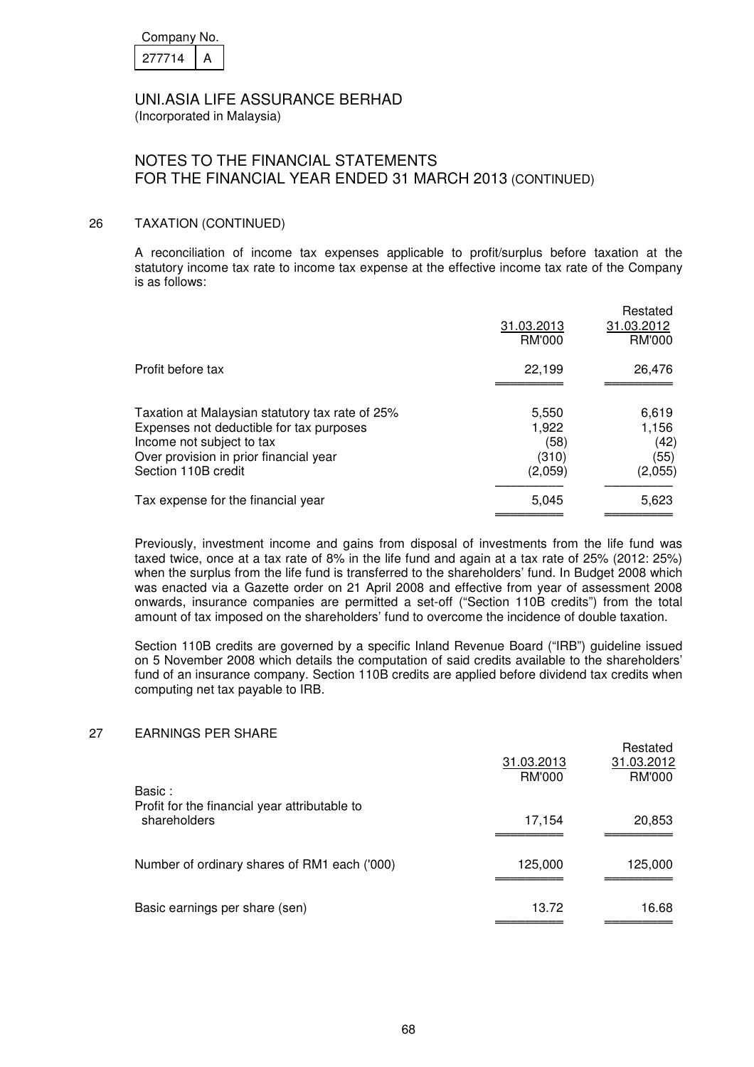Company No.

| 277714 | A |
|---|---|

UNI.ASIA LIFE ASSURANCE BERHAD
(Incorporated in Malaysia)

NOTES TO THE FINANCIAL STATEMENTS
FOR THE FINANCIAL YEAR ENDED 31 MARCH 2013 (CONTINUED)

## 26 TAXATION (CONTINUED)

A reconciliation of income tax expenses applicable to profit/surplus before taxation at the statutory income tax rate to income tax expense at the effective income tax rate of the Company is as follows:

| | 31.03.2013 RM'000 | Restated 31.03.2012 RM'000 |
|---|---|---|
| Profit before tax | 22,199 | 26,476 |
| Taxation at Malaysian statutory tax rate of 25% | 5,550 | 6,619 |
| Expenses not deductible for tax purposes | 1,922 | 1,156 |
| Income not subject to tax | (58) | (42) |
| Over provision in prior financial year | (310) | (55) |
| Section 110B credit | (2,059) | (2,055) |
| Tax expense for the financial year | 5,045 | 5,623 |

Previously, investment income and gains from disposal of investments from the life fund was taxed twice, once at a tax rate of 8% in the life fund and again at a tax rate of 25% (2012: 25%) when the surplus from the life fund is transferred to the shareholders' fund. In Budget 2008 which was enacted via a Gazette order on 21 April 2008 and effective from year of assessment 2008 onwards, insurance companies are permitted a set-off ("Section 110B credits") from the total amount of tax imposed on the shareholders' fund to overcome the incidence of double taxation.

Section 110B credits are governed by a specific Inland Revenue Board ("IRB") guideline issued on 5 November 2008 which details the computation of said credits available to the shareholders' fund of an insurance company. Section 110B credits are applied before dividend tax credits when computing net tax payable to IRB.

## 27 EARNINGS PER SHARE

| | 31.03.2013 RM'000 | Restated 31.03.2012 RM'000 |
|---|---|---|
| Basic : | | |
| Profit for the financial year attributable to shareholders | 17,154 | 20,853 |
| Number of ordinary shares of RM1 each ('000) | 125,000 | 125,000 |
| Basic earnings per share (sen) | 13.72 | 16.68 |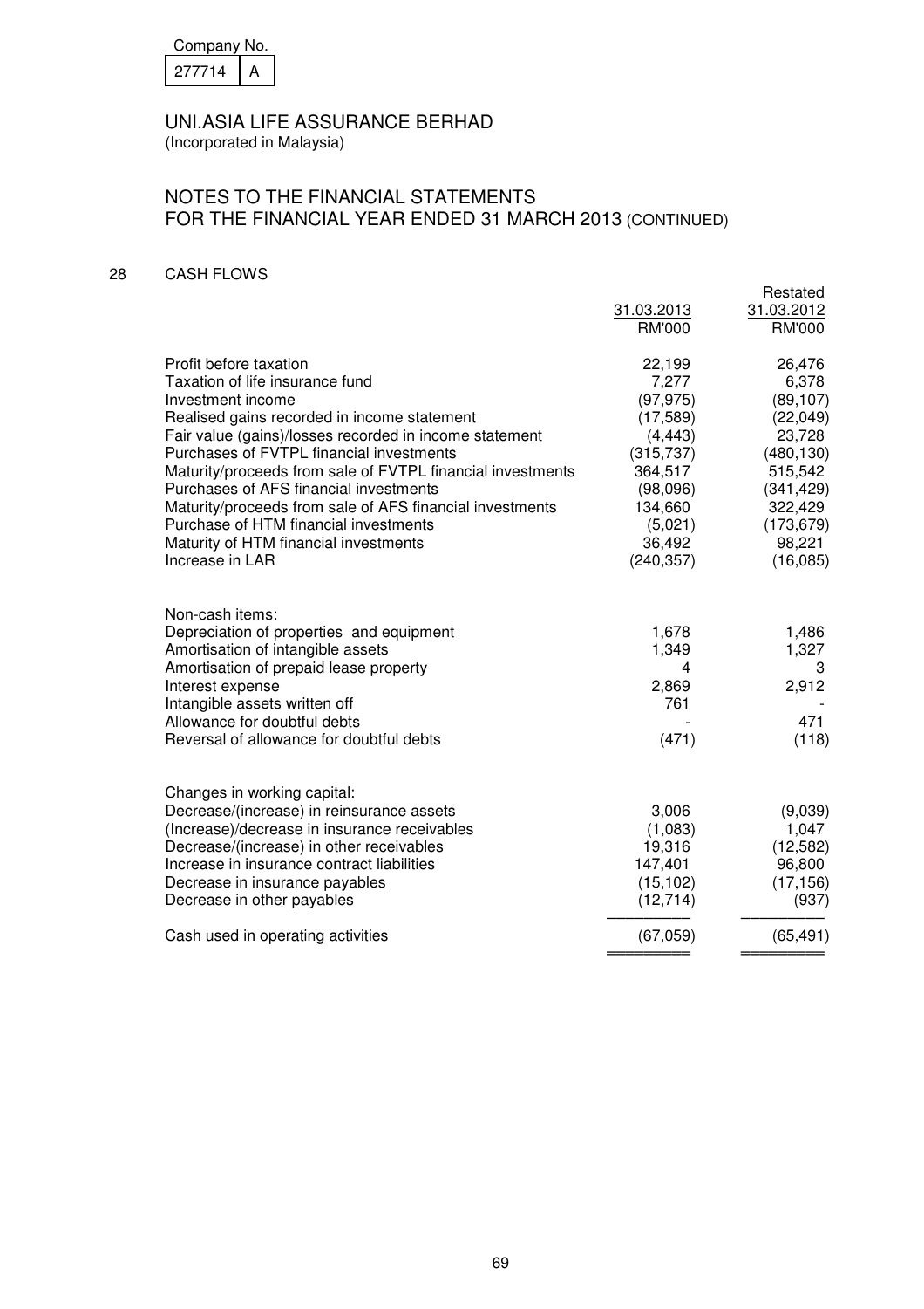Company No.

| 277714 | A |
|---|---|

UNI.ASIA LIFE ASSURANCE BERHAD
(Incorporated in Malaysia)

## NOTES TO THE FINANCIAL STATEMENTS FOR THE FINANCIAL YEAR ENDED 31 MARCH 2013 (CONTINUED)

### 28 CASH FLOWS

| | 31.03.2013 RM'000 | Restated 31.03.2012 RM'000 |
|---|---|---|
| Profit before taxation | 22,199 | 26,476 |
| Taxation of life insurance fund | 7,277 | 6,378 |
| Investment income | (97,975) | (89,107) |
| Realised gains recorded in income statement | (17,589) | (22,049) |
| Fair value (gains)/losses recorded in income statement | (4,443) | 23,728 |
| Purchases of FVTPL financial investments | (315,737) | (480,130) |
| Maturity/proceeds from sale of FVTPL financial investments | 364,517 | 515,542 |
| Purchases of AFS financial investments | (98,096) | (341,429) |
| Maturity/proceeds from sale of AFS financial investments | 134,660 | 322,429 |
| Purchase of HTM financial investments | (5,021) | (173,679) |
| Maturity of HTM financial investments | 36,492 | 98,221 |
| Increase in LAR | (240,357) | (16,085) |
| | | |
| Non-cash items: | | |
| Depreciation of properties and equipment | 1,678 | 1,486 |
| Amortisation of intangible assets | 1,349 | 1,327 |
| Amortisation of prepaid lease property | 4 | 3 |
| Interest expense | 2,869 | 2,912 |
| Intangible assets written off | 761 | - |
| Allowance for doubtful debts | - | 471 |
| Reversal of allowance for doubtful debts | (471) | (118) |
| | | |
| Changes in working capital: | | |
| Decrease/(increase) in reinsurance assets | 3,006 | (9,039) |
| (Increase)/decrease in insurance receivables | (1,083) | 1,047 |
| Decrease/(increase) in other receivables | 19,316 | (12,582) |
| Increase in insurance contract liabilities | 147,401 | 96,800 |
| Decrease in insurance payables | (15,102) | (17,156) |
| Decrease in other payables | (12,714) | (937) |
| Cash used in operating activities | (67,059) | (65,491) |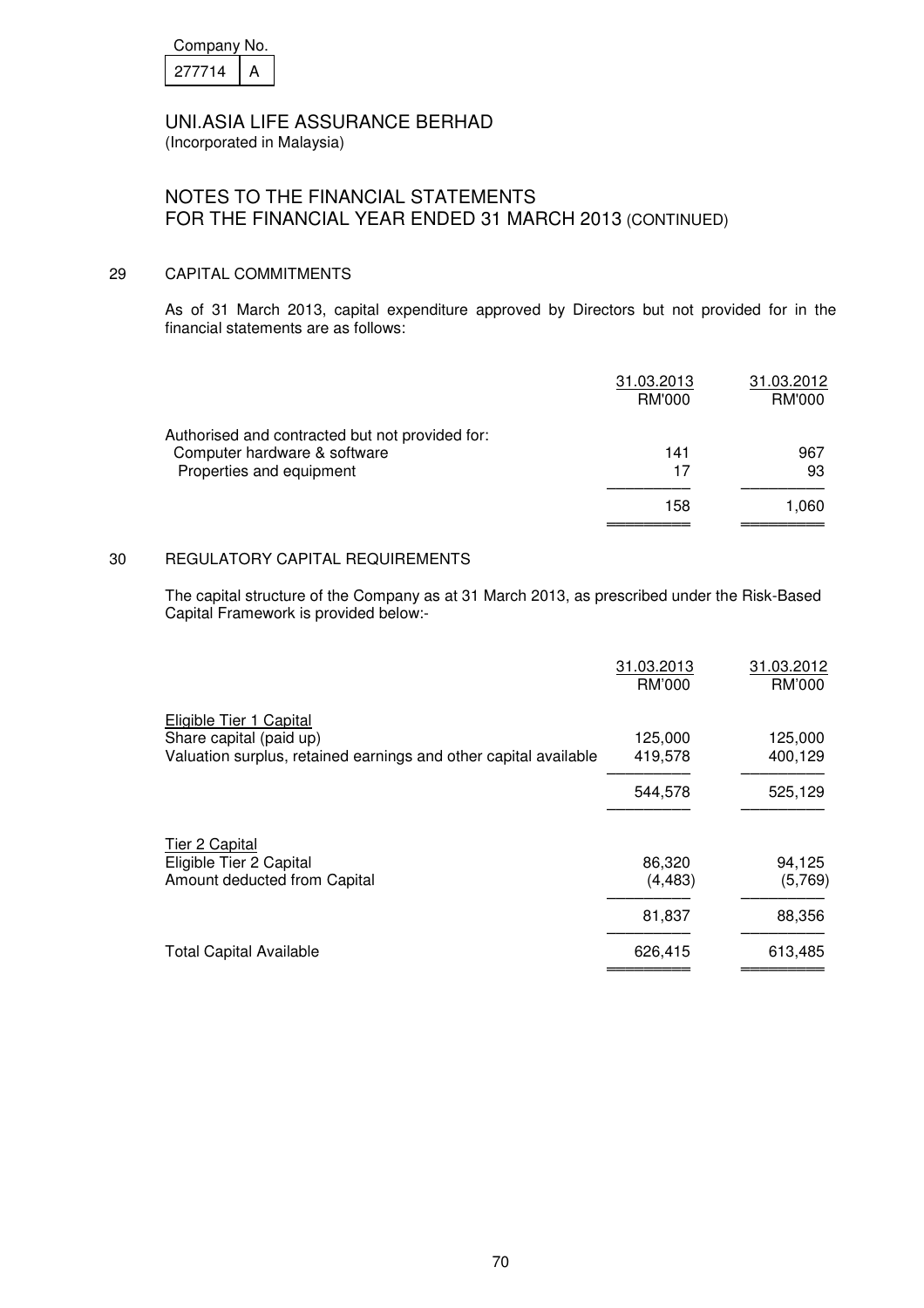Company No. 277714 A

# UNI.ASIA LIFE ASSURANCE BERHAD
(Incorporated in Malaysia)

## NOTES TO THE FINANCIAL STATEMENTS FOR THE FINANCIAL YEAR ENDED 31 MARCH 2013 (CONTINUED)

### 29 CAPITAL COMMITMENTS

As of 31 March 2013, capital expenditure approved by Directors but not provided for in the financial statements are as follows:

| | 31.03.2013 RM'000 | 31.03.2012 RM'000 |
|---|---|---|
| Authorised and contracted but not provided for: | | |
| Computer hardware & software | 141 | 967 |
| Properties and equipment | 17 | 93 |
| | 158 | 1,060 |

### 30 REGULATORY CAPITAL REQUIREMENTS

The capital structure of the Company as at 31 March 2013, as prescribed under the Risk-Based Capital Framework is provided below:-

| | 31.03.2013 RM'000 | 31.03.2012 RM'000 |
|---|---|---|
| Eligible Tier 1 Capital | | |
| Share capital (paid up) | 125,000 | 125,000 |
| Valuation surplus, retained earnings and other capital available | 419,578 | 400,129 |
| | 544,578 | 525,129 |
| Tier 2 Capital | | |
| Eligible Tier 2 Capital | 86,320 | 94,125 |
| Amount deducted from Capital | (4,483) | (5,769) |
| | 81,837 | 88,356 |
| Total Capital Available | 626,415 | 613,485 |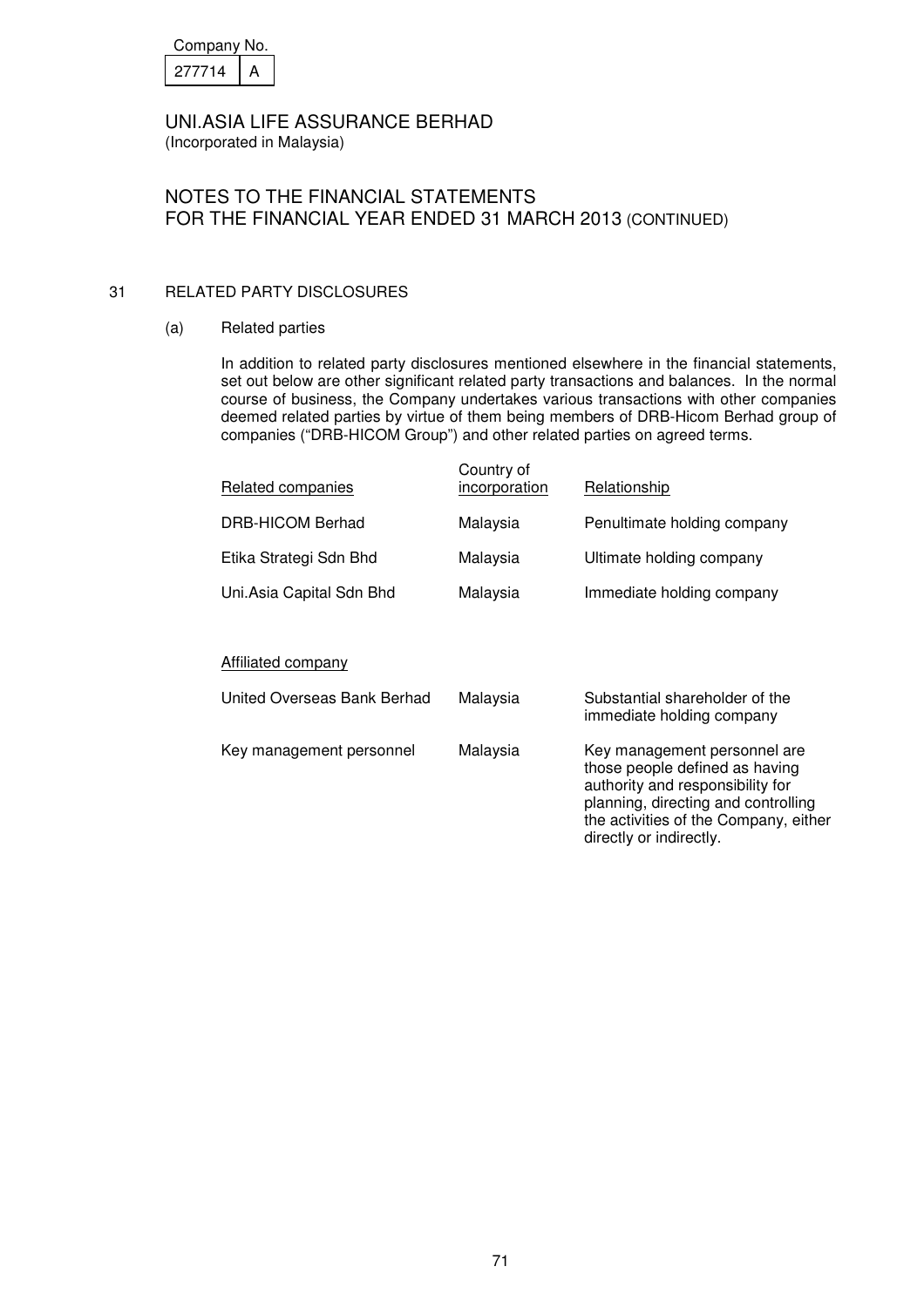Company No.

| 277714 | A |
|---|---|

UNI.ASIA LIFE ASSURANCE BERHAD
(Incorporated in Malaysia)

NOTES TO THE FINANCIAL STATEMENTS
FOR THE FINANCIAL YEAR ENDED 31 MARCH 2013 (CONTINUED)

## 31 RELATED PARTY DISCLOSURES

### (a) Related parties

In addition to related party disclosures mentioned elsewhere in the financial statements, set out below are other significant related party transactions and balances. In the normal course of business, the Company undertakes various transactions with other companies deemed related parties by virtue of them being members of DRB-Hicom Berhad group of companies ("DRB-HICOM Group") and other related parties on agreed terms.

| Related companies | Country of incorporation | Relationship |
|---|---|---|
| DRB-HICOM Berhad | Malaysia | Penultimate holding company |
| Etika Strategi Sdn Bhd | Malaysia | Ultimate holding company |
| Uni.Asia Capital Sdn Bhd | Malaysia | Immediate holding company |
| **Affiliated company** | | |
| United Overseas Bank Berhad | Malaysia | Substantial shareholder of the immediate holding company |
| Key management personnel | Malaysia | Key management personnel are those people defined as having authority and responsibility for planning, directing and controlling the activities of the Company, either directly or indirectly. |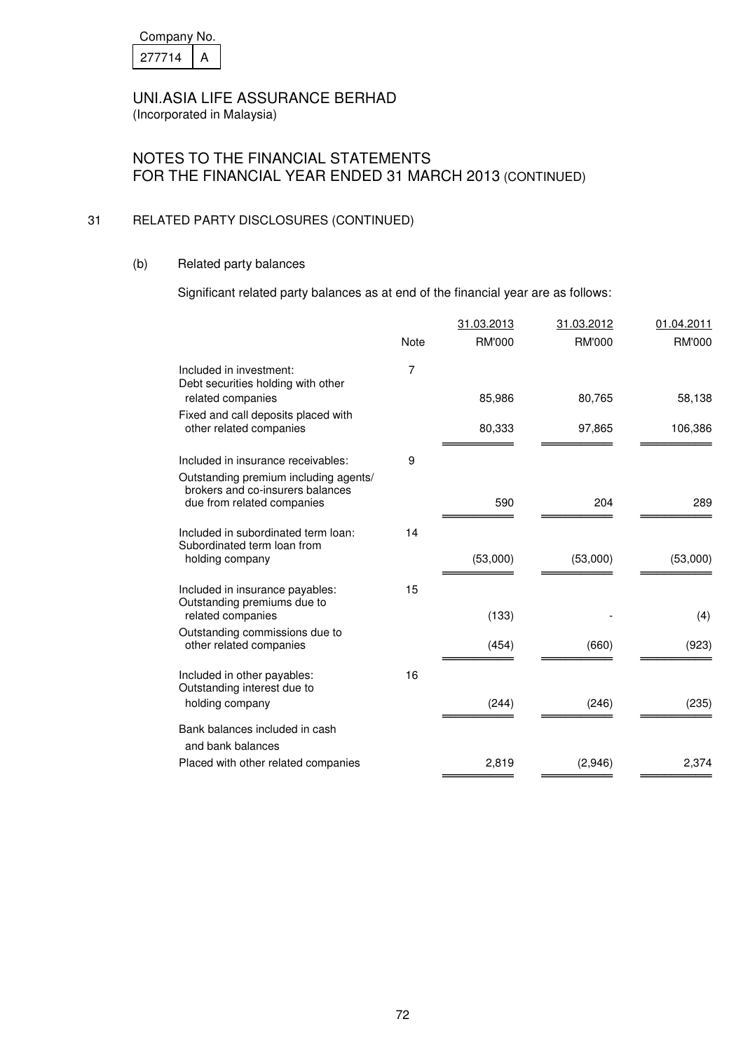Company No.

| 277714 | A |
|---|---|

UNI.ASIA LIFE ASSURANCE BERHAD
(Incorporated in Malaysia)

# NOTES TO THE FINANCIAL STATEMENTS FOR THE FINANCIAL YEAR ENDED 31 MARCH 2013 (CONTINUED)

## 31 RELATED PARTY DISCLOSURES (CONTINUED)

### (b) Related party balances

Significant related party balances as at end of the financial year are as follows:

| | Note | 31.03.2013<br>RM'000 | 31.03.2012<br>RM'000 | 01.04.2011<br>RM'000 |
|---|---|---|---|---|
| Included in investment: | 7 | | | |
| Debt securities holding with other related companies | | 85,986 | 80,765 | 58,138 |
| Fixed and call deposits placed with other related companies | | 80,333 | 97,865 | 106,386 |
| Included in insurance receivables: | 9 | | | |
| Outstanding premium including agents/ brokers and co-insurers balances due from related companies | | 590 | 204 | 289 |
| Included in subordinated term loan: | 14 | | | |
| Subordinated term loan from holding company | | (53,000) | (53,000) | (53,000) |
| Included in insurance payables: | 15 | | | |
| Outstanding premiums due to related companies | | (133) | - | (4) |
| Outstanding commissions due to other related companies | | (454) | (660) | (923) |
| Included in other payables: | 16 | | | |
| Outstanding interest due to holding company | | (244) | (246) | (235) |
| Bank balances included in cash and bank balances | | | | |
| Placed with other related companies | | 2,819 | (2,946) | 2,374 |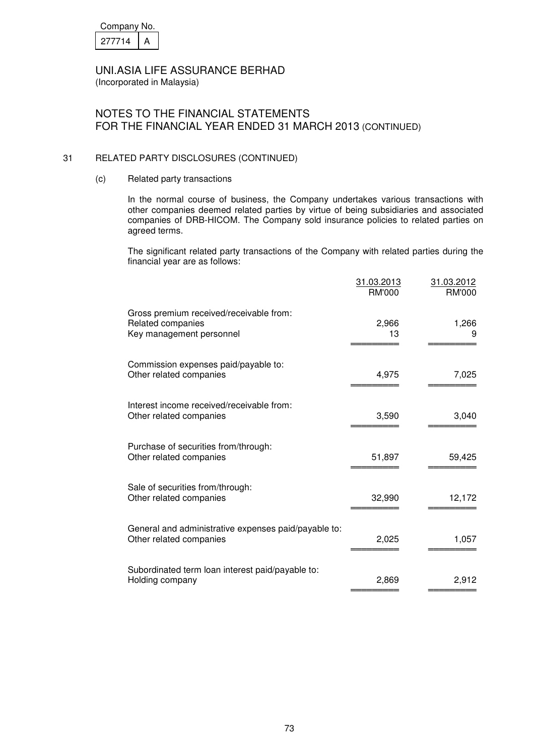Company No.

| 277714 | A |
|---|---|

UNI.ASIA LIFE ASSURANCE BERHAD
(Incorporated in Malaysia)

## NOTES TO THE FINANCIAL STATEMENTS FOR THE FINANCIAL YEAR ENDED 31 MARCH 2013 (CONTINUED)

### 31 RELATED PARTY DISCLOSURES (CONTINUED)

#### (c) Related party transactions

In the normal course of business, the Company undertakes various transactions with other companies deemed related parties by virtue of being subsidiaries and associated companies of DRB-HICOM. The Company sold insurance policies to related parties on agreed terms.

The significant related party transactions of the Company with related parties during the financial year are as follows:

| | 31.03.2013 RM'000 | 31.03.2012 RM'000 |
|---|---|---|
| Gross premium received/receivable from: | | |
| Related companies | 2,966 | 1,266 |
| Key management personnel | 13 | 9 |
| Commission expenses paid/payable to: | | |
| Other related companies | 4,975 | 7,025 |
| Interest income received/receivable from: | | |
| Other related companies | 3,590 | 3,040 |
| Purchase of securities from/through: | | |
| Other related companies | 51,897 | 59,425 |
| Sale of securities from/through: | | |
| Other related companies | 32,990 | 12,172 |
| General and administrative expenses paid/payable to: | | |
| Other related companies | 2,025 | 1,057 |
| Subordinated term loan interest paid/payable to: | | |
| Holding company | 2,869 | 2,912 |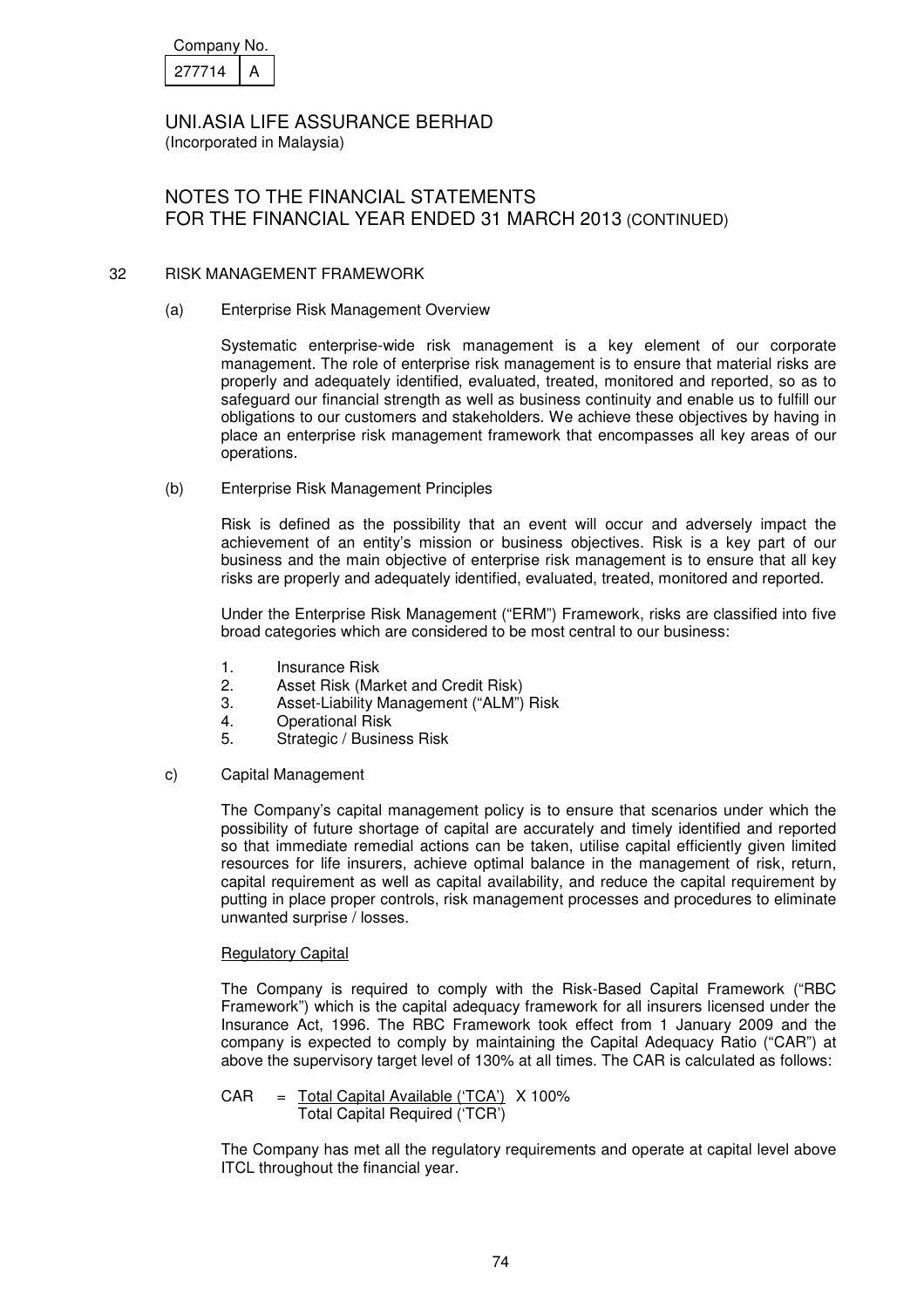Company No.

| 277714 | A |
|---|---|

UNI.ASIA LIFE ASSURANCE BERHAD
(Incorporated in Malaysia)

# NOTES TO THE FINANCIAL STATEMENTS FOR THE FINANCIAL YEAR ENDED 31 MARCH 2013 (CONTINUED)

## 32 RISK MANAGEMENT FRAMEWORK

### (a) Enterprise Risk Management Overview

Systematic enterprise-wide risk management is a key element of our corporate management. The role of enterprise risk management is to ensure that material risks are properly and adequately identified, evaluated, treated, monitored and reported, so as to safeguard our financial strength as well as business continuity and enable us to fulfill our obligations to our customers and stakeholders. We achieve these objectives by having in place an enterprise risk management framework that encompasses all key areas of our operations.

### (b) Enterprise Risk Management Principles

Risk is defined as the possibility that an event will occur and adversely impact the achievement of an entity's mission or business objectives. Risk is a key part of our business and the main objective of enterprise risk management is to ensure that all key risks are properly and adequately identified, evaluated, treated, monitored and reported.

Under the Enterprise Risk Management ("ERM") Framework, risks are classified into five broad categories which are considered to be most central to our business:

1. Insurance Risk
2. Asset Risk (Market and Credit Risk)
3. Asset-Liability Management ("ALM") Risk
4. Operational Risk
5. Strategic / Business Risk

### c) Capital Management

The Company's capital management policy is to ensure that scenarios under which the possibility of future shortage of capital are accurately and timely identified and reported so that immediate remedial actions can be taken, utilise capital efficiently given limited resources for life insurers, achieve optimal balance in the management of risk, return, capital requirement as well as capital availability, and reduce the capital requirement by putting in place proper controls, risk management processes and procedures to eliminate unwanted surprise / losses.

Regulatory Capital

The Company is required to comply with the Risk-Based Capital Framework ("RBC Framework") which is the capital adequacy framework for all insurers licensed under the Insurance Act, 1996. The RBC Framework took effect from 1 January 2009 and the company is expected to comply by maintaining the Capital Adequacy Ratio ("CAR") at above the supervisory target level of 130% at all times. The CAR is calculated as follows:

$$\text{CAR} = \frac{\text{Total Capital Available ('TCA')}}{\text{Total Capital Required ('TCR')}} \times 100\%$$

The Company has met all the regulatory requirements and operate at capital level above ITCL throughout the financial year.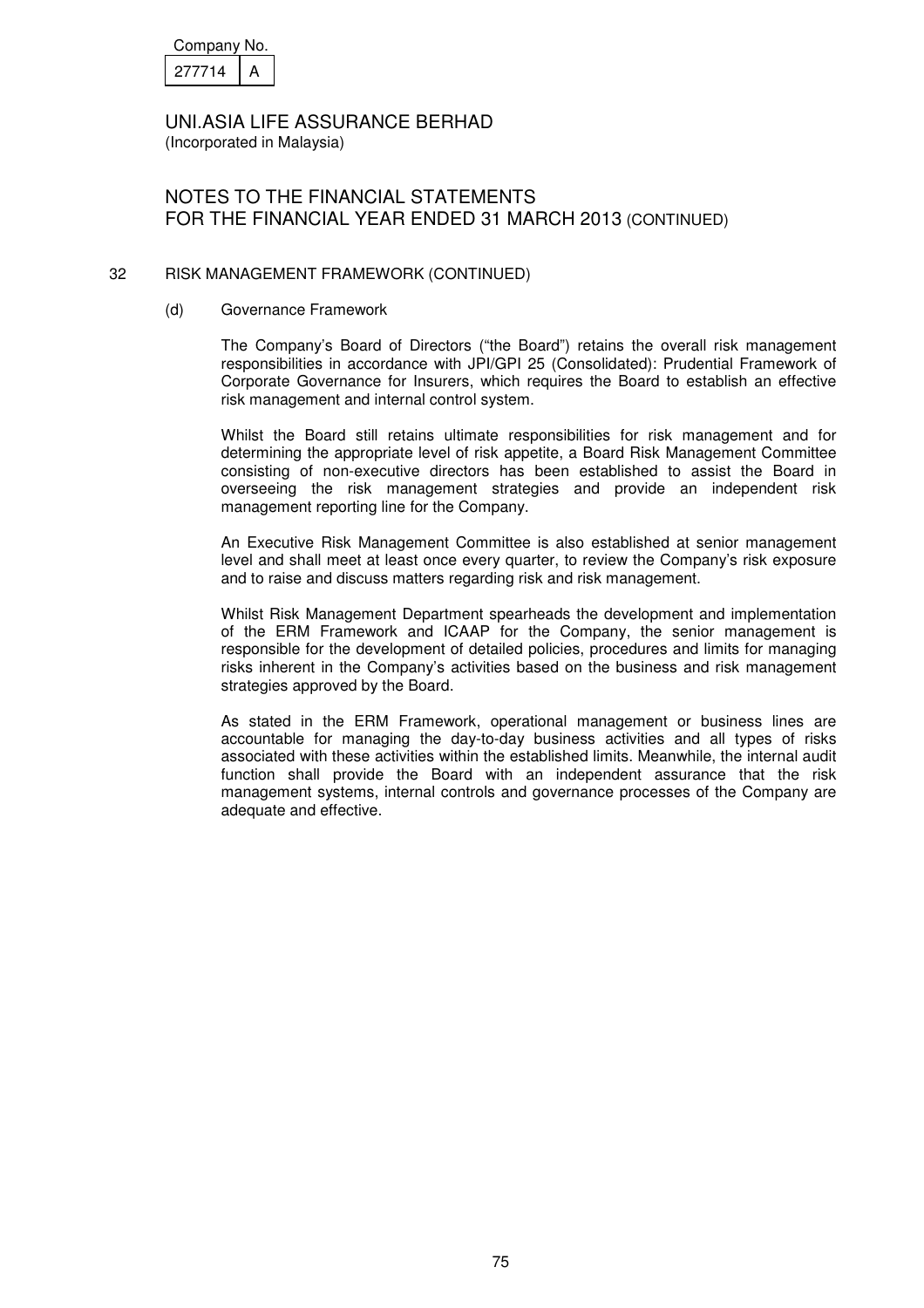Company No.

| 277714 | A |
|---|---|

UNI.ASIA LIFE ASSURANCE BERHAD
(Incorporated in Malaysia)

NOTES TO THE FINANCIAL STATEMENTS
FOR THE FINANCIAL YEAR ENDED 31 MARCH 2013 (CONTINUED)

## 32 RISK MANAGEMENT FRAMEWORK (CONTINUED)

### (d) Governance Framework

The Company's Board of Directors ("the Board") retains the overall risk management responsibilities in accordance with JPI/GPI 25 (Consolidated): Prudential Framework of Corporate Governance for Insurers, which requires the Board to establish an effective risk management and internal control system.

Whilst the Board still retains ultimate responsibilities for risk management and for determining the appropriate level of risk appetite, a Board Risk Management Committee consisting of non-executive directors has been established to assist the Board in overseeing the risk management strategies and provide an independent risk management reporting line for the Company.

An Executive Risk Management Committee is also established at senior management level and shall meet at least once every quarter, to review the Company's risk exposure and to raise and discuss matters regarding risk and risk management.

Whilst Risk Management Department spearheads the development and implementation of the ERM Framework and ICAAP for the Company, the senior management is responsible for the development of detailed policies, procedures and limits for managing risks inherent in the Company's activities based on the business and risk management strategies approved by the Board.

As stated in the ERM Framework, operational management or business lines are accountable for managing the day-to-day business activities and all types of risks associated with these activities within the established limits. Meanwhile, the internal audit function shall provide the Board with an independent assurance that the risk management systems, internal controls and governance processes of the Company are adequate and effective.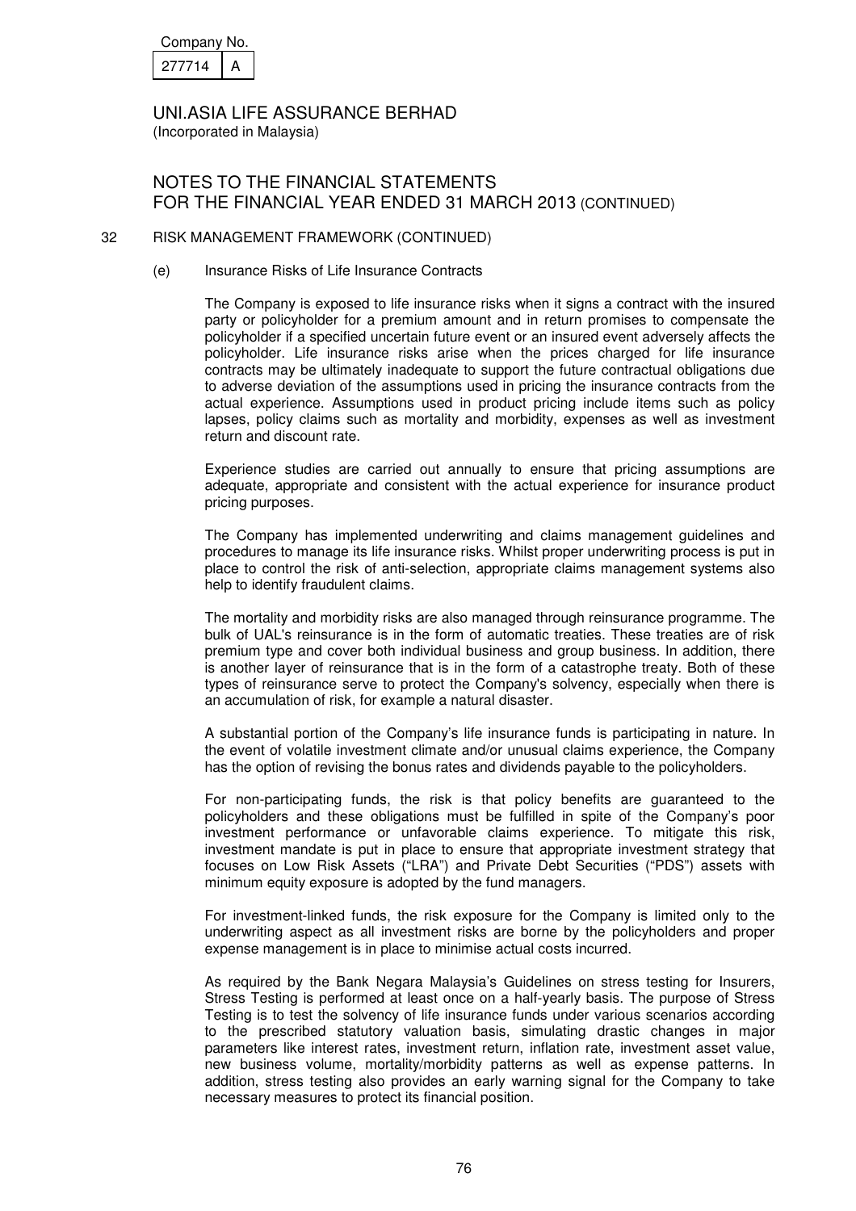## 32 RISK MANAGEMENT FRAMEWORK (CONTINUED)

### (e) Insurance Risks of Life Insurance Contracts

The Company is exposed to life insurance risks when it signs a contract with the insured party or policyholder for a premium amount and in return promises to compensate the policyholder if a specified uncertain future event or an insured event adversely affects the policyholder. Life insurance risks arise when the prices charged for life insurance contracts may be ultimately inadequate to support the future contractual obligations due to adverse deviation of the assumptions used in pricing the insurance contracts from the actual experience. Assumptions used in product pricing include items such as policy lapses, policy claims such as mortality and morbidity, expenses as well as investment return and discount rate.

Experience studies are carried out annually to ensure that pricing assumptions are adequate, appropriate and consistent with the actual experience for insurance product pricing purposes.

The Company has implemented underwriting and claims management guidelines and procedures to manage its life insurance risks. Whilst proper underwriting process is put in place to control the risk of anti-selection, appropriate claims management systems also help to identify fraudulent claims.

The mortality and morbidity risks are also managed through reinsurance programme. The bulk of UAL's reinsurance is in the form of automatic treaties. These treaties are of risk premium type and cover both individual business and group business. In addition, there is another layer of reinsurance that is in the form of a catastrophe treaty. Both of these types of reinsurance serve to protect the Company's solvency, especially when there is an accumulation of risk, for example a natural disaster.

A substantial portion of the Company's life insurance funds is participating in nature. In the event of volatile investment climate and/or unusual claims experience, the Company has the option of revising the bonus rates and dividends payable to the policyholders.

For non-participating funds, the risk is that policy benefits are guaranteed to the policyholders and these obligations must be fulfilled in spite of the Company's poor investment performance or unfavorable claims experience. To mitigate this risk, investment mandate is put in place to ensure that appropriate investment strategy that focuses on Low Risk Assets ("LRA") and Private Debt Securities ("PDS") assets with minimum equity exposure is adopted by the fund managers.

For investment-linked funds, the risk exposure for the Company is limited only to the underwriting aspect as all investment risks are borne by the policyholders and proper expense management is in place to minimise actual costs incurred.

As required by the Bank Negara Malaysia's Guidelines on stress testing for Insurers, Stress Testing is performed at least once on a half-yearly basis. The purpose of Stress Testing is to test the solvency of life insurance funds under various scenarios according to the prescribed statutory valuation basis, simulating drastic changes in major parameters like interest rates, investment return, inflation rate, investment asset value, new business volume, mortality/morbidity patterns as well as expense patterns. In addition, stress testing also provides an early warning signal for the Company to take necessary measures to protect its financial position.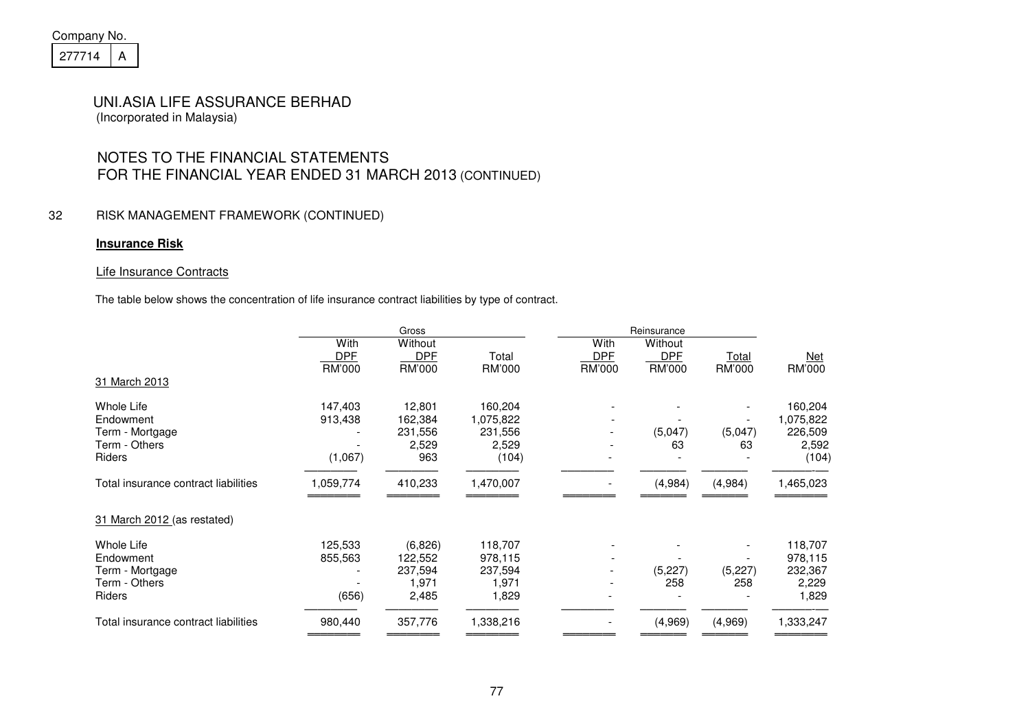Company No.

277714 A

UNI.ASIA LIFE ASSURANCE BERHAD
(Incorporated in Malaysia)

NOTES TO THE FINANCIAL STATEMENTS
FOR THE FINANCIAL YEAR ENDED 31 MARCH 2013 (CONTINUED)

## 32 RISK MANAGEMENT FRAMEWORK (CONTINUED)

**Insurance Risk**

Life Insurance Contracts

The table below shows the concentration of life insurance contract liabilities by type of contract.

| | Gross | | | Reinsurance | | | |
|---|---|---|---|---|---|---|---|
| | With DPF | Without DPF | Total | With DPF | Without DPF | Total | Net |
| | RM'000 | RM'000 | RM'000 | RM'000 | RM'000 | RM'000 | RM'000 |
| **31 March 2013** | | | | | | | |
| Whole Life | 147,403 | 12,801 | 160,204 | - | - | - | 160,204 |
| Endowment | 913,438 | 162,384 | 1,075,822 | - | - | - | 1,075,822 |
| Term - Mortgage | - | 231,556 | 231,556 | - | (5,047) | (5,047) | 226,509 |
| Term - Others | - | 2,529 | 2,529 | - | 63 | 63 | 2,592 |
| Riders | (1,067) | 963 | (104) | - | - | - | (104) |
| Total insurance contract liabilities | 1,059,774 | 410,233 | 1,470,007 | - | (4,984) | (4,984) | 1,465,023 |
| **31 March 2012 (as restated)** | | | | | | | |
| Whole Life | 125,533 | (6,826) | 118,707 | - | - | - | 118,707 |
| Endowment | 855,563 | 122,552 | 978,115 | - | - | - | 978,115 |
| Term - Mortgage | - | 237,594 | 237,594 | - | (5,227) | (5,227) | 232,367 |
| Term - Others | - | 1,971 | 1,971 | - | 258 | 258 | 2,229 |
| Riders | (656) | 2,485 | 1,829 | - | - | - | 1,829 |
| Total insurance contract liabilities | 980,440 | 357,776 | 1,338,216 | - | (4,969) | (4,969) | 1,333,247 |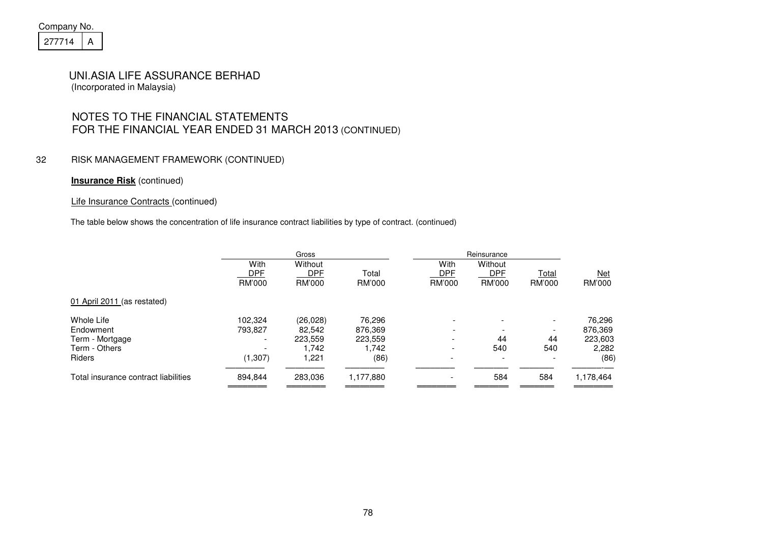Company No.

277714 A

# UNI.ASIA LIFE ASSURANCE BERHAD
(Incorporated in Malaysia)

## NOTES TO THE FINANCIAL STATEMENTS FOR THE FINANCIAL YEAR ENDED 31 MARCH 2013 (CONTINUED)

### 32 RISK MANAGEMENT FRAMEWORK (CONTINUED)

**Insurance Risk** (continued)

Life Insurance Contracts (continued)

The table below shows the concentration of life insurance contract liabilities by type of contract. (continued)

| | Gross | | | Reinsurance | | | |
|---|---|---|---|---|---|---|---|
| | With DPF | Without DPF | Total | With DPF | Without DPF | Total | Net |
| | RM'000 | RM'000 | RM'000 | RM'000 | RM'000 | RM'000 | RM'000 |
| 01 April 2011 (as restated) | | | | | | | |
| Whole Life | 102,324 | (26,028) | 76,296 | - | - | - | 76,296 |
| Endowment | 793,827 | 82,542 | 876,369 | - | - | - | 876,369 |
| Term - Mortgage | - | 223,559 | 223,559 | - | 44 | 44 | 223,603 |
| Term - Others | - | 1,742 | 1,742 | - | 540 | 540 | 2,282 |
| Riders | (1,307) | 1,221 | (86) | - | - | - | (86) |
| Total insurance contract liabilities | 894,844 | 283,036 | 1,177,880 | - | 584 | 584 | 1,178,464 |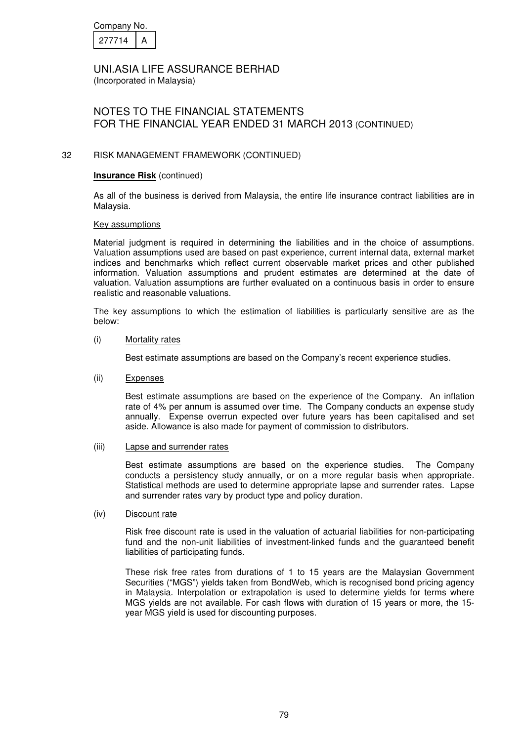Company No.

| 277714 | A |
|---|---|

UNI.ASIA LIFE ASSURANCE BERHAD
(Incorporated in Malaysia)

NOTES TO THE FINANCIAL STATEMENTS
FOR THE FINANCIAL YEAR ENDED 31 MARCH 2013 (CONTINUED)

## 32 RISK MANAGEMENT FRAMEWORK (CONTINUED)

**Insurance Risk** (continued)

As all of the business is derived from Malaysia, the entire life insurance contract liabilities are in Malaysia.

Key assumptions

Material judgment is required in determining the liabilities and in the choice of assumptions. Valuation assumptions used are based on past experience, current internal data, external market indices and benchmarks which reflect current observable market prices and other published information. Valuation assumptions and prudent estimates are determined at the date of valuation. Valuation assumptions are further evaluated on a continuous basis in order to ensure realistic and reasonable valuations.

The key assumptions to which the estimation of liabilities is particularly sensitive are as the below:

(i) Mortality rates

Best estimate assumptions are based on the Company's recent experience studies.

(ii) Expenses

Best estimate assumptions are based on the experience of the Company. An inflation rate of 4% per annum is assumed over time. The Company conducts an expense study annually. Expense overrun expected over future years has been capitalised and set aside. Allowance is also made for payment of commission to distributors.

(iii) Lapse and surrender rates

Best estimate assumptions are based on the experience studies. The Company conducts a persistency study annually, or on a more regular basis when appropriate. Statistical methods are used to determine appropriate lapse and surrender rates. Lapse and surrender rates vary by product type and policy duration.

(iv) Discount rate

Risk free discount rate is used in the valuation of actuarial liabilities for non-participating fund and the non-unit liabilities of investment-linked funds and the guaranteed benefit liabilities of participating funds.

These risk free rates from durations of 1 to 15 years are the Malaysian Government Securities ("MGS") yields taken from BondWeb, which is recognised bond pricing agency in Malaysia. Interpolation or extrapolation is used to determine yields for terms where MGS yields are not available. For cash flows with duration of 15 years or more, the 15-year MGS yield is used for discounting purposes.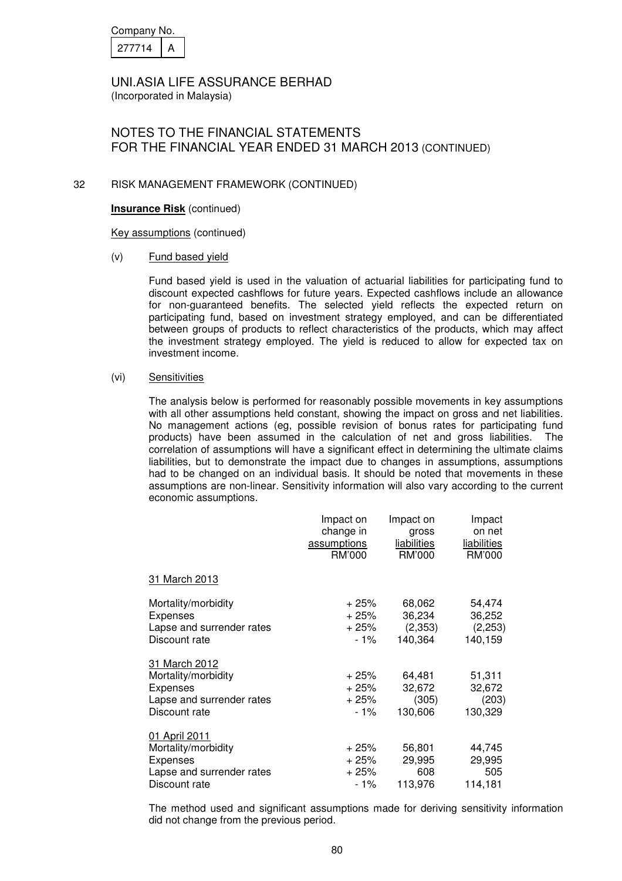Company No. 277714 A

UNI.ASIA LIFE ASSURANCE BERHAD
(Incorporated in Malaysia)

# NOTES TO THE FINANCIAL STATEMENTS FOR THE FINANCIAL YEAR ENDED 31 MARCH 2013 (CONTINUED)

## 32 RISK MANAGEMENT FRAMEWORK (CONTINUED)

**Insurance Risk** (continued)

Key assumptions (continued)

(v) Fund based yield

Fund based yield is used in the valuation of actuarial liabilities for participating fund to discount expected cashflows for future years. Expected cashflows include an allowance for non-guaranteed benefits. The selected yield reflects the expected return on participating fund, based on investment strategy employed, and can be differentiated between groups of products to reflect characteristics of the products, which may affect the investment strategy employed. The yield is reduced to allow for expected tax on investment income.

(vi) Sensitivities

The analysis below is performed for reasonably possible movements in key assumptions with all other assumptions held constant, showing the impact on gross and net liabilities. No management actions (eg, possible revision of bonus rates for participating fund products) have been assumed in the calculation of net and gross liabilities. The correlation of assumptions will have a significant effect in determining the ultimate claims liabilities, but to demonstrate the impact due to changes in assumptions, assumptions had to be changed on an individual basis. It should be noted that movements in these assumptions are non-linear. Sensitivity information will also vary according to the current economic assumptions.

| | Impact on change in assumptions RM'000 | Impact on gross liabilities RM'000 | Impact on net liabilities RM'000 |
|---|---|---|---|
| 31 March 2013 | | | |
| Mortality/morbidity | + 25% | 68,062 | 54,474 |
| Expenses | + 25% | 36,234 | 36,252 |
| Lapse and surrender rates | + 25% | (2,353) | (2,253) |
| Discount rate | - 1% | 140,364 | 140,159 |
| 31 March 2012 | | | |
| Mortality/morbidity | + 25% | 64,481 | 51,311 |
| Expenses | + 25% | 32,672 | 32,672 |
| Lapse and surrender rates | + 25% | (305) | (203) |
| Discount rate | - 1% | 130,606 | 130,329 |
| 01 April 2011 | | | |
| Mortality/morbidity | + 25% | 56,801 | 44,745 |
| Expenses | + 25% | 29,995 | 29,995 |
| Lapse and surrender rates | + 25% | 608 | 505 |
| Discount rate | - 1% | 113,976 | 114,181 |

The method used and significant assumptions made for deriving sensitivity information did not change from the previous period.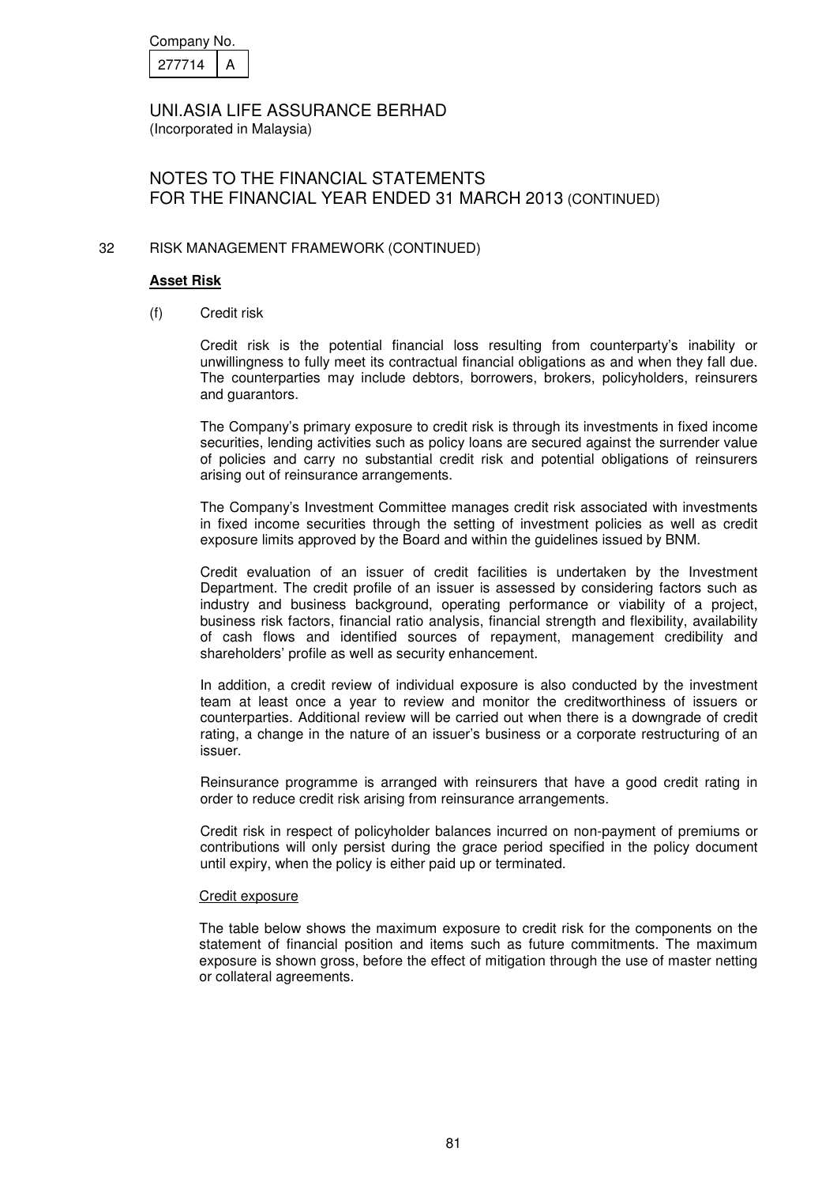Company No.

| 277714 | A |
|---|---|

UNI.ASIA LIFE ASSURANCE BERHAD
(Incorporated in Malaysia)

NOTES TO THE FINANCIAL STATEMENTS
FOR THE FINANCIAL YEAR ENDED 31 MARCH 2013 (CONTINUED)

32 RISK MANAGEMENT FRAMEWORK (CONTINUED)

**Asset Risk**

(f) Credit risk

Credit risk is the potential financial loss resulting from counterparty's inability or unwillingness to fully meet its contractual financial obligations as and when they fall due. The counterparties may include debtors, borrowers, brokers, policyholders, reinsurers and guarantors.

The Company's primary exposure to credit risk is through its investments in fixed income securities, lending activities such as policy loans are secured against the surrender value of policies and carry no substantial credit risk and potential obligations of reinsurers arising out of reinsurance arrangements.

The Company's Investment Committee manages credit risk associated with investments in fixed income securities through the setting of investment policies as well as credit exposure limits approved by the Board and within the guidelines issued by BNM.

Credit evaluation of an issuer of credit facilities is undertaken by the Investment Department. The credit profile of an issuer is assessed by considering factors such as industry and business background, operating performance or viability of a project, business risk factors, financial ratio analysis, financial strength and flexibility, availability of cash flows and identified sources of repayment, management credibility and shareholders' profile as well as security enhancement.

In addition, a credit review of individual exposure is also conducted by the investment team at least once a year to review and monitor the creditworthiness of issuers or counterparties. Additional review will be carried out when there is a downgrade of credit rating, a change in the nature of an issuer's business or a corporate restructuring of an issuer.

Reinsurance programme is arranged with reinsurers that have a good credit rating in order to reduce credit risk arising from reinsurance arrangements.

Credit risk in respect of policyholder balances incurred on non-payment of premiums or contributions will only persist during the grace period specified in the policy document until expiry, when the policy is either paid up or terminated.

Credit exposure

The table below shows the maximum exposure to credit risk for the components on the statement of financial position and items such as future commitments. The maximum exposure is shown gross, before the effect of mitigation through the use of master netting or collateral agreements.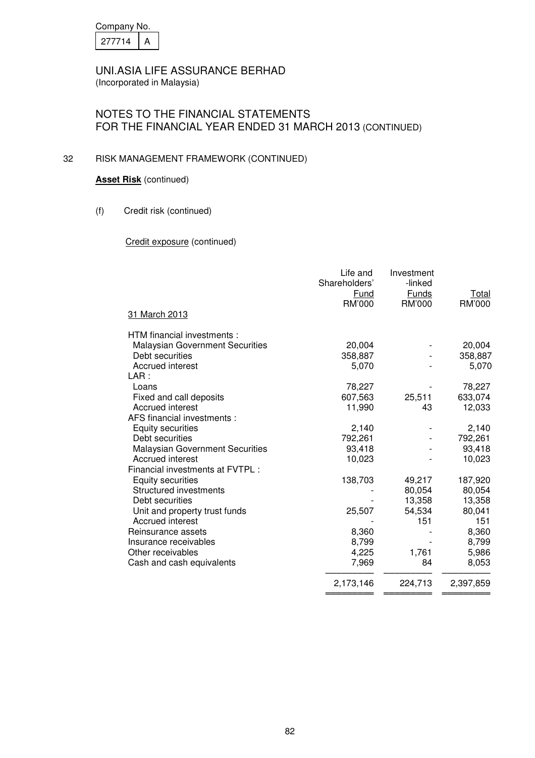Company No.

| 277714 | A |
|---|---|

UNI.ASIA LIFE ASSURANCE BERHAD
(Incorporated in Malaysia)

# NOTES TO THE FINANCIAL STATEMENTS FOR THE FINANCIAL YEAR ENDED 31 MARCH 2013 (CONTINUED)

## 32 RISK MANAGEMENT FRAMEWORK (CONTINUED)

**Asset Risk** (continued)

(f) Credit risk (continued)

Credit exposure (continued)

| 31 March 2013 | Life and Shareholders' Fund RM'000 | Investment -linked Funds RM'000 | Total RM'000 |
|---|---|---|---|
| HTM financial investments : | | | |
| Malaysian Government Securities | 20,004 | - | 20,004 |
| Debt securities | 358,887 | - | 358,887 |
| Accrued interest | 5,070 | - | 5,070 |
| LAR : | | | |
| Loans | 78,227 | - | 78,227 |
| Fixed and call deposits | 607,563 | 25,511 | 633,074 |
| Accrued interest | 11,990 | 43 | 12,033 |
| AFS financial investments : | | | |
| Equity securities | 2,140 | - | 2,140 |
| Debt securities | 792,261 | - | 792,261 |
| Malaysian Government Securities | 93,418 | - | 93,418 |
| Accrued interest | 10,023 | - | 10,023 |
| Financial investments at FVTPL : | | | |
| Equity securities | 138,703 | 49,217 | 187,920 |
| Structured investments | - | 80,054 | 80,054 |
| Debt securities | - | 13,358 | 13,358 |
| Unit and property trust funds | 25,507 | 54,534 | 80,041 |
| Accrued interest | - | 151 | 151 |
| Reinsurance assets | 8,360 | - | 8,360 |
| Insurance receivables | 8,799 | - | 8,799 |
| Other receivables | 4,225 | 1,761 | 5,986 |
| Cash and cash equivalents | 7,969 | 84 | 8,053 |
| | 2,173,146 | 224,713 | 2,397,859 |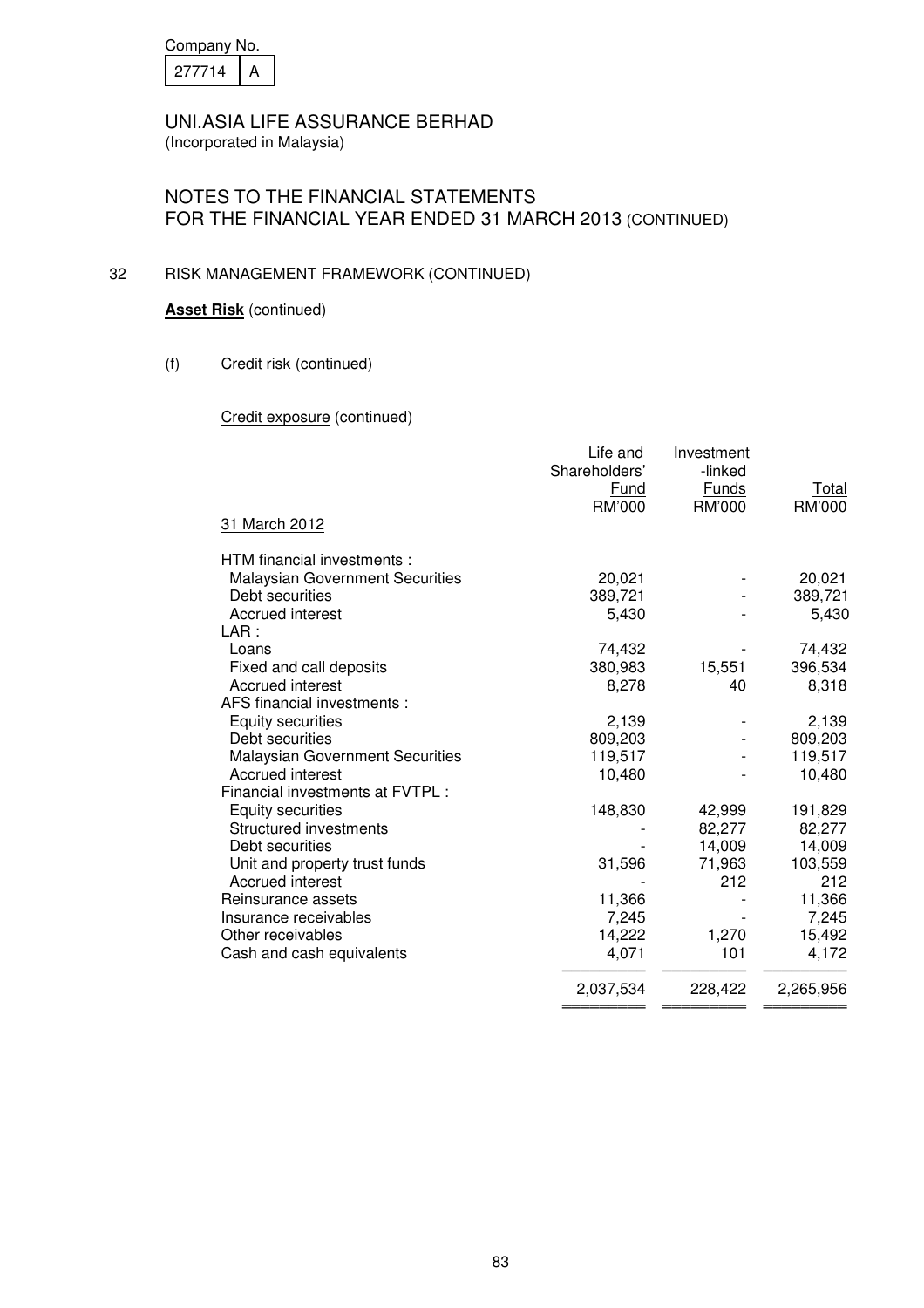Company No.

| 277714 | A |
|---|---|

UNI.ASIA LIFE ASSURANCE BERHAD
(Incorporated in Malaysia)

# NOTES TO THE FINANCIAL STATEMENTS FOR THE FINANCIAL YEAR ENDED 31 MARCH 2013 (CONTINUED)

## 32 RISK MANAGEMENT FRAMEWORK (CONTINUED)

**Asset Risk** (continued)

(f) Credit risk (continued)

Credit exposure (continued)

| 31 March 2012 | Life and Shareholders' Fund RM'000 | Investment -linked Funds RM'000 | Total RM'000 |
|---|---|---|---|
| HTM financial investments : | | | |
| Malaysian Government Securities | 20,021 | - | 20,021 |
| Debt securities | 389,721 | - | 389,721 |
| Accrued interest | 5,430 | - | 5,430 |
| LAR : | | | |
| Loans | 74,432 | - | 74,432 |
| Fixed and call deposits | 380,983 | 15,551 | 396,534 |
| Accrued interest | 8,278 | 40 | 8,318 |
| AFS financial investments : | | | |
| Equity securities | 2,139 | - | 2,139 |
| Debt securities | 809,203 | - | 809,203 |
| Malaysian Government Securities | 119,517 | - | 119,517 |
| Accrued interest | 10,480 | - | 10,480 |
| Financial investments at FVTPL : | | | |
| Equity securities | 148,830 | 42,999 | 191,829 |
| Structured investments | - | 82,277 | 82,277 |
| Debt securities | - | 14,009 | 14,009 |
| Unit and property trust funds | 31,596 | 71,963 | 103,559 |
| Accrued interest | - | 212 | 212 |
| Reinsurance assets | 11,366 | - | 11,366 |
| Insurance receivables | 7,245 | - | 7,245 |
| Other receivables | 14,222 | 1,270 | 15,492 |
| Cash and cash equivalents | 4,071 | 101 | 4,172 |
| | 2,037,534 | 228,422 | 2,265,956 |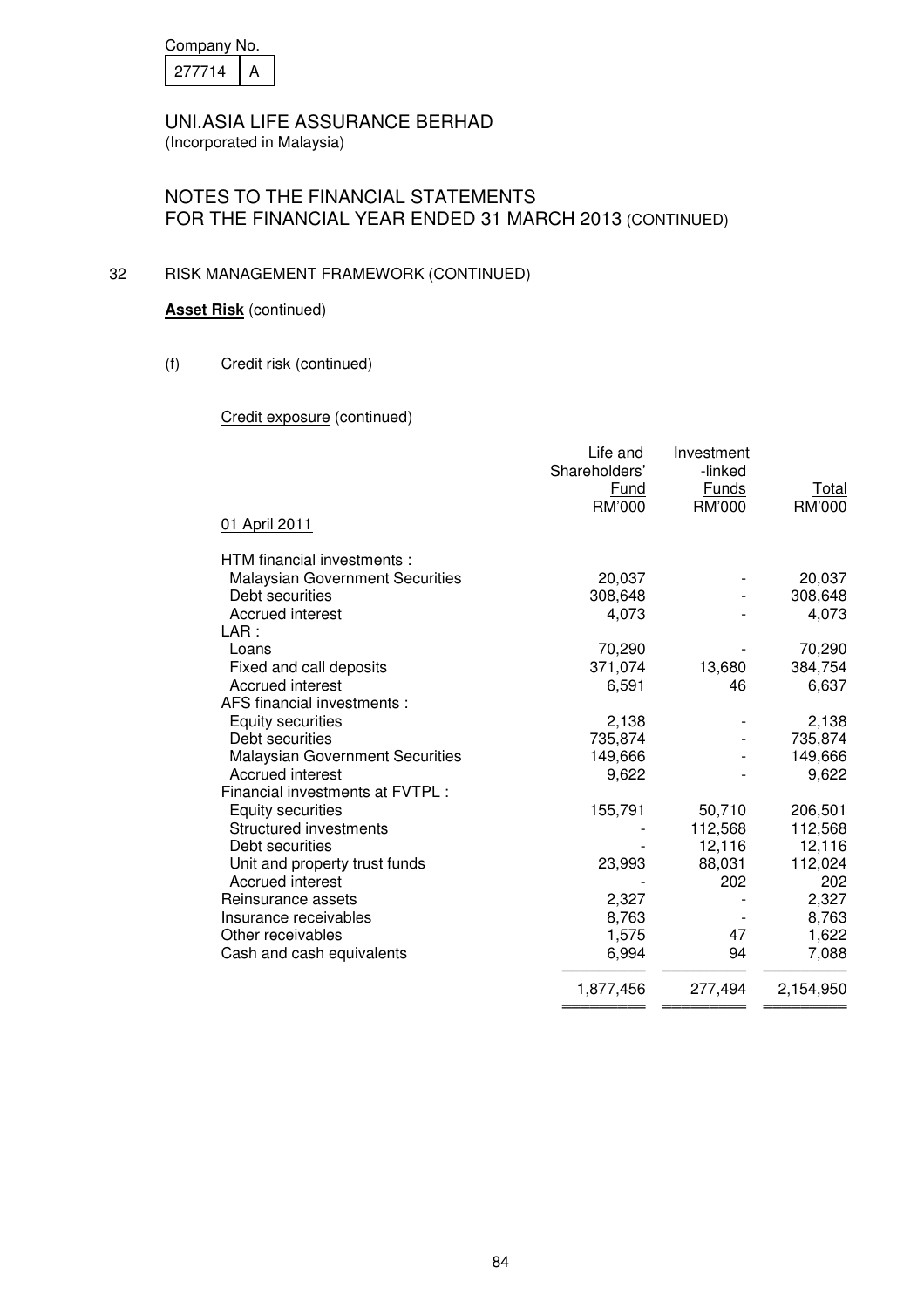Company No.

| 277714 | A |
|---|---|

UNI.ASIA LIFE ASSURANCE BERHAD
(Incorporated in Malaysia)

# NOTES TO THE FINANCIAL STATEMENTS FOR THE FINANCIAL YEAR ENDED 31 MARCH 2013 (CONTINUED)

## 32 RISK MANAGEMENT FRAMEWORK (CONTINUED)

**Asset Risk** (continued)

(f) Credit risk (continued)

Credit exposure (continued)

| 01 April 2011 | Life and Shareholders' Fund RM'000 | Investment -linked Funds RM'000 | Total RM'000 |
|---|---|---|---|
| HTM financial investments : | | | |
| Malaysian Government Securities | 20,037 | - | 20,037 |
| Debt securities | 308,648 | - | 308,648 |
| Accrued interest | 4,073 | - | 4,073 |
| LAR : | | | |
| Loans | 70,290 | - | 70,290 |
| Fixed and call deposits | 371,074 | 13,680 | 384,754 |
| Accrued interest | 6,591 | 46 | 6,637 |
| AFS financial investments : | | | |
| Equity securities | 2,138 | - | 2,138 |
| Debt securities | 735,874 | - | 735,874 |
| Malaysian Government Securities | 149,666 | - | 149,666 |
| Accrued interest | 9,622 | - | 9,622 |
| Financial investments at FVTPL : | | | |
| Equity securities | 155,791 | 50,710 | 206,501 |
| Structured investments | - | 112,568 | 112,568 |
| Debt securities | - | 12,116 | 12,116 |
| Unit and property trust funds | 23,993 | 88,031 | 112,024 |
| Accrued interest | - | 202 | 202 |
| Reinsurance assets | 2,327 | - | 2,327 |
| Insurance receivables | 8,763 | - | 8,763 |
| Other receivables | 1,575 | 47 | 1,622 |
| Cash and cash equivalents | 6,994 | 94 | 7,088 |
| | 1,877,456 | 277,494 | 2,154,950 |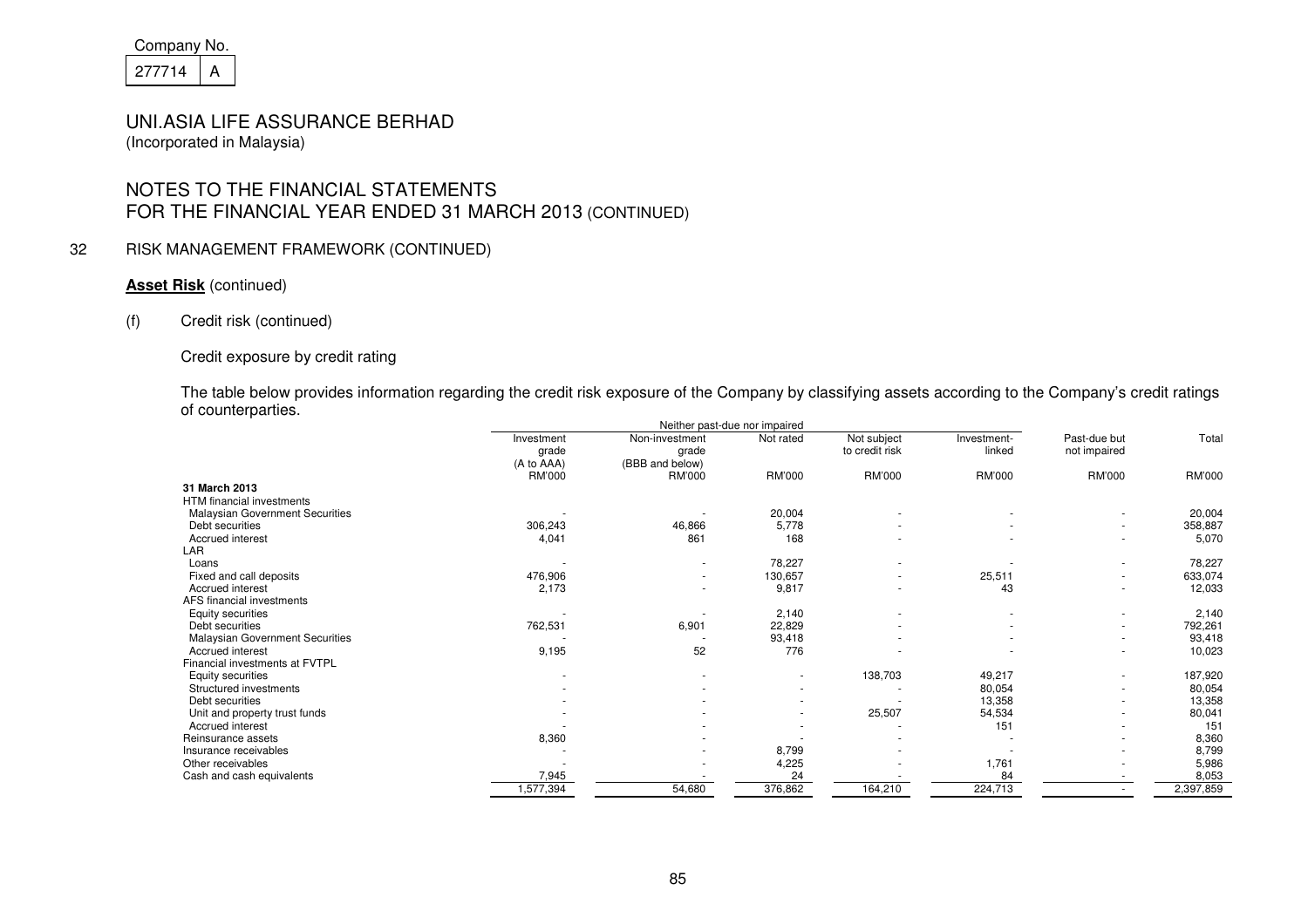Company No. 277714 A

# UNI.ASIA LIFE ASSURANCE BERHAD

(Incorporated in Malaysia)

## NOTES TO THE FINANCIAL STATEMENTS FOR THE FINANCIAL YEAR ENDED 31 MARCH 2013 (CONTINUED)

### 32 RISK MANAGEMENT FRAMEWORK (CONTINUED)

**Asset Risk** (continued)

(f) Credit risk (continued)

Credit exposure by credit rating

The table below provides information regarding the credit risk exposure of the Company by classifying assets according to the Company's credit ratings of counterparties.

| | Neither past-due nor impaired | | | | | | |
|---|---|---|---|---|---|---|---|
| | Investment grade (A to AAA) | Non-investment grade (BBB and below) | Not rated | Not subject to credit risk | Investment-linked | Past-due but not impaired | Total |
| | RM'000 | RM'000 | RM'000 | RM'000 | RM'000 | RM'000 | RM'000 |
| **31 March 2013** | | | | | | | |
| HTM financial investments | | | | | | | |
| Malaysian Government Securities | - | - | 20,004 | - | - | - | 20,004 |
| Debt securities | 306,243 | 46,866 | 5,778 | - | - | - | 358,887 |
| Accrued interest | 4,041 | 861 | 168 | - | - | - | 5,070 |
| LAR | | | | | | | |
| Loans | - | - | 78,227 | - | - | - | 78,227 |
| Fixed and call deposits | 476,906 | - | 130,657 | - | 25,511 | - | 633,074 |
| Accrued interest | 2,173 | - | 9,817 | - | 43 | - | 12,033 |
| AFS financial investments | | | | | | | |
| Equity securities | - | - | 2,140 | - | - | - | 2,140 |
| Debt securities | 762,531 | 6,901 | 22,829 | - | - | - | 792,261 |
| Malaysian Government Securities | - | - | 93,418 | - | - | - | 93,418 |
| Accrued interest | 9,195 | 52 | 776 | - | - | - | 10,023 |
| Financial investments at FVTPL | | | | | | | |
| Equity securities | - | - | - | 138,703 | 49,217 | - | 187,920 |
| Structured investments | - | - | - | - | 80,054 | - | 80,054 |
| Debt securities | - | - | - | - | 13,358 | - | 13,358 |
| Unit and property trust funds | - | - | - | 25,507 | 54,534 | - | 80,041 |
| Accrued interest | - | - | - | - | 151 | - | 151 |
| Reinsurance assets | 8,360 | - | - | - | - | - | 8,360 |
| Insurance receivables | - | - | 8,799 | - | - | - | 8,799 |
| Other receivables | - | - | 4,225 | - | 1,761 | - | 5,986 |
| Cash and cash equivalents | 7,945 | - | 24 | - | 84 | - | 8,053 |
| | 1,577,394 | 54,680 | 376,862 | 164,210 | 224,713 | - | 2,397,859 |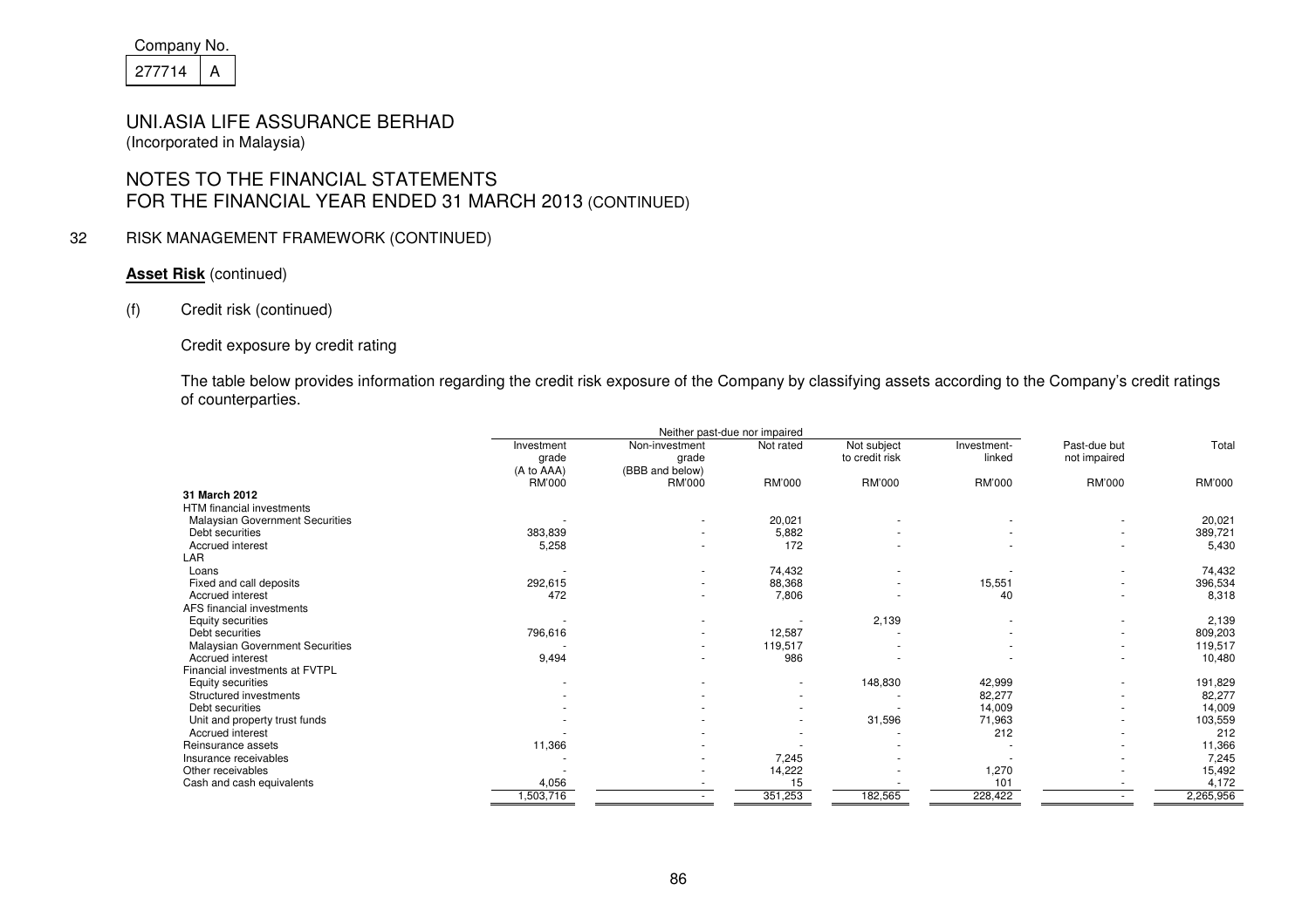Company No.

| 277714 | A |
|---|---|

# UNI.ASIA LIFE ASSURANCE BERHAD

(Incorporated in Malaysia)

## NOTES TO THE FINANCIAL STATEMENTS FOR THE FINANCIAL YEAR ENDED 31 MARCH 2013 (CONTINUED)

### 32 RISK MANAGEMENT FRAMEWORK (CONTINUED)

**Asset Risk** (continued)

(f) Credit risk (continued)

Credit exposure by credit rating

The table below provides information regarding the credit risk exposure of the Company by classifying assets according to the Company's credit ratings of counterparties.

| | Neither past-due nor impaired | | | | | | |
|---|---|---|---|---|---|---|---|
| | Investment grade (A to AAA) | Non-investment grade (BBB and below) | Not rated | Not subject to credit risk | Investment-linked | Past-due but not impaired | Total |
| | RM'000 | RM'000 | RM'000 | RM'000 | RM'000 | RM'000 | RM'000 |
| **31 March 2012** | | | | | | | |
| HTM financial investments | | | | | | | |
| Malaysian Government Securities | - | - | 20,021 | - | - | - | 20,021 |
| Debt securities | 383,839 | - | 5,882 | - | - | - | 389,721 |
| Accrued interest | 5,258 | - | 172 | - | - | - | 5,430 |
| LAR | | | | | | | |
| Loans | - | - | 74,432 | - | - | - | 74,432 |
| Fixed and call deposits | 292,615 | - | 88,368 | - | 15,551 | - | 396,534 |
| Accrued interest | 472 | - | 7,806 | - | 40 | - | 8,318 |
| AFS financial investments | | | | | | | |
| Equity securities | - | - | - | 2,139 | - | - | 2,139 |
| Debt securities | 796,616 | - | 12,587 | - | - | - | 809,203 |
| Malaysian Government Securities | - | - | 119,517 | - | - | - | 119,517 |
| Accrued interest | 9,494 | - | 986 | - | - | - | 10,480 |
| Financial investments at FVTPL | | | | | | | |
| Equity securities | - | - | - | 148,830 | 42,999 | - | 191,829 |
| Structured investments | - | - | - | - | 82,277 | - | 82,277 |
| Debt securities | - | - | - | - | 14,009 | - | 14,009 |
| Unit and property trust funds | - | - | - | 31,596 | 71,963 | - | 103,559 |
| Accrued interest | - | - | - | - | 212 | - | 212 |
| Reinsurance assets | 11,366 | - | - | - | - | - | 11,366 |
| Insurance receivables | - | - | 7,245 | - | - | - | 7,245 |
| Other receivables | - | - | 14,222 | - | 1,270 | - | 15,492 |
| Cash and cash equivalents | 4,056 | - | 15 | - | 101 | - | 4,172 |
| | 1,503,716 | - | 351,253 | 182,565 | 228,422 | - | 2,265,956 |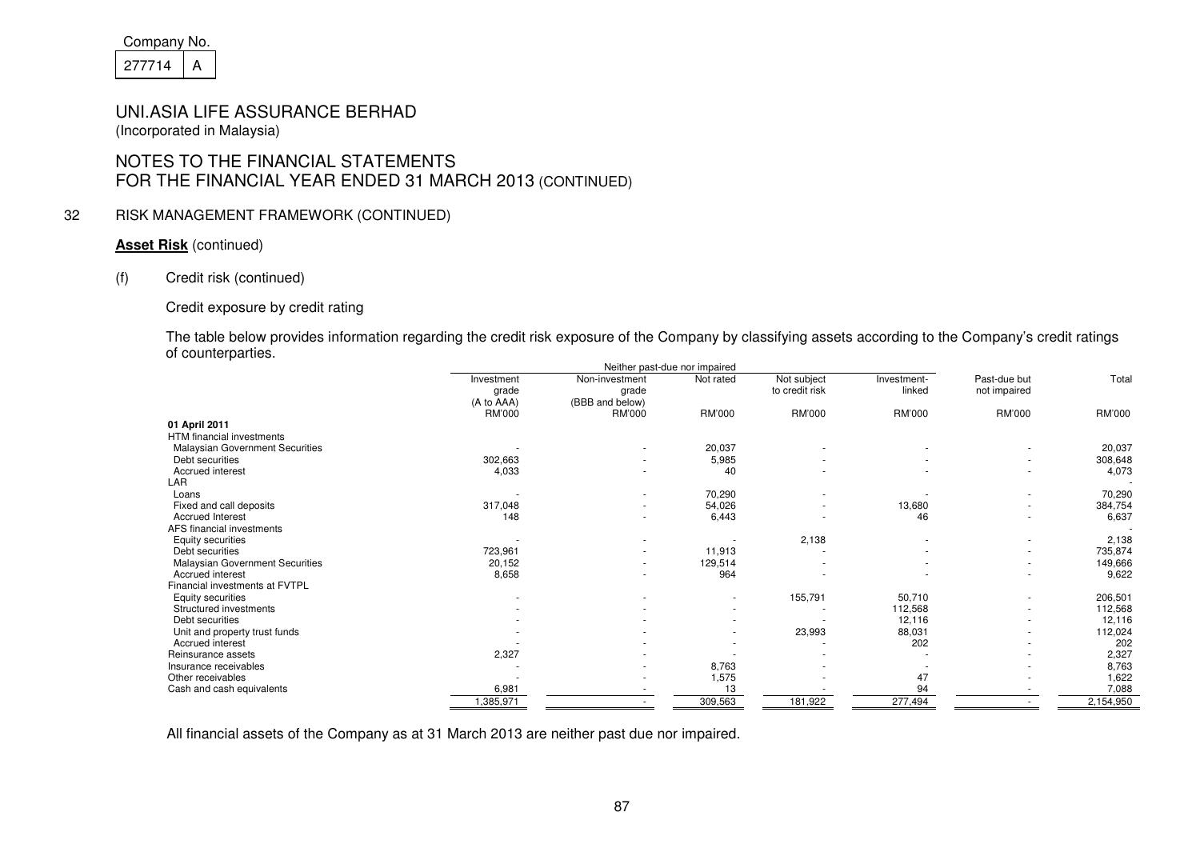Company No.

| 277714 | A |
|---|---|

# UNI.ASIA LIFE ASSURANCE BERHAD

(Incorporated in Malaysia)

## NOTES TO THE FINANCIAL STATEMENTS
## FOR THE FINANCIAL YEAR ENDED 31 MARCH 2013 (CONTINUED)

### 32 RISK MANAGEMENT FRAMEWORK (CONTINUED)

**Asset Risk** (continued)

(f) Credit risk (continued)

Credit exposure by credit rating

The table below provides information regarding the credit risk exposure of the Company by classifying assets according to the Company's credit ratings of counterparties.

| | Neither past-due nor impaired | | | | | | |
|---|---|---|---|---|---|---|---|
| | Investment grade (A to AAA) | Non-investment grade (BBB and below) | Not rated | Not subject to credit risk | Investment-linked | Past-due but not impaired | Total |
| | RM'000 | RM'000 | RM'000 | RM'000 | RM'000 | RM'000 | RM'000 |
| **01 April 2011** | | | | | | | |
| HTM financial investments | | | | | | | |
| Malaysian Government Securities | - | - | 20,037 | - | - | - | 20,037 |
| Debt securities | 302,663 | - | 5,985 | - | - | - | 308,648 |
| Accrued interest | 4,033 | - | 40 | - | - | - | 4,073 |
| LAR | | | | | | | - |
| Loans | - | - | 70,290 | - | - | - | 70,290 |
| Fixed and call deposits | 317,048 | - | 54,026 | - | 13,680 | - | 384,754 |
| Accrued Interest | 148 | - | 6,443 | - | 46 | - | 6,637 |
| AFS financial investments | | | | | | | - |
| Equity securities | - | - | - | 2,138 | - | - | 2,138 |
| Debt securities | 723,961 | - | 11,913 | - | - | - | 735,874 |
| Malaysian Government Securities | 20,152 | - | 129,514 | - | - | - | 149,666 |
| Accrued interest | 8,658 | - | 964 | - | - | - | 9,622 |
| Financial investments at FVTPL | | | | | | | |
| Equity securities | - | - | - | 155,791 | 50,710 | - | 206,501 |
| Structured investments | - | - | - | - | 112,568 | - | 112,568 |
| Debt securities | - | - | - | - | 12,116 | - | 12,116 |
| Unit and property trust funds | - | - | - | 23,993 | 88,031 | - | 112,024 |
| Accrued interest | - | - | - | - | 202 | - | 202 |
| Reinsurance assets | 2,327 | - | - | - | - | - | 2,327 |
| Insurance receivables | - | - | 8,763 | - | - | - | 8,763 |
| Other receivables | - | - | 1,575 | - | 47 | - | 1,622 |
| Cash and cash equivalents | 6,981 | - | 13 | - | 94 | - | 7,088 |
| | 1,385,971 | - | 309,563 | 181,922 | 277,494 | - | 2,154,950 |

All financial assets of the Company as at 31 March 2013 are neither past due nor impaired.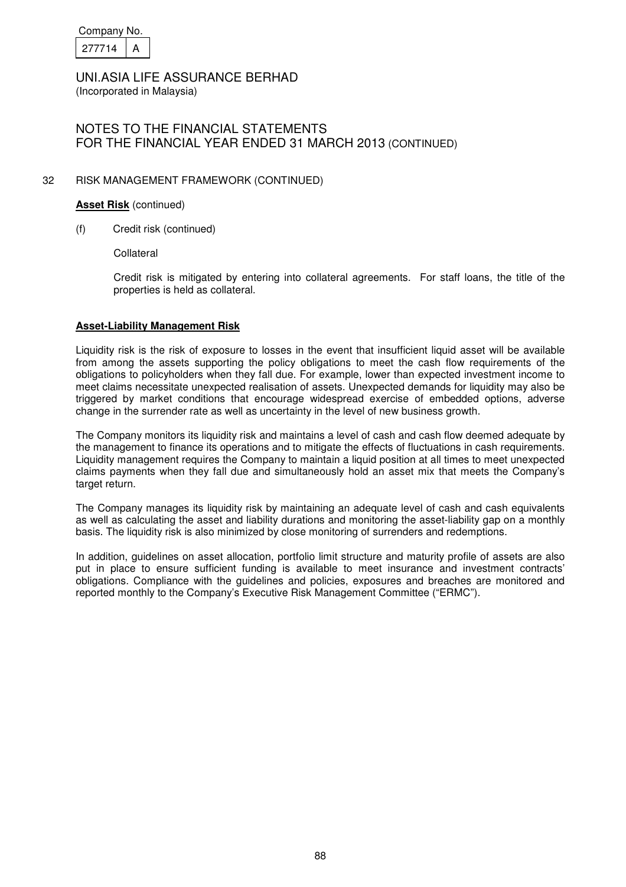Company No.

| 277714 | A |
|---|---|

UNI.ASIA LIFE ASSURANCE BERHAD
(Incorporated in Malaysia)

NOTES TO THE FINANCIAL STATEMENTS
FOR THE FINANCIAL YEAR ENDED 31 MARCH 2013 (CONTINUED)

32 RISK MANAGEMENT FRAMEWORK (CONTINUED)

**Asset Risk** (continued)

(f) Credit risk (continued)

Collateral

Credit risk is mitigated by entering into collateral agreements. For staff loans, the title of the properties is held as collateral.

**Asset-Liability Management Risk**

Liquidity risk is the risk of exposure to losses in the event that insufficient liquid asset will be available from among the assets supporting the policy obligations to meet the cash flow requirements of the obligations to policyholders when they fall due. For example, lower than expected investment income to meet claims necessitate unexpected realisation of assets. Unexpected demands for liquidity may also be triggered by market conditions that encourage widespread exercise of embedded options, adverse change in the surrender rate as well as uncertainty in the level of new business growth.

The Company monitors its liquidity risk and maintains a level of cash and cash flow deemed adequate by the management to finance its operations and to mitigate the effects of fluctuations in cash requirements. Liquidity management requires the Company to maintain a liquid position at all times to meet unexpected claims payments when they fall due and simultaneously hold an asset mix that meets the Company's target return.

The Company manages its liquidity risk by maintaining an adequate level of cash and cash equivalents as well as calculating the asset and liability durations and monitoring the asset-liability gap on a monthly basis. The liquidity risk is also minimized by close monitoring of surrenders and redemptions.

In addition, guidelines on asset allocation, portfolio limit structure and maturity profile of assets are also put in place to ensure sufficient funding is available to meet insurance and investment contracts' obligations. Compliance with the guidelines and policies, exposures and breaches are monitored and reported monthly to the Company's Executive Risk Management Committee ("ERMC").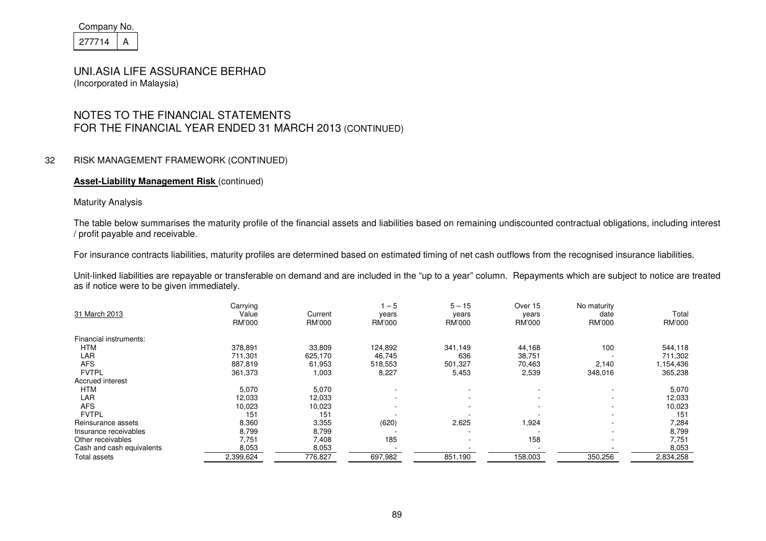Company No.

| 277714 | A |
|---|---|

UNI.ASIA LIFE ASSURANCE BERHAD
(Incorporated in Malaysia)

## NOTES TO THE FINANCIAL STATEMENTS FOR THE FINANCIAL YEAR ENDED 31 MARCH 2013 (CONTINUED)

### 32 RISK MANAGEMENT FRAMEWORK (CONTINUED)

**Asset-Liability Management Risk** (continued)

Maturity Analysis

The table below summarises the maturity profile of the financial assets and liabilities based on remaining undiscounted contractual obligations, including interest / profit payable and receivable.

For insurance contracts liabilities, maturity profiles are determined based on estimated timing of net cash outflows from the recognised insurance liabilities.

Unit-linked liabilities are repayable or transferable on demand and are included in the "up to a year" column. Repayments which are subject to notice are treated as if notice were to be given immediately.

| 31 March 2013 | Carrying Value RM'000 | Current RM'000 | 1 – 5 years RM'000 | 5 – 15 years RM'000 | Over 15 years RM'000 | No maturity date RM'000 | Total RM'000 |
|---|---|---|---|---|---|---|---|
| Financial instruments: | | | | | | | |
| HTM | 378,891 | 33,809 | 124,892 | 341,149 | 44,168 | 100 | 544,118 |
| LAR | 711,301 | 625,170 | 46,745 | 636 | 38,751 | - | 711,302 |
| AFS | 887,819 | 61,953 | 518,553 | 501,327 | 70,463 | 2,140 | 1,154,436 |
| FVTPL | 361,373 | 1,003 | 8,227 | 5,453 | 2,539 | 348,016 | 365,238 |
| Accrued interest | | | | | | | |
| HTM | 5,070 | 5,070 | - | - | - | - | 5,070 |
| LAR | 12,033 | 12,033 | - | - | - | - | 12,033 |
| AFS | 10,023 | 10,023 | - | - | - | - | 10,023 |
| FVTPL | 151 | 151 | - | - | - | - | 151 |
| Reinsurance assets | 8,360 | 3,355 | (620) | 2,625 | 1,924 | - | 7,284 |
| Insurance receivables | 8,799 | 8,799 | - | - | - | - | 8,799 |
| Other receivables | 7,751 | 7,408 | 185 | - | 158 | - | 7,751 |
| Cash and cash equivalents | 8,053 | 8,053 | - | - | - | - | 8,053 |
| Total assets | 2,399,624 | 776,827 | 697,982 | 851,190 | 158,003 | 350,256 | 2,834,258 |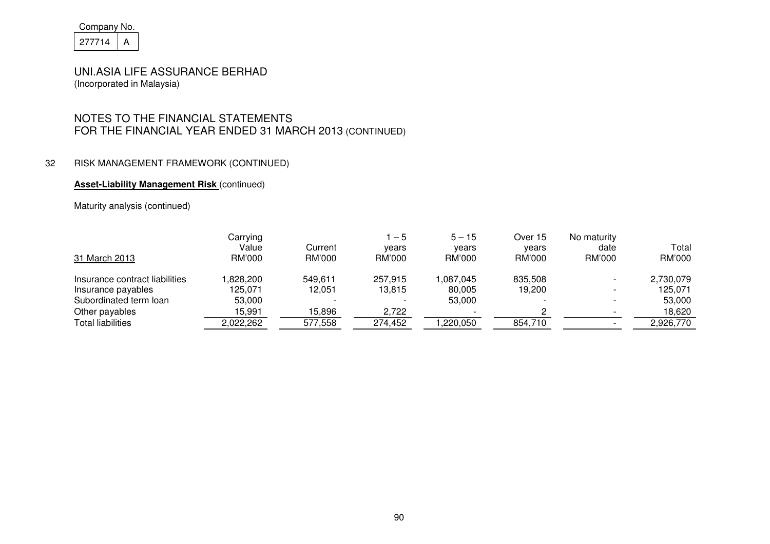Company No.

| 277714 | A |
|---|---|

UNI.ASIA LIFE ASSURANCE BERHAD
(Incorporated in Malaysia)

NOTES TO THE FINANCIAL STATEMENTS
FOR THE FINANCIAL YEAR ENDED 31 MARCH 2013 (CONTINUED)

32 RISK MANAGEMENT FRAMEWORK (CONTINUED)

**Asset-Liability Management Risk** (continued)

Maturity analysis (continued)

| 31 March 2013 | Carrying Value RM'000 | Current RM'000 | 1 – 5 years RM'000 | 5 – 15 years RM'000 | Over 15 years RM'000 | No maturity date RM'000 | Total RM'000 |
|---|---|---|---|---|---|---|---|
| Insurance contract liabilities | 1,828,200 | 549,611 | 257,915 | 1,087,045 | 835,508 | - | 2,730,079 |
| Insurance payables | 125,071 | 12,051 | 13,815 | 80,005 | 19,200 | - | 125,071 |
| Subordinated term loan | 53,000 | - | - | 53,000 | - | - | 53,000 |
| Other payables | 15,991 | 15,896 | 2,722 | - | 2 | - | 18,620 |
| Total liabilities | 2,022,262 | 577,558 | 274,452 | 1,220,050 | 854,710 | - | 2,926,770 |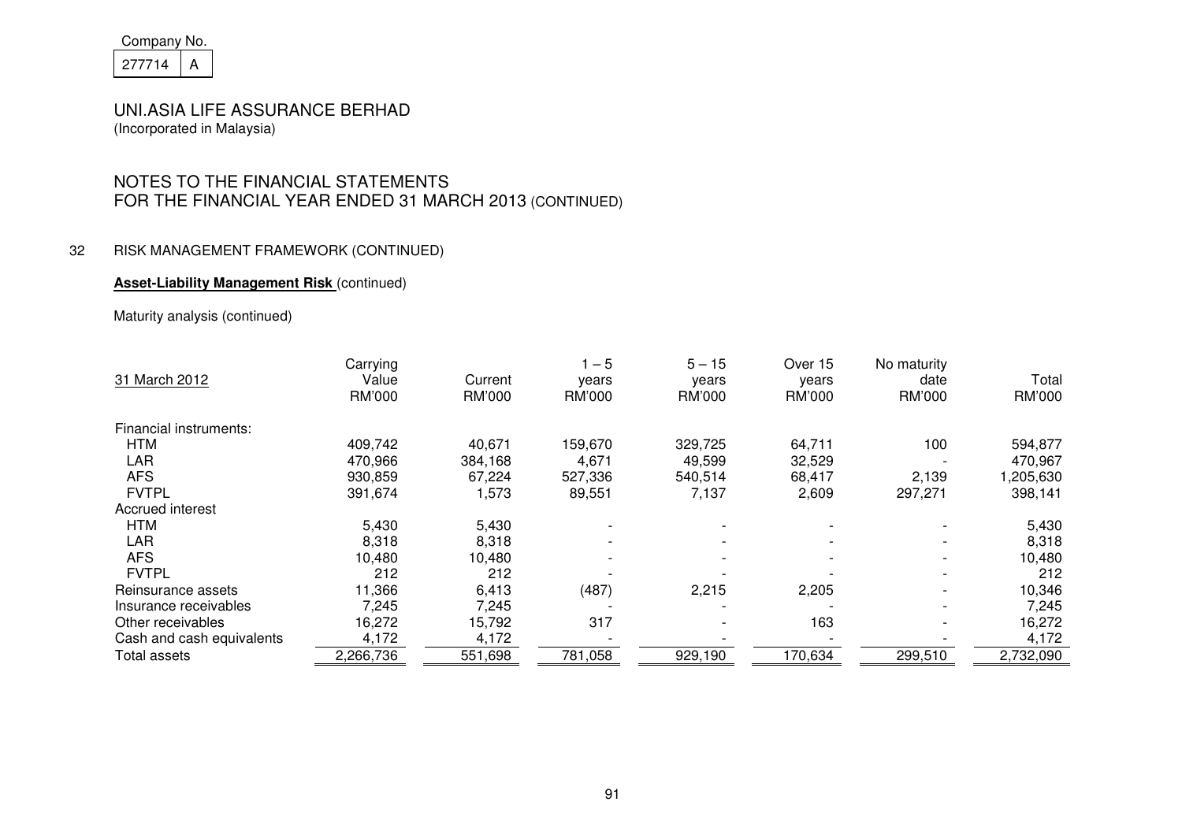Company No.

277714 A

UNI.ASIA LIFE ASSURANCE BERHAD
(Incorporated in Malaysia)

# NOTES TO THE FINANCIAL STATEMENTS FOR THE FINANCIAL YEAR ENDED 31 MARCH 2013 (CONTINUED)

## 32 RISK MANAGEMENT FRAMEWORK (CONTINUED)

**Asset-Liability Management Risk** (continued)

Maturity analysis (continued)

| 31 March 2012 | Carrying Value RM'000 | Current RM'000 | 1 – 5 years RM'000 | 5 – 15 years RM'000 | Over 15 years RM'000 | No maturity date RM'000 | Total RM'000 |
|---|---|---|---|---|---|---|---|
| Financial instruments: | | | | | | | |
| HTM | 409,742 | 40,671 | 159,670 | 329,725 | 64,711 | 100 | 594,877 |
| LAR | 470,966 | 384,168 | 4,671 | 49,599 | 32,529 | - | 470,967 |
| AFS | 930,859 | 67,224 | 527,336 | 540,514 | 68,417 | 2,139 | 1,205,630 |
| FVTPL | 391,674 | 1,573 | 89,551 | 7,137 | 2,609 | 297,271 | 398,141 |
| Accrued interest | | | | | | | |
| HTM | 5,430 | 5,430 | - | - | - | - | 5,430 |
| LAR | 8,318 | 8,318 | - | - | - | - | 8,318 |
| AFS | 10,480 | 10,480 | - | - | - | - | 10,480 |
| FVTPL | 212 | 212 | - | - | - | - | 212 |
| Reinsurance assets | 11,366 | 6,413 | (487) | 2,215 | 2,205 | - | 10,346 |
| Insurance receivables | 7,245 | 7,245 | - | - | - | - | 7,245 |
| Other receivables | 16,272 | 15,792 | 317 | - | 163 | - | 16,272 |
| Cash and cash equivalents | 4,172 | 4,172 | - | - | - | - | 4,172 |
| Total assets | 2,266,736 | 551,698 | 781,058 | 929,190 | 170,634 | 299,510 | 2,732,090 |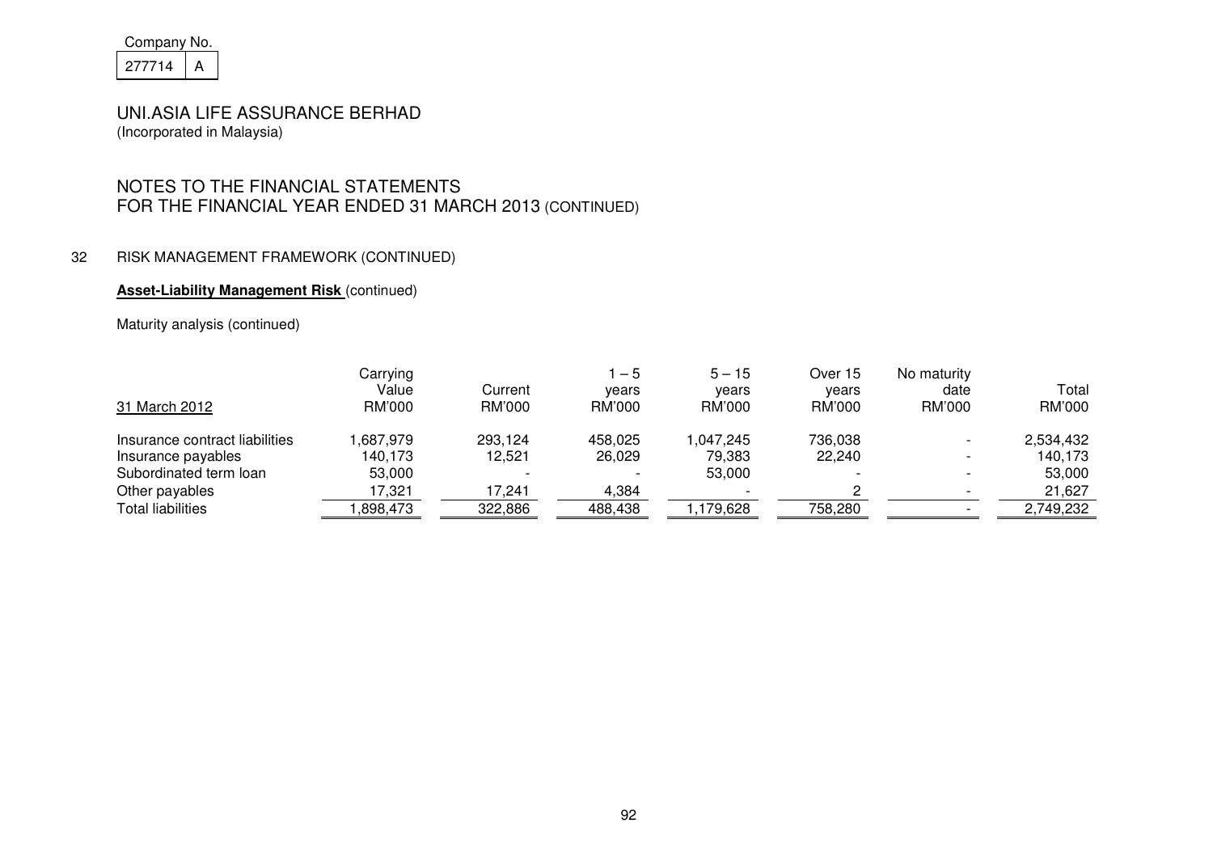Company No.

| 277714 | A |
|---|---|

UNI.ASIA LIFE ASSURANCE BERHAD
(Incorporated in Malaysia)

# NOTES TO THE FINANCIAL STATEMENTS FOR THE FINANCIAL YEAR ENDED 31 MARCH 2013 (CONTINUED)

## 32 RISK MANAGEMENT FRAMEWORK (CONTINUED)

**Asset-Liability Management Risk** (continued)

Maturity analysis (continued)

| 31 March 2012 | Carrying Value RM'000 | Current RM'000 | 1 – 5 years RM'000 | 5 – 15 years RM'000 | Over 15 years RM'000 | No maturity date RM'000 | Total RM'000 |
|---|---|---|---|---|---|---|---|
| Insurance contract liabilities | 1,687,979 | 293,124 | 458,025 | 1,047,245 | 736,038 | - | 2,534,432 |
| Insurance payables | 140,173 | 12,521 | 26,029 | 79,383 | 22,240 | - | 140,173 |
| Subordinated term loan | 53,000 | - | - | 53,000 | - | - | 53,000 |
| Other payables | 17,321 | 17,241 | 4,384 | - | 2 | - | 21,627 |
| Total liabilities | 1,898,473 | 322,886 | 488,438 | 1,179,628 | 758,280 | - | 2,749,232 |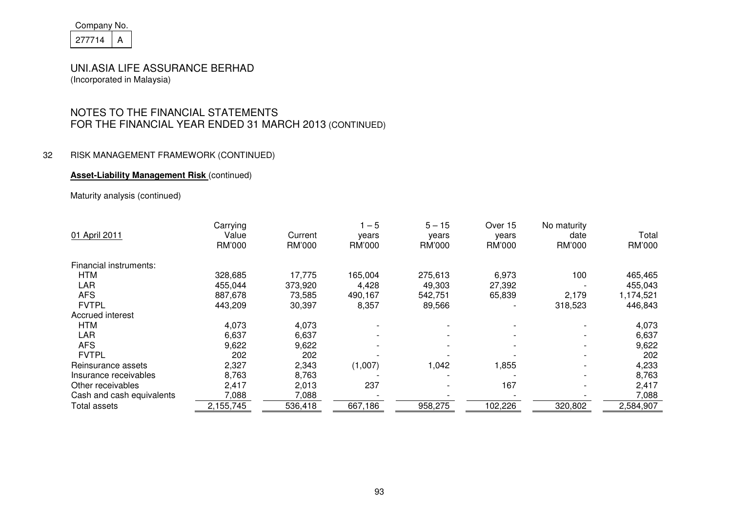Company No.

| 277714 | A |
|---|---|

UNI.ASIA LIFE ASSURANCE BERHAD
(Incorporated in Malaysia)

# NOTES TO THE FINANCIAL STATEMENTS FOR THE FINANCIAL YEAR ENDED 31 MARCH 2013 (CONTINUED)

## 32 RISK MANAGEMENT FRAMEWORK (CONTINUED)

**Asset-Liability Management Risk** (continued)

Maturity analysis (continued)

| 01 April 2011 | Carrying Value RM'000 | Current RM'000 | 1 – 5 years RM'000 | 5 – 15 years RM'000 | Over 15 years RM'000 | No maturity date RM'000 | Total RM'000 |
|---|---|---|---|---|---|---|---|
| Financial instruments: | | | | | | | |
| HTM | 328,685 | 17,775 | 165,004 | 275,613 | 6,973 | 100 | 465,465 |
| LAR | 455,044 | 373,920 | 4,428 | 49,303 | 27,392 | - | 455,043 |
| AFS | 887,678 | 73,585 | 490,167 | 542,751 | 65,839 | 2,179 | 1,174,521 |
| FVTPL | 443,209 | 30,397 | 8,357 | 89,566 | - | 318,523 | 446,843 |
| Accrued interest | | | | | | | |
| HTM | 4,073 | 4,073 | - | - | - | - | 4,073 |
| LAR | 6,637 | 6,637 | - | - | - | - | 6,637 |
| AFS | 9,622 | 9,622 | - | - | - | - | 9,622 |
| FVTPL | 202 | 202 | - | - | - | - | 202 |
| Reinsurance assets | 2,327 | 2,343 | (1,007) | 1,042 | 1,855 | - | 4,233 |
| Insurance receivables | 8,763 | 8,763 | - | - | - | - | 8,763 |
| Other receivables | 2,417 | 2,013 | 237 | - | 167 | - | 2,417 |
| Cash and cash equivalents | 7,088 | 7,088 | - | - | - | - | 7,088 |
| Total assets | 2,155,745 | 536,418 | 667,186 | 958,275 | 102,226 | 320,802 | 2,584,907 |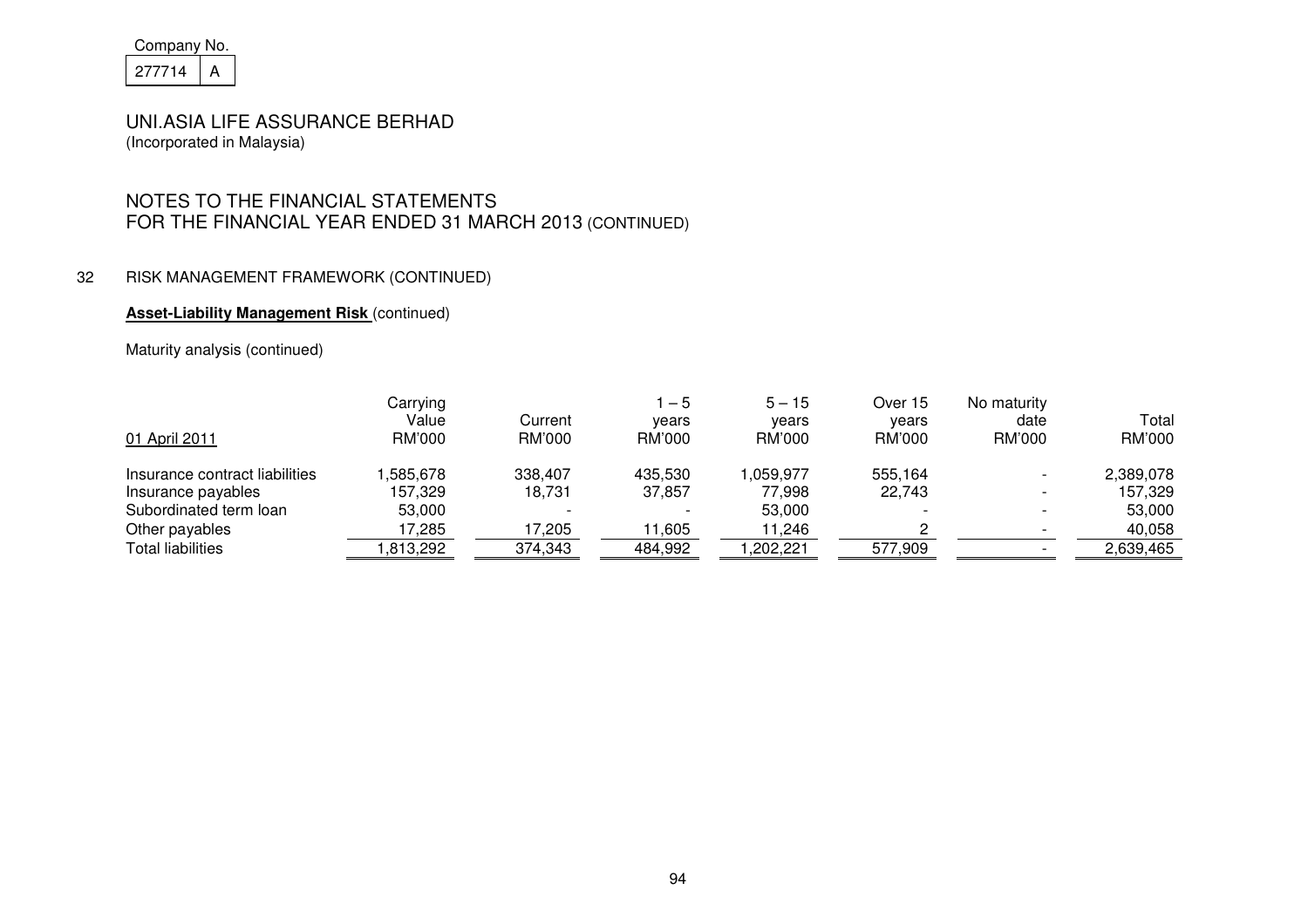Company No.

| 277714 | A |
|---|---|

# UNI.ASIA LIFE ASSURANCE BERHAD

(Incorporated in Malaysia)

## NOTES TO THE FINANCIAL STATEMENTS FOR THE FINANCIAL YEAR ENDED 31 MARCH 2013 (CONTINUED)

### 32 RISK MANAGEMENT FRAMEWORK (CONTINUED)

**Asset-Liability Management Risk** (continued)

Maturity analysis (continued)

| 01 April 2011 | Carrying Value RM'000 | Current RM'000 | 1 – 5 years RM'000 | 5 – 15 years RM'000 | Over 15 years RM'000 | No maturity date RM'000 | Total RM'000 |
|---|---|---|---|---|---|---|---|
| Insurance contract liabilities | 1,585,678 | 338,407 | 435,530 | 1,059,977 | 555,164 | - | 2,389,078 |
| Insurance payables | 157,329 | 18,731 | 37,857 | 77,998 | 22,743 | - | 157,329 |
| Subordinated term loan | 53,000 | - | - | 53,000 | - | - | 53,000 |
| Other payables | 17,285 | 17,205 | 11,605 | 11,246 | 2 | - | 40,058 |
| Total liabilities | 1,813,292 | 374,343 | 484,992 | 1,202,221 | 577,909 | - | 2,639,465 |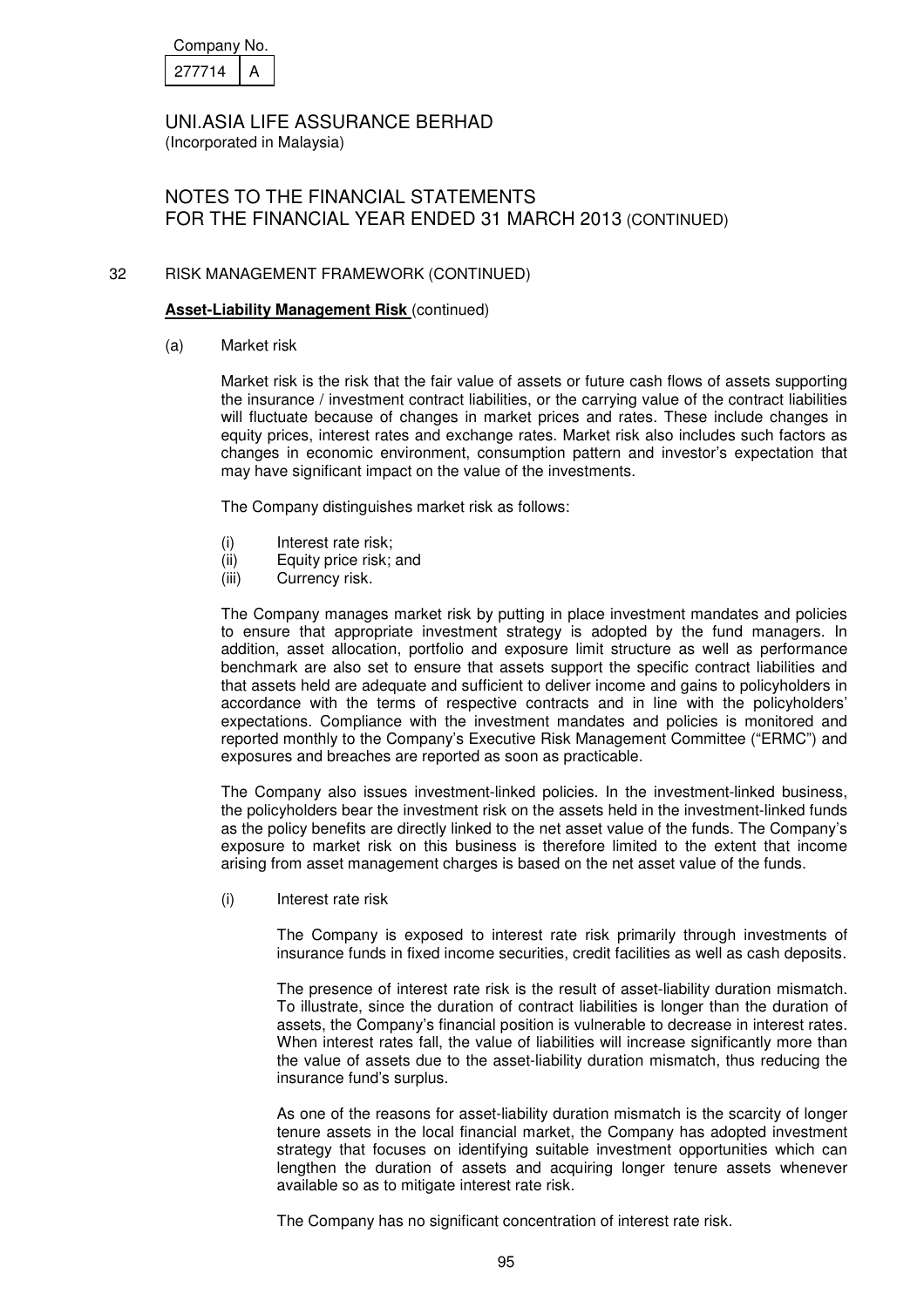## 32 RISK MANAGEMENT FRAMEWORK (CONTINUED)

**Asset-Liability Management Risk** (continued)

(a) Market risk

Market risk is the risk that the fair value of assets or future cash flows of assets supporting the insurance / investment contract liabilities, or the carrying value of the contract liabilities will fluctuate because of changes in market prices and rates. These include changes in equity prices, interest rates and exchange rates. Market risk also includes such factors as changes in economic environment, consumption pattern and investor's expectation that may have significant impact on the value of the investments.

The Company distinguishes market risk as follows:

(i) Interest rate risk;
(ii) Equity price risk; and
(iii) Currency risk.

The Company manages market risk by putting in place investment mandates and policies to ensure that appropriate investment strategy is adopted by the fund managers. In addition, asset allocation, portfolio and exposure limit structure as well as performance benchmark are also set to ensure that assets support the specific contract liabilities and that assets held are adequate and sufficient to deliver income and gains to policyholders in accordance with the terms of respective contracts and in line with the policyholders' expectations. Compliance with the investment mandates and policies is monitored and reported monthly to the Company's Executive Risk Management Committee ("ERMC") and exposures and breaches are reported as soon as practicable.

The Company also issues investment-linked policies. In the investment-linked business, the policyholders bear the investment risk on the assets held in the investment-linked funds as the policy benefits are directly linked to the net asset value of the funds. The Company's exposure to market risk on this business is therefore limited to the extent that income arising from asset management charges is based on the net asset value of the funds.

(i) Interest rate risk

The Company is exposed to interest rate risk primarily through investments of insurance funds in fixed income securities, credit facilities as well as cash deposits.

The presence of interest rate risk is the result of asset-liability duration mismatch. To illustrate, since the duration of contract liabilities is longer than the duration of assets, the Company's financial position is vulnerable to decrease in interest rates. When interest rates fall, the value of liabilities will increase significantly more than the value of assets due to the asset-liability duration mismatch, thus reducing the insurance fund's surplus.

As one of the reasons for asset-liability duration mismatch is the scarcity of longer tenure assets in the local financial market, the Company has adopted investment strategy that focuses on identifying suitable investment opportunities which can lengthen the duration of assets and acquiring longer tenure assets whenever available so as to mitigate interest rate risk.

The Company has no significant concentration of interest rate risk.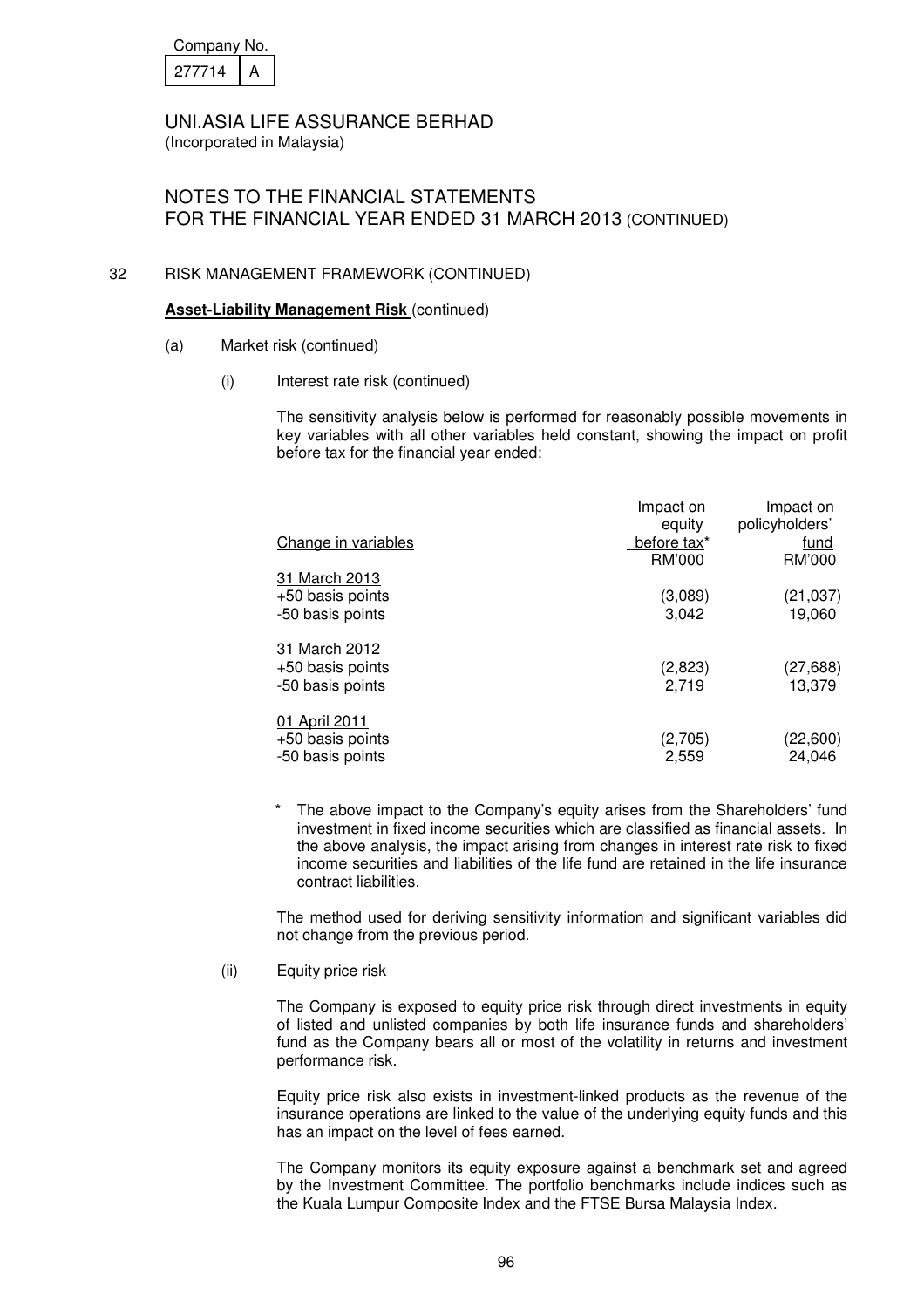Company No.

| 277714 | A |
|---|---|

UNI.ASIA LIFE ASSURANCE BERHAD
(Incorporated in Malaysia)

NOTES TO THE FINANCIAL STATEMENTS
FOR THE FINANCIAL YEAR ENDED 31 MARCH 2013 (CONTINUED)

32 RISK MANAGEMENT FRAMEWORK (CONTINUED)

**Asset-Liability Management Risk** (continued)

(a) Market risk (continued)

(i) Interest rate risk (continued)

The sensitivity analysis below is performed for reasonably possible movements in key variables with all other variables held constant, showing the impact on profit before tax for the financial year ended:

| Change in variables | Impact on equity before tax* | Impact on policyholders' fund |
|---|---|---|
| | RM'000 | RM'000 |
| 31 March 2013 | | |
| +50 basis points | (3,089) | (21,037) |
| -50 basis points | 3,042 | 19,060 |
| 31 March 2012 | | |
| +50 basis points | (2,823) | (27,688) |
| -50 basis points | 2,719 | 13,379 |
| 01 April 2011 | | |
| +50 basis points | (2,705) | (22,600) |
| -50 basis points | 2,559 | 24,046 |

\* The above impact to the Company's equity arises from the Shareholders' fund investment in fixed income securities which are classified as financial assets. In the above analysis, the impact arising from changes in interest rate risk to fixed income securities and liabilities of the life fund are retained in the life insurance contract liabilities.

The method used for deriving sensitivity information and significant variables did not change from the previous period.

(ii) Equity price risk

The Company is exposed to equity price risk through direct investments in equity of listed and unlisted companies by both life insurance funds and shareholders' fund as the Company bears all or most of the volatility in returns and investment performance risk.

Equity price risk also exists in investment-linked products as the revenue of the insurance operations are linked to the value of the underlying equity funds and this has an impact on the level of fees earned.

The Company monitors its equity exposure against a benchmark set and agreed by the Investment Committee. The portfolio benchmarks include indices such as the Kuala Lumpur Composite Index and the FTSE Bursa Malaysia Index.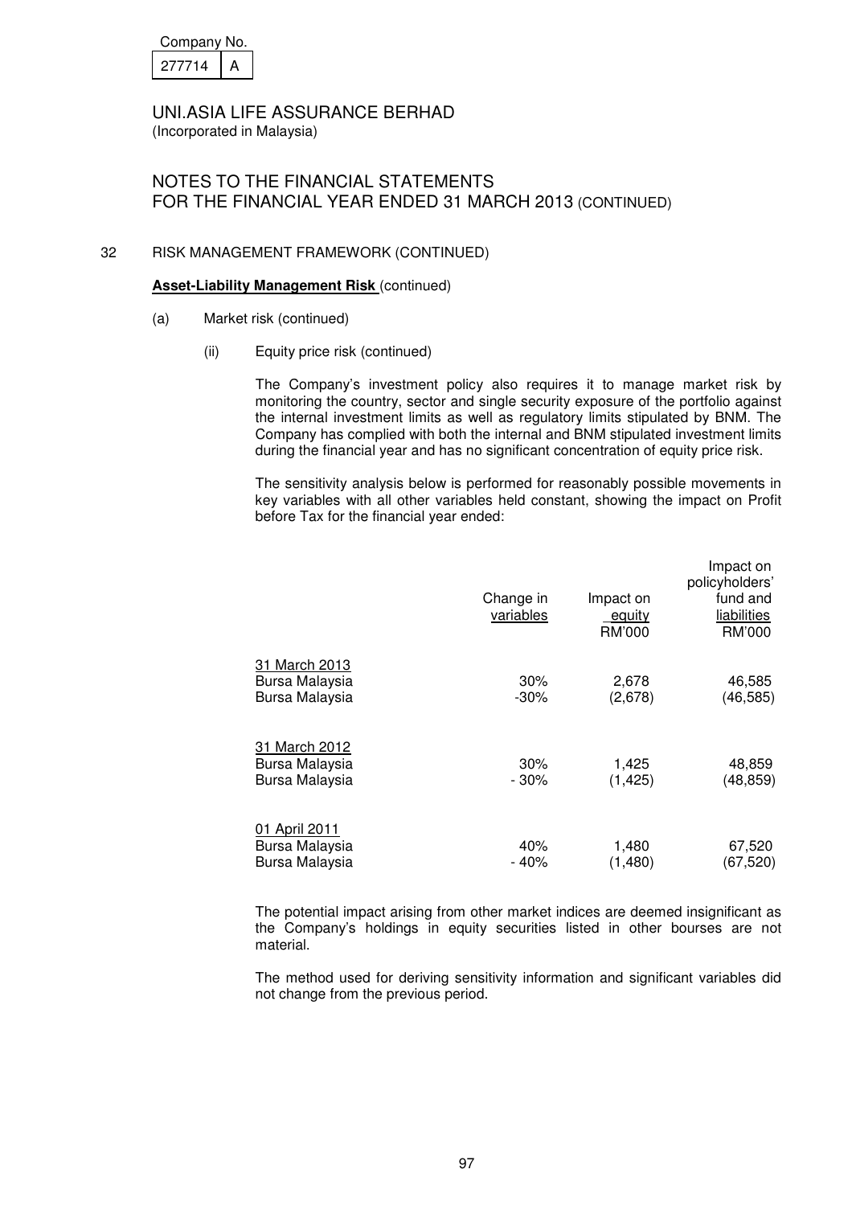Company No.

| 277714 | A |
|---|---|

UNI.ASIA LIFE ASSURANCE BERHAD
(Incorporated in Malaysia)

NOTES TO THE FINANCIAL STATEMENTS
FOR THE FINANCIAL YEAR ENDED 31 MARCH 2013 (CONTINUED)

32 RISK MANAGEMENT FRAMEWORK (CONTINUED)

**Asset-Liability Management Risk** (continued)

(a) Market risk (continued)

(ii) Equity price risk (continued)

The Company's investment policy also requires it to manage market risk by monitoring the country, sector and single security exposure of the portfolio against the internal investment limits as well as regulatory limits stipulated by BNM. The Company has complied with both the internal and BNM stipulated investment limits during the financial year and has no significant concentration of equity price risk.

The sensitivity analysis below is performed for reasonably possible movements in key variables with all other variables held constant, showing the impact on Profit before Tax for the financial year ended:

| | Change in variables | Impact on equity RM'000 | Impact on policyholders' fund and liabilities RM'000 |
|---|---|---|---|
| 31 March 2013 | | | |
| Bursa Malaysia | 30% | 2,678 | 46,585 |
| Bursa Malaysia | -30% | (2,678) | (46,585) |
| 31 March 2012 | | | |
| Bursa Malaysia | 30% | 1,425 | 48,859 |
| Bursa Malaysia | - 30% | (1,425) | (48,859) |
| 01 April 2011 | | | |
| Bursa Malaysia | 40% | 1,480 | 67,520 |
| Bursa Malaysia | - 40% | (1,480) | (67,520) |

The potential impact arising from other market indices are deemed insignificant as the Company's holdings in equity securities listed in other bourses are not material.

The method used for deriving sensitivity information and significant variables did not change from the previous period.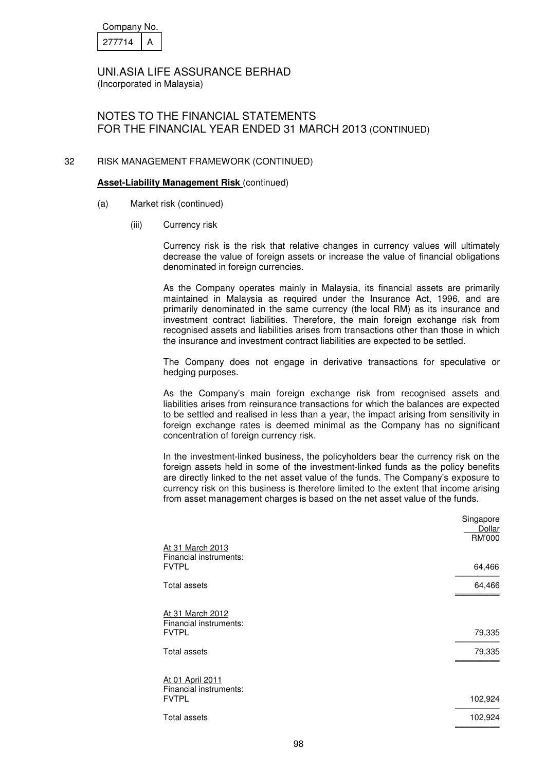Company No.

| 277714 | A |
|---|---|

UNI.ASIA LIFE ASSURANCE BERHAD
(Incorporated in Malaysia)

# NOTES TO THE FINANCIAL STATEMENTS FOR THE FINANCIAL YEAR ENDED 31 MARCH 2013 (CONTINUED)

## 32 RISK MANAGEMENT FRAMEWORK (CONTINUED)

**Asset-Liability Management Risk** (continued)

(a) Market risk (continued)

(iii) Currency risk

Currency risk is the risk that relative changes in currency values will ultimately decrease the value of foreign assets or increase the value of financial obligations denominated in foreign currencies.

As the Company operates mainly in Malaysia, its financial assets are primarily maintained in Malaysia as required under the Insurance Act, 1996, and are primarily denominated in the same currency (the local RM) as its insurance and investment contract liabilities. Therefore, the main foreign exchange risk from recognised assets and liabilities arises from transactions other than those in which the insurance and investment contract liabilities are expected to be settled.

The Company does not engage in derivative transactions for speculative or hedging purposes.

As the Company's main foreign exchange risk from recognised assets and liabilities arises from reinsurance transactions for which the balances are expected to be settled and realised in less than a year, the impact arising from sensitivity in foreign exchange rates is deemed minimal as the Company has no significant concentration of foreign currency risk.

In the investment-linked business, the policyholders bear the currency risk on the foreign assets held in some of the investment-linked funds as the policy benefits are directly linked to the net asset value of the funds. The Company's exposure to currency risk on this business is therefore limited to the extent that income arising from asset management charges is based on the net asset value of the funds.

| | Singapore Dollar RM'000 |
|---|---|
| At 31 March 2013 | |
| Financial instruments: | |
| FVTPL | 64,466 |
| Total assets | 64,466 |
| | |
| At 31 March 2012 | |
| Financial instruments: | |
| FVTPL | 79,335 |
| Total assets | 79,335 |
| | |
| At 01 April 2011 | |
| Financial instruments: | |
| FVTPL | 102,924 |
| Total assets | 102,924 |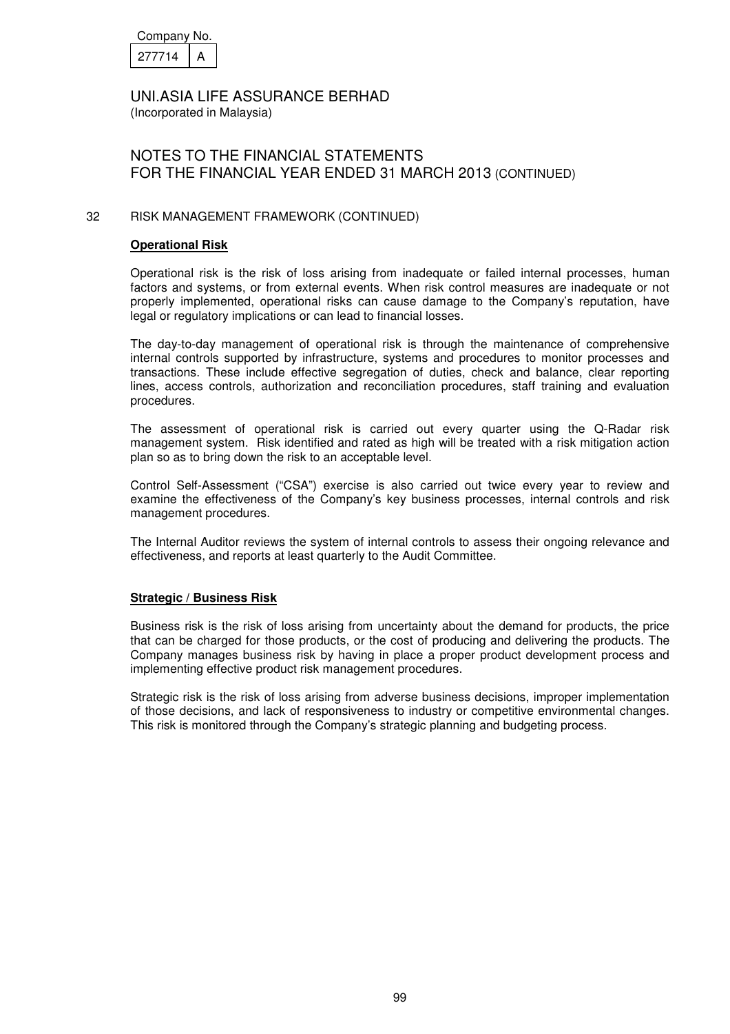## 32 RISK MANAGEMENT FRAMEWORK (CONTINUED)

### Operational Risk

Operational risk is the risk of loss arising from inadequate or failed internal processes, human factors and systems, or from external events. When risk control measures are inadequate or not properly implemented, operational risks can cause damage to the Company's reputation, have legal or regulatory implications or can lead to financial losses.

The day-to-day management of operational risk is through the maintenance of comprehensive internal controls supported by infrastructure, systems and procedures to monitor processes and transactions. These include effective segregation of duties, check and balance, clear reporting lines, access controls, authorization and reconciliation procedures, staff training and evaluation procedures.

The assessment of operational risk is carried out every quarter using the Q-Radar risk management system. Risk identified and rated as high will be treated with a risk mitigation action plan so as to bring down the risk to an acceptable level.

Control Self-Assessment ("CSA") exercise is also carried out twice every year to review and examine the effectiveness of the Company's key business processes, internal controls and risk management procedures.

The Internal Auditor reviews the system of internal controls to assess their ongoing relevance and effectiveness, and reports at least quarterly to the Audit Committee.

### Strategic / Business Risk

Business risk is the risk of loss arising from uncertainty about the demand for products, the price that can be charged for those products, or the cost of producing and delivering the products. The Company manages business risk by having in place a proper product development process and implementing effective product risk management procedures.

Strategic risk is the risk of loss arising from adverse business decisions, improper implementation of those decisions, and lack of responsiveness to industry or competitive environmental changes. This risk is monitored through the Company's strategic planning and budgeting process.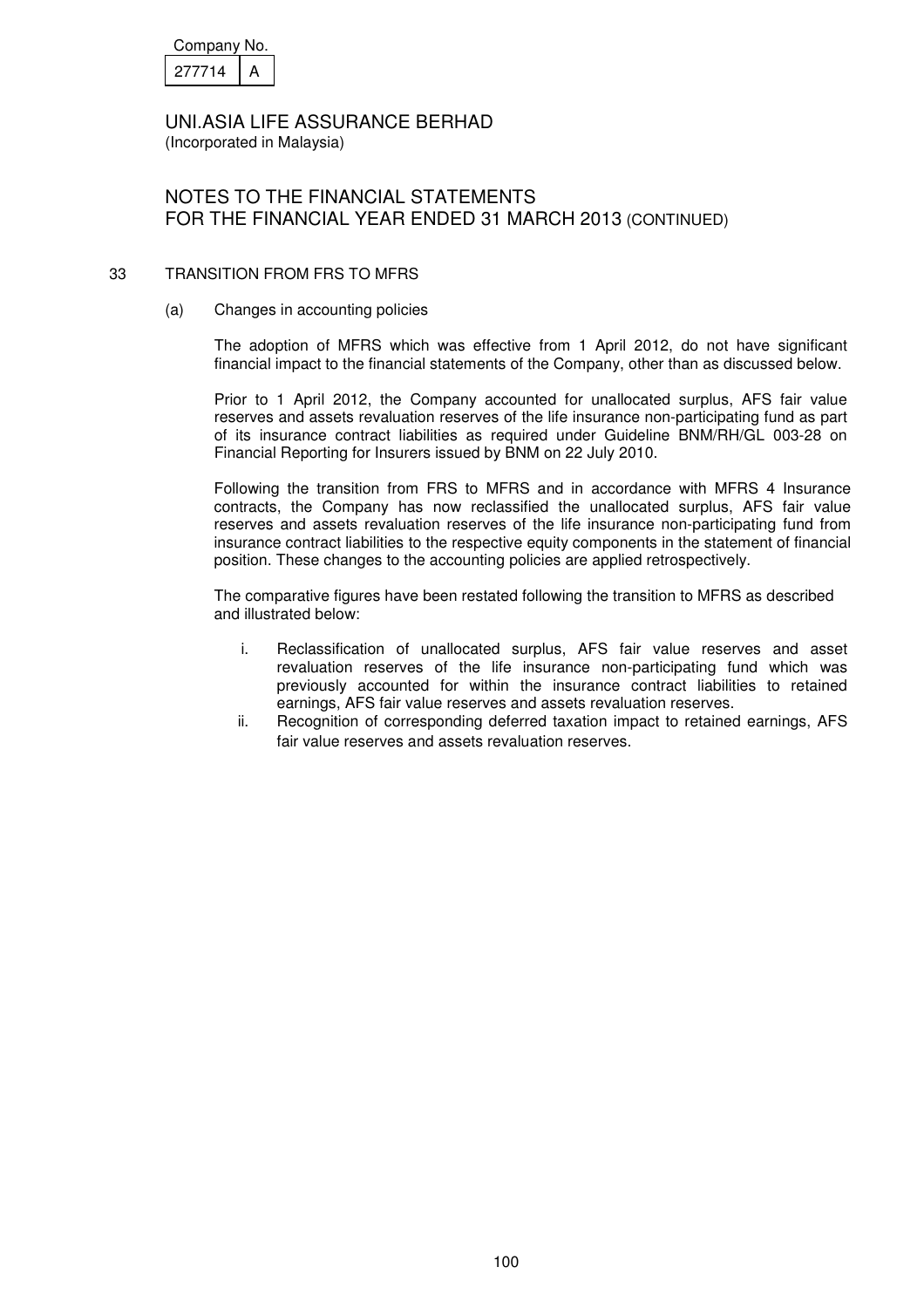Company No.

| 277714 | A |
|---|---|

UNI.ASIA LIFE ASSURANCE BERHAD
(Incorporated in Malaysia)

NOTES TO THE FINANCIAL STATEMENTS
FOR THE FINANCIAL YEAR ENDED 31 MARCH 2013 (CONTINUED)

## 33 TRANSITION FROM FRS TO MFRS

### (a) Changes in accounting policies

The adoption of MFRS which was effective from 1 April 2012, do not have significant financial impact to the financial statements of the Company, other than as discussed below.

Prior to 1 April 2012, the Company accounted for unallocated surplus, AFS fair value reserves and assets revaluation reserves of the life insurance non-participating fund as part of its insurance contract liabilities as required under Guideline BNM/RH/GL 003-28 on Financial Reporting for Insurers issued by BNM on 22 July 2010.

Following the transition from FRS to MFRS and in accordance with MFRS 4 Insurance contracts, the Company has now reclassified the unallocated surplus, AFS fair value reserves and assets revaluation reserves of the life insurance non-participating fund from insurance contract liabilities to the respective equity components in the statement of financial position. These changes to the accounting policies are applied retrospectively.

The comparative figures have been restated following the transition to MFRS as described and illustrated below:

i. Reclassification of unallocated surplus, AFS fair value reserves and asset revaluation reserves of the life insurance non-participating fund which was previously accounted for within the insurance contract liabilities to retained earnings, AFS fair value reserves and assets revaluation reserves.

ii. Recognition of corresponding deferred taxation impact to retained earnings, AFS fair value reserves and assets revaluation reserves.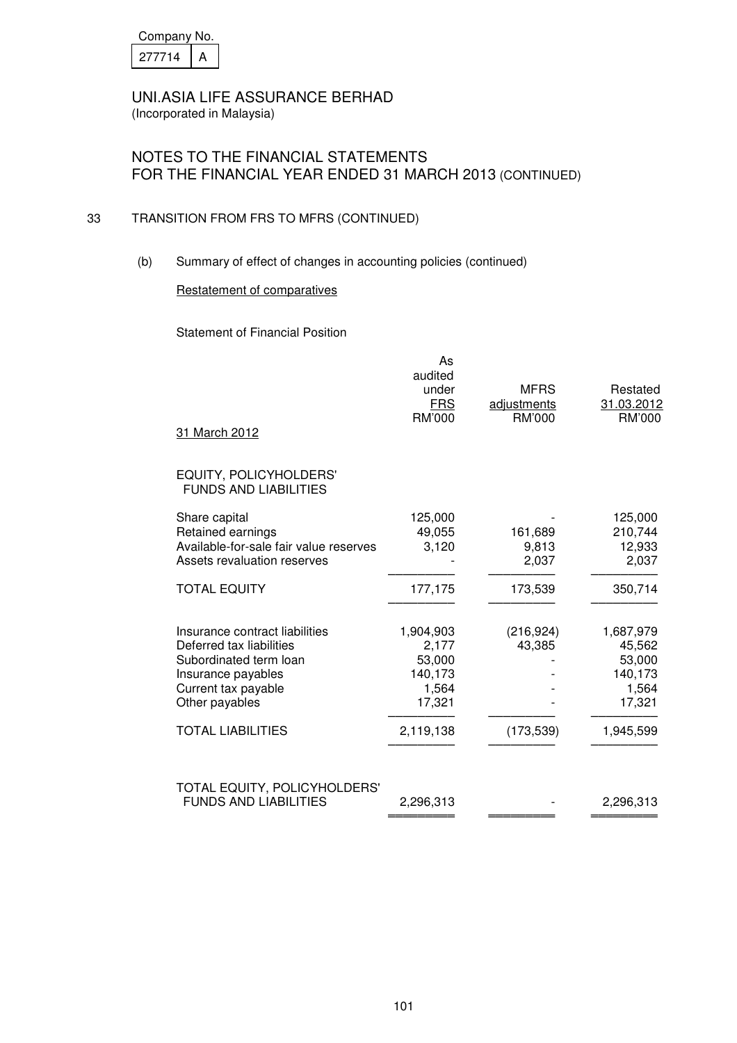Company No. 277714 A

UNI.ASIA LIFE ASSURANCE BERHAD
(Incorporated in Malaysia)

# NOTES TO THE FINANCIAL STATEMENTS FOR THE FINANCIAL YEAR ENDED 31 MARCH 2013 (CONTINUED)

## 33 TRANSITION FROM FRS TO MFRS (CONTINUED)

(b) Summary of effect of changes in accounting policies (continued)

Restatement of comparatives

Statement of Financial Position

| 31 March 2012 | As audited under FRS RM'000 | MFRS adjustments RM'000 | Restated 31.03.2012 RM'000 |
|---|---|---|---|
| **EQUITY, POLICYHOLDERS' FUNDS AND LIABILITIES** | | | |
| Share capital | 125,000 | - | 125,000 |
| Retained earnings | 49,055 | 161,689 | 210,744 |
| Available-for-sale fair value reserves | 3,120 | 9,813 | 12,933 |
| Assets revaluation reserves | - | 2,037 | 2,037 |
| TOTAL EQUITY | 177,175 | 173,539 | 350,714 |
| Insurance contract liabilities | 1,904,903 | (216,924) | 1,687,979 |
| Deferred tax liabilities | 2,177 | 43,385 | 45,562 |
| Subordinated term loan | 53,000 | - | 53,000 |
| Insurance payables | 140,173 | - | 140,173 |
| Current tax payable | 1,564 | - | 1,564 |
| Other payables | 17,321 | - | 17,321 |
| TOTAL LIABILITIES | 2,119,138 | (173,539) | 1,945,599 |
| TOTAL EQUITY, POLICYHOLDERS' FUNDS AND LIABILITIES | 2,296,313 | - | 2,296,313 |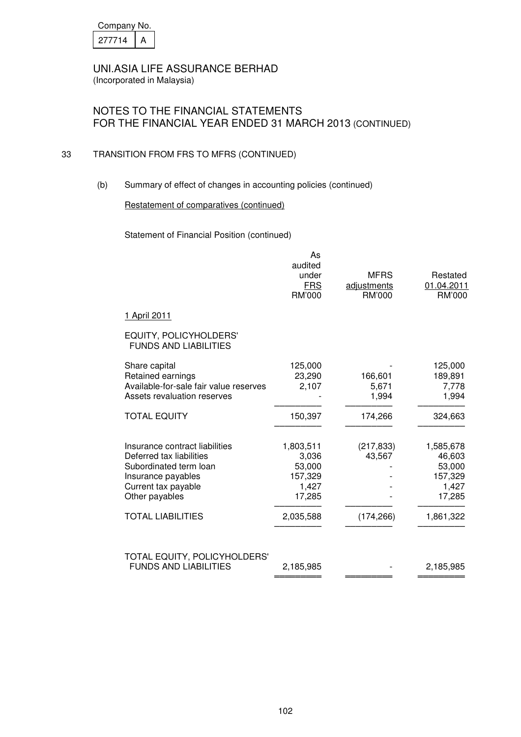Company No.

| 277714 | A |
|---|---|

UNI.ASIA LIFE ASSURANCE BERHAD
(Incorporated in Malaysia)

# NOTES TO THE FINANCIAL STATEMENTS FOR THE FINANCIAL YEAR ENDED 31 MARCH 2013 (CONTINUED)

## 33 TRANSITION FROM FRS TO MFRS (CONTINUED)

(b) Summary of effect of changes in accounting policies (continued)

Restatement of comparatives (continued)

Statement of Financial Position (continued)

| | As audited under FRS RM'000 | MFRS adjustments RM'000 | Restated 01.04.2011 RM'000 |
|---|---|---|---|
| 1 April 2011 | | | |
| EQUITY, POLICYHOLDERS' FUNDS AND LIABILITIES | | | |
| Share capital | 125,000 | - | 125,000 |
| Retained earnings | 23,290 | 166,601 | 189,891 |
| Available-for-sale fair value reserves | 2,107 | 5,671 | 7,778 |
| Assets revaluation reserves | - | 1,994 | 1,994 |
| TOTAL EQUITY | 150,397 | 174,266 | 324,663 |
| Insurance contract liabilities | 1,803,511 | (217,833) | 1,585,678 |
| Deferred tax liabilities | 3,036 | 43,567 | 46,603 |
| Subordinated term loan | 53,000 | - | 53,000 |
| Insurance payables | 157,329 | - | 157,329 |
| Current tax payable | 1,427 | - | 1,427 |
| Other payables | 17,285 | - | 17,285 |
| TOTAL LIABILITIES | 2,035,588 | (174,266) | 1,861,322 |
| TOTAL EQUITY, POLICYHOLDERS' FUNDS AND LIABILITIES | 2,185,985 | - | 2,185,985 |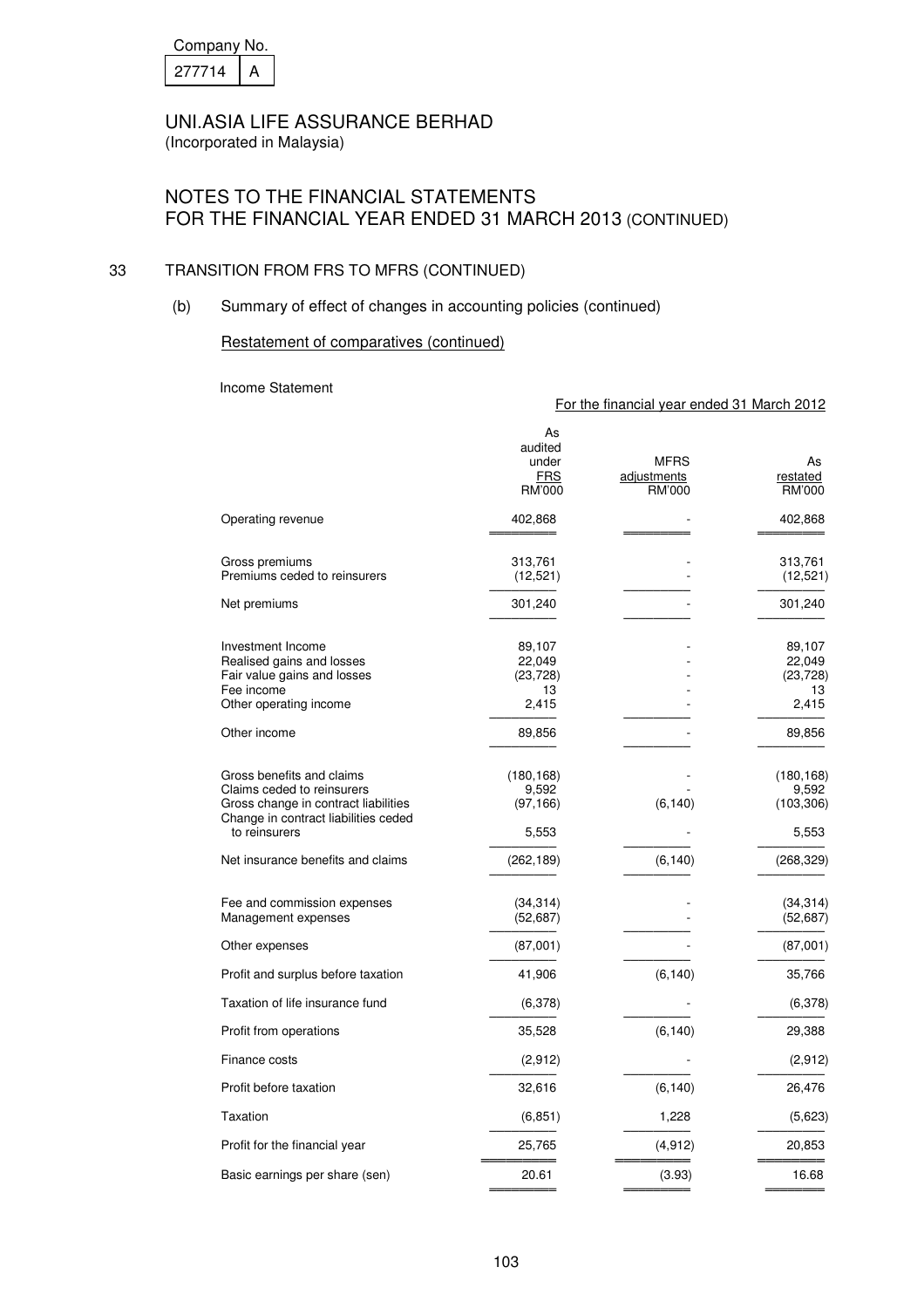Company No.

| 277714 | A |
|---|---|

UNI.ASIA LIFE ASSURANCE BERHAD
(Incorporated in Malaysia)

# NOTES TO THE FINANCIAL STATEMENTS FOR THE FINANCIAL YEAR ENDED 31 MARCH 2013 (CONTINUED)

## 33 TRANSITION FROM FRS TO MFRS (CONTINUED)

### (b) Summary of effect of changes in accounting policies (continued)

Restatement of comparatives (continued)

Income Statement

For the financial year ended 31 March 2012

| | As audited under FRS RM'000 | MFRS adjustments RM'000 | As restated RM'000 |
|---|---|---|---|
| Operating revenue | 402,868 | - | 402,868 |
| Gross premiums | 313,761 | - | 313,761 |
| Premiums ceded to reinsurers | (12,521) | - | (12,521) |
| Net premiums | 301,240 | - | 301,240 |
| Investment Income | 89,107 | - | 89,107 |
| Realised gains and losses | 22,049 | - | 22,049 |
| Fair value gains and losses | (23,728) | - | (23,728) |
| Fee income | 13 | - | 13 |
| Other operating income | 2,415 | - | 2,415 |
| Other income | 89,856 | - | 89,856 |
| Gross benefits and claims | (180,168) | - | (180,168) |
| Claims ceded to reinsurers | 9,592 | - | 9,592 |
| Gross change in contract liabilities | (97,166) | (6,140) | (103,306) |
| Change in contract liabilities ceded to reinsurers | 5,553 | - | 5,553 |
| Net insurance benefits and claims | (262,189) | (6,140) | (268,329) |
| Fee and commission expenses | (34,314) | - | (34,314) |
| Management expenses | (52,687) | - | (52,687) |
| Other expenses | (87,001) | - | (87,001) |
| Profit and surplus before taxation | 41,906 | (6,140) | 35,766 |
| Taxation of life insurance fund | (6,378) | - | (6,378) |
| Profit from operations | 35,528 | (6,140) | 29,388 |
| Finance costs | (2,912) | - | (2,912) |
| Profit before taxation | 32,616 | (6,140) | 26,476 |
| Taxation | (6,851) | 1,228 | (5,623) |
| Profit for the financial year | 25,765 | (4,912) | 20,853 |
| Basic earnings per share (sen) | 20.61 | (3.93) | 16.68 |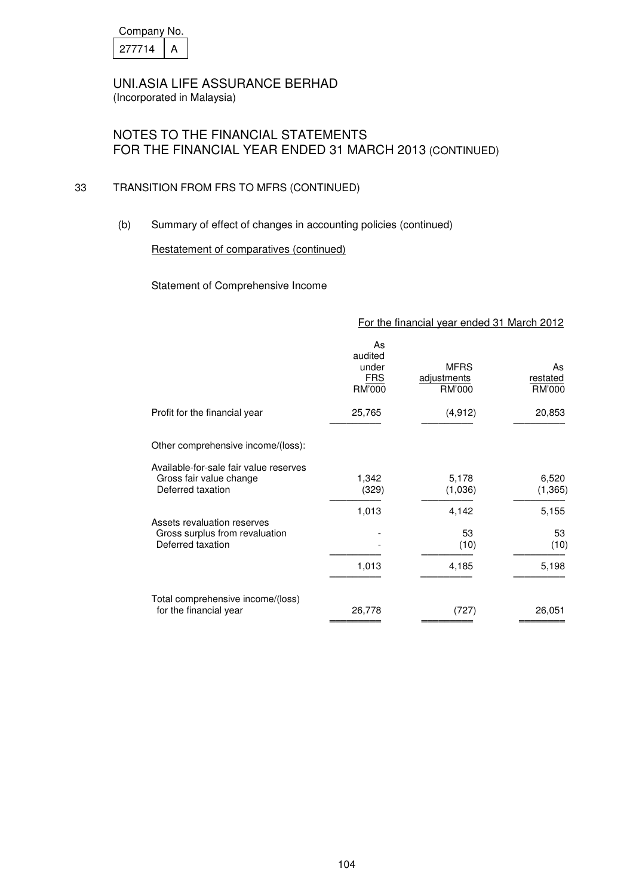Company No. 277714 A

UNI.ASIA LIFE ASSURANCE BERHAD
(Incorporated in Malaysia)

# NOTES TO THE FINANCIAL STATEMENTS FOR THE FINANCIAL YEAR ENDED 31 MARCH 2013 (CONTINUED)

## 33 TRANSITION FROM FRS TO MFRS (CONTINUED)

### (b) Summary of effect of changes in accounting policies (continued)

Restatement of comparatives (continued)

Statement of Comprehensive Income

| | For the financial year ended 31 March 2012 | | |
|---|---|---|---|
| | As audited under FRS RM'000 | MFRS adjustments RM'000 | As restated RM'000 |
| Profit for the financial year | 25,765 | (4,912) | 20,853 |
| Other comprehensive income/(loss): | | | |
| Available-for-sale fair value reserves | | | |
| Gross fair value change | 1,342 | 5,178 | 6,520 |
| Deferred taxation | (329) | (1,036) | (1,365) |
| | 1,013 | 4,142 | 5,155 |
| Assets revaluation reserves | | | |
| Gross surplus from revaluation | - | 53 | 53 |
| Deferred taxation | - | (10) | (10) |
| | 1,013 | 4,185 | 5,198 |
| Total comprehensive income/(loss) for the financial year | 26,778 | (727) | 26,051 |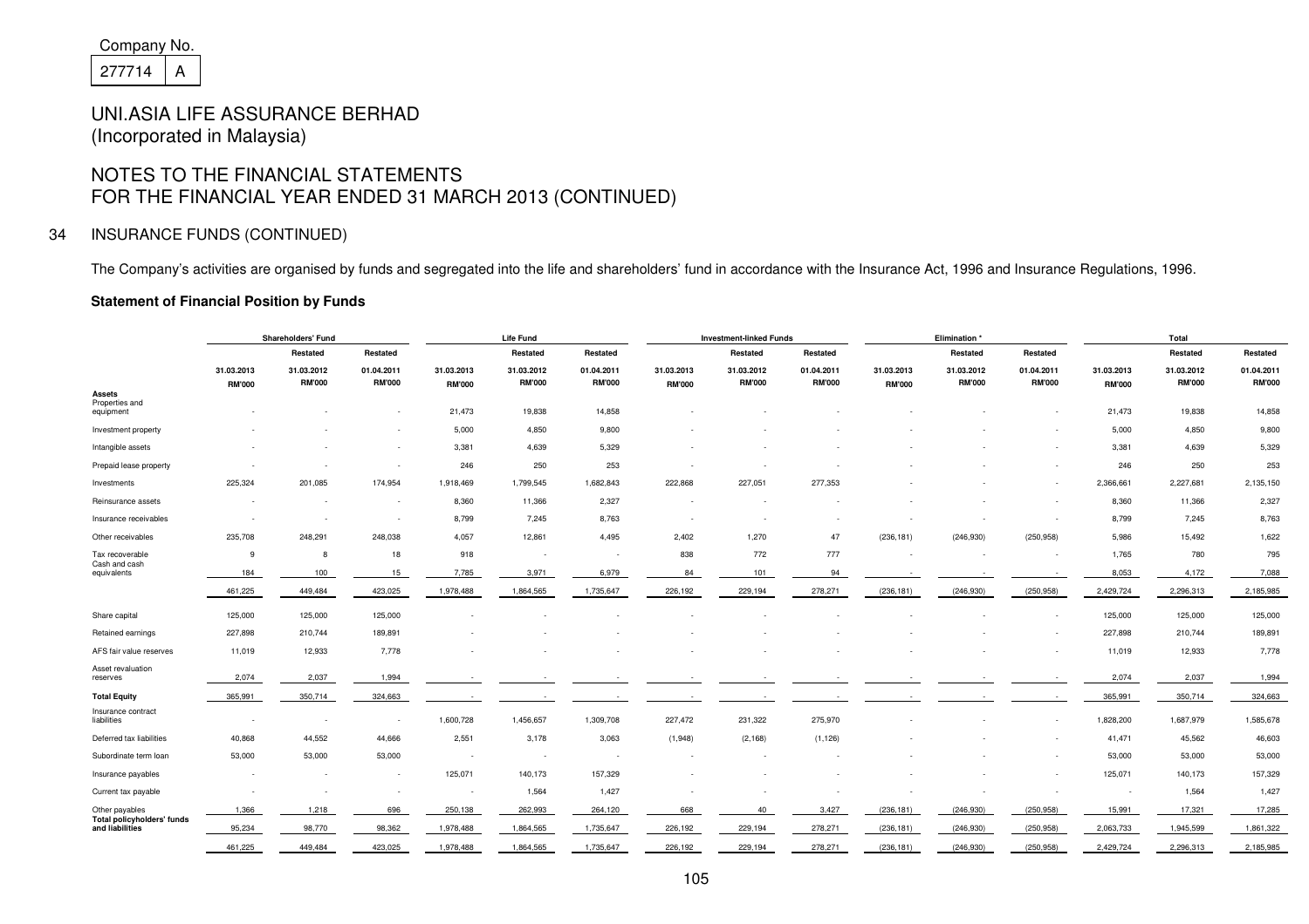Company No.

277714 | A

# UNI.ASIA LIFE ASSURANCE BERHAD
(Incorporated in Malaysia)

## NOTES TO THE FINANCIAL STATEMENTS
## FOR THE FINANCIAL YEAR ENDED 31 MARCH 2013 (CONTINUED)

### 34 INSURANCE FUNDS (CONTINUED)

The Company's activities are organised by funds and segregated into the life and shareholders' fund in accordance with the Insurance Act, 1996 and Insurance Regulations, 1996.

**Statement of Financial Position by Funds**

| | Shareholders' Fund | | | Life Fund | | | Investment-linked Funds | | | Elimination * | | | Total | | |
|---|---|---|---|---|---|---|---|---|---|---|---|---|---|---|---|
| | | Restated | Restated | | Restated | Restated | | Restated | Restated | | Restated | Restated | | Restated | Restated |
| | 31.03.2013 | 31.03.2012 | 01.04.2011 | 31.03.2013 | 31.03.2012 | 01.04.2011 | 31.03.2013 | 31.03.2012 | 01.04.2011 | 31.03.2013 | 31.03.2012 | 01.04.2011 | 31.03.2013 | 31.03.2012 | 01.04.2011 |
| | RM'000 | RM'000 | RM'000 | RM'000 | RM'000 | RM'000 | RM'000 | RM'000 | RM'000 | RM'000 | RM'000 | RM'000 | RM'000 | RM'000 | RM'000 |
| **Assets** | | | | | | | | | | | | | | | |
| Properties and equipment | - | - | - | 21,473 | 19,838 | 14,858 | - | - | - | - | - | - | 21,473 | 19,838 | 14,858 |
| Investment property | - | - | - | 5,000 | 4,850 | 9,800 | - | - | - | - | - | - | 5,000 | 4,850 | 9,800 |
| Intangible assets | - | - | - | 3,381 | 4,639 | 5,329 | - | - | - | - | - | - | 3,381 | 4,639 | 5,329 |
| Prepaid lease property | - | - | - | 246 | 250 | 253 | - | - | - | - | - | - | 246 | 250 | 253 |
| Investments | 225,324 | 201,085 | 174,954 | 1,918,469 | 1,799,545 | 1,682,843 | 222,868 | 227,051 | 277,353 | - | - | - | 2,366,661 | 2,227,681 | 2,135,150 |
| Reinsurance assets | - | - | - | 8,360 | 11,366 | 2,327 | - | - | - | - | - | - | 8,360 | 11,366 | 2,327 |
| Insurance receivables | - | - | - | 8,799 | 7,245 | 8,763 | - | - | - | - | - | - | 8,799 | 7,245 | 8,763 |
| Other receivables | 235,708 | 248,291 | 248,038 | 4,057 | 12,861 | 4,495 | 2,402 | 1,270 | 47 | (236,181) | (246,930) | (250,958) | 5,986 | 15,492 | 1,622 |
| Tax recoverable | 9 | 8 | 18 | 918 | - | - | 838 | 772 | 777 | - | - | - | 1,765 | 780 | 795 |
| Cash and cash equivalents | 184 | 100 | 15 | 7,785 | 3,971 | 6,979 | 84 | 101 | 94 | - | - | - | 8,053 | 4,172 | 7,088 |
| | 461,225 | 449,484 | 423,025 | 1,978,488 | 1,864,565 | 1,735,647 | 226,192 | 229,194 | 278,271 | (236,181) | (246,930) | (250,958) | 2,429,724 | 2,296,313 | 2,185,985 |
| Share capital | 125,000 | 125,000 | 125,000 | - | - | - | - | - | - | - | - | - | 125,000 | 125,000 | 125,000 |
| Retained earnings | 227,898 | 210,744 | 189,891 | - | - | - | - | - | - | - | - | - | 227,898 | 210,744 | 189,891 |
| AFS fair value reserves | 11,019 | 12,933 | 7,778 | - | - | - | - | - | - | - | - | - | 11,019 | 12,933 | 7,778 |
| Asset revaluation reserves | 2,074 | 2,037 | 1,994 | - | - | - | - | - | - | - | - | - | 2,074 | 2,037 | 1,994 |
| **Total Equity** | 365,991 | 350,714 | 324,663 | - | - | - | - | - | - | - | - | - | 365,991 | 350,714 | 324,663 |
| Insurance contract liabilities | - | - | - | 1,600,728 | 1,456,657 | 1,309,708 | 227,472 | 231,322 | 275,970 | - | - | - | 1,828,200 | 1,687,979 | 1,585,678 |
| Deferred tax liabilities | 40,868 | 44,552 | 44,666 | 2,551 | 3,178 | 3,063 | (1,948) | (2,168) | (1,126) | - | - | - | 41,471 | 45,562 | 46,603 |
| Subordinate term loan | 53,000 | 53,000 | 53,000 | - | - | - | - | - | - | - | - | - | 53,000 | 53,000 | 53,000 |
| Insurance payables | - | - | - | 125,071 | 140,173 | 157,329 | - | - | - | - | - | - | 125,071 | 140,173 | 157,329 |
| Current tax payable | - | - | - | - | 1,564 | 1,427 | - | - | - | - | - | - | - | 1,564 | 1,427 |
| Other payables | 1,366 | 1,218 | 696 | 250,138 | 262,993 | 264,120 | 668 | 40 | 3,427 | (236,181) | (246,930) | (250,958) | 15,991 | 17,321 | 17,285 |
| **Total policyholders' funds and liabilities** | 95,234 | 98,770 | 98,362 | 1,978,488 | 1,864,565 | 1,735,647 | 226,192 | 229,194 | 278,271 | (236,181) | (246,930) | (250,958) | 2,063,733 | 1,945,599 | 1,861,322 |
| | 461,225 | 449,484 | 423,025 | 1,978,488 | 1,864,565 | 1,735,647 | 226,192 | 229,194 | 278,271 | (236,181) | (246,930) | (250,958) | 2,429,724 | 2,296,313 | 2,185,985 |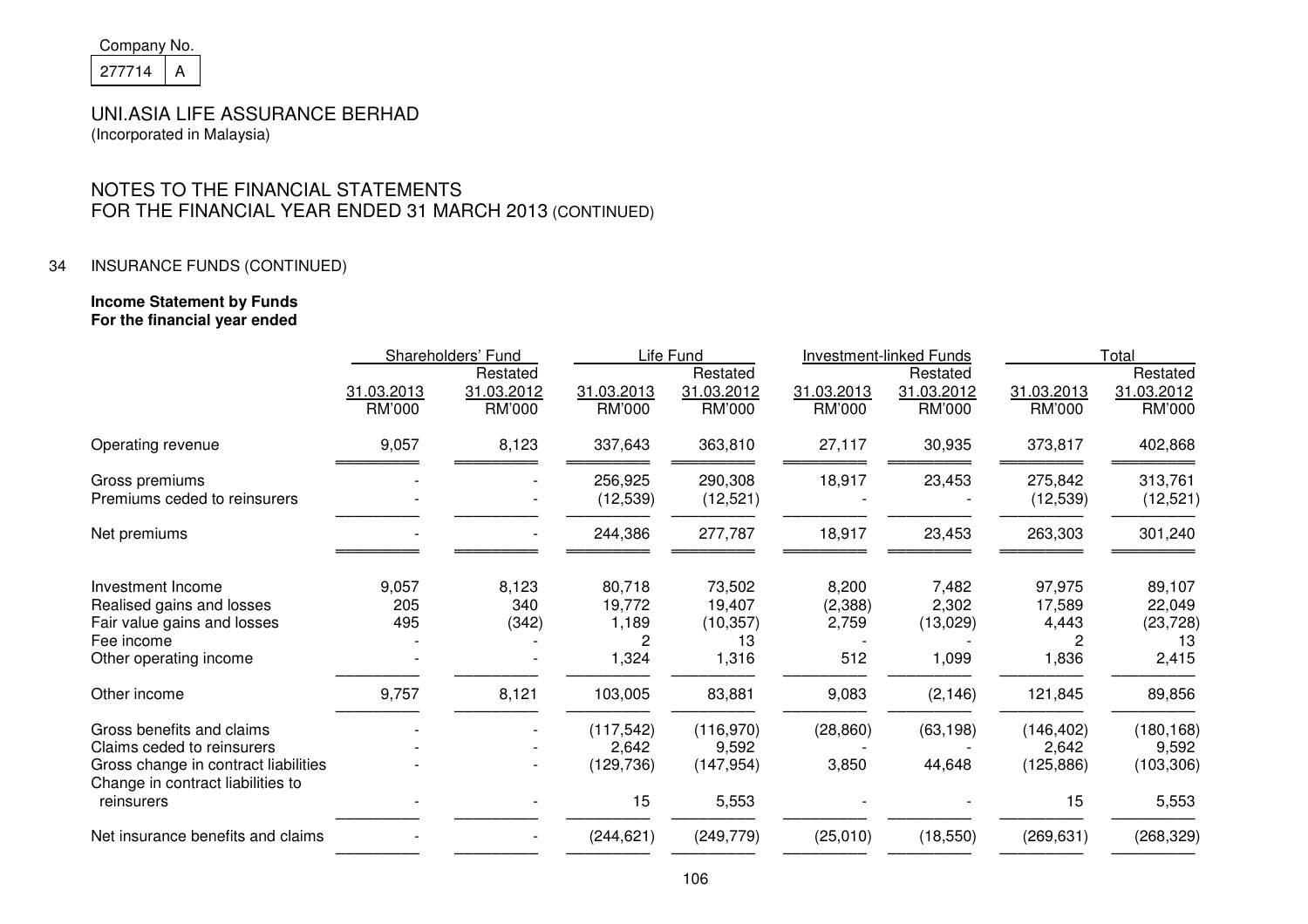Company No.

277714 A

UNI.ASIA LIFE ASSURANCE BERHAD
(Incorporated in Malaysia)

NOTES TO THE FINANCIAL STATEMENTS
FOR THE FINANCIAL YEAR ENDED 31 MARCH 2013 (CONTINUED)

## 34 INSURANCE FUNDS (CONTINUED)

**Income Statement by Funds**
**For the financial year ended**

| | Shareholders' Fund | | Life Fund | | Investment-linked Funds | | Total | |
|---|---|---|---|---|---|---|---|---|
| | | Restated | | Restated | | Restated | | Restated |
| | 31.03.2013 | 31.03.2012 | 31.03.2013 | 31.03.2012 | 31.03.2013 | 31.03.2012 | 31.03.2013 | 31.03.2012 |
| | RM'000 | RM'000 | RM'000 | RM'000 | RM'000 | RM'000 | RM'000 | RM'000 |
| Operating revenue | 9,057 | 8,123 | 337,643 | 363,810 | 27,117 | 30,935 | 373,817 | 402,868 |
| Gross premiums | - | - | 256,925 | 290,308 | 18,917 | 23,453 | 275,842 | 313,761 |
| Premiums ceded to reinsurers | - | - | (12,539) | (12,521) | - | - | (12,539) | (12,521) |
| Net premiums | - | - | 244,386 | 277,787 | 18,917 | 23,453 | 263,303 | 301,240 |
| Investment Income | 9,057 | 8,123 | 80,718 | 73,502 | 8,200 | 7,482 | 97,975 | 89,107 |
| Realised gains and losses | 205 | 340 | 19,772 | 19,407 | (2,388) | 2,302 | 17,589 | 22,049 |
| Fair value gains and losses | 495 | (342) | 1,189 | (10,357) | 2,759 | (13,029) | 4,443 | (23,728) |
| Fee income | - | - | 2 | 13 | - | - | 2 | 13 |
| Other operating income | - | - | 1,324 | 1,316 | 512 | 1,099 | 1,836 | 2,415 |
| Other income | 9,757 | 8,121 | 103,005 | 83,881 | 9,083 | (2,146) | 121,845 | 89,856 |
| Gross benefits and claims | - | - | (117,542) | (116,970) | (28,860) | (63,198) | (146,402) | (180,168) |
| Claims ceded to reinsurers | - | - | 2,642 | 9,592 | - | - | 2,642 | 9,592 |
| Gross change in contract liabilities | - | - | (129,736) | (147,954) | 3,850 | 44,648 | (125,886) | (103,306) |
| Change in contract liabilities to reinsurers | - | - | 15 | 5,553 | - | - | 15 | 5,553 |
| Net insurance benefits and claims | - | - | (244,621) | (249,779) | (25,010) | (18,550) | (269,631) | (268,329) |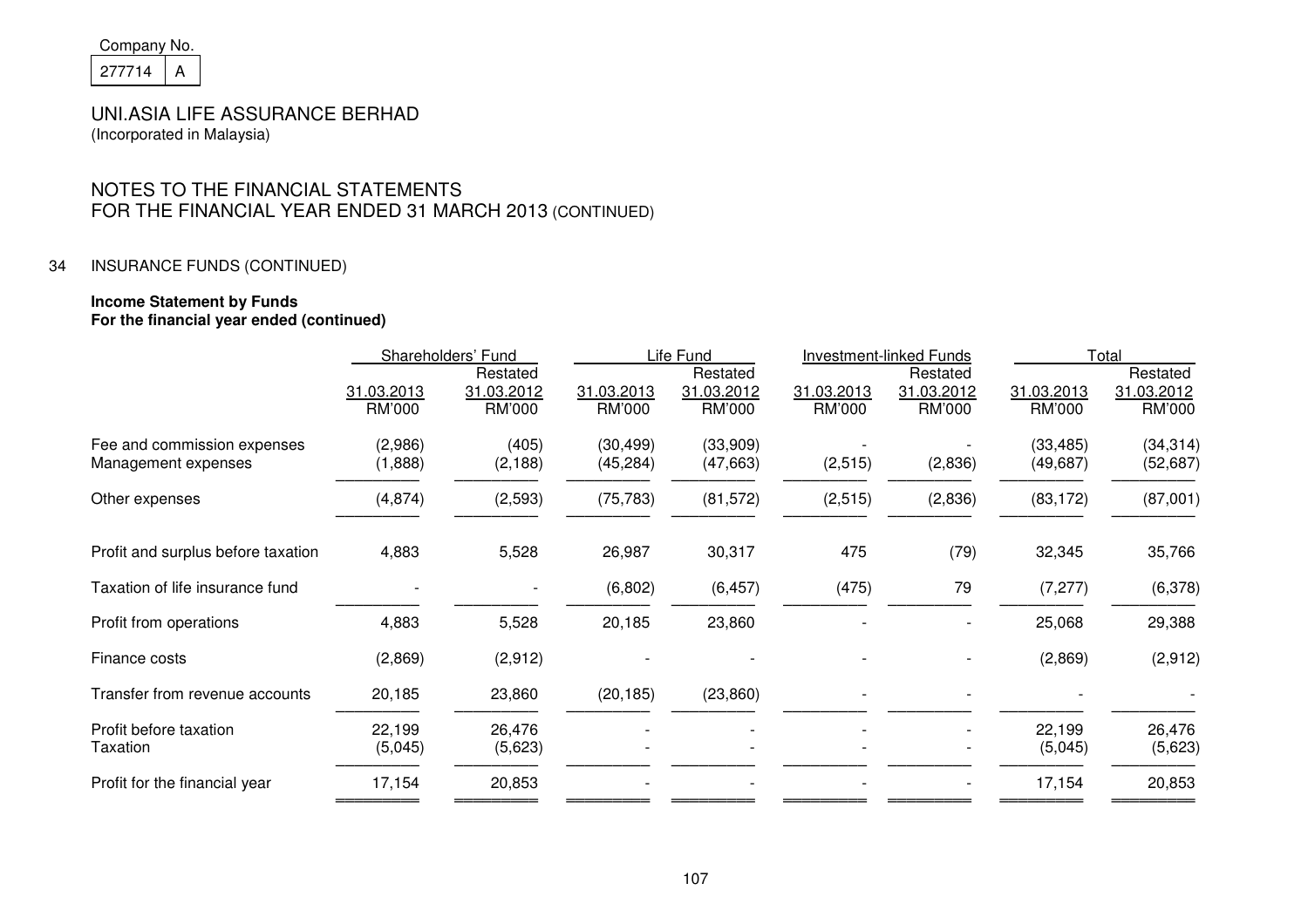Company No.

| 277714 | A |
|---|---|

UNI.ASIA LIFE ASSURANCE BERHAD
(Incorporated in Malaysia)

# NOTES TO THE FINANCIAL STATEMENTS FOR THE FINANCIAL YEAR ENDED 31 MARCH 2013 (CONTINUED)

## 34 INSURANCE FUNDS (CONTINUED)

**Income Statement by Funds**
**For the financial year ended (continued)**

| | Shareholders' Fund | | Life Fund | | Investment-linked Funds | | Total | |
|---|---|---|---|---|---|---|---|---|
| | 31.03.2013 RM'000 | Restated 31.03.2012 RM'000 | 31.03.2013 RM'000 | Restated 31.03.2012 RM'000 | 31.03.2013 RM'000 | Restated 31.03.2012 RM'000 | 31.03.2013 RM'000 | Restated 31.03.2012 RM'000 |
| Fee and commission expenses | (2,986) | (405) | (30,499) | (33,909) | - | - | (33,485) | (34,314) |
| Management expenses | (1,888) | (2,188) | (45,284) | (47,663) | (2,515) | (2,836) | (49,687) | (52,687) |
| Other expenses | (4,874) | (2,593) | (75,783) | (81,572) | (2,515) | (2,836) | (83,172) | (87,001) |
| Profit and surplus before taxation | 4,883 | 5,528 | 26,987 | 30,317 | 475 | (79) | 32,345 | 35,766 |
| Taxation of life insurance fund | - | - | (6,802) | (6,457) | (475) | 79 | (7,277) | (6,378) |
| Profit from operations | 4,883 | 5,528 | 20,185 | 23,860 | - | - | 25,068 | 29,388 |
| Finance costs | (2,869) | (2,912) | - | - | - | - | (2,869) | (2,912) |
| Transfer from revenue accounts | 20,185 | 23,860 | (20,185) | (23,860) | - | - | - | - |
| Profit before taxation | 22,199 | 26,476 | - | - | - | - | 22,199 | 26,476 |
| Taxation | (5,045) | (5,623) | - | - | - | - | (5,045) | (5,623) |
| Profit for the financial year | 17,154 | 20,853 | - | - | - | - | 17,154 | 20,853 |